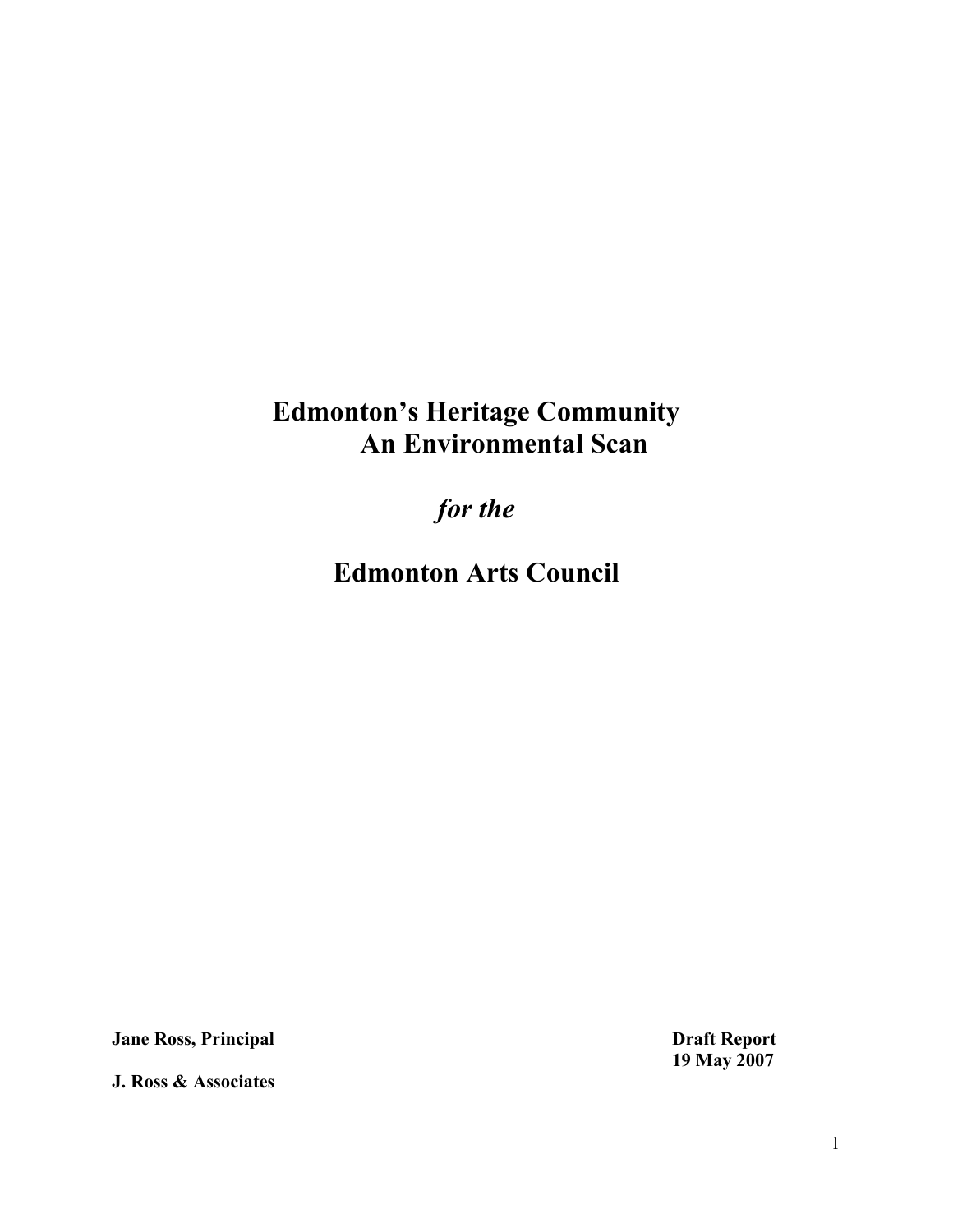# Edmonton's Heritage Community
# An Environmental Scan

*for the*

# Edmonton Arts Council

**Jane Ross, Principal**

**J. Ross & Associates**

**Draft Report**
**19 May 2007**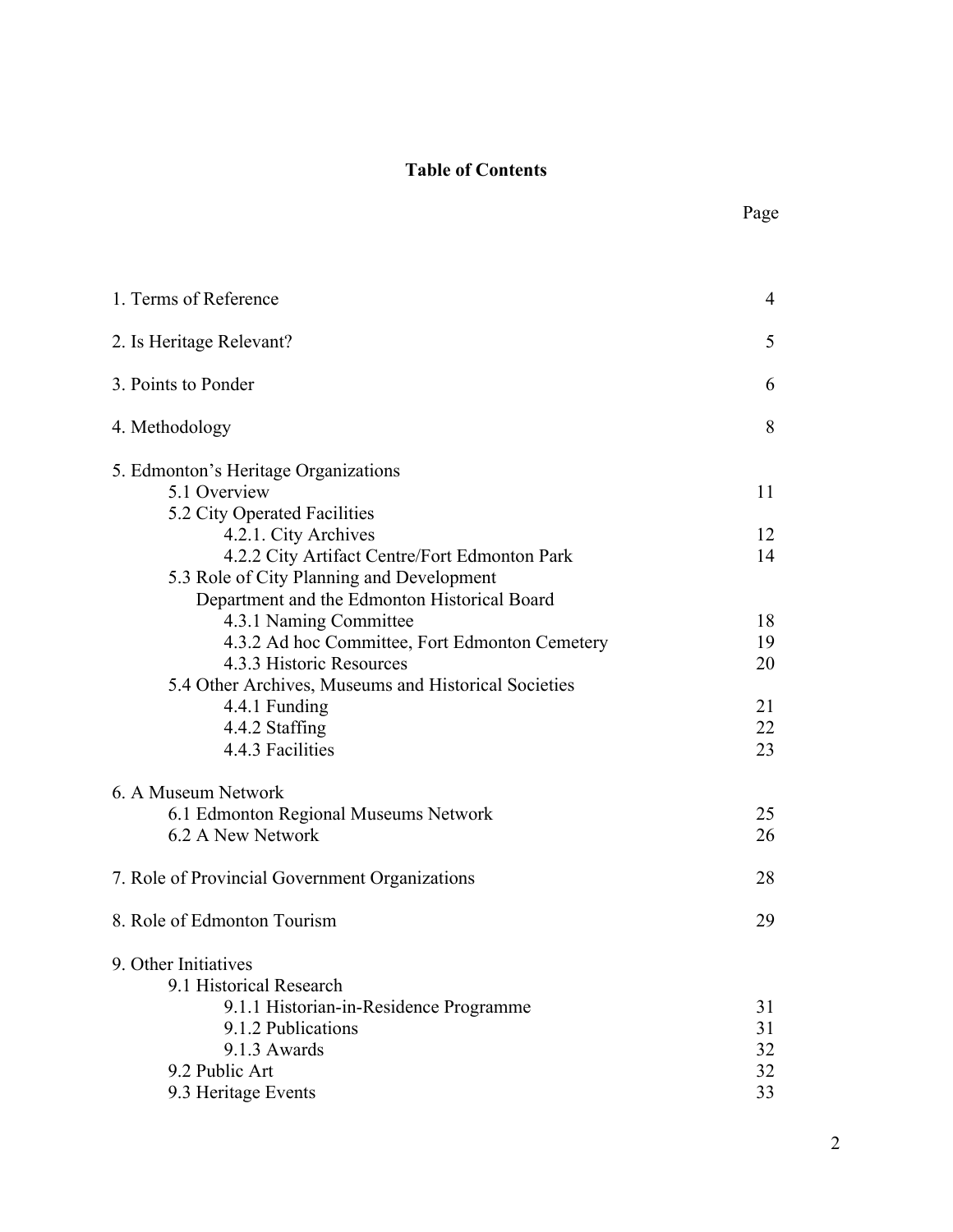# Table of Contents

| | Page |
|---|---|
| 1. Terms of Reference | 4 |
| 2. Is Heritage Relevant? | 5 |
| 3. Points to Ponder | 6 |
| 4. Methodology | 8 |
| 5. Edmonton's Heritage Organizations | |
| 5.1 Overview | 11 |
| 5.2 City Operated Facilities | |
| 4.2.1. City Archives | 12 |
| 4.2.2 City Artifact Centre/Fort Edmonton Park | 14 |
| 5.3 Role of City Planning and Development Department and the Edmonton Historical Board | |
| 4.3.1 Naming Committee | 18 |
| 4.3.2 Ad hoc Committee, Fort Edmonton Cemetery | 19 |
| 4.3.3 Historic Resources | 20 |
| 5.4 Other Archives, Museums and Historical Societies | |
| 4.4.1 Funding | 21 |
| 4.4.2 Staffing | 22 |
| 4.4.3 Facilities | 23 |
| 6. A Museum Network | |
| 6.1 Edmonton Regional Museums Network | 25 |
| 6.2 A New Network | 26 |
| 7. Role of Provincial Government Organizations | 28 |
| 8. Role of Edmonton Tourism | 29 |
| 9. Other Initiatives | |
| 9.1 Historical Research | |
| 9.1.1 Historian-in-Residence Programme | 31 |
| 9.1.2 Publications | 31 |
| 9.1.3 Awards | 32 |
| 9.2 Public Art | 32 |
| 9.3 Heritage Events | 33 |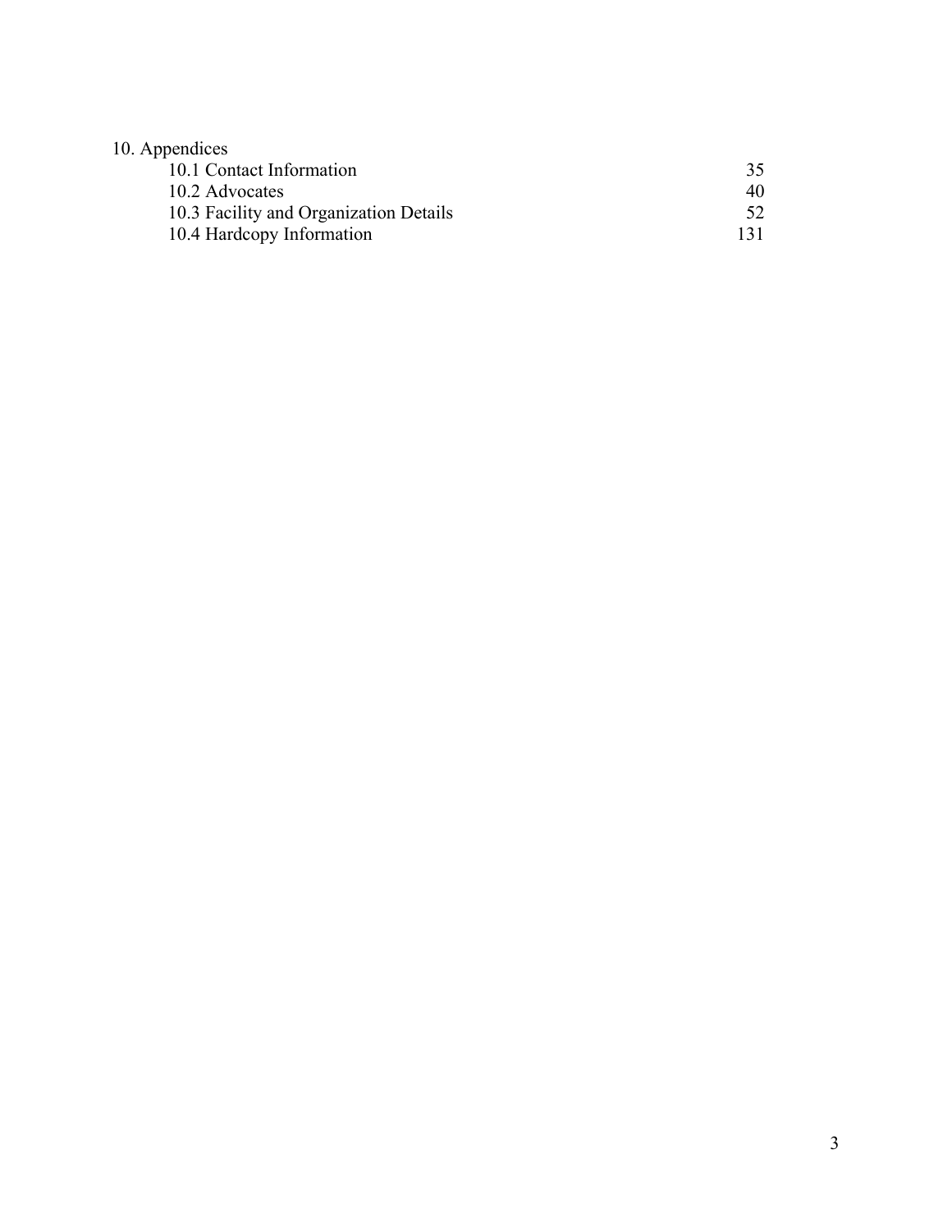10. Appendices

| | |
|---|---|
| 10.1 Contact Information | 35 |
| 10.2 Advocates | 40 |
| 10.3 Facility and Organization Details | 52 |
| 10.4 Hardcopy Information | 131 |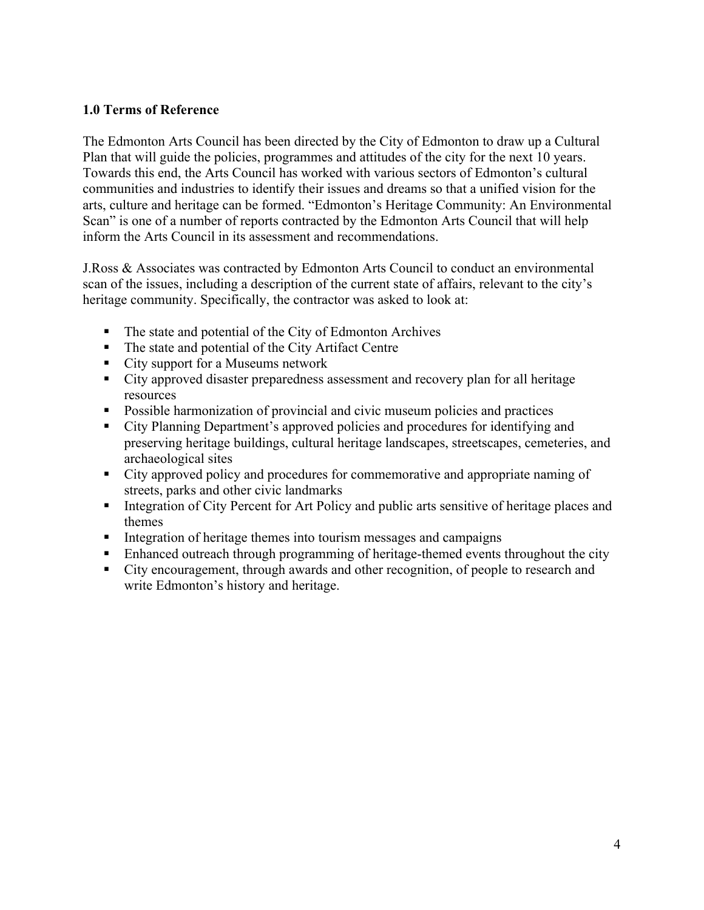## 1.0 Terms of Reference

The Edmonton Arts Council has been directed by the City of Edmonton to draw up a Cultural Plan that will guide the policies, programmes and attitudes of the city for the next 10 years. Towards this end, the Arts Council has worked with various sectors of Edmonton's cultural communities and industries to identify their issues and dreams so that a unified vision for the arts, culture and heritage can be formed. "Edmonton's Heritage Community: An Environmental Scan" is one of a number of reports contracted by the Edmonton Arts Council that will help inform the Arts Council in its assessment and recommendations.

J.Ross & Associates was contracted by Edmonton Arts Council to conduct an environmental scan of the issues, including a description of the current state of affairs, relevant to the city's heritage community. Specifically, the contractor was asked to look at:

- The state and potential of the City of Edmonton Archives
- The state and potential of the City Artifact Centre
- City support for a Museums network
- City approved disaster preparedness assessment and recovery plan for all heritage resources
- Possible harmonization of provincial and civic museum policies and practices
- City Planning Department's approved policies and procedures for identifying and preserving heritage buildings, cultural heritage landscapes, streetscapes, cemeteries, and archaeological sites
- City approved policy and procedures for commemorative and appropriate naming of streets, parks and other civic landmarks
- Integration of City Percent for Art Policy and public arts sensitive of heritage places and themes
- Integration of heritage themes into tourism messages and campaigns
- Enhanced outreach through programming of heritage-themed events throughout the city
- City encouragement, through awards and other recognition, of people to research and write Edmonton's history and heritage.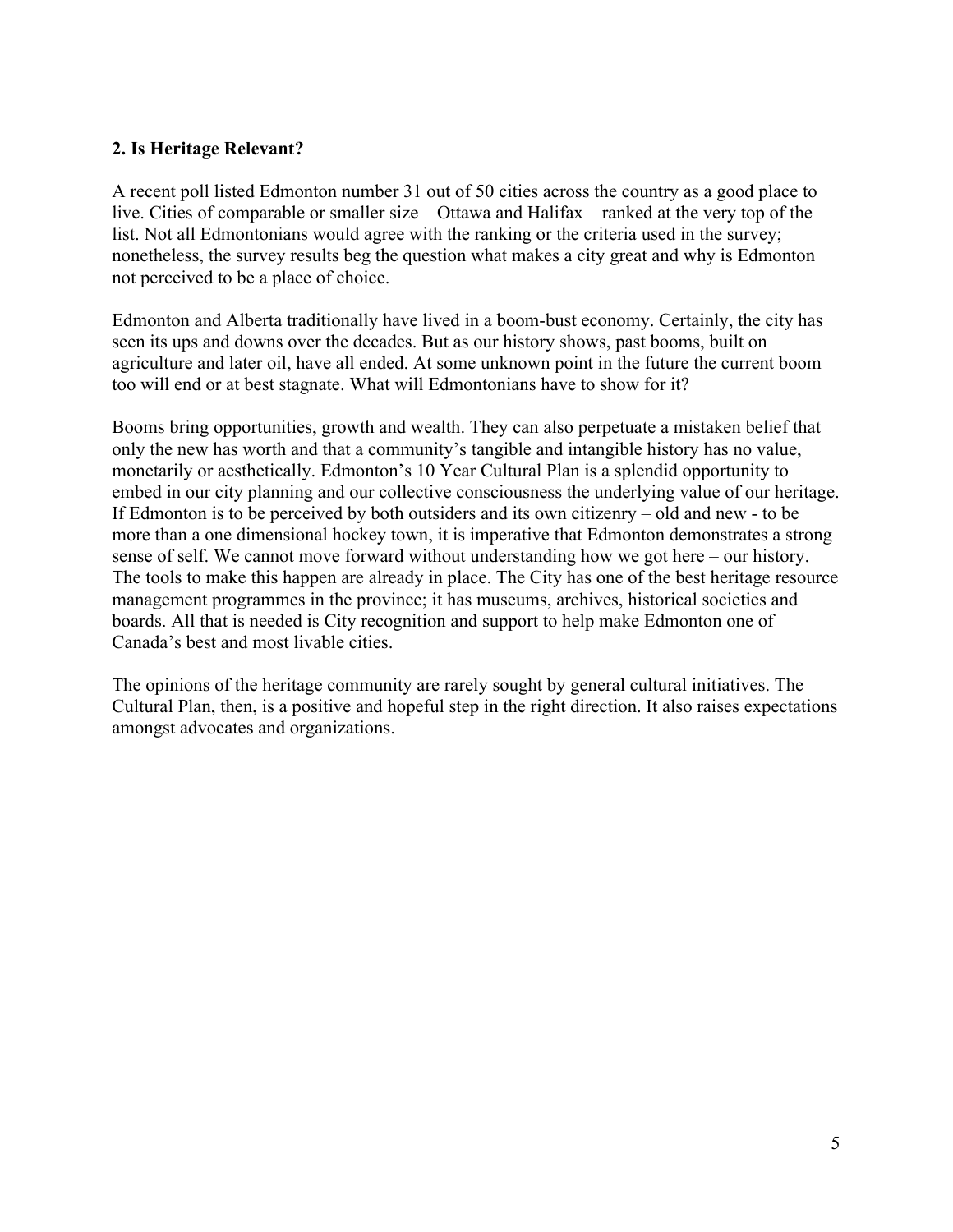## 2. Is Heritage Relevant?

A recent poll listed Edmonton number 31 out of 50 cities across the country as a good place to live. Cities of comparable or smaller size – Ottawa and Halifax – ranked at the very top of the list. Not all Edmontonians would agree with the ranking or the criteria used in the survey; nonetheless, the survey results beg the question what makes a city great and why is Edmonton not perceived to be a place of choice.

Edmonton and Alberta traditionally have lived in a boom-bust economy. Certainly, the city has seen its ups and downs over the decades. But as our history shows, past booms, built on agriculture and later oil, have all ended. At some unknown point in the future the current boom too will end or at best stagnate. What will Edmontonians have to show for it?

Booms bring opportunities, growth and wealth. They can also perpetuate a mistaken belief that only the new has worth and that a community's tangible and intangible history has no value, monetarily or aesthetically. Edmonton's 10 Year Cultural Plan is a splendid opportunity to embed in our city planning and our collective consciousness the underlying value of our heritage. If Edmonton is to be perceived by both outsiders and its own citizenry – old and new - to be more than a one dimensional hockey town, it is imperative that Edmonton demonstrates a strong sense of self. We cannot move forward without understanding how we got here – our history. The tools to make this happen are already in place. The City has one of the best heritage resource management programmes in the province; it has museums, archives, historical societies and boards. All that is needed is City recognition and support to help make Edmonton one of Canada's best and most livable cities.

The opinions of the heritage community are rarely sought by general cultural initiatives. The Cultural Plan, then, is a positive and hopeful step in the right direction. It also raises expectations amongst advocates and organizations.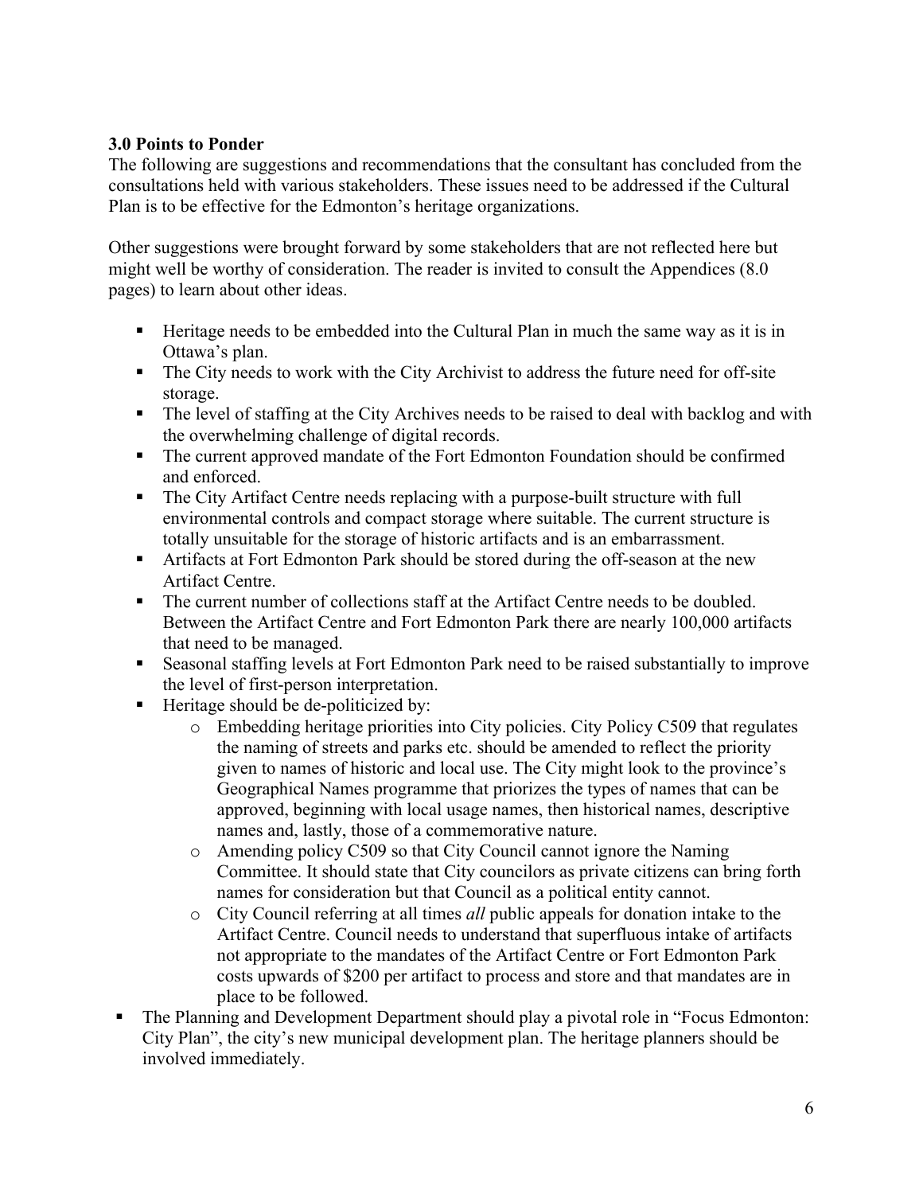### 3.0 Points to Ponder

The following are suggestions and recommendations that the consultant has concluded from the consultations held with various stakeholders. These issues need to be addressed if the Cultural Plan is to be effective for the Edmonton's heritage organizations.

Other suggestions were brought forward by some stakeholders that are not reflected here but might well be worthy of consideration. The reader is invited to consult the Appendices (8.0 pages) to learn about other ideas.

- Heritage needs to be embedded into the Cultural Plan in much the same way as it is in Ottawa's plan.
- The City needs to work with the City Archivist to address the future need for off-site storage.
- The level of staffing at the City Archives needs to be raised to deal with backlog and with the overwhelming challenge of digital records.
- The current approved mandate of the Fort Edmonton Foundation should be confirmed and enforced.
- The City Artifact Centre needs replacing with a purpose-built structure with full environmental controls and compact storage where suitable. The current structure is totally unsuitable for the storage of historic artifacts and is an embarrassment.
- Artifacts at Fort Edmonton Park should be stored during the off-season at the new Artifact Centre.
- The current number of collections staff at the Artifact Centre needs to be doubled. Between the Artifact Centre and Fort Edmonton Park there are nearly 100,000 artifacts that need to be managed.
- Seasonal staffing levels at Fort Edmonton Park need to be raised substantially to improve the level of first-person interpretation.
- Heritage should be de-politicized by:
  - Embedding heritage priorities into City policies. City Policy C509 that regulates the naming of streets and parks etc. should be amended to reflect the priority given to names of historic and local use. The City might look to the province's Geographical Names programme that priorizes the types of names that can be approved, beginning with local usage names, then historical names, descriptive names and, lastly, those of a commemorative nature.
  - Amending policy C509 so that City Council cannot ignore the Naming Committee. It should state that City councilors as private citizens can bring forth names for consideration but that Council as a political entity cannot.
  - City Council referring at all times *all* public appeals for donation intake to the Artifact Centre. Council needs to understand that superfluous intake of artifacts not appropriate to the mandates of the Artifact Centre or Fort Edmonton Park costs upwards of $200 per artifact to process and store and that mandates are in place to be followed.
- The Planning and Development Department should play a pivotal role in "Focus Edmonton: City Plan", the city's new municipal development plan. The heritage planners should be involved immediately.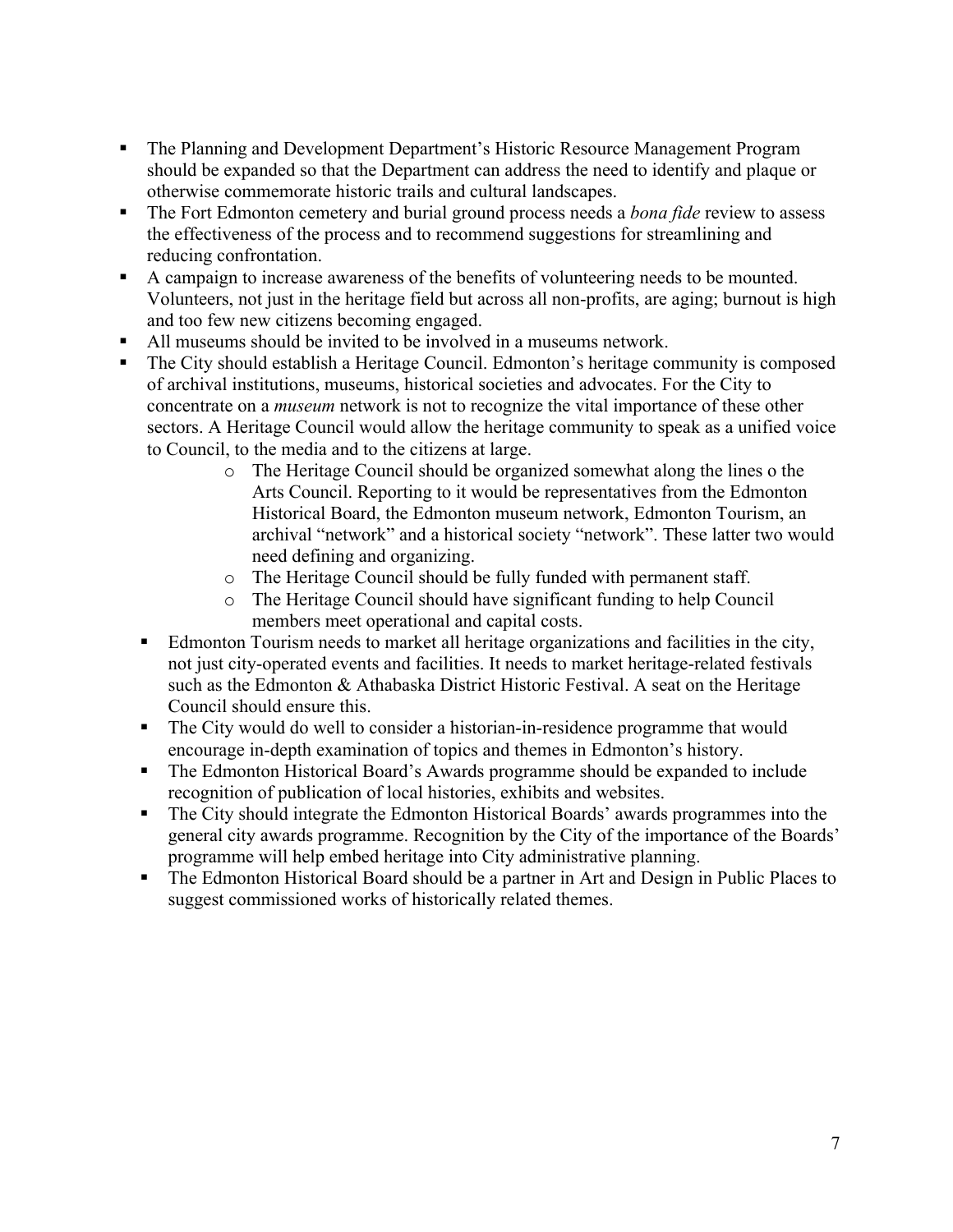- The Planning and Development Department's Historic Resource Management Program should be expanded so that the Department can address the need to identify and plaque or otherwise commemorate historic trails and cultural landscapes.
- The Fort Edmonton cemetery and burial ground process needs a *bona fide* review to assess the effectiveness of the process and to recommend suggestions for streamlining and reducing confrontation.
- A campaign to increase awareness of the benefits of volunteering needs to be mounted. Volunteers, not just in the heritage field but across all non-profits, are aging; burnout is high and too few new citizens becoming engaged.
- All museums should be invited to be involved in a museums network.
- The City should establish a Heritage Council. Edmonton's heritage community is composed of archival institutions, museums, historical societies and advocates. For the City to concentrate on a *museum* network is not to recognize the vital importance of these other sectors. A Heritage Council would allow the heritage community to speak as a unified voice to Council, to the media and to the citizens at large.
    - The Heritage Council should be organized somewhat along the lines o the Arts Council. Reporting to it would be representatives from the Edmonton Historical Board, the Edmonton museum network, Edmonton Tourism, an archival "network" and a historical society "network". These latter two would need defining and organizing.
    - The Heritage Council should be fully funded with permanent staff.
    - The Heritage Council should have significant funding to help Council members meet operational and capital costs.
- Edmonton Tourism needs to market all heritage organizations and facilities in the city, not just city-operated events and facilities. It needs to market heritage-related festivals such as the Edmonton & Athabaska District Historic Festival. A seat on the Heritage Council should ensure this.
- The City would do well to consider a historian-in-residence programme that would encourage in-depth examination of topics and themes in Edmonton's history.
- The Edmonton Historical Board's Awards programme should be expanded to include recognition of publication of local histories, exhibits and websites.
- The City should integrate the Edmonton Historical Boards' awards programmes into the general city awards programme. Recognition by the City of the importance of the Boards' programme will help embed heritage into City administrative planning.
- The Edmonton Historical Board should be a partner in Art and Design in Public Places to suggest commissioned works of historically related themes.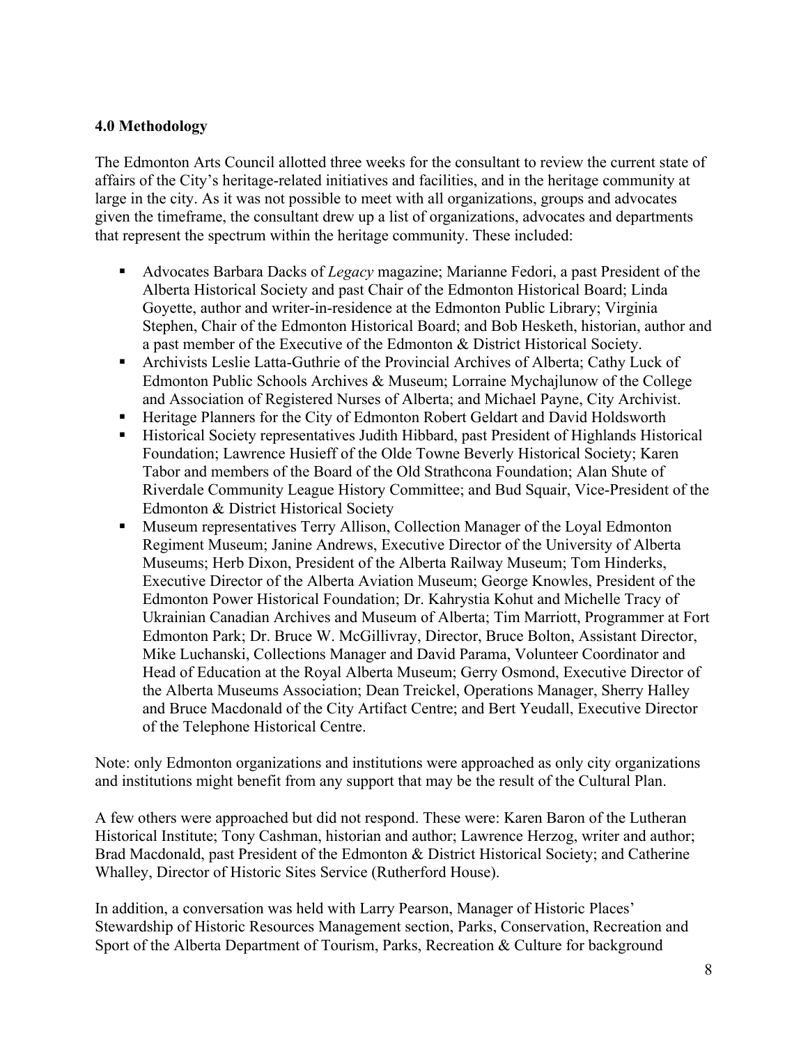### 4.0 Methodology

The Edmonton Arts Council allotted three weeks for the consultant to review the current state of affairs of the City's heritage-related initiatives and facilities, and in the heritage community at large in the city. As it was not possible to meet with all organizations, groups and advocates given the timeframe, the consultant drew up a list of organizations, advocates and departments that represent the spectrum within the heritage community. These included:

- Advocates Barbara Dacks of *Legacy* magazine; Marianne Fedori, a past President of the Alberta Historical Society and past Chair of the Edmonton Historical Board; Linda Goyette, author and writer-in-residence at the Edmonton Public Library; Virginia Stephen, Chair of the Edmonton Historical Board; and Bob Hesketh, historian, author and a past member of the Executive of the Edmonton & District Historical Society.
- Archivists Leslie Latta-Guthrie of the Provincial Archives of Alberta; Cathy Luck of Edmonton Public Schools Archives & Museum; Lorraine Mychajlunow of the College and Association of Registered Nurses of Alberta; and Michael Payne, City Archivist.
- Heritage Planners for the City of Edmonton Robert Geldart and David Holdsworth
- Historical Society representatives Judith Hibbard, past President of Highlands Historical Foundation; Lawrence Husieff of the Olde Towne Beverly Historical Society; Karen Tabor and members of the Board of the Old Strathcona Foundation; Alan Shute of Riverdale Community League History Committee; and Bud Squair, Vice-President of the Edmonton & District Historical Society
- Museum representatives Terry Allison, Collection Manager of the Loyal Edmonton Regiment Museum; Janine Andrews, Executive Director of the University of Alberta Museums; Herb Dixon, President of the Alberta Railway Museum; Tom Hinderks, Executive Director of the Alberta Aviation Museum; George Knowles, President of the Edmonton Power Historical Foundation; Dr. Kahrystia Kohut and Michelle Tracy of Ukrainian Canadian Archives and Museum of Alberta; Tim Marriott, Programmer at Fort Edmonton Park; Dr. Bruce W. McGillivray, Director, Bruce Bolton, Assistant Director, Mike Luchanski, Collections Manager and David Parama, Volunteer Coordinator and Head of Education at the Royal Alberta Museum; Gerry Osmond, Executive Director of the Alberta Museums Association; Dean Treickel, Operations Manager, Sherry Halley and Bruce Macdonald of the City Artifact Centre; and Bert Yeudall, Executive Director of the Telephone Historical Centre.

Note: only Edmonton organizations and institutions were approached as only city organizations and institutions might benefit from any support that may be the result of the Cultural Plan.

A few others were approached but did not respond. These were: Karen Baron of the Lutheran Historical Institute; Tony Cashman, historian and author; Lawrence Herzog, writer and author; Brad Macdonald, past President of the Edmonton & District Historical Society; and Catherine Whalley, Director of Historic Sites Service (Rutherford House).

In addition, a conversation was held with Larry Pearson, Manager of Historic Places' Stewardship of Historic Resources Management section, Parks, Conservation, Recreation and Sport of the Alberta Department of Tourism, Parks, Recreation & Culture for background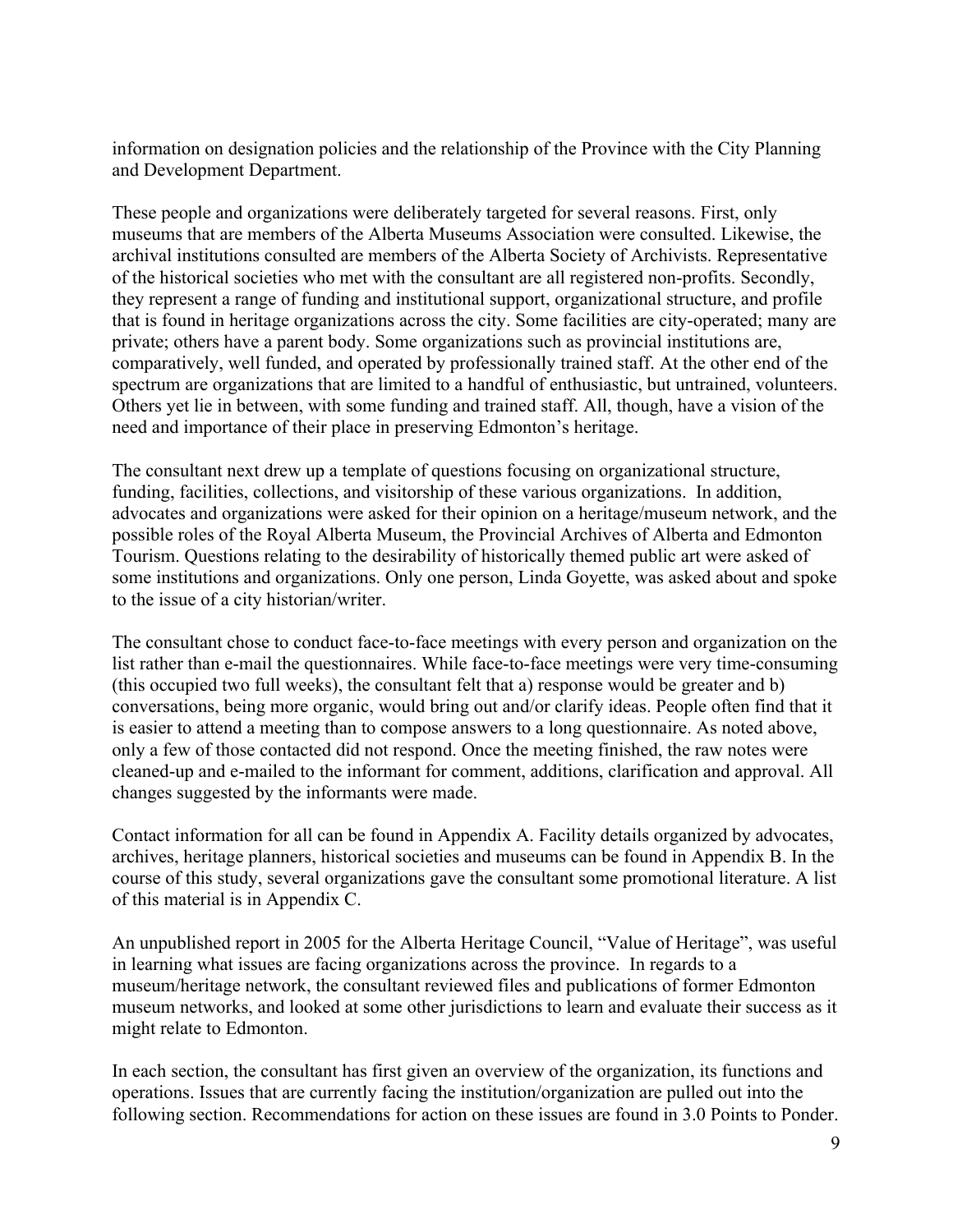information on designation policies and the relationship of the Province with the City Planning and Development Department.

These people and organizations were deliberately targeted for several reasons. First, only museums that are members of the Alberta Museums Association were consulted. Likewise, the archival institutions consulted are members of the Alberta Society of Archivists. Representative of the historical societies who met with the consultant are all registered non-profits. Secondly, they represent a range of funding and institutional support, organizational structure, and profile that is found in heritage organizations across the city. Some facilities are city-operated; many are private; others have a parent body. Some organizations such as provincial institutions are, comparatively, well funded, and operated by professionally trained staff. At the other end of the spectrum are organizations that are limited to a handful of enthusiastic, but untrained, volunteers. Others yet lie in between, with some funding and trained staff. All, though, have a vision of the need and importance of their place in preserving Edmonton's heritage.

The consultant next drew up a template of questions focusing on organizational structure, funding, facilities, collections, and visitorship of these various organizations. In addition, advocates and organizations were asked for their opinion on a heritage/museum network, and the possible roles of the Royal Alberta Museum, the Provincial Archives of Alberta and Edmonton Tourism. Questions relating to the desirability of historically themed public art were asked of some institutions and organizations. Only one person, Linda Goyette, was asked about and spoke to the issue of a city historian/writer.

The consultant chose to conduct face-to-face meetings with every person and organization on the list rather than e-mail the questionnaires. While face-to-face meetings were very time-consuming (this occupied two full weeks), the consultant felt that a) response would be greater and b) conversations, being more organic, would bring out and/or clarify ideas. People often find that it is easier to attend a meeting than to compose answers to a long questionnaire. As noted above, only a few of those contacted did not respond. Once the meeting finished, the raw notes were cleaned-up and e-mailed to the informant for comment, additions, clarification and approval. All changes suggested by the informants were made.

Contact information for all can be found in Appendix A. Facility details organized by advocates, archives, heritage planners, historical societies and museums can be found in Appendix B. In the course of this study, several organizations gave the consultant some promotional literature. A list of this material is in Appendix C.

An unpublished report in 2005 for the Alberta Heritage Council, "Value of Heritage", was useful in learning what issues are facing organizations across the province. In regards to a museum/heritage network, the consultant reviewed files and publications of former Edmonton museum networks, and looked at some other jurisdictions to learn and evaluate their success as it might relate to Edmonton.

In each section, the consultant has first given an overview of the organization, its functions and operations. Issues that are currently facing the institution/organization are pulled out into the following section. Recommendations for action on these issues are found in 3.0 Points to Ponder.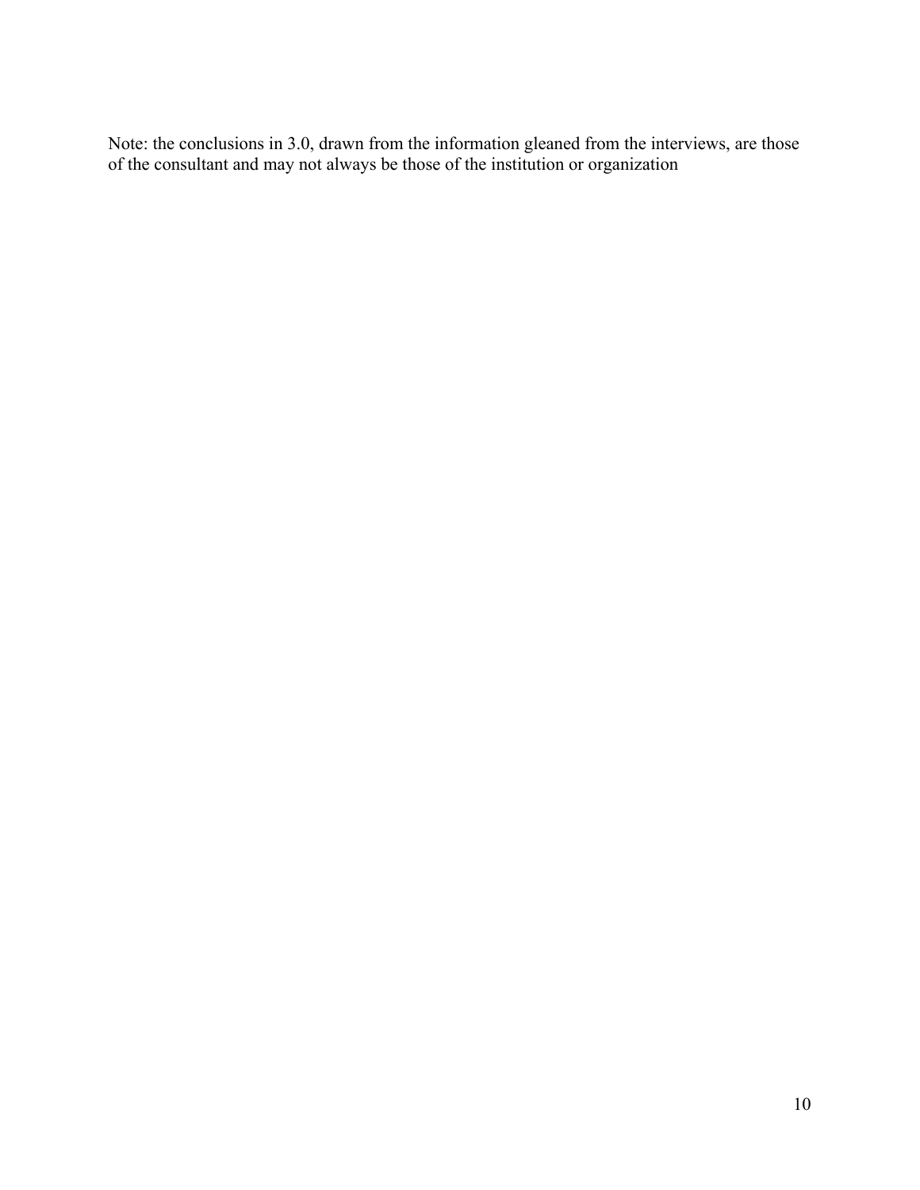Note: the conclusions in 3.0, drawn from the information gleaned from the interviews, are those of the consultant and may not always be those of the institution or organization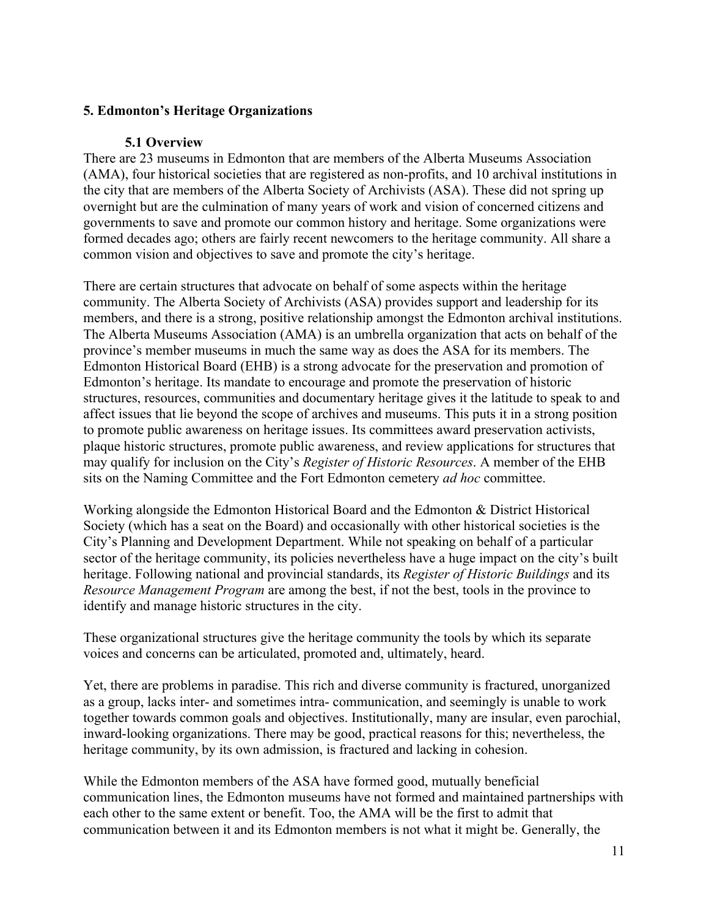## 5. Edmonton's Heritage Organizations

### 5.1 Overview

There are 23 museums in Edmonton that are members of the Alberta Museums Association (AMA), four historical societies that are registered as non-profits, and 10 archival institutions in the city that are members of the Alberta Society of Archivists (ASA). These did not spring up overnight but are the culmination of many years of work and vision of concerned citizens and governments to save and promote our common history and heritage. Some organizations were formed decades ago; others are fairly recent newcomers to the heritage community. All share a common vision and objectives to save and promote the city's heritage.

There are certain structures that advocate on behalf of some aspects within the heritage community. The Alberta Society of Archivists (ASA) provides support and leadership for its members, and there is a strong, positive relationship amongst the Edmonton archival institutions. The Alberta Museums Association (AMA) is an umbrella organization that acts on behalf of the province's member museums in much the same way as does the ASA for its members. The Edmonton Historical Board (EHB) is a strong advocate for the preservation and promotion of Edmonton's heritage. Its mandate to encourage and promote the preservation of historic structures, resources, communities and documentary heritage gives it the latitude to speak to and affect issues that lie beyond the scope of archives and museums. This puts it in a strong position to promote public awareness on heritage issues. Its committees award preservation activists, plaque historic structures, promote public awareness, and review applications for structures that may qualify for inclusion on the City's *Register of Historic Resources*. A member of the EHB sits on the Naming Committee and the Fort Edmonton cemetery *ad hoc* committee.

Working alongside the Edmonton Historical Board and the Edmonton & District Historical Society (which has a seat on the Board) and occasionally with other historical societies is the City's Planning and Development Department. While not speaking on behalf of a particular sector of the heritage community, its policies nevertheless have a huge impact on the city's built heritage. Following national and provincial standards, its *Register of Historic Buildings* and its *Resource Management Program* are among the best, if not the best, tools in the province to identify and manage historic structures in the city.

These organizational structures give the heritage community the tools by which its separate voices and concerns can be articulated, promoted and, ultimately, heard.

Yet, there are problems in paradise. This rich and diverse community is fractured, unorganized as a group, lacks inter- and sometimes intra- communication, and seemingly is unable to work together towards common goals and objectives. Institutionally, many are insular, even parochial, inward-looking organizations. There may be good, practical reasons for this; nevertheless, the heritage community, by its own admission, is fractured and lacking in cohesion.

While the Edmonton members of the ASA have formed good, mutually beneficial communication lines, the Edmonton museums have not formed and maintained partnerships with each other to the same extent or benefit. Too, the AMA will be the first to admit that communication between it and its Edmonton members is not what it might be. Generally, the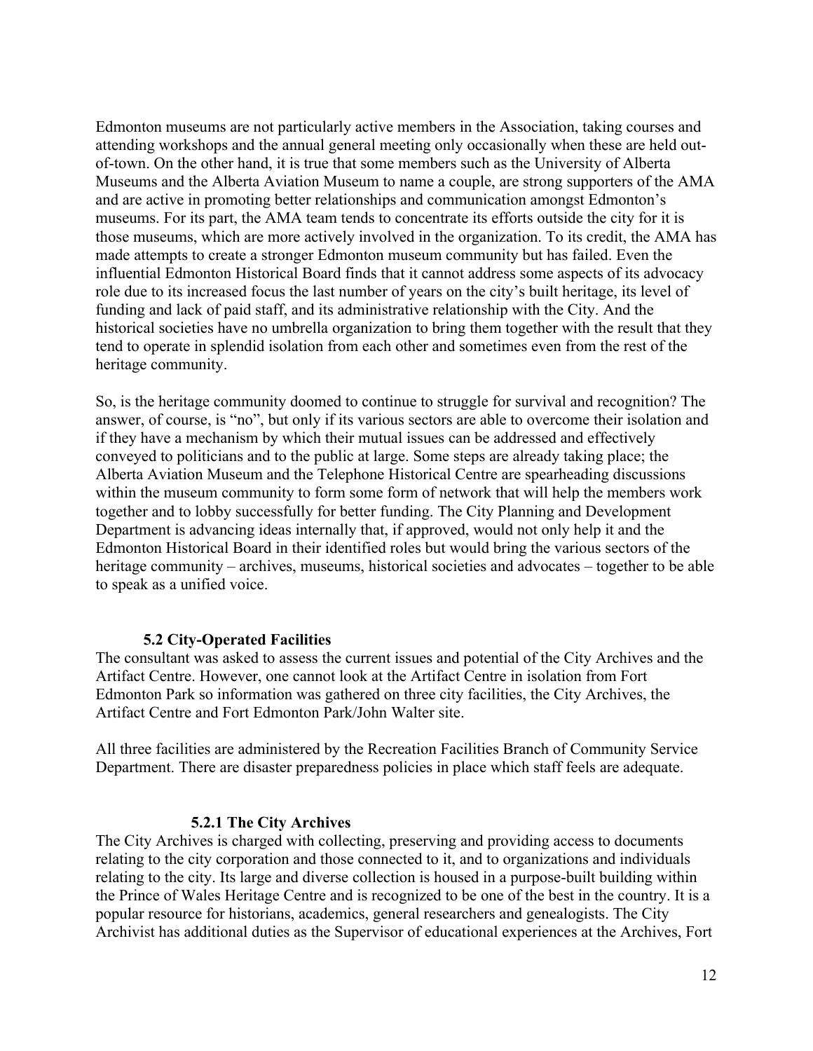Edmonton museums are not particularly active members in the Association, taking courses and attending workshops and the annual general meeting only occasionally when these are held out-of-town. On the other hand, it is true that some members such as the University of Alberta Museums and the Alberta Aviation Museum to name a couple, are strong supporters of the AMA and are active in promoting better relationships and communication amongst Edmonton's museums. For its part, the AMA team tends to concentrate its efforts outside the city for it is those museums, which are more actively involved in the organization. To its credit, the AMA has made attempts to create a stronger Edmonton museum community but has failed. Even the influential Edmonton Historical Board finds that it cannot address some aspects of its advocacy role due to its increased focus the last number of years on the city's built heritage, its level of funding and lack of paid staff, and its administrative relationship with the City. And the historical societies have no umbrella organization to bring them together with the result that they tend to operate in splendid isolation from each other and sometimes even from the rest of the heritage community.

So, is the heritage community doomed to continue to struggle for survival and recognition? The answer, of course, is "no", but only if its various sectors are able to overcome their isolation and if they have a mechanism by which their mutual issues can be addressed and effectively conveyed to politicians and to the public at large. Some steps are already taking place; the Alberta Aviation Museum and the Telephone Historical Centre are spearheading discussions within the museum community to form some form of network that will help the members work together and to lobby successfully for better funding. The City Planning and Development Department is advancing ideas internally that, if approved, would not only help it and the Edmonton Historical Board in their identified roles but would bring the various sectors of the heritage community – archives, museums, historical societies and advocates – together to be able to speak as a unified voice.

### 5.2 City-Operated Facilities

The consultant was asked to assess the current issues and potential of the City Archives and the Artifact Centre. However, one cannot look at the Artifact Centre in isolation from Fort Edmonton Park so information was gathered on three city facilities, the City Archives, the Artifact Centre and Fort Edmonton Park/John Walter site.

All three facilities are administered by the Recreation Facilities Branch of Community Service Department. There are disaster preparedness policies in place which staff feels are adequate.

#### 5.2.1 The City Archives

The City Archives is charged with collecting, preserving and providing access to documents relating to the city corporation and those connected to it, and to organizations and individuals relating to the city. Its large and diverse collection is housed in a purpose-built building within the Prince of Wales Heritage Centre and is recognized to be one of the best in the country. It is a popular resource for historians, academics, general researchers and genealogists. The City Archivist has additional duties as the Supervisor of educational experiences at the Archives, Fort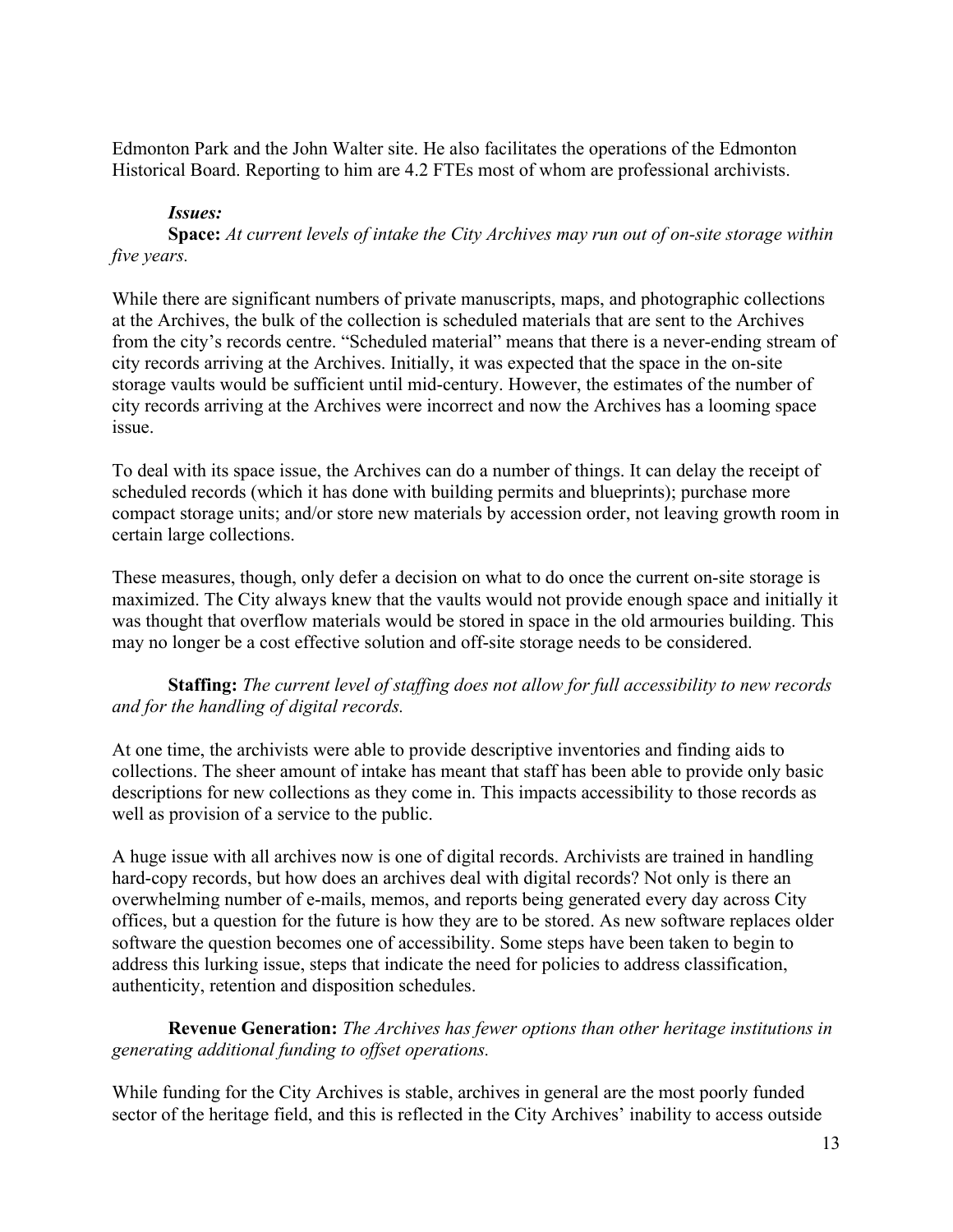Edmonton Park and the John Walter site. He also facilitates the operations of the Edmonton Historical Board. Reporting to him are 4.2 FTEs most of whom are professional archivists.

***Issues:***

**Space:** *At current levels of intake the City Archives may run out of on-site storage within five years.*

While there are significant numbers of private manuscripts, maps, and photographic collections at the Archives, the bulk of the collection is scheduled materials that are sent to the Archives from the city's records centre. "Scheduled material" means that there is a never-ending stream of city records arriving at the Archives. Initially, it was expected that the space in the on-site storage vaults would be sufficient until mid-century. However, the estimates of the number of city records arriving at the Archives were incorrect and now the Archives has a looming space issue.

To deal with its space issue, the Archives can do a number of things. It can delay the receipt of scheduled records (which it has done with building permits and blueprints); purchase more compact storage units; and/or store new materials by accession order, not leaving growth room in certain large collections.

These measures, though, only defer a decision on what to do once the current on-site storage is maximized. The City always knew that the vaults would not provide enough space and initially it was thought that overflow materials would be stored in space in the old armouries building. This may no longer be a cost effective solution and off-site storage needs to be considered.

**Staffing:** *The current level of staffing does not allow for full accessibility to new records and for the handling of digital records.*

At one time, the archivists were able to provide descriptive inventories and finding aids to collections. The sheer amount of intake has meant that staff has been able to provide only basic descriptions for new collections as they come in. This impacts accessibility to those records as well as provision of a service to the public.

A huge issue with all archives now is one of digital records. Archivists are trained in handling hard-copy records, but how does an archives deal with digital records? Not only is there an overwhelming number of e-mails, memos, and reports being generated every day across City offices, but a question for the future is how they are to be stored. As new software replaces older software the question becomes one of accessibility. Some steps have been taken to begin to address this lurking issue, steps that indicate the need for policies to address classification, authenticity, retention and disposition schedules.

**Revenue Generation:** *The Archives has fewer options than other heritage institutions in generating additional funding to offset operations.*

While funding for the City Archives is stable, archives in general are the most poorly funded sector of the heritage field, and this is reflected in the City Archives' inability to access outside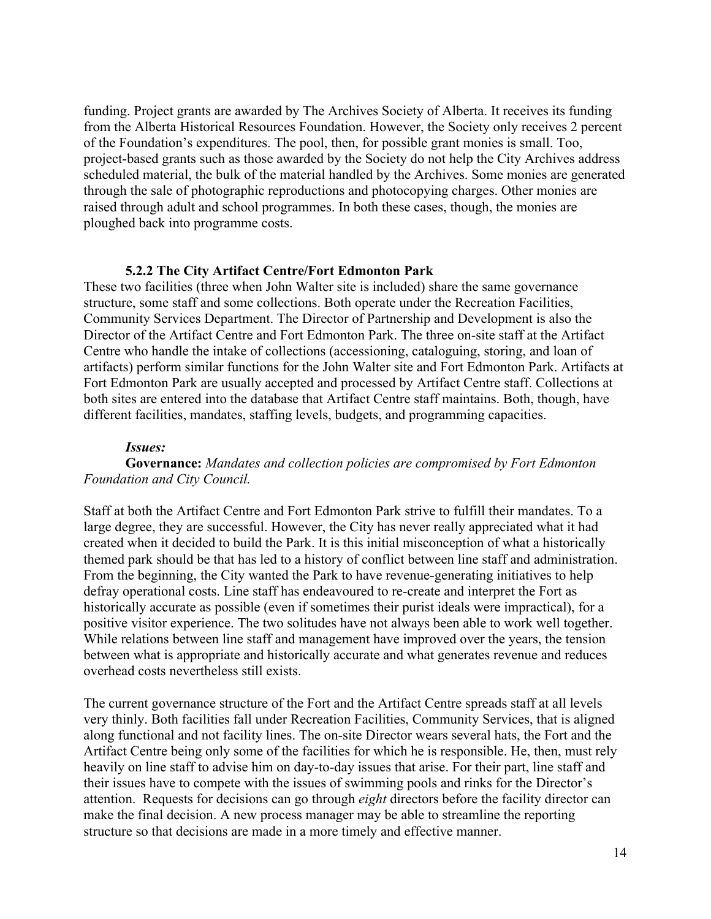funding. Project grants are awarded by The Archives Society of Alberta. It receives its funding from the Alberta Historical Resources Foundation. However, the Society only receives 2 percent of the Foundation's expenditures. The pool, then, for possible grant monies is small. Too, project-based grants such as those awarded by the Society do not help the City Archives address scheduled material, the bulk of the material handled by the Archives. Some monies are generated through the sale of photographic reproductions and photocopying charges. Other monies are raised through adult and school programmes. In both these cases, though, the monies are ploughed back into programme costs.

#### 5.2.2 The City Artifact Centre/Fort Edmonton Park

These two facilities (three when John Walter site is included) share the same governance structure, some staff and some collections. Both operate under the Recreation Facilities, Community Services Department. The Director of Partnership and Development is also the Director of the Artifact Centre and Fort Edmonton Park. The three on-site staff at the Artifact Centre who handle the intake of collections (accessioning, cataloguing, storing, and loan of artifacts) perform similar functions for the John Walter site and Fort Edmonton Park. Artifacts at Fort Edmonton Park are usually accepted and processed by Artifact Centre staff. Collections at both sites are entered into the database that Artifact Centre staff maintains. Both, though, have different facilities, mandates, staffing levels, budgets, and programming capacities.

***Issues:***

**Governance:** *Mandates and collection policies are compromised by Fort Edmonton Foundation and City Council.*

Staff at both the Artifact Centre and Fort Edmonton Park strive to fulfill their mandates. To a large degree, they are successful. However, the City has never really appreciated what it had created when it decided to build the Park. It is this initial misconception of what a historically themed park should be that has led to a history of conflict between line staff and administration. From the beginning, the City wanted the Park to have revenue-generating initiatives to help defray operational costs. Line staff has endeavoured to re-create and interpret the Fort as historically accurate as possible (even if sometimes their purist ideals were impractical), for a positive visitor experience. The two solitudes have not always been able to work well together. While relations between line staff and management have improved over the years, the tension between what is appropriate and historically accurate and what generates revenue and reduces overhead costs nevertheless still exists.

The current governance structure of the Fort and the Artifact Centre spreads staff at all levels very thinly. Both facilities fall under Recreation Facilities, Community Services, that is aligned along functional and not facility lines. The on-site Director wears several hats, the Fort and the Artifact Centre being only some of the facilities for which he is responsible. He, then, must rely heavily on line staff to advise him on day-to-day issues that arise. For their part, line staff and their issues have to compete with the issues of swimming pools and rinks for the Director's attention. Requests for decisions can go through *eight* directors before the facility director can make the final decision. A new process manager may be able to streamline the reporting structure so that decisions are made in a more timely and effective manner.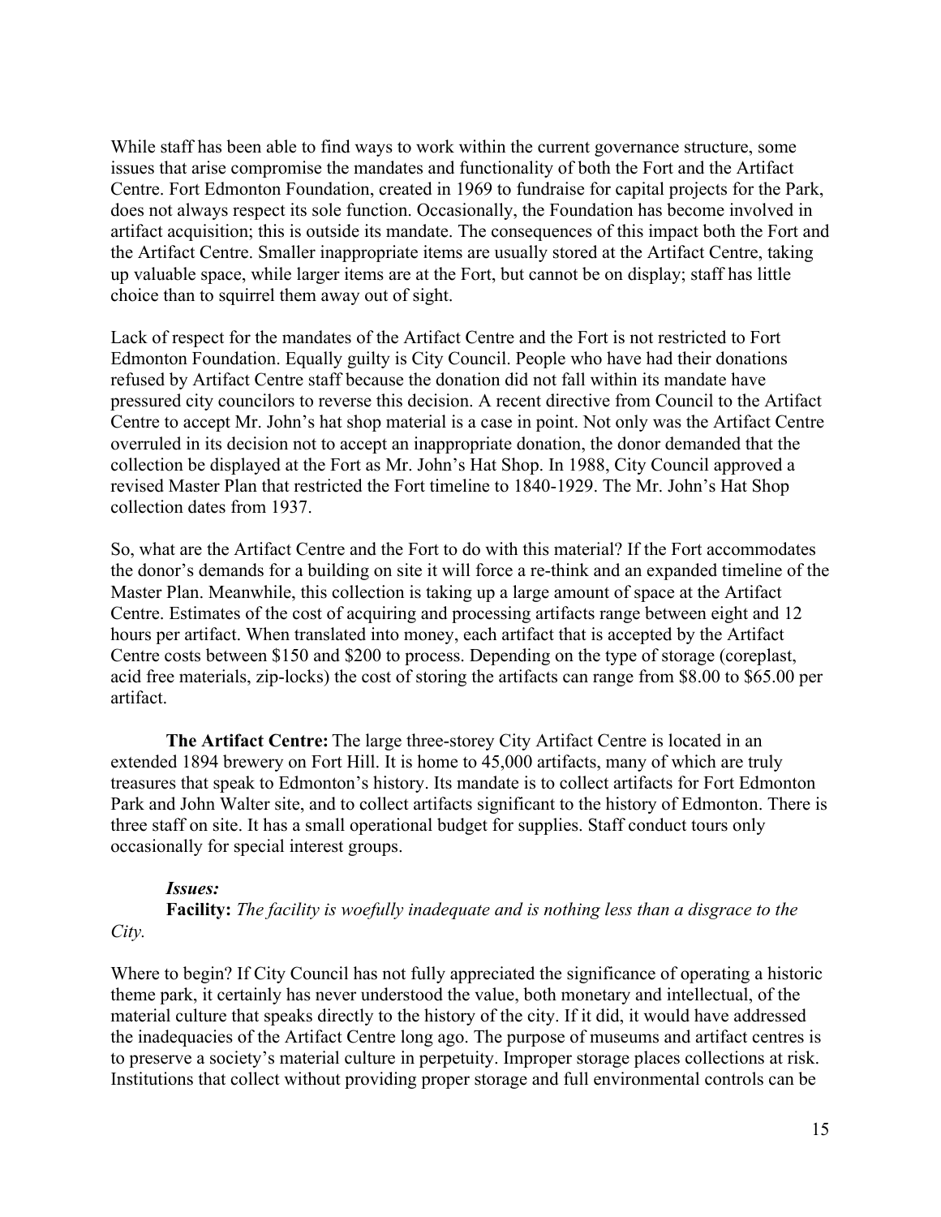While staff has been able to find ways to work within the current governance structure, some issues that arise compromise the mandates and functionality of both the Fort and the Artifact Centre. Fort Edmonton Foundation, created in 1969 to fundraise for capital projects for the Park, does not always respect its sole function. Occasionally, the Foundation has become involved in artifact acquisition; this is outside its mandate. The consequences of this impact both the Fort and the Artifact Centre. Smaller inappropriate items are usually stored at the Artifact Centre, taking up valuable space, while larger items are at the Fort, but cannot be on display; staff has little choice than to squirrel them away out of sight.

Lack of respect for the mandates of the Artifact Centre and the Fort is not restricted to Fort Edmonton Foundation. Equally guilty is City Council. People who have had their donations refused by Artifact Centre staff because the donation did not fall within its mandate have pressured city councilors to reverse this decision. A recent directive from Council to the Artifact Centre to accept Mr. John's hat shop material is a case in point. Not only was the Artifact Centre overruled in its decision not to accept an inappropriate donation, the donor demanded that the collection be displayed at the Fort as Mr. John's Hat Shop. In 1988, City Council approved a revised Master Plan that restricted the Fort timeline to 1840-1929. The Mr. John's Hat Shop collection dates from 1937.

So, what are the Artifact Centre and the Fort to do with this material? If the Fort accommodates the donor's demands for a building on site it will force a re-think and an expanded timeline of the Master Plan. Meanwhile, this collection is taking up a large amount of space at the Artifact Centre. Estimates of the cost of acquiring and processing artifacts range between eight and 12 hours per artifact. When translated into money, each artifact that is accepted by the Artifact Centre costs between $150 and $200 to process. Depending on the type of storage (coreplast, acid free materials, zip-locks) the cost of storing the artifacts can range from $8.00 to $65.00 per artifact.

**The Artifact Centre:** The large three-storey City Artifact Centre is located in an extended 1894 brewery on Fort Hill. It is home to 45,000 artifacts, many of which are truly treasures that speak to Edmonton's history. Its mandate is to collect artifacts for Fort Edmonton Park and John Walter site, and to collect artifacts significant to the history of Edmonton. There is three staff on site. It has a small operational budget for supplies. Staff conduct tours only occasionally for special interest groups.

***Issues:***

**Facility:** *The facility is woefully inadequate and is nothing less than a disgrace to the City.*

Where to begin? If City Council has not fully appreciated the significance of operating a historic theme park, it certainly has never understood the value, both monetary and intellectual, of the material culture that speaks directly to the history of the city. If it did, it would have addressed the inadequacies of the Artifact Centre long ago. The purpose of museums and artifact centres is to preserve a society's material culture in perpetuity. Improper storage places collections at risk. Institutions that collect without providing proper storage and full environmental controls can be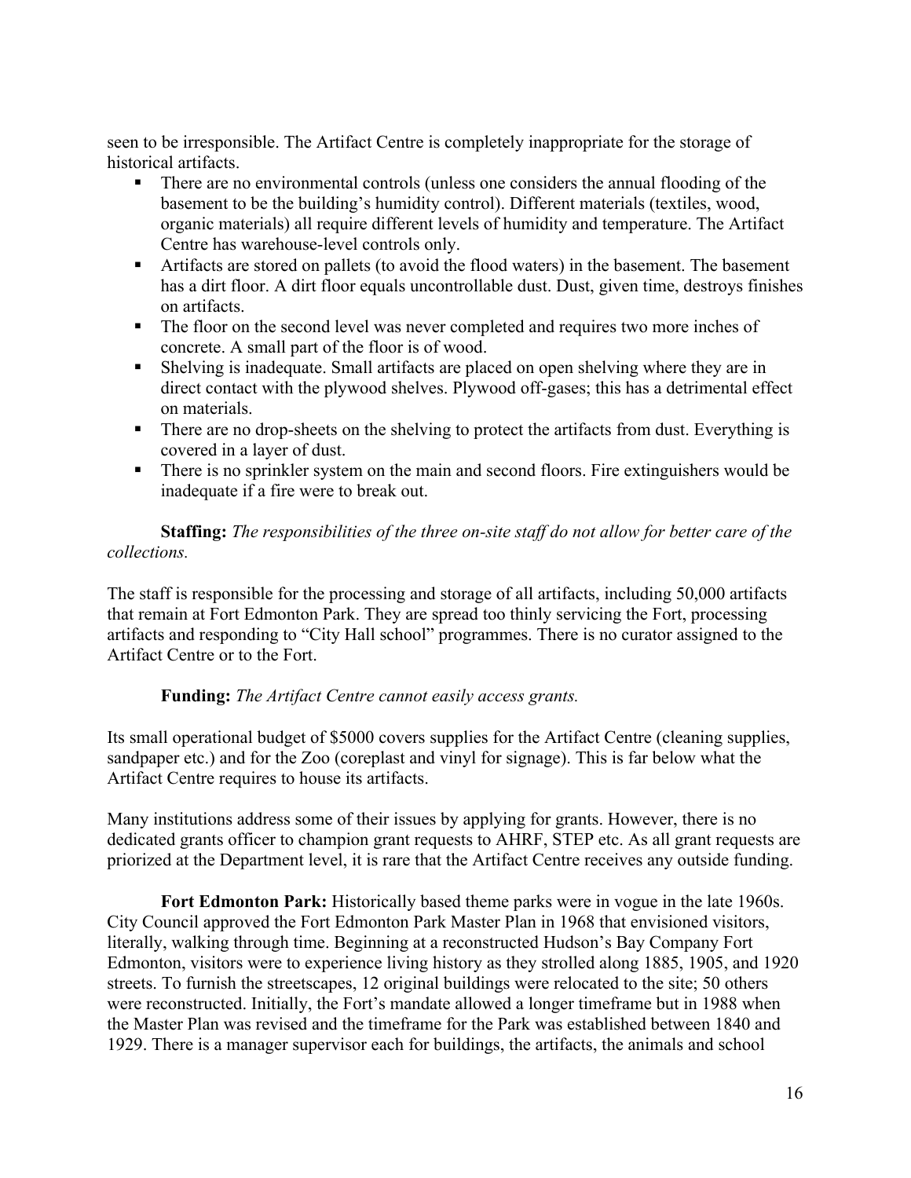seen to be irresponsible. The Artifact Centre is completely inappropriate for the storage of historical artifacts.

- There are no environmental controls (unless one considers the annual flooding of the basement to be the building's humidity control). Different materials (textiles, wood, organic materials) all require different levels of humidity and temperature. The Artifact Centre has warehouse-level controls only.
- Artifacts are stored on pallets (to avoid the flood waters) in the basement. The basement has a dirt floor. A dirt floor equals uncontrollable dust. Dust, given time, destroys finishes on artifacts.
- The floor on the second level was never completed and requires two more inches of concrete. A small part of the floor is of wood.
- Shelving is inadequate. Small artifacts are placed on open shelving where they are in direct contact with the plywood shelves. Plywood off-gases; this has a detrimental effect on materials.
- There are no drop-sheets on the shelving to protect the artifacts from dust. Everything is covered in a layer of dust.
- There is no sprinkler system on the main and second floors. Fire extinguishers would be inadequate if a fire were to break out.

**Staffing:** *The responsibilities of the three on-site staff do not allow for better care of the collections.*

The staff is responsible for the processing and storage of all artifacts, including 50,000 artifacts that remain at Fort Edmonton Park. They are spread too thinly servicing the Fort, processing artifacts and responding to "City Hall school" programmes. There is no curator assigned to the Artifact Centre or to the Fort.

**Funding:** *The Artifact Centre cannot easily access grants.*

Its small operational budget of $5000 covers supplies for the Artifact Centre (cleaning supplies, sandpaper etc.) and for the Zoo (coreplast and vinyl for signage). This is far below what the Artifact Centre requires to house its artifacts.

Many institutions address some of their issues by applying for grants. However, there is no dedicated grants officer to champion grant requests to AHRF, STEP etc. As all grant requests are priorized at the Department level, it is rare that the Artifact Centre receives any outside funding.

**Fort Edmonton Park:** Historically based theme parks were in vogue in the late 1960s. City Council approved the Fort Edmonton Park Master Plan in 1968 that envisioned visitors, literally, walking through time. Beginning at a reconstructed Hudson's Bay Company Fort Edmonton, visitors were to experience living history as they strolled along 1885, 1905, and 1920 streets. To furnish the streetscapes, 12 original buildings were relocated to the site; 50 others were reconstructed. Initially, the Fort's mandate allowed a longer timeframe but in 1988 when the Master Plan was revised and the timeframe for the Park was established between 1840 and 1929. There is a manager supervisor each for buildings, the artifacts, the animals and school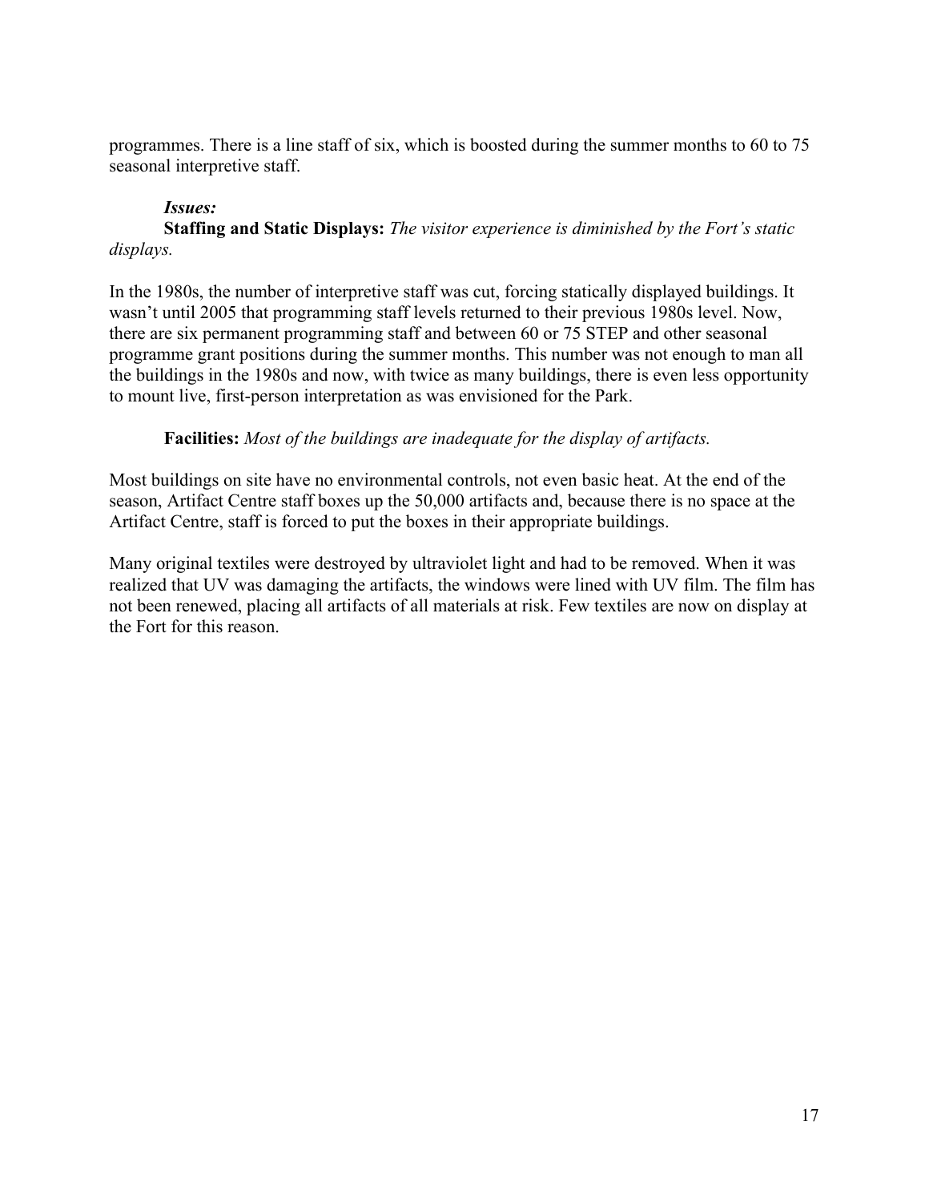programmes. There is a line staff of six, which is boosted during the summer months to 60 to 75 seasonal interpretive staff.

***Issues:***

**Staffing and Static Displays:** *The visitor experience is diminished by the Fort's static displays.*

In the 1980s, the number of interpretive staff was cut, forcing statically displayed buildings. It wasn't until 2005 that programming staff levels returned to their previous 1980s level. Now, there are six permanent programming staff and between 60 or 75 STEP and other seasonal programme grant positions during the summer months. This number was not enough to man all the buildings in the 1980s and now, with twice as many buildings, there is even less opportunity to mount live, first-person interpretation as was envisioned for the Park.

**Facilities:** *Most of the buildings are inadequate for the display of artifacts.*

Most buildings on site have no environmental controls, not even basic heat. At the end of the season, Artifact Centre staff boxes up the 50,000 artifacts and, because there is no space at the Artifact Centre, staff is forced to put the boxes in their appropriate buildings.

Many original textiles were destroyed by ultraviolet light and had to be removed. When it was realized that UV was damaging the artifacts, the windows were lined with UV film. The film has not been renewed, placing all artifacts of all materials at risk. Few textiles are now on display at the Fort for this reason.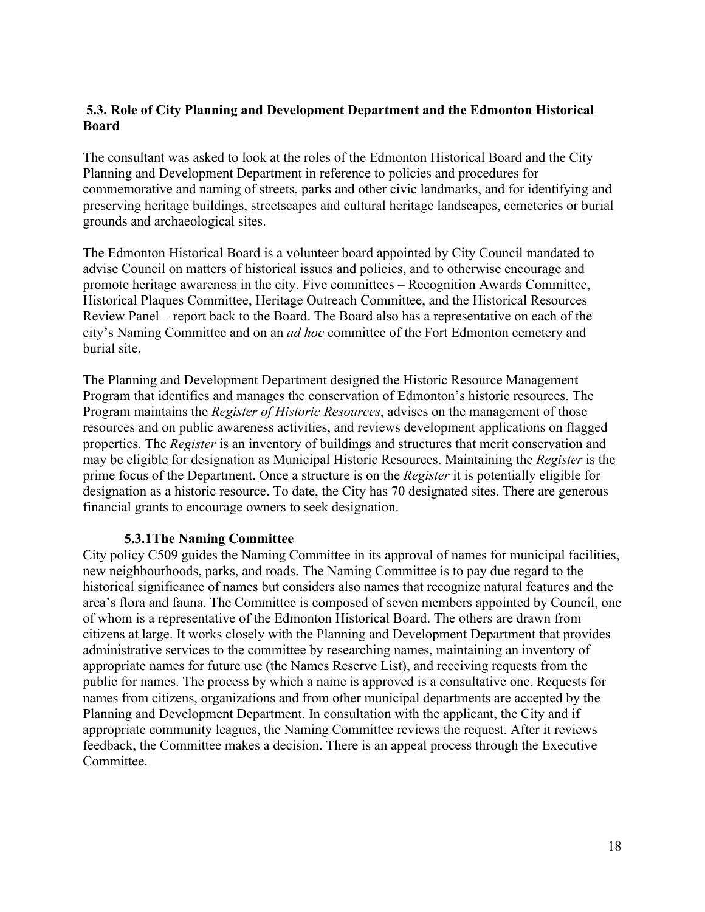## 5.3. Role of City Planning and Development Department and the Edmonton Historical Board

The consultant was asked to look at the roles of the Edmonton Historical Board and the City Planning and Development Department in reference to policies and procedures for commemorative and naming of streets, parks and other civic landmarks, and for identifying and preserving heritage buildings, streetscapes and cultural heritage landscapes, cemeteries or burial grounds and archaeological sites.

The Edmonton Historical Board is a volunteer board appointed by City Council mandated to advise Council on matters of historical issues and policies, and to otherwise encourage and promote heritage awareness in the city. Five committees – Recognition Awards Committee, Historical Plaques Committee, Heritage Outreach Committee, and the Historical Resources Review Panel – report back to the Board. The Board also has a representative on each of the city's Naming Committee and on an *ad hoc* committee of the Fort Edmonton cemetery and burial site.

The Planning and Development Department designed the Historic Resource Management Program that identifies and manages the conservation of Edmonton's historic resources. The Program maintains the *Register of Historic Resources*, advises on the management of those resources and on public awareness activities, and reviews development applications on flagged properties. The *Register* is an inventory of buildings and structures that merit conservation and may be eligible for designation as Municipal Historic Resources. Maintaining the *Register* is the prime focus of the Department. Once a structure is on the *Register* it is potentially eligible for designation as a historic resource. To date, the City has 70 designated sites. There are generous financial grants to encourage owners to seek designation.

### 5.3.1The Naming Committee

City policy C509 guides the Naming Committee in its approval of names for municipal facilities, new neighbourhoods, parks, and roads. The Naming Committee is to pay due regard to the historical significance of names but considers also names that recognize natural features and the area's flora and fauna. The Committee is composed of seven members appointed by Council, one of whom is a representative of the Edmonton Historical Board. The others are drawn from citizens at large. It works closely with the Planning and Development Department that provides administrative services to the committee by researching names, maintaining an inventory of appropriate names for future use (the Names Reserve List), and receiving requests from the public for names. The process by which a name is approved is a consultative one. Requests for names from citizens, organizations and from other municipal departments are accepted by the Planning and Development Department. In consultation with the applicant, the City and if appropriate community leagues, the Naming Committee reviews the request. After it reviews feedback, the Committee makes a decision. There is an appeal process through the Executive Committee.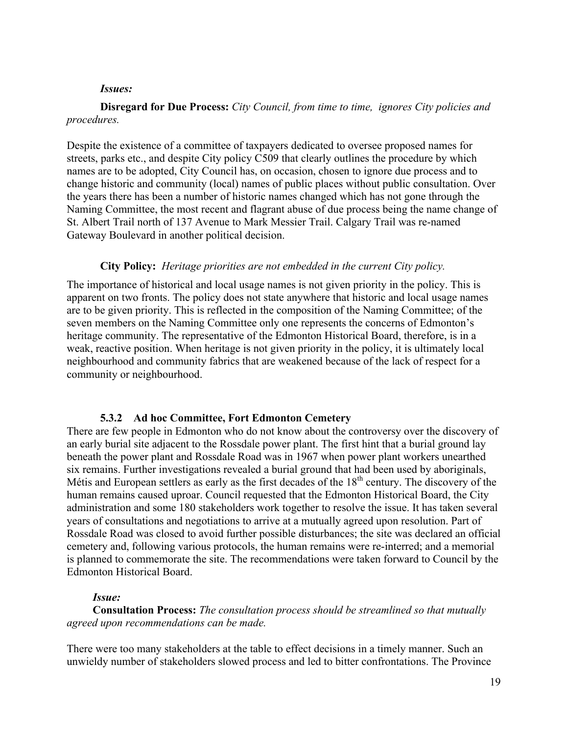***Issues:***

**Disregard for Due Process:** *City Council, from time to time, ignores City policies and procedures.*

Despite the existence of a committee of taxpayers dedicated to oversee proposed names for streets, parks etc., and despite City policy C509 that clearly outlines the procedure by which names are to be adopted, City Council has, on occasion, chosen to ignore due process and to change historic and community (local) names of public places without public consultation. Over the years there has been a number of historic names changed which has not gone through the Naming Committee, the most recent and flagrant abuse of due process being the name change of St. Albert Trail north of 137 Avenue to Mark Messier Trail. Calgary Trail was re-named Gateway Boulevard in another political decision.

**City Policy:** *Heritage priorities are not embedded in the current City policy.*

The importance of historical and local usage names is not given priority in the policy. This is apparent on two fronts. The policy does not state anywhere that historic and local usage names are to be given priority. This is reflected in the composition of the Naming Committee; of the seven members on the Naming Committee only one represents the concerns of Edmonton's heritage community. The representative of the Edmonton Historical Board, therefore, is in a weak, reactive position. When heritage is not given priority in the policy, it is ultimately local neighbourhood and community fabrics that are weakened because of the lack of respect for a community or neighbourhood.

### 5.3.2 Ad hoc Committee, Fort Edmonton Cemetery

There are few people in Edmonton who do not know about the controversy over the discovery of an early burial site adjacent to the Rossdale power plant. The first hint that a burial ground lay beneath the power plant and Rossdale Road was in 1967 when power plant workers unearthed six remains. Further investigations revealed a burial ground that had been used by aboriginals, Métis and European settlers as early as the first decades of the 18th century. The discovery of the human remains caused uproar. Council requested that the Edmonton Historical Board, the City administration and some 180 stakeholders work together to resolve the issue. It has taken several years of consultations and negotiations to arrive at a mutually agreed upon resolution. Part of Rossdale Road was closed to avoid further possible disturbances; the site was declared an official cemetery and, following various protocols, the human remains were re-interred; and a memorial is planned to commemorate the site. The recommendations were taken forward to Council by the Edmonton Historical Board.

***Issue:***

**Consultation Process:** *The consultation process should be streamlined so that mutually agreed upon recommendations can be made.*

There were too many stakeholders at the table to effect decisions in a timely manner. Such an unwieldy number of stakeholders slowed process and led to bitter confrontations. The Province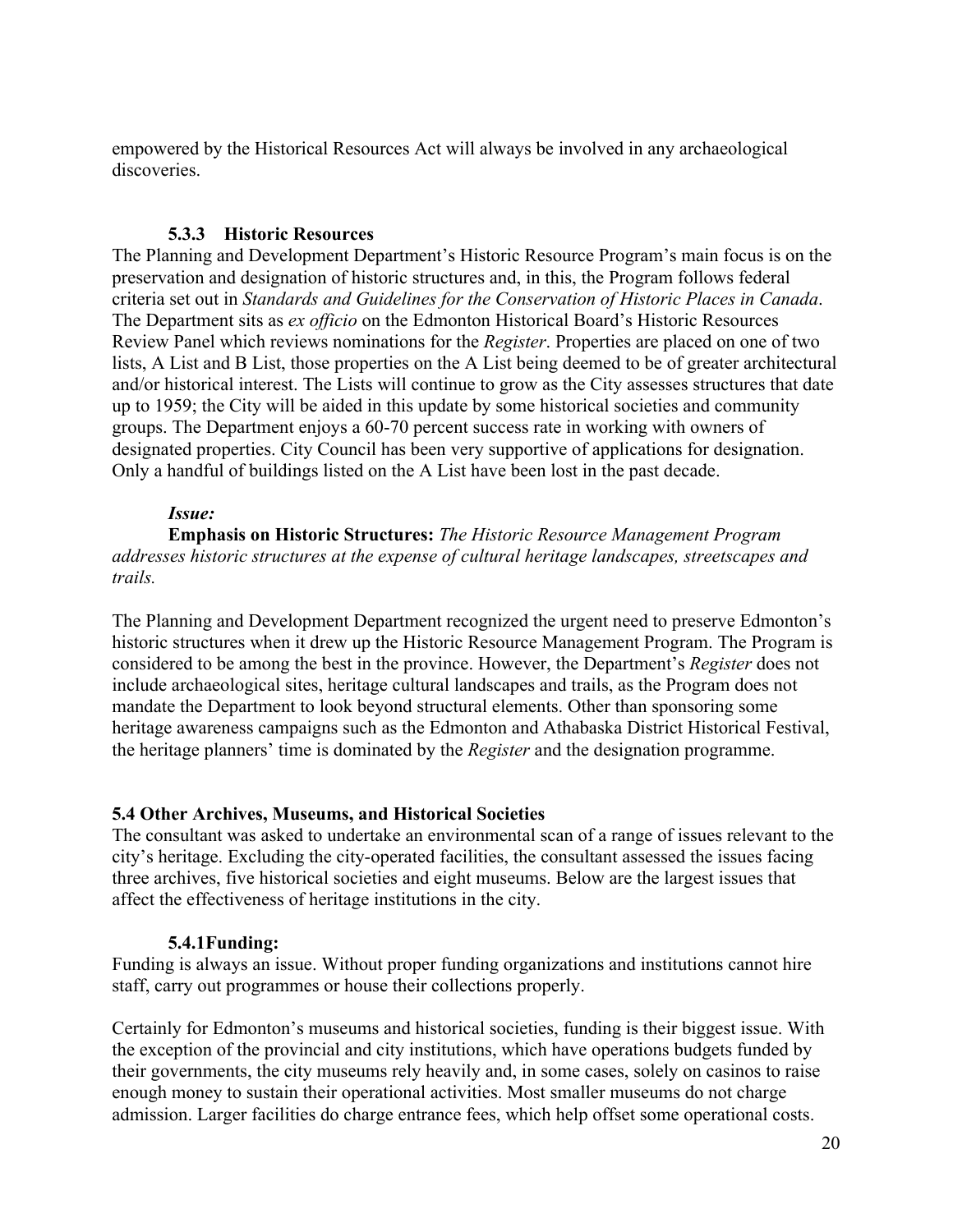empowered by the Historical Resources Act will always be involved in any archaeological discoveries.

#### 5.3.3 Historic Resources

The Planning and Development Department's Historic Resource Program's main focus is on the preservation and designation of historic structures and, in this, the Program follows federal criteria set out in *Standards and Guidelines for the Conservation of Historic Places in Canada*. The Department sits as *ex officio* on the Edmonton Historical Board's Historic Resources Review Panel which reviews nominations for the *Register*. Properties are placed on one of two lists, A List and B List, those properties on the A List being deemed to be of greater architectural and/or historical interest. The Lists will continue to grow as the City assesses structures that date up to 1959; the City will be aided in this update by some historical societies and community groups. The Department enjoys a 60-70 percent success rate in working with owners of designated properties. City Council has been very supportive of applications for designation. Only a handful of buildings listed on the A List have been lost in the past decade.

***Issue:***

**Emphasis on Historic Structures:** *The Historic Resource Management Program addresses historic structures at the expense of cultural heritage landscapes, streetscapes and trails.*

The Planning and Development Department recognized the urgent need to preserve Edmonton's historic structures when it drew up the Historic Resource Management Program. The Program is considered to be among the best in the province. However, the Department's *Register* does not include archaeological sites, heritage cultural landscapes and trails, as the Program does not mandate the Department to look beyond structural elements. Other than sponsoring some heritage awareness campaigns such as the Edmonton and Athabaska District Historical Festival, the heritage planners' time is dominated by the *Register* and the designation programme.

### 5.4 Other Archives, Museums, and Historical Societies

The consultant was asked to undertake an environmental scan of a range of issues relevant to the city's heritage. Excluding the city-operated facilities, the consultant assessed the issues facing three archives, five historical societies and eight museums. Below are the largest issues that affect the effectiveness of heritage institutions in the city.

#### 5.4.1Funding:

Funding is always an issue. Without proper funding organizations and institutions cannot hire staff, carry out programmes or house their collections properly.

Certainly for Edmonton's museums and historical societies, funding is their biggest issue. With the exception of the provincial and city institutions, which have operations budgets funded by their governments, the city museums rely heavily and, in some cases, solely on casinos to raise enough money to sustain their operational activities. Most smaller museums do not charge admission. Larger facilities do charge entrance fees, which help offset some operational costs.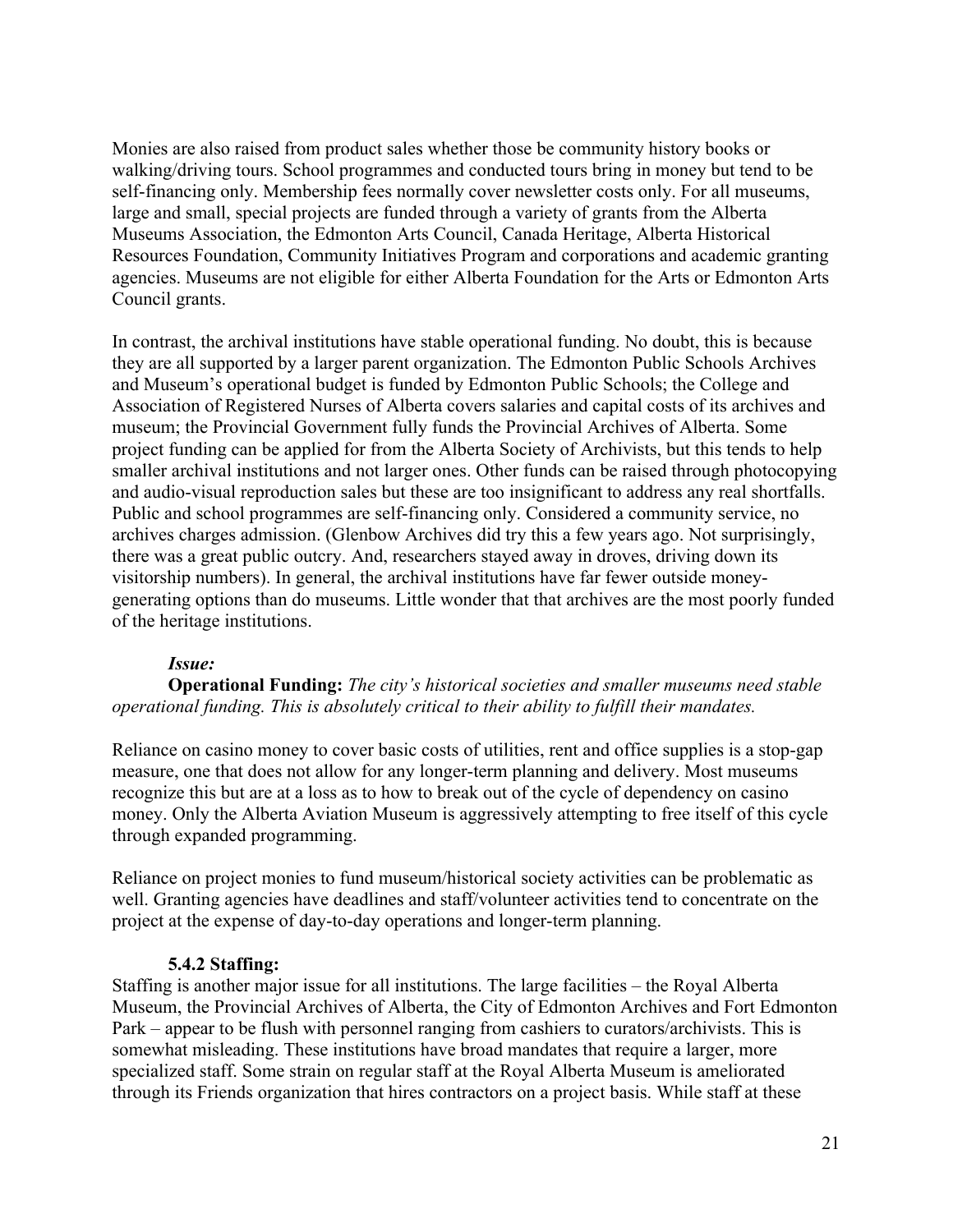Monies are also raised from product sales whether those be community history books or walking/driving tours. School programmes and conducted tours bring in money but tend to be self-financing only. Membership fees normally cover newsletter costs only. For all museums, large and small, special projects are funded through a variety of grants from the Alberta Museums Association, the Edmonton Arts Council, Canada Heritage, Alberta Historical Resources Foundation, Community Initiatives Program and corporations and academic granting agencies. Museums are not eligible for either Alberta Foundation for the Arts or Edmonton Arts Council grants.

In contrast, the archival institutions have stable operational funding. No doubt, this is because they are all supported by a larger parent organization. The Edmonton Public Schools Archives and Museum's operational budget is funded by Edmonton Public Schools; the College and Association of Registered Nurses of Alberta covers salaries and capital costs of its archives and museum; the Provincial Government fully funds the Provincial Archives of Alberta. Some project funding can be applied for from the Alberta Society of Archivists, but this tends to help smaller archival institutions and not larger ones. Other funds can be raised through photocopying and audio-visual reproduction sales but these are too insignificant to address any real shortfalls. Public and school programmes are self-financing only. Considered a community service, no archives charges admission. (Glenbow Archives did try this a few years ago. Not surprisingly, there was a great public outcry. And, researchers stayed away in droves, driving down its visitorship numbers). In general, the archival institutions have far fewer outside money-generating options than do museums. Little wonder that that archives are the most poorly funded of the heritage institutions.

***Issue:***

**Operational Funding:** *The city's historical societies and smaller museums need stable operational funding. This is absolutely critical to their ability to fulfill their mandates.*

Reliance on casino money to cover basic costs of utilities, rent and office supplies is a stop-gap measure, one that does not allow for any longer-term planning and delivery. Most museums recognize this but are at a loss as to how to break out of the cycle of dependency on casino money. Only the Alberta Aviation Museum is aggressively attempting to free itself of this cycle through expanded programming.

Reliance on project monies to fund museum/historical society activities can be problematic as well. Granting agencies have deadlines and staff/volunteer activities tend to concentrate on the project at the expense of day-to-day operations and longer-term planning.

#### 5.4.2 Staffing:

Staffing is another major issue for all institutions. The large facilities – the Royal Alberta Museum, the Provincial Archives of Alberta, the City of Edmonton Archives and Fort Edmonton Park – appear to be flush with personnel ranging from cashiers to curators/archivists. This is somewhat misleading. These institutions have broad mandates that require a larger, more specialized staff. Some strain on regular staff at the Royal Alberta Museum is ameliorated through its Friends organization that hires contractors on a project basis. While staff at these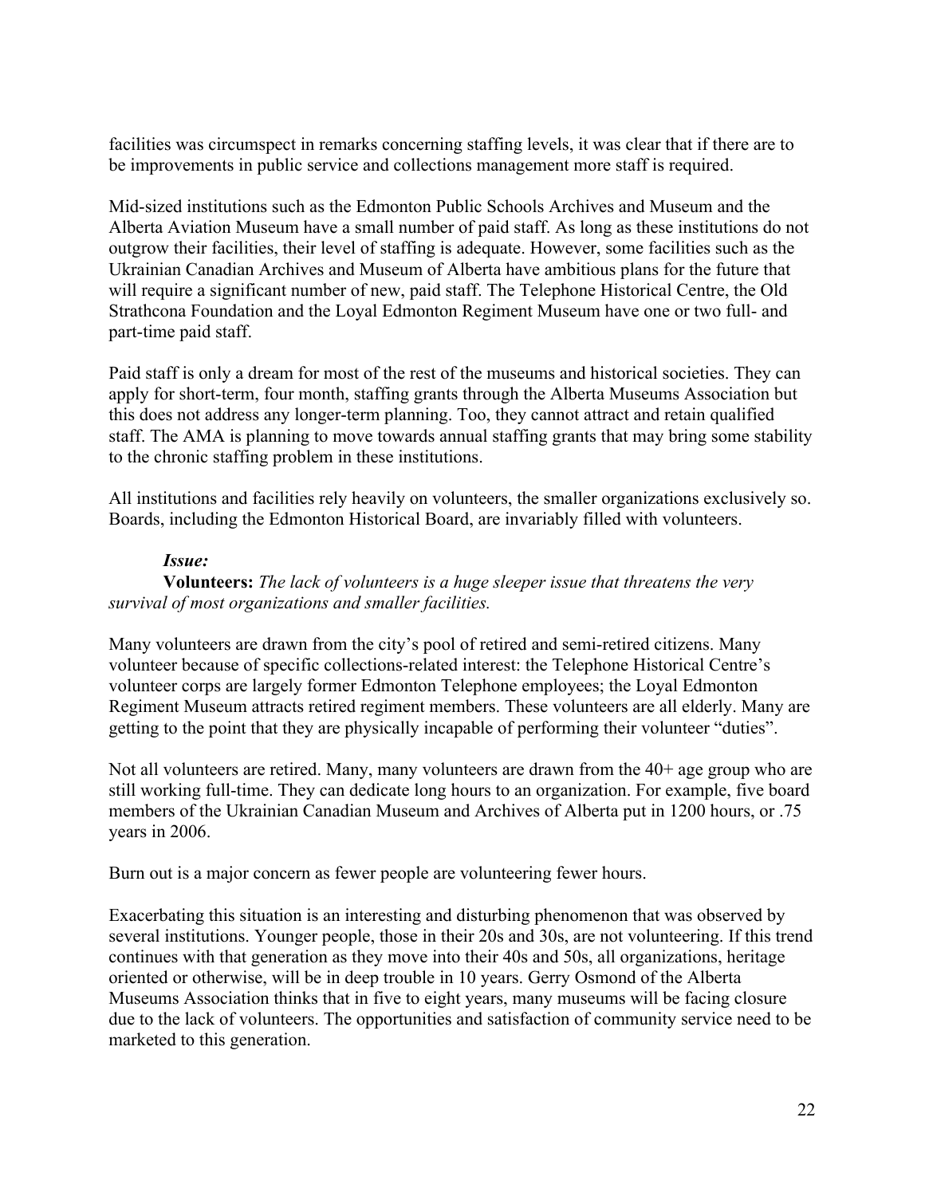facilities was circumspect in remarks concerning staffing levels, it was clear that if there are to be improvements in public service and collections management more staff is required.

Mid-sized institutions such as the Edmonton Public Schools Archives and Museum and the Alberta Aviation Museum have a small number of paid staff. As long as these institutions do not outgrow their facilities, their level of staffing is adequate. However, some facilities such as the Ukrainian Canadian Archives and Museum of Alberta have ambitious plans for the future that will require a significant number of new, paid staff. The Telephone Historical Centre, the Old Strathcona Foundation and the Loyal Edmonton Regiment Museum have one or two full- and part-time paid staff.

Paid staff is only a dream for most of the rest of the museums and historical societies. They can apply for short-term, four month, staffing grants through the Alberta Museums Association but this does not address any longer-term planning. Too, they cannot attract and retain qualified staff. The AMA is planning to move towards annual staffing grants that may bring some stability to the chronic staffing problem in these institutions.

All institutions and facilities rely heavily on volunteers, the smaller organizations exclusively so. Boards, including the Edmonton Historical Board, are invariably filled with volunteers.

***Issue:***

**Volunteers:** *The lack of volunteers is a huge sleeper issue that threatens the very survival of most organizations and smaller facilities.*

Many volunteers are drawn from the city's pool of retired and semi-retired citizens. Many volunteer because of specific collections-related interest: the Telephone Historical Centre's volunteer corps are largely former Edmonton Telephone employees; the Loyal Edmonton Regiment Museum attracts retired regiment members. These volunteers are all elderly. Many are getting to the point that they are physically incapable of performing their volunteer "duties".

Not all volunteers are retired. Many, many volunteers are drawn from the 40+ age group who are still working full-time. They can dedicate long hours to an organization. For example, five board members of the Ukrainian Canadian Museum and Archives of Alberta put in 1200 hours, or .75 years in 2006.

Burn out is a major concern as fewer people are volunteering fewer hours.

Exacerbating this situation is an interesting and disturbing phenomenon that was observed by several institutions. Younger people, those in their 20s and 30s, are not volunteering. If this trend continues with that generation as they move into their 40s and 50s, all organizations, heritage oriented or otherwise, will be in deep trouble in 10 years. Gerry Osmond of the Alberta Museums Association thinks that in five to eight years, many museums will be facing closure due to the lack of volunteers. The opportunities and satisfaction of community service need to be marketed to this generation.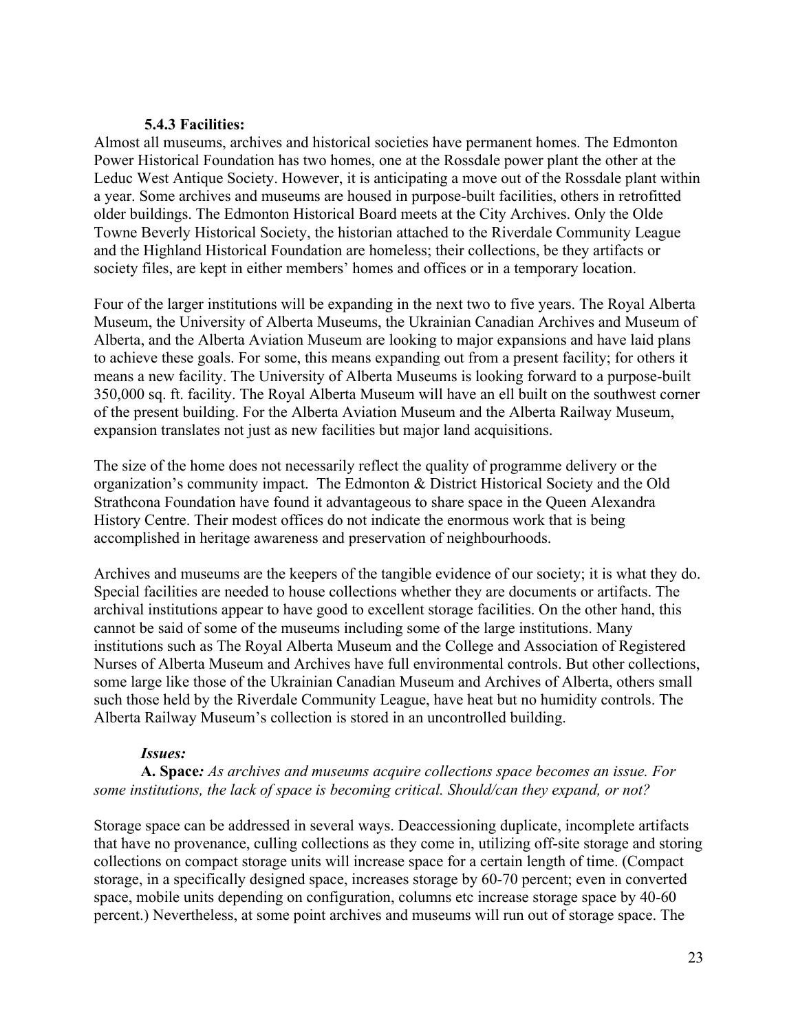### 5.4.3 Facilities:

Almost all museums, archives and historical societies have permanent homes. The Edmonton Power Historical Foundation has two homes, one at the Rossdale power plant the other at the Leduc West Antique Society. However, it is anticipating a move out of the Rossdale plant within a year. Some archives and museums are housed in purpose-built facilities, others in retrofitted older buildings. The Edmonton Historical Board meets at the City Archives. Only the Olde Towne Beverly Historical Society, the historian attached to the Riverdale Community League and the Highland Historical Foundation are homeless; their collections, be they artifacts or society files, are kept in either members' homes and offices or in a temporary location.

Four of the larger institutions will be expanding in the next two to five years. The Royal Alberta Museum, the University of Alberta Museums, the Ukrainian Canadian Archives and Museum of Alberta, and the Alberta Aviation Museum are looking to major expansions and have laid plans to achieve these goals. For some, this means expanding out from a present facility; for others it means a new facility. The University of Alberta Museums is looking forward to a purpose-built 350,000 sq. ft. facility. The Royal Alberta Museum will have an ell built on the southwest corner of the present building. For the Alberta Aviation Museum and the Alberta Railway Museum, expansion translates not just as new facilities but major land acquisitions.

The size of the home does not necessarily reflect the quality of programme delivery or the organization's community impact. The Edmonton & District Historical Society and the Old Strathcona Foundation have found it advantageous to share space in the Queen Alexandra History Centre. Their modest offices do not indicate the enormous work that is being accomplished in heritage awareness and preservation of neighbourhoods.

Archives and museums are the keepers of the tangible evidence of our society; it is what they do. Special facilities are needed to house collections whether they are documents or artifacts. The archival institutions appear to have good to excellent storage facilities. On the other hand, this cannot be said of some of the museums including some of the large institutions. Many institutions such as The Royal Alberta Museum and the College and Association of Registered Nurses of Alberta Museum and Archives have full environmental controls. But other collections, some large like those of the Ukrainian Canadian Museum and Archives of Alberta, others small such those held by the Riverdale Community League, have heat but no humidity controls. The Alberta Railway Museum's collection is stored in an uncontrolled building.

***Issues:***

**A. Space***: As archives and museums acquire collections space becomes an issue. For some institutions, the lack of space is becoming critical. Should/can they expand, or not?*

Storage space can be addressed in several ways. Deaccessioning duplicate, incomplete artifacts that have no provenance, culling collections as they come in, utilizing off-site storage and storing collections on compact storage units will increase space for a certain length of time. (Compact storage, in a specifically designed space, increases storage by 60-70 percent; even in converted space, mobile units depending on configuration, columns etc increase storage space by 40-60 percent.) Nevertheless, at some point archives and museums will run out of storage space. The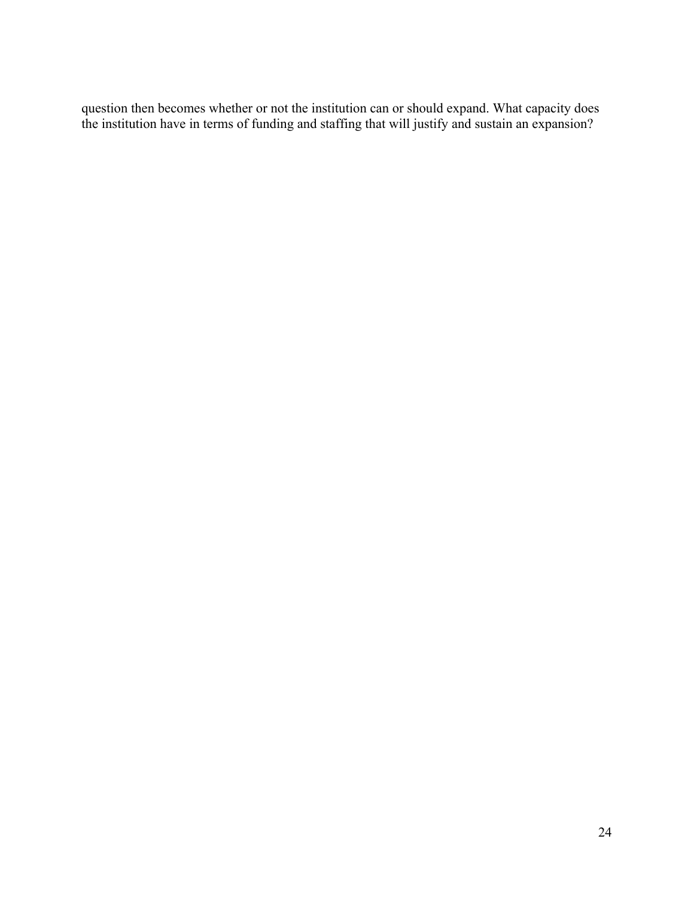question then becomes whether or not the institution can or should expand. What capacity does the institution have in terms of funding and staffing that will justify and sustain an expansion?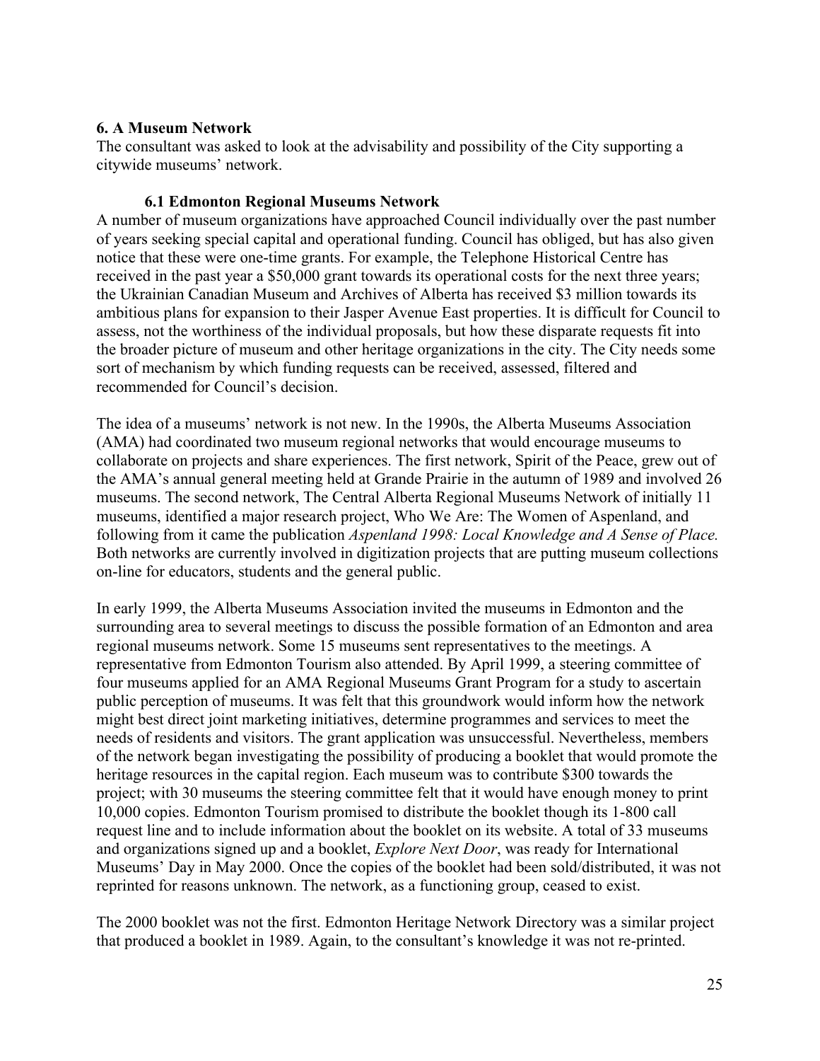## 6. A Museum Network

The consultant was asked to look at the advisability and possibility of the City supporting a citywide museums' network.

### 6.1 Edmonton Regional Museums Network

A number of museum organizations have approached Council individually over the past number of years seeking special capital and operational funding. Council has obliged, but has also given notice that these were one-time grants. For example, the Telephone Historical Centre has received in the past year a $50,000 grant towards its operational costs for the next three years; the Ukrainian Canadian Museum and Archives of Alberta has received $3 million towards its ambitious plans for expansion to their Jasper Avenue East properties. It is difficult for Council to assess, not the worthiness of the individual proposals, but how these disparate requests fit into the broader picture of museum and other heritage organizations in the city. The City needs some sort of mechanism by which funding requests can be received, assessed, filtered and recommended for Council's decision.

The idea of a museums' network is not new. In the 1990s, the Alberta Museums Association (AMA) had coordinated two museum regional networks that would encourage museums to collaborate on projects and share experiences. The first network, Spirit of the Peace, grew out of the AMA's annual general meeting held at Grande Prairie in the autumn of 1989 and involved 26 museums. The second network, The Central Alberta Regional Museums Network of initially 11 museums, identified a major research project, Who We Are: The Women of Aspenland, and following from it came the publication *Aspenland 1998: Local Knowledge and A Sense of Place.* Both networks are currently involved in digitization projects that are putting museum collections on-line for educators, students and the general public.

In early 1999, the Alberta Museums Association invited the museums in Edmonton and the surrounding area to several meetings to discuss the possible formation of an Edmonton and area regional museums network. Some 15 museums sent representatives to the meetings. A representative from Edmonton Tourism also attended. By April 1999, a steering committee of four museums applied for an AMA Regional Museums Grant Program for a study to ascertain public perception of museums. It was felt that this groundwork would inform how the network might best direct joint marketing initiatives, determine programmes and services to meet the needs of residents and visitors. The grant application was unsuccessful. Nevertheless, members of the network began investigating the possibility of producing a booklet that would promote the heritage resources in the capital region. Each museum was to contribute $300 towards the project; with 30 museums the steering committee felt that it would have enough money to print 10,000 copies. Edmonton Tourism promised to distribute the booklet though its 1-800 call request line and to include information about the booklet on its website. A total of 33 museums and organizations signed up and a booklet, *Explore Next Door*, was ready for International Museums' Day in May 2000. Once the copies of the booklet had been sold/distributed, it was not reprinted for reasons unknown. The network, as a functioning group, ceased to exist.

The 2000 booklet was not the first. Edmonton Heritage Network Directory was a similar project that produced a booklet in 1989. Again, to the consultant's knowledge it was not re-printed.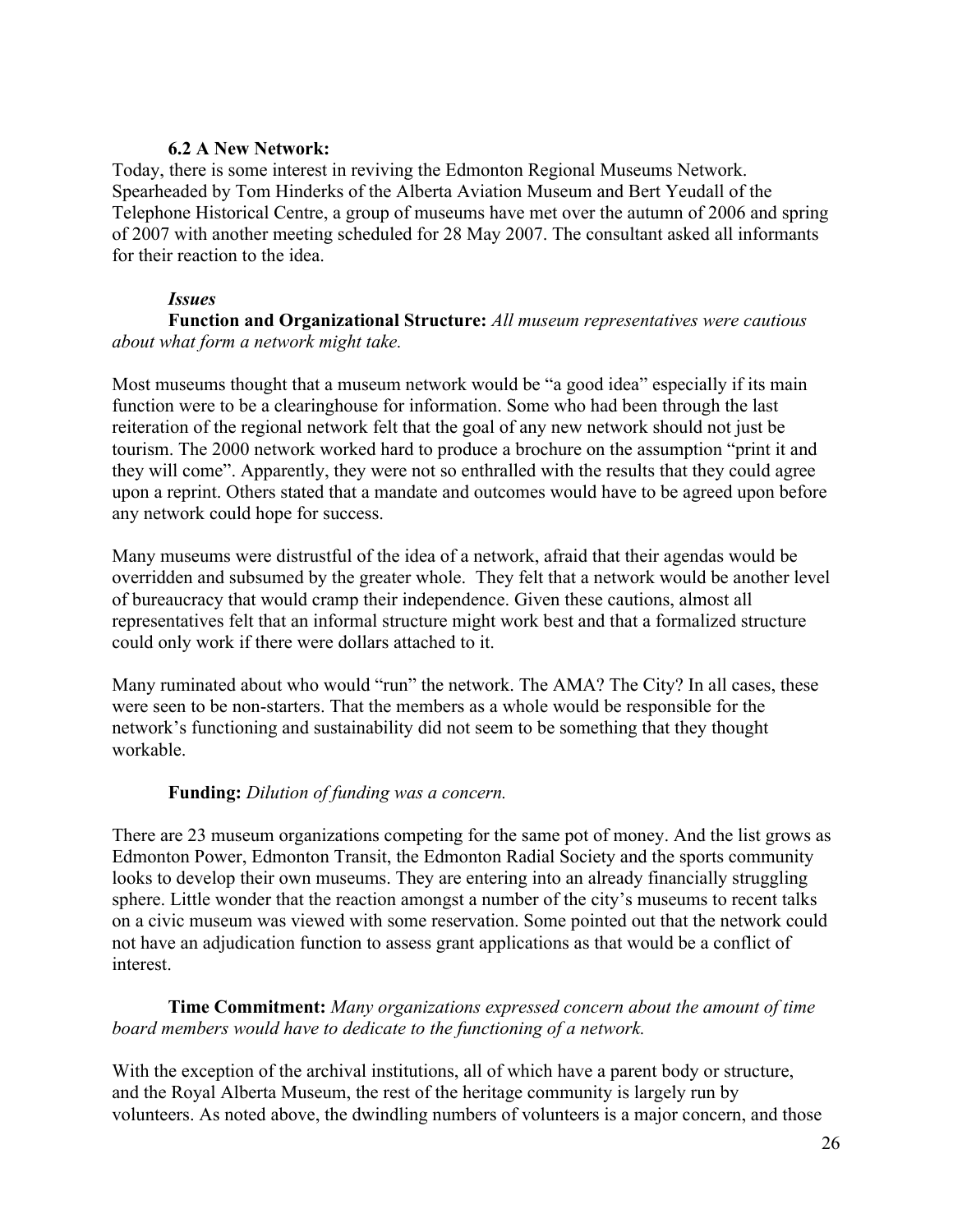### 6.2 A New Network:

Today, there is some interest in reviving the Edmonton Regional Museums Network. Spearheaded by Tom Hinderks of the Alberta Aviation Museum and Bert Yeudall of the Telephone Historical Centre, a group of museums have met over the autumn of 2006 and spring of 2007 with another meeting scheduled for 28 May 2007. The consultant asked all informants for their reaction to the idea.

#### *Issues*

**Function and Organizational Structure:** *All museum representatives were cautious about what form a network might take.*

Most museums thought that a museum network would be "a good idea" especially if its main function were to be a clearinghouse for information. Some who had been through the last reiteration of the regional network felt that the goal of any new network should not just be tourism. The 2000 network worked hard to produce a brochure on the assumption "print it and they will come". Apparently, they were not so enthralled with the results that they could agree upon a reprint. Others stated that a mandate and outcomes would have to be agreed upon before any network could hope for success.

Many museums were distrustful of the idea of a network, afraid that their agendas would be overridden and subsumed by the greater whole. They felt that a network would be another level of bureaucracy that would cramp their independence. Given these cautions, almost all representatives felt that an informal structure might work best and that a formalized structure could only work if there were dollars attached to it.

Many ruminated about who would "run" the network. The AMA? The City? In all cases, these were seen to be non-starters. That the members as a whole would be responsible for the network's functioning and sustainability did not seem to be something that they thought workable.

**Funding:** *Dilution of funding was a concern.*

There are 23 museum organizations competing for the same pot of money. And the list grows as Edmonton Power, Edmonton Transit, the Edmonton Radial Society and the sports community looks to develop their own museums. They are entering into an already financially struggling sphere. Little wonder that the reaction amongst a number of the city's museums to recent talks on a civic museum was viewed with some reservation. Some pointed out that the network could not have an adjudication function to assess grant applications as that would be a conflict of interest.

**Time Commitment:** *Many organizations expressed concern about the amount of time board members would have to dedicate to the functioning of a network.*

With the exception of the archival institutions, all of which have a parent body or structure, and the Royal Alberta Museum, the rest of the heritage community is largely run by volunteers. As noted above, the dwindling numbers of volunteers is a major concern, and those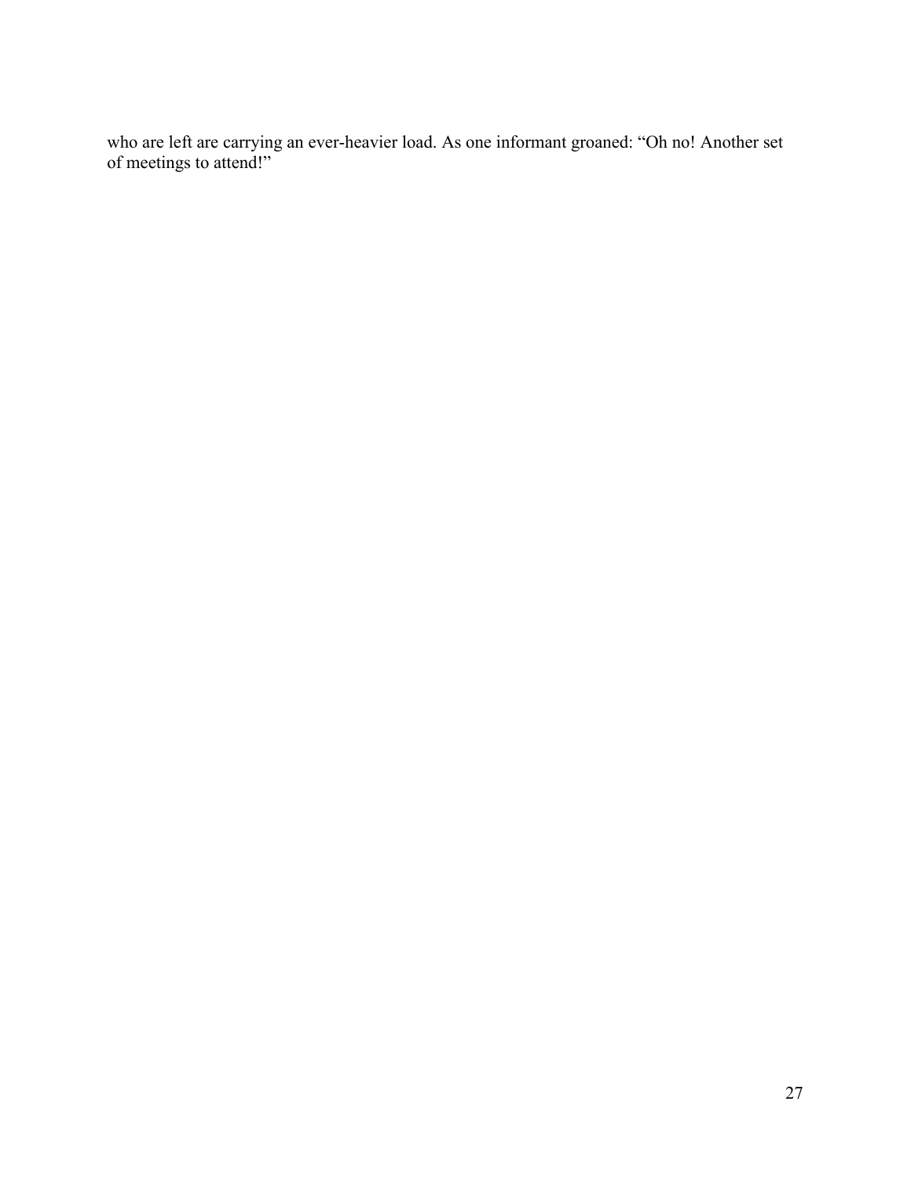who are left are carrying an ever-heavier load. As one informant groaned: "Oh no! Another set of meetings to attend!"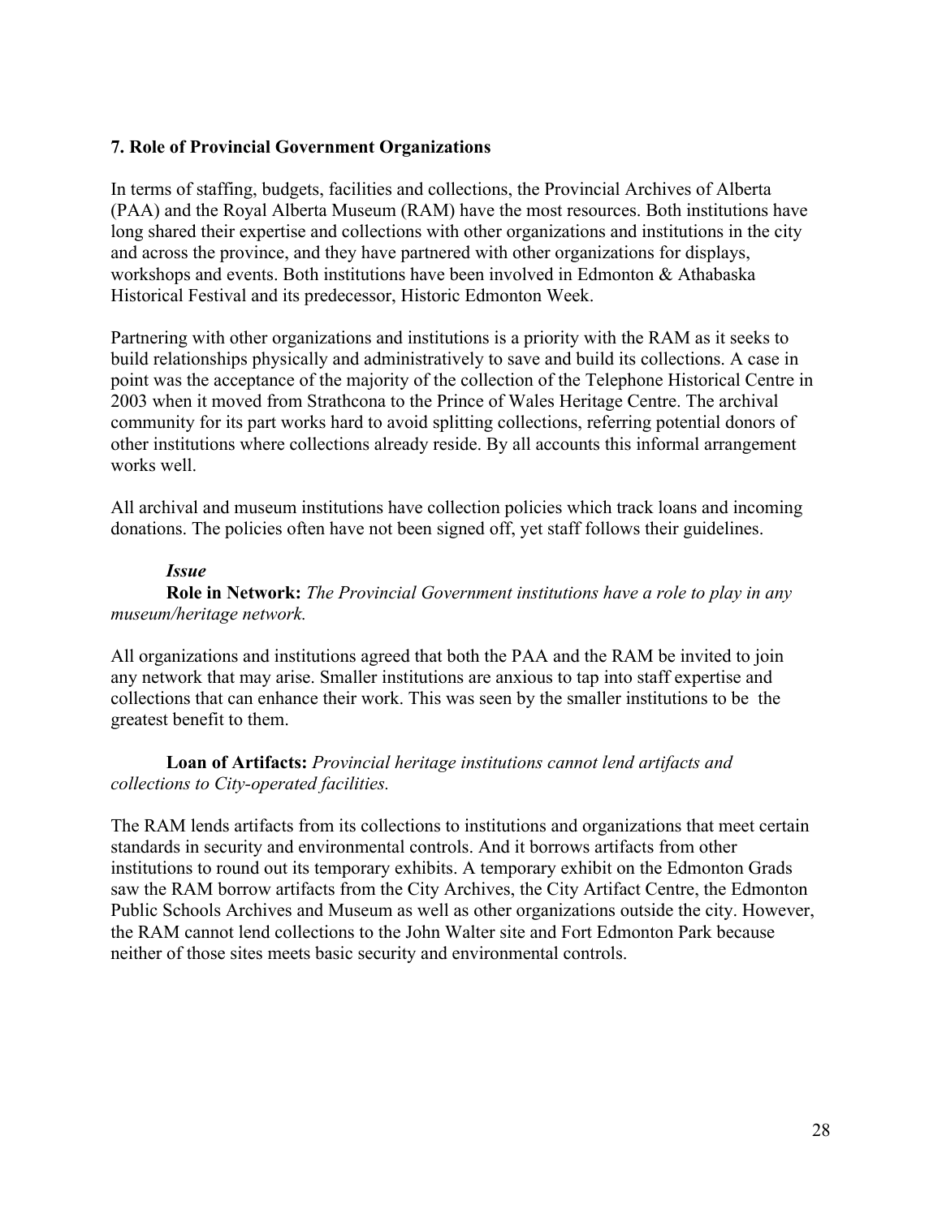### 7. Role of Provincial Government Organizations

In terms of staffing, budgets, facilities and collections, the Provincial Archives of Alberta (PAA) and the Royal Alberta Museum (RAM) have the most resources. Both institutions have long shared their expertise and collections with other organizations and institutions in the city and across the province, and they have partnered with other organizations for displays, workshops and events. Both institutions have been involved in Edmonton & Athabaska Historical Festival and its predecessor, Historic Edmonton Week.

Partnering with other organizations and institutions is a priority with the RAM as it seeks to build relationships physically and administratively to save and build its collections. A case in point was the acceptance of the majority of the collection of the Telephone Historical Centre in 2003 when it moved from Strathcona to the Prince of Wales Heritage Centre. The archival community for its part works hard to avoid splitting collections, referring potential donors of other institutions where collections already reside. By all accounts this informal arrangement works well.

All archival and museum institutions have collection policies which track loans and incoming donations. The policies often have not been signed off, yet staff follows their guidelines.

***Issue***

**Role in Network:** *The Provincial Government institutions have a role to play in any museum/heritage network.*

All organizations and institutions agreed that both the PAA and the RAM be invited to join any network that may arise. Smaller institutions are anxious to tap into staff expertise and collections that can enhance their work. This was seen by the smaller institutions to be the greatest benefit to them.

**Loan of Artifacts:** *Provincial heritage institutions cannot lend artifacts and collections to City-operated facilities.*

The RAM lends artifacts from its collections to institutions and organizations that meet certain standards in security and environmental controls. And it borrows artifacts from other institutions to round out its temporary exhibits. A temporary exhibit on the Edmonton Grads saw the RAM borrow artifacts from the City Archives, the City Artifact Centre, the Edmonton Public Schools Archives and Museum as well as other organizations outside the city. However, the RAM cannot lend collections to the John Walter site and Fort Edmonton Park because neither of those sites meets basic security and environmental controls.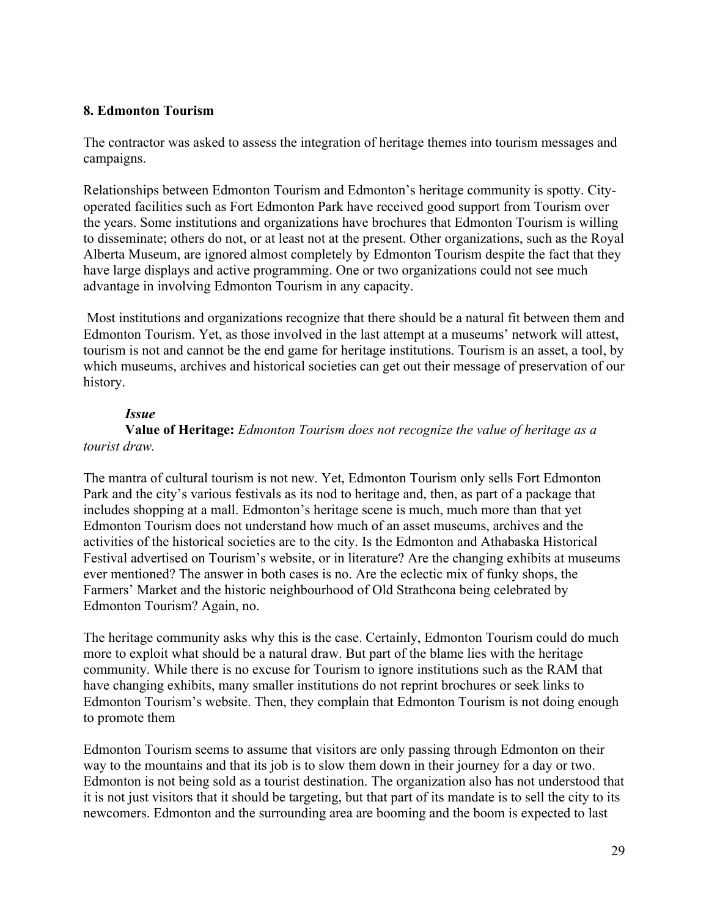**8. Edmonton Tourism**

The contractor was asked to assess the integration of heritage themes into tourism messages and campaigns.

Relationships between Edmonton Tourism and Edmonton's heritage community is spotty. City-operated facilities such as Fort Edmonton Park have received good support from Tourism over the years. Some institutions and organizations have brochures that Edmonton Tourism is willing to disseminate; others do not, or at least not at the present. Other organizations, such as the Royal Alberta Museum, are ignored almost completely by Edmonton Tourism despite the fact that they have large displays and active programming. One or two organizations could not see much advantage in involving Edmonton Tourism in any capacity.

Most institutions and organizations recognize that there should be a natural fit between them and Edmonton Tourism. Yet, as those involved in the last attempt at a museums' network will attest, tourism is not and cannot be the end game for heritage institutions. Tourism is an asset, a tool, by which museums, archives and historical societies can get out their message of preservation of our history.

***Issue***

**Value of Heritage:** *Edmonton Tourism does not recognize the value of heritage as a tourist draw.*

The mantra of cultural tourism is not new. Yet, Edmonton Tourism only sells Fort Edmonton Park and the city's various festivals as its nod to heritage and, then, as part of a package that includes shopping at a mall. Edmonton's heritage scene is much, much more than that yet Edmonton Tourism does not understand how much of an asset museums, archives and the activities of the historical societies are to the city. Is the Edmonton and Athabaska Historical Festival advertised on Tourism's website, or in literature? Are the changing exhibits at museums ever mentioned? The answer in both cases is no. Are the eclectic mix of funky shops, the Farmers' Market and the historic neighbourhood of Old Strathcona being celebrated by Edmonton Tourism? Again, no.

The heritage community asks why this is the case. Certainly, Edmonton Tourism could do much more to exploit what should be a natural draw. But part of the blame lies with the heritage community. While there is no excuse for Tourism to ignore institutions such as the RAM that have changing exhibits, many smaller institutions do not reprint brochures or seek links to Edmonton Tourism's website. Then, they complain that Edmonton Tourism is not doing enough to promote them

Edmonton Tourism seems to assume that visitors are only passing through Edmonton on their way to the mountains and that its job is to slow them down in their journey for a day or two. Edmonton is not being sold as a tourist destination. The organization also has not understood that it is not just visitors that it should be targeting, but that part of its mandate is to sell the city to its newcomers. Edmonton and the surrounding area are booming and the boom is expected to last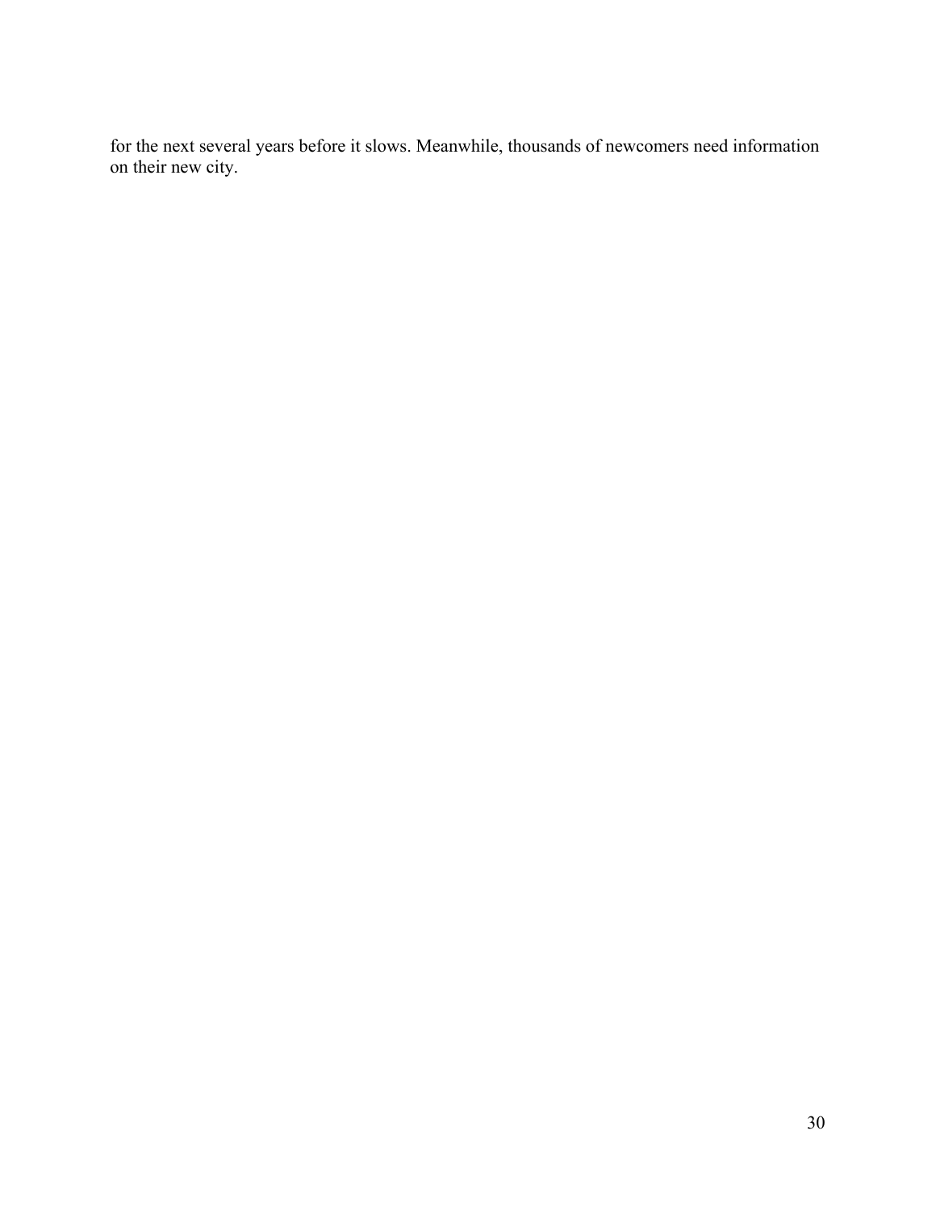for the next several years before it slows. Meanwhile, thousands of newcomers need information on their new city.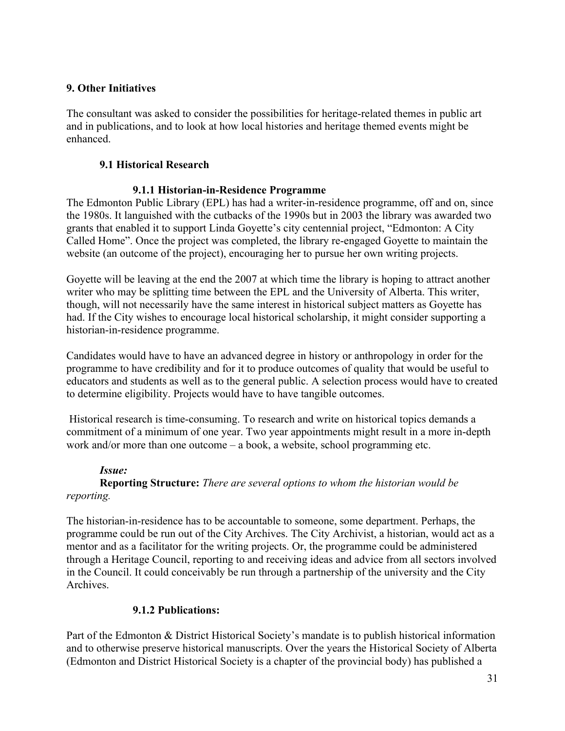## 9. Other Initiatives

The consultant was asked to consider the possibilities for heritage-related themes in public art and in publications, and to look at how local histories and heritage themed events might be enhanced.

### 9.1 Historical Research

#### 9.1.1 Historian-in-Residence Programme

The Edmonton Public Library (EPL) has had a writer-in-residence programme, off and on, since the 1980s. It languished with the cutbacks of the 1990s but in 2003 the library was awarded two grants that enabled it to support Linda Goyette's city centennial project, "Edmonton: A City Called Home". Once the project was completed, the library re-engaged Goyette to maintain the website (an outcome of the project), encouraging her to pursue her own writing projects.

Goyette will be leaving at the end the 2007 at which time the library is hoping to attract another writer who may be splitting time between the EPL and the University of Alberta. This writer, though, will not necessarily have the same interest in historical subject matters as Goyette has had. If the City wishes to encourage local historical scholarship, it might consider supporting a historian-in-residence programme.

Candidates would have to have an advanced degree in history or anthropology in order for the programme to have credibility and for it to produce outcomes of quality that would be useful to educators and students as well as to the general public. A selection process would have to created to determine eligibility. Projects would have to have tangible outcomes.

Historical research is time-consuming. To research and write on historical topics demands a commitment of a minimum of one year. Two year appointments might result in a more in-depth work and/or more than one outcome – a book, a website, school programming etc.

***Issue:***

**Reporting Structure:** *There are several options to whom the historian would be reporting.*

The historian-in-residence has to be accountable to someone, some department. Perhaps, the programme could be run out of the City Archives. The City Archivist, a historian, would act as a mentor and as a facilitator for the writing projects. Or, the programme could be administered through a Heritage Council, reporting to and receiving ideas and advice from all sectors involved in the Council. It could conceivably be run through a partnership of the university and the City Archives.

#### 9.1.2 Publications:

Part of the Edmonton & District Historical Society's mandate is to publish historical information and to otherwise preserve historical manuscripts. Over the years the Historical Society of Alberta (Edmonton and District Historical Society is a chapter of the provincial body) has published a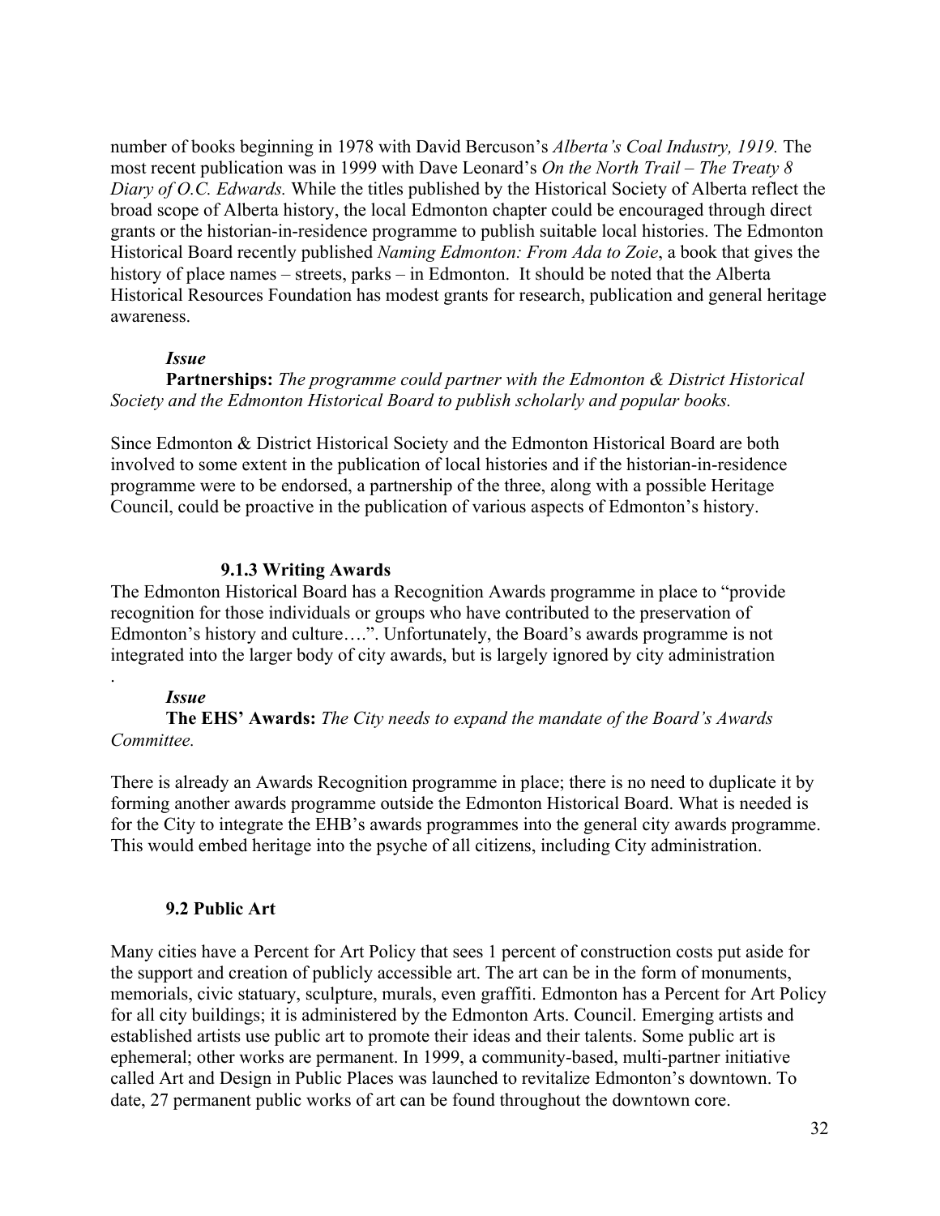number of books beginning in 1978 with David Bercuson's *Alberta's Coal Industry, 1919.* The most recent publication was in 1999 with Dave Leonard's *On the North Trail – The Treaty 8 Diary of O.C. Edwards.* While the titles published by the Historical Society of Alberta reflect the broad scope of Alberta history, the local Edmonton chapter could be encouraged through direct grants or the historian-in-residence programme to publish suitable local histories. The Edmonton Historical Board recently published *Naming Edmonton: From Ada to Zoie*, a book that gives the history of place names – streets, parks – in Edmonton. It should be noted that the Alberta Historical Resources Foundation has modest grants for research, publication and general heritage awareness.

***Issue***

**Partnerships:** *The programme could partner with the Edmonton & District Historical Society and the Edmonton Historical Board to publish scholarly and popular books.*

Since Edmonton & District Historical Society and the Edmonton Historical Board are both involved to some extent in the publication of local histories and if the historian-in-residence programme were to be endorsed, a partnership of the three, along with a possible Heritage Council, could be proactive in the publication of various aspects of Edmonton's history.

#### 9.1.3 Writing Awards

The Edmonton Historical Board has a Recognition Awards programme in place to "provide recognition for those individuals or groups who have contributed to the preservation of Edmonton's history and culture….". Unfortunately, the Board's awards programme is not integrated into the larger body of city awards, but is largely ignored by city administration

.

***Issue***

**The EHS' Awards:** *The City needs to expand the mandate of the Board's Awards Committee.*

There is already an Awards Recognition programme in place; there is no need to duplicate it by forming another awards programme outside the Edmonton Historical Board. What is needed is for the City to integrate the EHB's awards programmes into the general city awards programme. This would embed heritage into the psyche of all citizens, including City administration.

### 9.2 Public Art

Many cities have a Percent for Art Policy that sees 1 percent of construction costs put aside for the support and creation of publicly accessible art. The art can be in the form of monuments, memorials, civic statuary, sculpture, murals, even graffiti. Edmonton has a Percent for Art Policy for all city buildings; it is administered by the Edmonton Arts. Council. Emerging artists and established artists use public art to promote their ideas and their talents. Some public art is ephemeral; other works are permanent. In 1999, a community-based, multi-partner initiative called Art and Design in Public Places was launched to revitalize Edmonton's downtown. To date, 27 permanent public works of art can be found throughout the downtown core.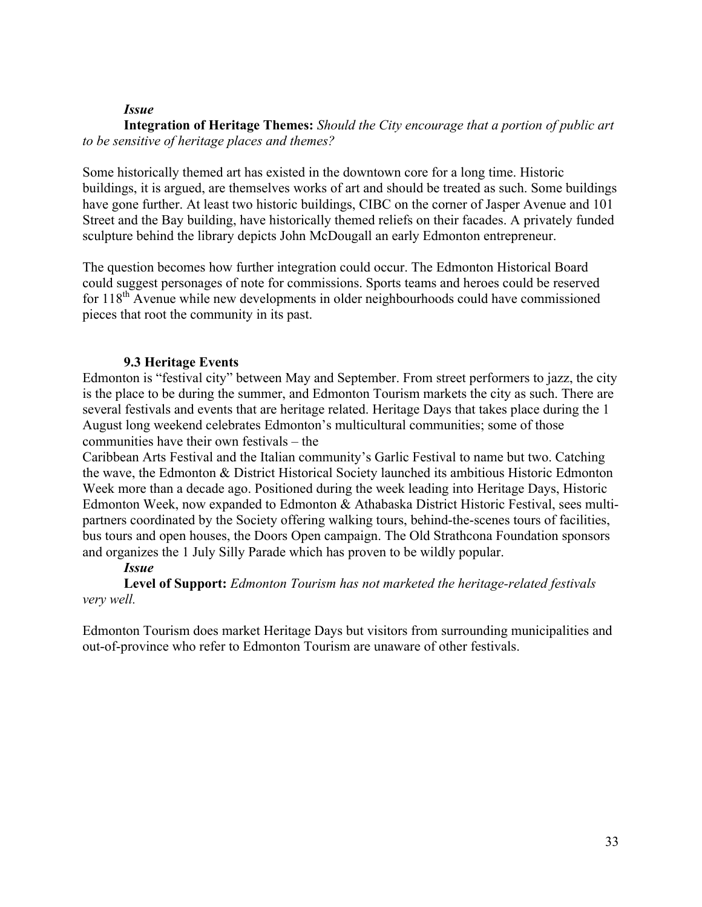***Issue***

**Integration of Heritage Themes:** *Should the City encourage that a portion of public art to be sensitive of heritage places and themes?*

Some historically themed art has existed in the downtown core for a long time. Historic buildings, it is argued, are themselves works of art and should be treated as such. Some buildings have gone further. At least two historic buildings, CIBC on the corner of Jasper Avenue and 101 Street and the Bay building, have historically themed reliefs on their facades. A privately funded sculpture behind the library depicts John McDougall an early Edmonton entrepreneur.

The question becomes how further integration could occur. The Edmonton Historical Board could suggest personages of note for commissions. Sports teams and heroes could be reserved for 118th Avenue while new developments in older neighbourhoods could have commissioned pieces that root the community in its past.

### 9.3 Heritage Events

Edmonton is "festival city" between May and September. From street performers to jazz, the city is the place to be during the summer, and Edmonton Tourism markets the city as such. There are several festivals and events that are heritage related. Heritage Days that takes place during the 1 August long weekend celebrates Edmonton's multicultural communities; some of those communities have their own festivals – the Caribbean Arts Festival and the Italian community's Garlic Festival to name but two. Catching the wave, the Edmonton & District Historical Society launched its ambitious Historic Edmonton Week more than a decade ago. Positioned during the week leading into Heritage Days, Historic Edmonton Week, now expanded to Edmonton & Athabaska District Historic Festival, sees multi-partners coordinated by the Society offering walking tours, behind-the-scenes tours of facilities, bus tours and open houses, the Doors Open campaign. The Old Strathcona Foundation sponsors and organizes the 1 July Silly Parade which has proven to be wildly popular.

***Issue***

**Level of Support:** *Edmonton Tourism has not marketed the heritage-related festivals very well.*

Edmonton Tourism does market Heritage Days but visitors from surrounding municipalities and out-of-province who refer to Edmonton Tourism are unaware of other festivals.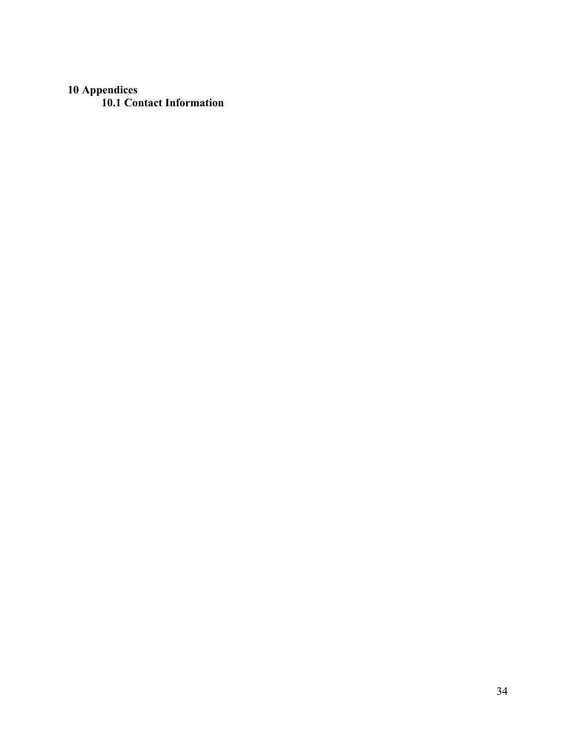# 10 Appendices

## 10.1 Contact Information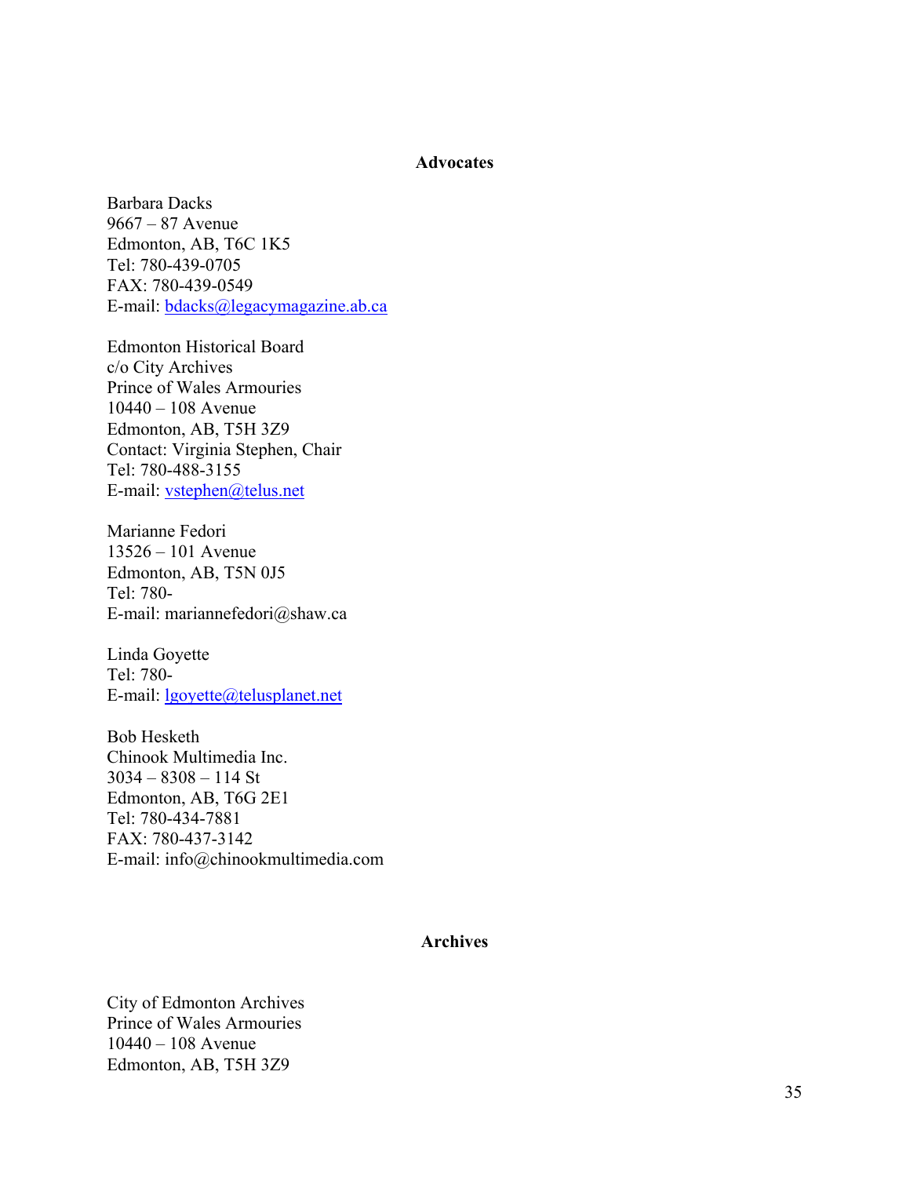## Advocates

Barbara Dacks
9667 – 87 Avenue
Edmonton, AB, T6C 1K5
Tel: 780-439-0705
FAX: 780-439-0549
E-mail: bdacks@legacymagazine.ab.ca

Edmonton Historical Board
c/o City Archives
Prince of Wales Armouries
10440 – 108 Avenue
Edmonton, AB, T5H 3Z9
Contact: Virginia Stephen, Chair
Tel: 780-488-3155
E-mail: vstephen@telus.net

Marianne Fedori
13526 – 101 Avenue
Edmonton, AB, T5N 0J5
Tel: 780-
E-mail: mariannefedori@shaw.ca

Linda Goyette
Tel: 780-
E-mail: lgoyette@telusplanet.net

Bob Hesketh
Chinook Multimedia Inc.
3034 – 8308 – 114 St
Edmonton, AB, T6G 2E1
Tel: 780-434-7881
FAX: 780-437-3142
E-mail: info@chinookmultimedia.com

## Archives

City of Edmonton Archives
Prince of Wales Armouries
10440 – 108 Avenue
Edmonton, AB, T5H 3Z9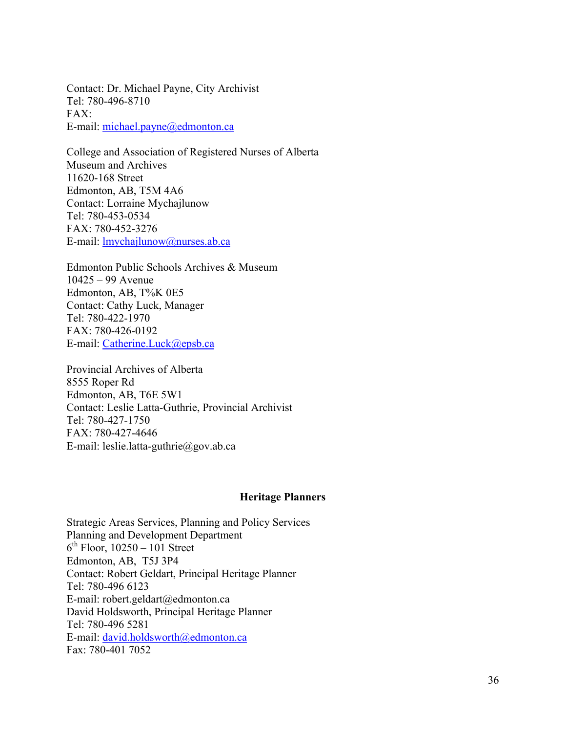Contact: Dr. Michael Payne, City Archivist
Tel: 780-496-8710
FAX:
E-mail: michael.payne@edmonton.ca

College and Association of Registered Nurses of Alberta
Museum and Archives
11620-168 Street
Edmonton, AB, T5M 4A6
Contact: Lorraine Mychajlunow
Tel: 780-453-0534
FAX: 780-452-3276
E-mail: lmychajlunow@nurses.ab.ca

Edmonton Public Schools Archives & Museum
10425 – 99 Avenue
Edmonton, AB, T%K 0E5
Contact: Cathy Luck, Manager
Tel: 780-422-1970
FAX: 780-426-0192
E-mail: Catherine.Luck@epsb.ca

Provincial Archives of Alberta
8555 Roper Rd
Edmonton, AB, T6E 5W1
Contact: Leslie Latta-Guthrie, Provincial Archivist
Tel: 780-427-1750
FAX: 780-427-4646
E-mail: leslie.latta-guthrie@gov.ab.ca

## Heritage Planners

Strategic Areas Services, Planning and Policy Services
Planning and Development Department
6th Floor, 10250 – 101 Street
Edmonton, AB, T5J 3P4
Contact: Robert Geldart, Principal Heritage Planner
Tel: 780-496 6123
E-mail: robert.geldart@edmonton.ca
David Holdsworth, Principal Heritage Planner
Tel: 780-496 5281
E-mail: david.holdsworth@edmonton.ca
Fax: 780-401 7052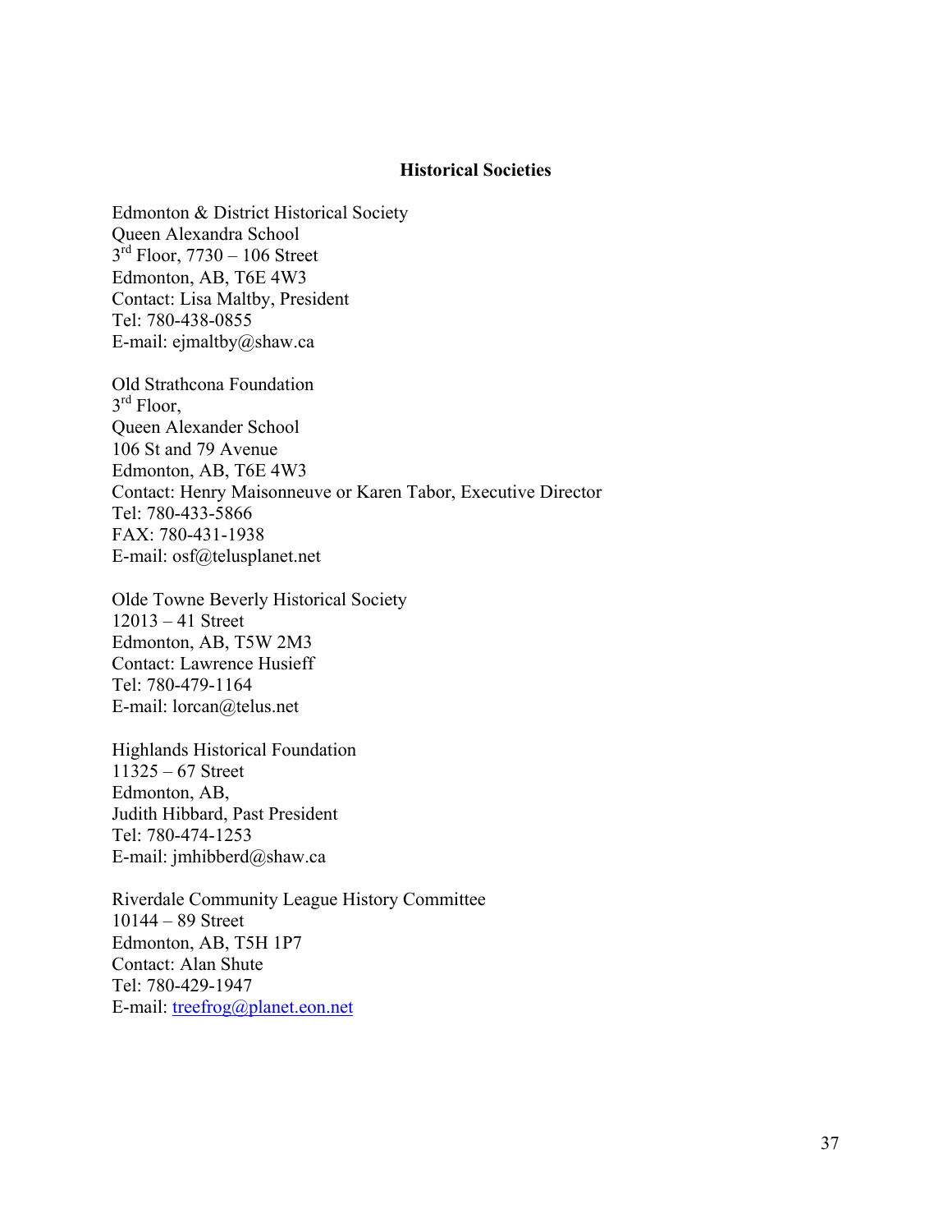## Historical Societies

Edmonton & District Historical Society
Queen Alexandra School
3rd Floor, 7730 – 106 Street
Edmonton, AB, T6E 4W3
Contact: Lisa Maltby, President
Tel: 780-438-0855
E-mail: ejmaltby@shaw.ca

Old Strathcona Foundation
3rd Floor,
Queen Alexander School
106 St and 79 Avenue
Edmonton, AB, T6E 4W3
Contact: Henry Maisonneuve or Karen Tabor, Executive Director
Tel: 780-433-5866
FAX: 780-431-1938
E-mail: osf@telusplanet.net

Olde Towne Beverly Historical Society
12013 – 41 Street
Edmonton, AB, T5W 2M3
Contact: Lawrence Husieff
Tel: 780-479-1164
E-mail: lorcan@telus.net

Highlands Historical Foundation
11325 – 67 Street
Edmonton, AB,
Judith Hibbard, Past President
Tel: 780-474-1253
E-mail: jmhibberd@shaw.ca

Riverdale Community League History Committee
10144 – 89 Street
Edmonton, AB, T5H 1P7
Contact: Alan Shute
Tel: 780-429-1947
E-mail: treefrog@planet.eon.net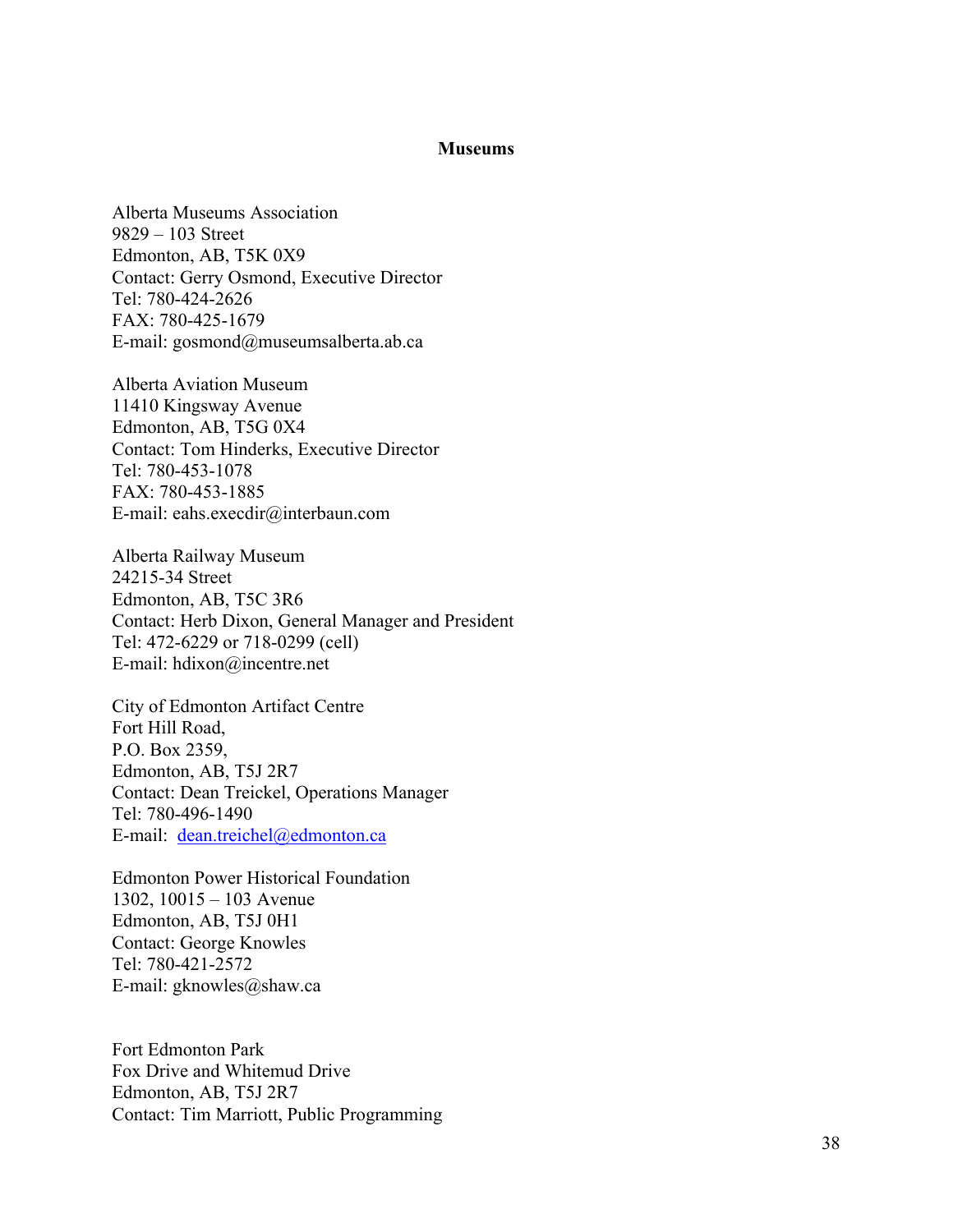## Museums

Alberta Museums Association
9829 – 103 Street
Edmonton, AB, T5K 0X9
Contact: Gerry Osmond, Executive Director
Tel: 780-424-2626
FAX: 780-425-1679
E-mail: gosmond@museumsalberta.ab.ca

Alberta Aviation Museum
11410 Kingsway Avenue
Edmonton, AB, T5G 0X4
Contact: Tom Hinderks, Executive Director
Tel: 780-453-1078
FAX: 780-453-1885
E-mail: eahs.execdir@interbaun.com

Alberta Railway Museum
24215-34 Street
Edmonton, AB, T5C 3R6
Contact: Herb Dixon, General Manager and President
Tel: 472-6229 or 718-0299 (cell)
E-mail: hdixon@incentre.net

City of Edmonton Artifact Centre
Fort Hill Road,
P.O. Box 2359,
Edmonton, AB, T5J 2R7
Contact: Dean Treickel, Operations Manager
Tel: 780-496-1490
E-mail: dean.treichel@edmonton.ca

Edmonton Power Historical Foundation
1302, 10015 – 103 Avenue
Edmonton, AB, T5J 0H1
Contact: George Knowles
Tel: 780-421-2572
E-mail: gknowles@shaw.ca

Fort Edmonton Park
Fox Drive and Whitemud Drive
Edmonton, AB, T5J 2R7
Contact: Tim Marriott, Public Programming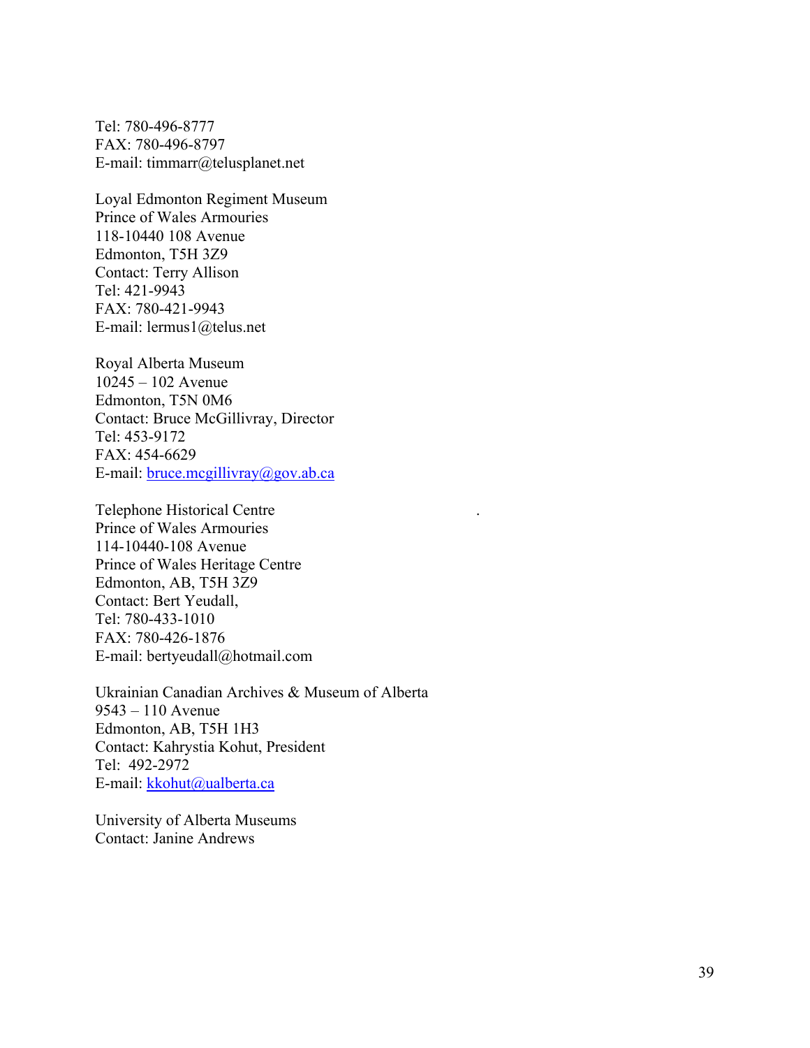Tel: 780-496-8777  
FAX: 780-496-8797  
E-mail: timmarr@telusplanet.net

Loyal Edmonton Regiment Museum  
Prince of Wales Armouries  
118-10440 108 Avenue  
Edmonton, T5H 3Z9  
Contact: Terry Allison  
Tel: 421-9943  
FAX: 780-421-9943  
E-mail: lermus1@telus.net

Royal Alberta Museum  
10245 – 102 Avenue  
Edmonton, T5N 0M6  
Contact: Bruce McGillivray, Director  
Tel: 453-9172  
FAX: 454-6629  
E-mail: bruce.mcgillivray@gov.ab.ca

Telephone Historical Centre  
Prince of Wales Armouries  
114-10440-108 Avenue  
Prince of Wales Heritage Centre  
Edmonton, AB, T5H 3Z9  
Contact: Bert Yeudall,  
Tel: 780-433-1010  
FAX: 780-426-1876  
E-mail: bertyeudall@hotmail.com

Ukrainian Canadian Archives & Museum of Alberta  
9543 – 110 Avenue  
Edmonton, AB, T5H 1H3  
Contact: Kahrystia Kohut, President  
Tel: 492-2972  
E-mail: kkohut@ualberta.ca

University of Alberta Museums  
Contact: Janine Andrews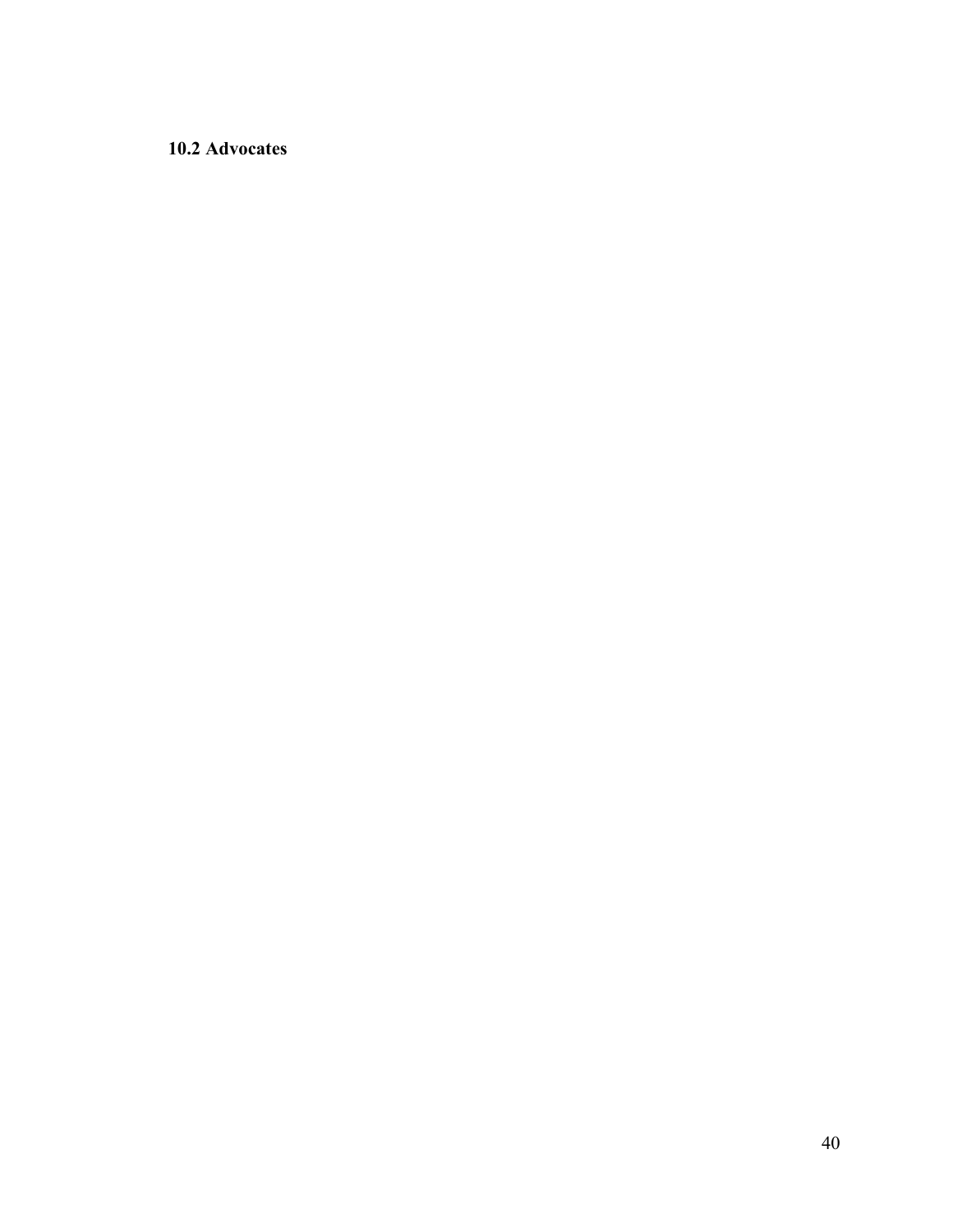### 10.2 Advocates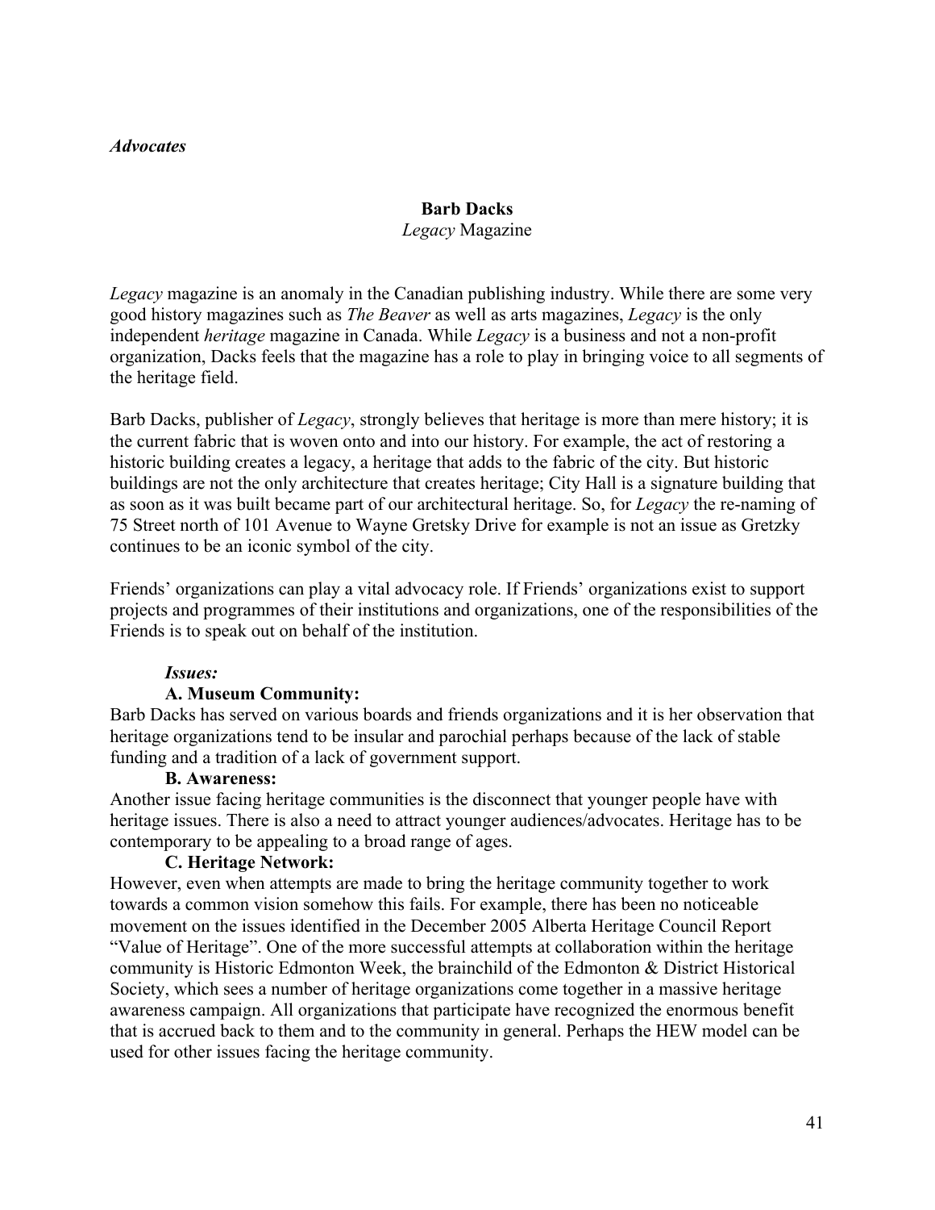*Advocates*

**Barb Dacks**
*Legacy* Magazine

*Legacy* magazine is an anomaly in the Canadian publishing industry. While there are some very good history magazines such as *The Beaver* as well as arts magazines, *Legacy* is the only independent *heritage* magazine in Canada. While *Legacy* is a business and not a non-profit organization, Dacks feels that the magazine has a role to play in bringing voice to all segments of the heritage field.

Barb Dacks, publisher of *Legacy*, strongly believes that heritage is more than mere history; it is the current fabric that is woven onto and into our history. For example, the act of restoring a historic building creates a legacy, a heritage that adds to the fabric of the city. But historic buildings are not the only architecture that creates heritage; City Hall is a signature building that as soon as it was built became part of our architectural heritage. So, for *Legacy* the re-naming of 75 Street north of 101 Avenue to Wayne Gretsky Drive for example is not an issue as Gretzky continues to be an iconic symbol of the city.

Friends' organizations can play a vital advocacy role. If Friends' organizations exist to support projects and programmes of their institutions and organizations, one of the responsibilities of the Friends is to speak out on behalf of the institution.

***Issues:***

**A. Museum Community:**

Barb Dacks has served on various boards and friends organizations and it is her observation that heritage organizations tend to be insular and parochial perhaps because of the lack of stable funding and a tradition of a lack of government support.

**B. Awareness:**

Another issue facing heritage communities is the disconnect that younger people have with heritage issues. There is also a need to attract younger audiences/advocates. Heritage has to be contemporary to be appealing to a broad range of ages.

**C. Heritage Network:**

However, even when attempts are made to bring the heritage community together to work towards a common vision somehow this fails. For example, there has been no noticeable movement on the issues identified in the December 2005 Alberta Heritage Council Report "Value of Heritage". One of the more successful attempts at collaboration within the heritage community is Historic Edmonton Week, the brainchild of the Edmonton & District Historical Society, which sees a number of heritage organizations come together in a massive heritage awareness campaign. All organizations that participate have recognized the enormous benefit that is accrued back to them and to the community in general. Perhaps the HEW model can be used for other issues facing the heritage community.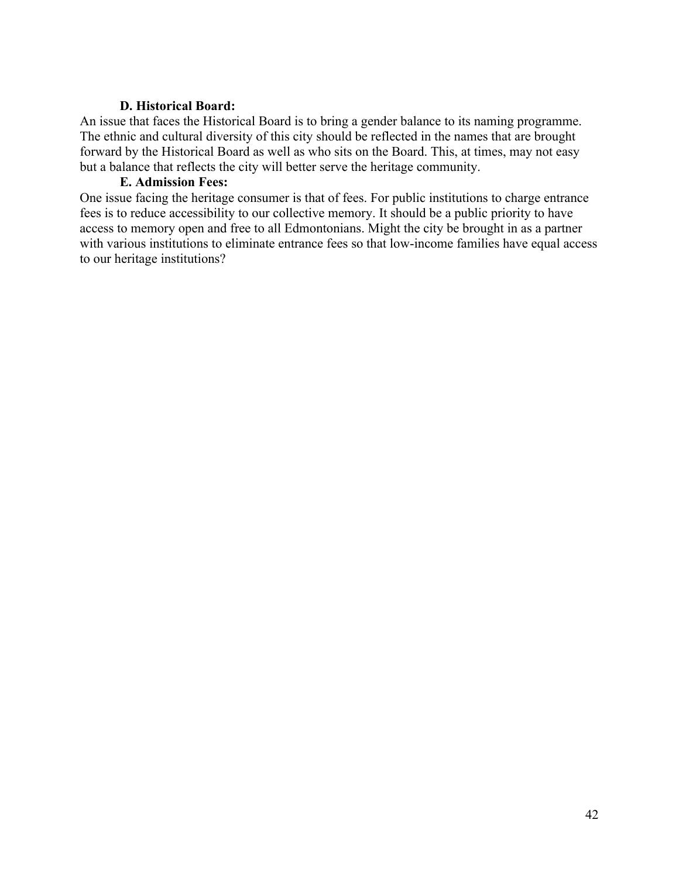**D. Historical Board:**

An issue that faces the Historical Board is to bring a gender balance to its naming programme. The ethnic and cultural diversity of this city should be reflected in the names that are brought forward by the Historical Board as well as who sits on the Board. This, at times, may not easy but a balance that reflects the city will better serve the heritage community.

**E. Admission Fees:**

One issue facing the heritage consumer is that of fees. For public institutions to charge entrance fees is to reduce accessibility to our collective memory. It should be a public priority to have access to memory open and free to all Edmontonians. Might the city be brought in as a partner with various institutions to eliminate entrance fees so that low-income families have equal access to our heritage institutions?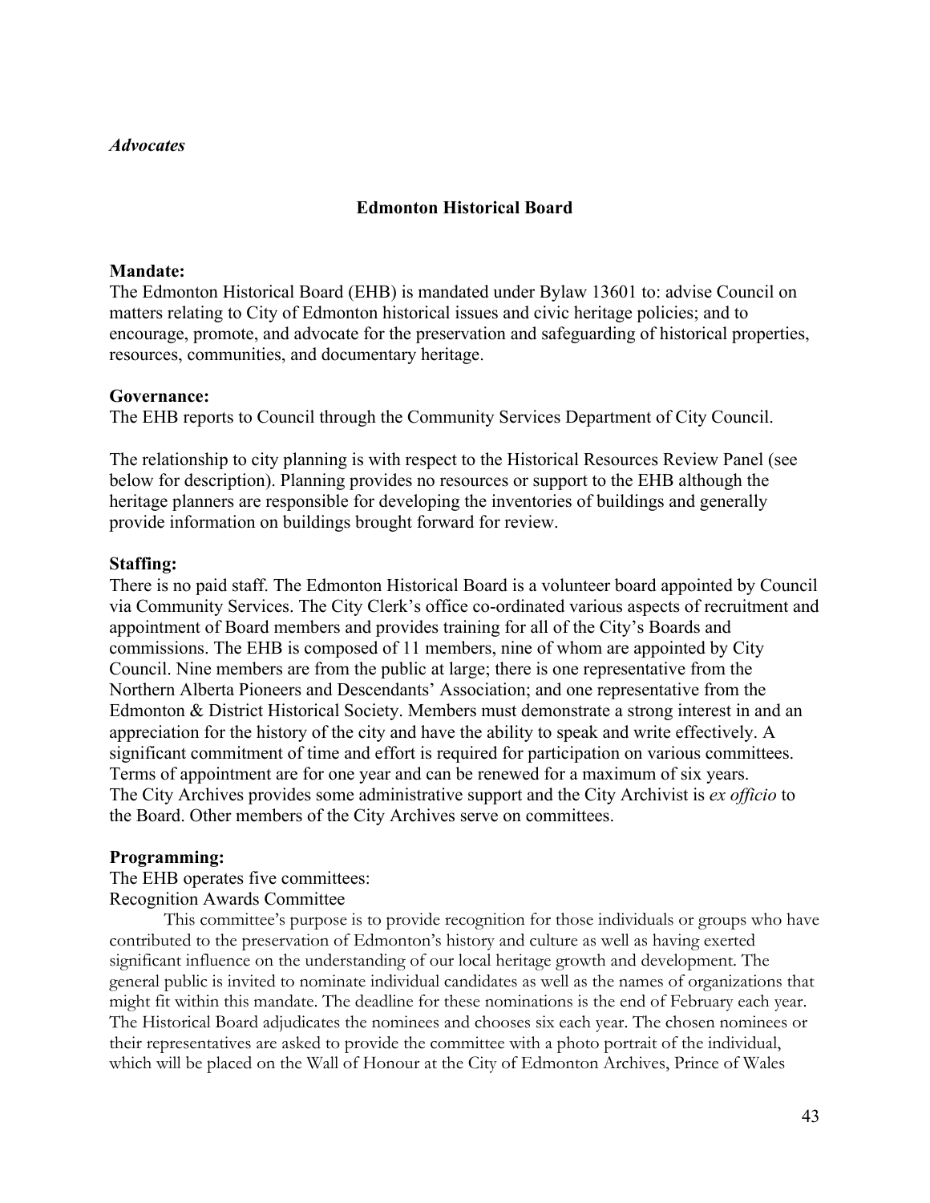*Advocates*

## Edmonton Historical Board

**Mandate:**
The Edmonton Historical Board (EHB) is mandated under Bylaw 13601 to: advise Council on matters relating to City of Edmonton historical issues and civic heritage policies; and to encourage, promote, and advocate for the preservation and safeguarding of historical properties, resources, communities, and documentary heritage.

**Governance:**
The EHB reports to Council through the Community Services Department of City Council.

The relationship to city planning is with respect to the Historical Resources Review Panel (see below for description). Planning provides no resources or support to the EHB although the heritage planners are responsible for developing the inventories of buildings and generally provide information on buildings brought forward for review.

**Staffing:**
There is no paid staff. The Edmonton Historical Board is a volunteer board appointed by Council via Community Services. The City Clerk's office co-ordinated various aspects of recruitment and appointment of Board members and provides training for all of the City's Boards and commissions. The EHB is composed of 11 members, nine of whom are appointed by City Council. Nine members are from the public at large; there is one representative from the Northern Alberta Pioneers and Descendants' Association; and one representative from the Edmonton & District Historical Society. Members must demonstrate a strong interest in and an appreciation for the history of the city and have the ability to speak and write effectively. A significant commitment of time and effort is required for participation on various committees. Terms of appointment are for one year and can be renewed for a maximum of six years. The City Archives provides some administrative support and the City Archivist is *ex officio* to the Board. Other members of the City Archives serve on committees.

**Programming:**
The EHB operates five committees:
Recognition Awards Committee

This committee's purpose is to provide recognition for those individuals or groups who have contributed to the preservation of Edmonton's history and culture as well as having exerted significant influence on the understanding of our local heritage growth and development. The general public is invited to nominate individual candidates as well as the names of organizations that might fit within this mandate. The deadline for these nominations is the end of February each year. The Historical Board adjudicates the nominees and chooses six each year. The chosen nominees or their representatives are asked to provide the committee with a photo portrait of the individual, which will be placed on the Wall of Honour at the City of Edmonton Archives, Prince of Wales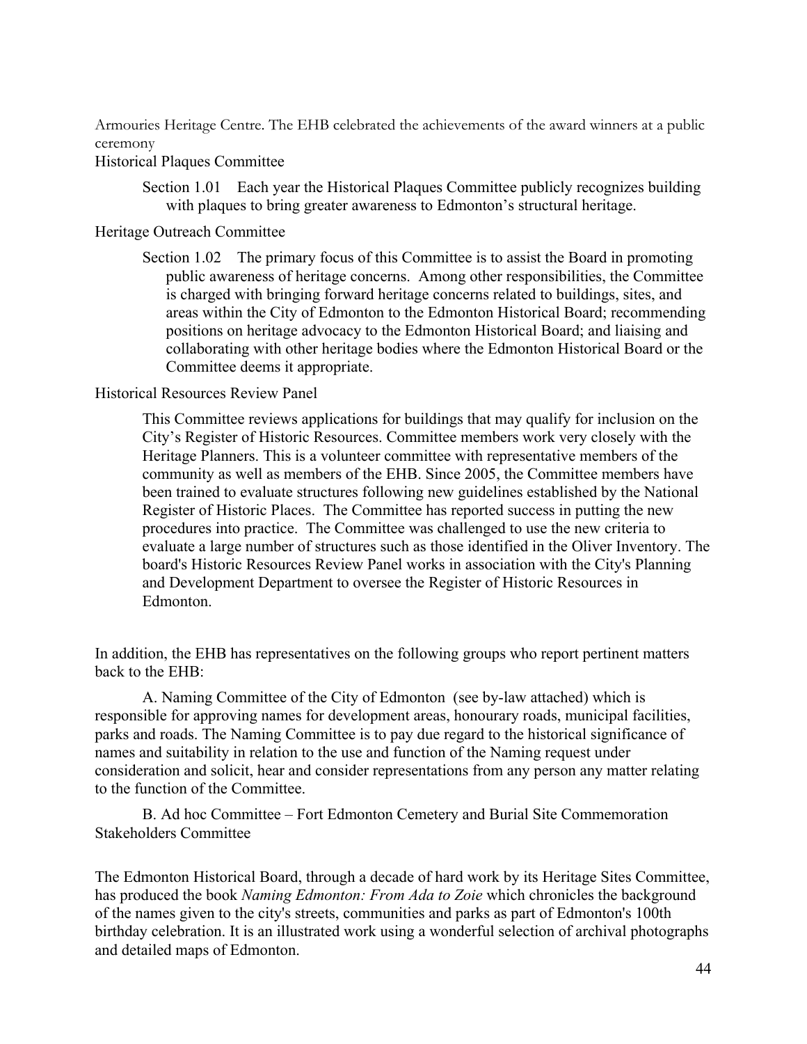Armouries Heritage Centre. The EHB celebrated the achievements of the award winners at a public ceremony

Historical Plaques Committee

> Section 1.01 Each year the Historical Plaques Committee publicly recognizes building with plaques to bring greater awareness to Edmonton's structural heritage.

Heritage Outreach Committee

> Section 1.02 The primary focus of this Committee is to assist the Board in promoting public awareness of heritage concerns. Among other responsibilities, the Committee is charged with bringing forward heritage concerns related to buildings, sites, and areas within the City of Edmonton to the Edmonton Historical Board; recommending positions on heritage advocacy to the Edmonton Historical Board; and liaising and collaborating with other heritage bodies where the Edmonton Historical Board or the Committee deems it appropriate.

Historical Resources Review Panel

> This Committee reviews applications for buildings that may qualify for inclusion on the City's Register of Historic Resources. Committee members work very closely with the Heritage Planners. This is a volunteer committee with representative members of the community as well as members of the EHB. Since 2005, the Committee members have been trained to evaluate structures following new guidelines established by the National Register of Historic Places. The Committee has reported success in putting the new procedures into practice. The Committee was challenged to use the new criteria to evaluate a large number of structures such as those identified in the Oliver Inventory. The board's Historic Resources Review Panel works in association with the City's Planning and Development Department to oversee the Register of Historic Resources in Edmonton.

In addition, the EHB has representatives on the following groups who report pertinent matters back to the EHB:

A. Naming Committee of the City of Edmonton (see by-law attached) which is responsible for approving names for development areas, honourary roads, municipal facilities, parks and roads. The Naming Committee is to pay due regard to the historical significance of names and suitability in relation to the use and function of the Naming request under consideration and solicit, hear and consider representations from any person any matter relating to the function of the Committee.

B. Ad hoc Committee – Fort Edmonton Cemetery and Burial Site Commemoration Stakeholders Committee

The Edmonton Historical Board, through a decade of hard work by its Heritage Sites Committee, has produced the book *Naming Edmonton: From Ada to Zoie* which chronicles the background of the names given to the city's streets, communities and parks as part of Edmonton's 100th birthday celebration. It is an illustrated work using a wonderful selection of archival photographs and detailed maps of Edmonton.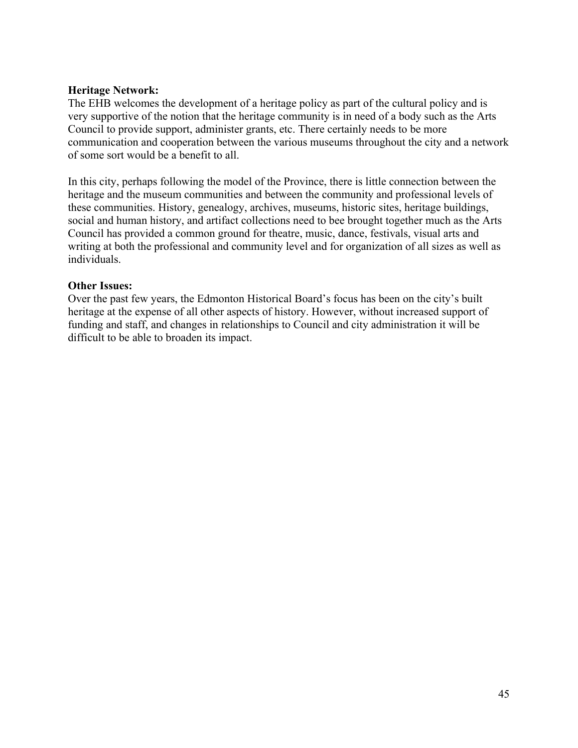**Heritage Network:**
The EHB welcomes the development of a heritage policy as part of the cultural policy and is very supportive of the notion that the heritage community is in need of a body such as the Arts Council to provide support, administer grants, etc. There certainly needs to be more communication and cooperation between the various museums throughout the city and a network of some sort would be a benefit to all.

In this city, perhaps following the model of the Province, there is little connection between the heritage and the museum communities and between the community and professional levels of these communities. History, genealogy, archives, museums, historic sites, heritage buildings, social and human history, and artifact collections need to bee brought together much as the Arts Council has provided a common ground for theatre, music, dance, festivals, visual arts and writing at both the professional and community level and for organization of all sizes as well as individuals.

**Other Issues:**
Over the past few years, the Edmonton Historical Board's focus has been on the city's built heritage at the expense of all other aspects of history. However, without increased support of funding and staff, and changes in relationships to Council and city administration it will be difficult to be able to broaden its impact.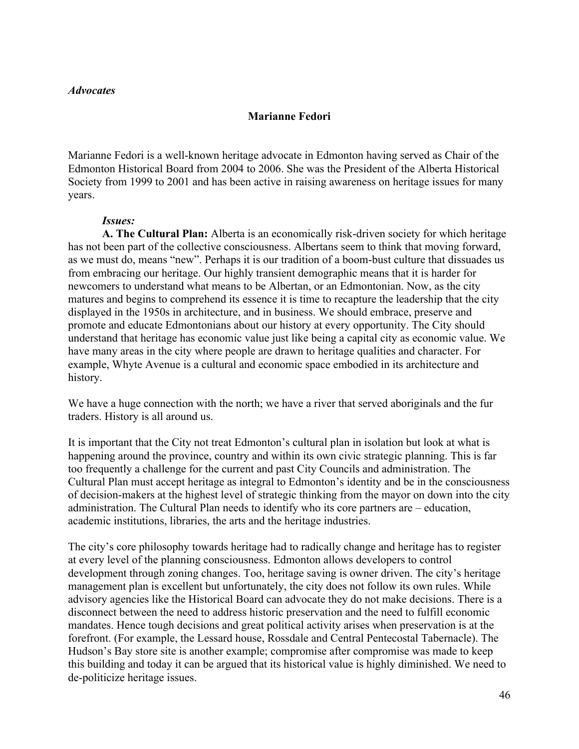*Advocates*

## Marianne Fedori

Marianne Fedori is a well-known heritage advocate in Edmonton having served as Chair of the Edmonton Historical Board from 2004 to 2006. She was the President of the Alberta Historical Society from 1999 to 2001 and has been active in raising awareness on heritage issues for many years.

***Issues:***

**A. The Cultural Plan:** Alberta is an economically risk-driven society for which heritage has not been part of the collective consciousness. Albertans seem to think that moving forward, as we must do, means "new". Perhaps it is our tradition of a boom-bust culture that dissuades us from embracing our heritage. Our highly transient demographic means that it is harder for newcomers to understand what means to be Albertan, or an Edmontonian. Now, as the city matures and begins to comprehend its essence it is time to recapture the leadership that the city displayed in the 1950s in architecture, and in business. We should embrace, preserve and promote and educate Edmontonians about our history at every opportunity. The City should understand that heritage has economic value just like being a capital city as economic value. We have many areas in the city where people are drawn to heritage qualities and character. For example, Whyte Avenue is a cultural and economic space embodied in its architecture and history.

We have a huge connection with the north; we have a river that served aboriginals and the fur traders. History is all around us.

It is important that the City not treat Edmonton's cultural plan in isolation but look at what is happening around the province, country and within its own civic strategic planning. This is far too frequently a challenge for the current and past City Councils and administration. The Cultural Plan must accept heritage as integral to Edmonton's identity and be in the consciousness of decision-makers at the highest level of strategic thinking from the mayor on down into the city administration. The Cultural Plan needs to identify who its core partners are – education, academic institutions, libraries, the arts and the heritage industries.

The city's core philosophy towards heritage had to radically change and heritage has to register at every level of the planning consciousness. Edmonton allows developers to control development through zoning changes. Too, heritage saving is owner driven. The city's heritage management plan is excellent but unfortunately, the city does not follow its own rules. While advisory agencies like the Historical Board can advocate they do not make decisions. There is a disconnect between the need to address historic preservation and the need to fulfill economic mandates. Hence tough decisions and great political activity arises when preservation is at the forefront. (For example, the Lessard house, Rossdale and Central Pentecostal Tabernacle). The Hudson's Bay store site is another example; compromise after compromise was made to keep this building and today it can be argued that its historical value is highly diminished. We need to de-politicize heritage issues.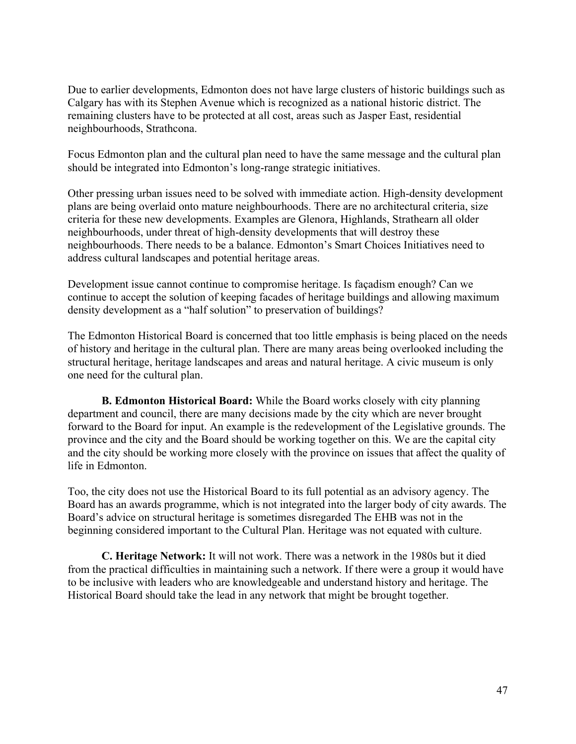Due to earlier developments, Edmonton does not have large clusters of historic buildings such as Calgary has with its Stephen Avenue which is recognized as a national historic district. The remaining clusters have to be protected at all cost, areas such as Jasper East, residential neighbourhoods, Strathcona.

Focus Edmonton plan and the cultural plan need to have the same message and the cultural plan should be integrated into Edmonton's long-range strategic initiatives.

Other pressing urban issues need to be solved with immediate action. High-density development plans are being overlaid onto mature neighbourhoods. There are no architectural criteria, size criteria for these new developments. Examples are Glenora, Highlands, Strathearn all older neighbourhoods, under threat of high-density developments that will destroy these neighbourhoods. There needs to be a balance. Edmonton's Smart Choices Initiatives need to address cultural landscapes and potential heritage areas.

Development issue cannot continue to compromise heritage. Is façadism enough? Can we continue to accept the solution of keeping facades of heritage buildings and allowing maximum density development as a "half solution" to preservation of buildings?

The Edmonton Historical Board is concerned that too little emphasis is being placed on the needs of history and heritage in the cultural plan. There are many areas being overlooked including the structural heritage, heritage landscapes and areas and natural heritage. A civic museum is only one need for the cultural plan.

**B. Edmonton Historical Board:** While the Board works closely with city planning department and council, there are many decisions made by the city which are never brought forward to the Board for input. An example is the redevelopment of the Legislative grounds. The province and the city and the Board should be working together on this. We are the capital city and the city should be working more closely with the province on issues that affect the quality of life in Edmonton.

Too, the city does not use the Historical Board to its full potential as an advisory agency. The Board has an awards programme, which is not integrated into the larger body of city awards. The Board's advice on structural heritage is sometimes disregarded The EHB was not in the beginning considered important to the Cultural Plan. Heritage was not equated with culture.

**C. Heritage Network:** It will not work. There was a network in the 1980s but it died from the practical difficulties in maintaining such a network. If there were a group it would have to be inclusive with leaders who are knowledgeable and understand history and heritage. The Historical Board should take the lead in any network that might be brought together.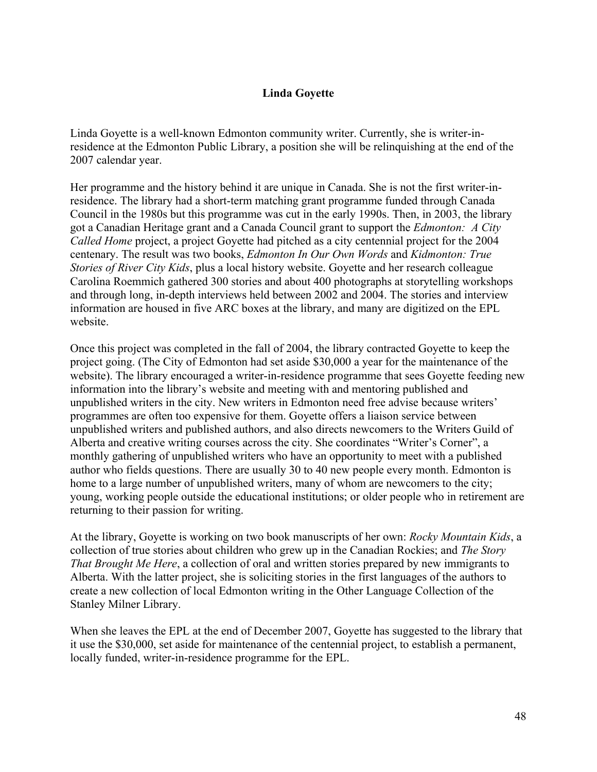**Linda Goyette**

Linda Goyette is a well-known Edmonton community writer. Currently, she is writer-in-residence at the Edmonton Public Library, a position she will be relinquishing at the end of the 2007 calendar year.

Her programme and the history behind it are unique in Canada. She is not the first writer-in-residence. The library had a short-term matching grant programme funded through Canada Council in the 1980s but this programme was cut in the early 1990s. Then, in 2003, the library got a Canadian Heritage grant and a Canada Council grant to support the *Edmonton: A City Called Home* project, a project Goyette had pitched as a city centennial project for the 2004 centenary. The result was two books, *Edmonton In Our Own Words* and *Kidmonton: True Stories of River City Kids*, plus a local history website. Goyette and her research colleague Carolina Roemmich gathered 300 stories and about 400 photographs at storytelling workshops and through long, in-depth interviews held between 2002 and 2004. The stories and interview information are housed in five ARC boxes at the library, and many are digitized on the EPL website.

Once this project was completed in the fall of 2004, the library contracted Goyette to keep the project going. (The City of Edmonton had set aside $30,000 a year for the maintenance of the website). The library encouraged a writer-in-residence programme that sees Goyette feeding new information into the library's website and meeting with and mentoring published and unpublished writers in the city. New writers in Edmonton need free advise because writers' programmes are often too expensive for them. Goyette offers a liaison service between unpublished writers and published authors, and also directs newcomers to the Writers Guild of Alberta and creative writing courses across the city. She coordinates "Writer's Corner", a monthly gathering of unpublished writers who have an opportunity to meet with a published author who fields questions. There are usually 30 to 40 new people every month. Edmonton is home to a large number of unpublished writers, many of whom are newcomers to the city; young, working people outside the educational institutions; or older people who in retirement are returning to their passion for writing.

At the library, Goyette is working on two book manuscripts of her own: *Rocky Mountain Kids*, a collection of true stories about children who grew up in the Canadian Rockies; and *The Story That Brought Me Here*, a collection of oral and written stories prepared by new immigrants to Alberta. With the latter project, she is soliciting stories in the first languages of the authors to create a new collection of local Edmonton writing in the Other Language Collection of the Stanley Milner Library.

When she leaves the EPL at the end of December 2007, Goyette has suggested to the library that it use the $30,000, set aside for maintenance of the centennial project, to establish a permanent, locally funded, writer-in-residence programme for the EPL.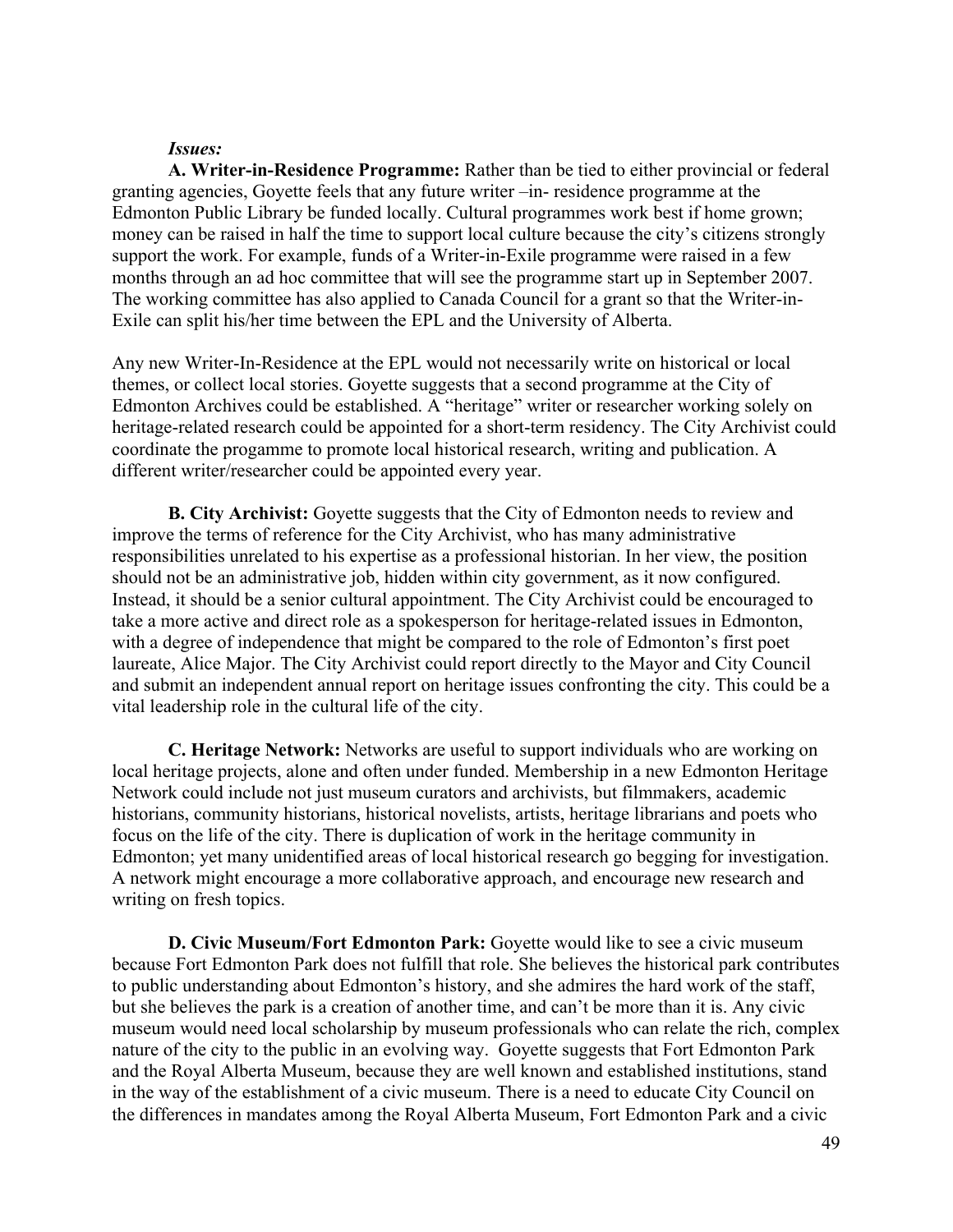***Issues:***

**A. Writer-in-Residence Programme:** Rather than be tied to either provincial or federal granting agencies, Goyette feels that any future writer –in- residence programme at the Edmonton Public Library be funded locally. Cultural programmes work best if home grown; money can be raised in half the time to support local culture because the city's citizens strongly support the work. For example, funds of a Writer-in-Exile programme were raised in a few months through an ad hoc committee that will see the programme start up in September 2007. The working committee has also applied to Canada Council for a grant so that the Writer-in-Exile can split his/her time between the EPL and the University of Alberta.

Any new Writer-In-Residence at the EPL would not necessarily write on historical or local themes, or collect local stories. Goyette suggests that a second programme at the City of Edmonton Archives could be established. A "heritage" writer or researcher working solely on heritage-related research could be appointed for a short-term residency. The City Archivist could coordinate the progamme to promote local historical research, writing and publication. A different writer/researcher could be appointed every year.

**B. City Archivist:** Goyette suggests that the City of Edmonton needs to review and improve the terms of reference for the City Archivist, who has many administrative responsibilities unrelated to his expertise as a professional historian. In her view, the position should not be an administrative job, hidden within city government, as it now configured. Instead, it should be a senior cultural appointment. The City Archivist could be encouraged to take a more active and direct role as a spokesperson for heritage-related issues in Edmonton, with a degree of independence that might be compared to the role of Edmonton's first poet laureate, Alice Major. The City Archivist could report directly to the Mayor and City Council and submit an independent annual report on heritage issues confronting the city. This could be a vital leadership role in the cultural life of the city.

**C. Heritage Network:** Networks are useful to support individuals who are working on local heritage projects, alone and often under funded. Membership in a new Edmonton Heritage Network could include not just museum curators and archivists, but filmmakers, academic historians, community historians, historical novelists, artists, heritage librarians and poets who focus on the life of the city. There is duplication of work in the heritage community in Edmonton; yet many unidentified areas of local historical research go begging for investigation. A network might encourage a more collaborative approach, and encourage new research and writing on fresh topics.

**D. Civic Museum/Fort Edmonton Park:** Goyette would like to see a civic museum because Fort Edmonton Park does not fulfill that role. She believes the historical park contributes to public understanding about Edmonton's history, and she admires the hard work of the staff, but she believes the park is a creation of another time, and can't be more than it is. Any civic museum would need local scholarship by museum professionals who can relate the rich, complex nature of the city to the public in an evolving way. Goyette suggests that Fort Edmonton Park and the Royal Alberta Museum, because they are well known and established institutions, stand in the way of the establishment of a civic museum. There is a need to educate City Council on the differences in mandates among the Royal Alberta Museum, Fort Edmonton Park and a civic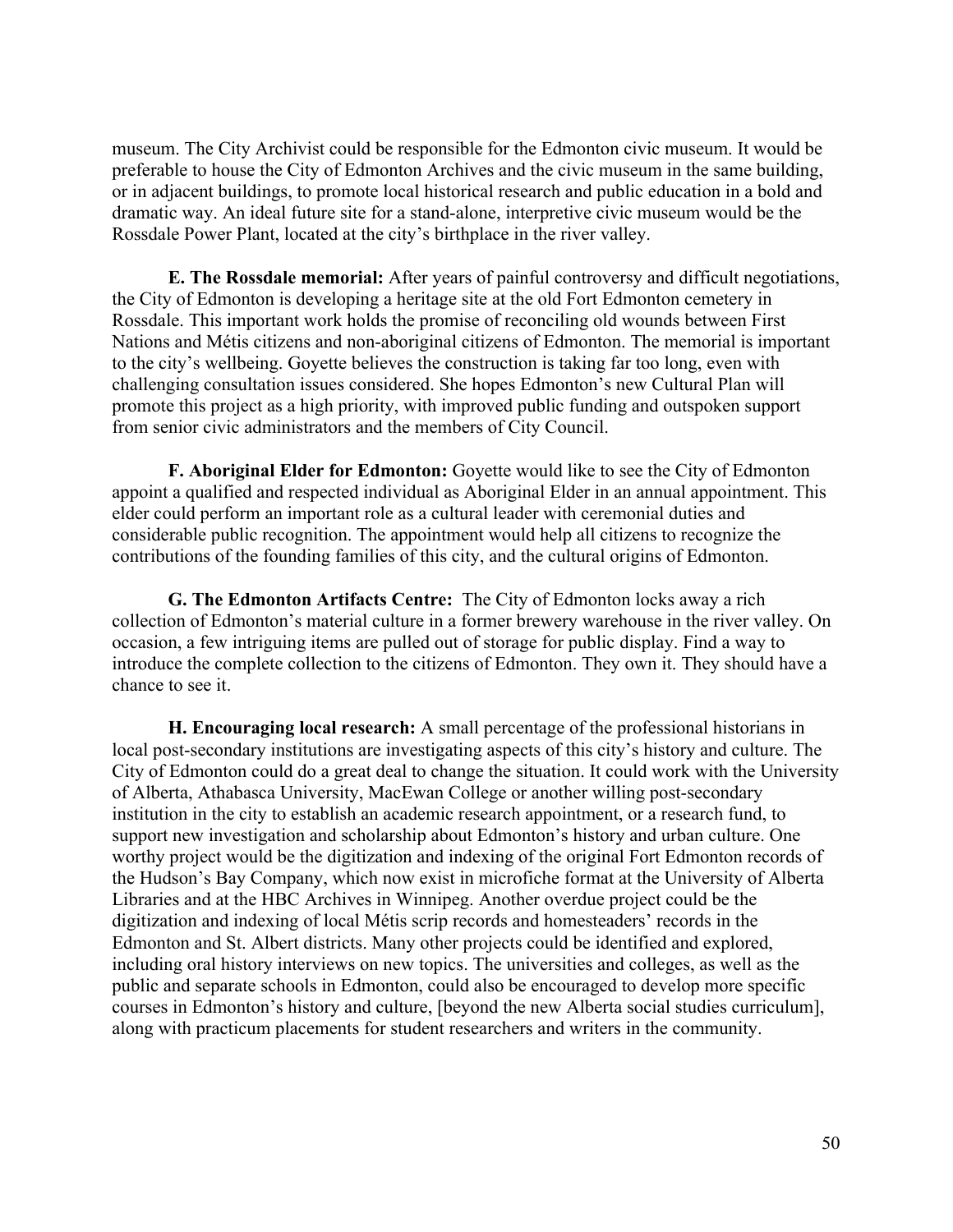museum. The City Archivist could be responsible for the Edmonton civic museum. It would be preferable to house the City of Edmonton Archives and the civic museum in the same building, or in adjacent buildings, to promote local historical research and public education in a bold and dramatic way. An ideal future site for a stand-alone, interpretive civic museum would be the Rossdale Power Plant, located at the city's birthplace in the river valley.

**E. The Rossdale memorial:** After years of painful controversy and difficult negotiations, the City of Edmonton is developing a heritage site at the old Fort Edmonton cemetery in Rossdale. This important work holds the promise of reconciling old wounds between First Nations and Métis citizens and non-aboriginal citizens of Edmonton. The memorial is important to the city's wellbeing. Goyette believes the construction is taking far too long, even with challenging consultation issues considered. She hopes Edmonton's new Cultural Plan will promote this project as a high priority, with improved public funding and outspoken support from senior civic administrators and the members of City Council.

**F. Aboriginal Elder for Edmonton:** Goyette would like to see the City of Edmonton appoint a qualified and respected individual as Aboriginal Elder in an annual appointment. This elder could perform an important role as a cultural leader with ceremonial duties and considerable public recognition. The appointment would help all citizens to recognize the contributions of the founding families of this city, and the cultural origins of Edmonton.

**G. The Edmonton Artifacts Centre:** The City of Edmonton locks away a rich collection of Edmonton's material culture in a former brewery warehouse in the river valley. On occasion, a few intriguing items are pulled out of storage for public display. Find a way to introduce the complete collection to the citizens of Edmonton. They own it. They should have a chance to see it.

**H. Encouraging local research:** A small percentage of the professional historians in local post-secondary institutions are investigating aspects of this city's history and culture. The City of Edmonton could do a great deal to change the situation. It could work with the University of Alberta, Athabasca University, MacEwan College or another willing post-secondary institution in the city to establish an academic research appointment, or a research fund, to support new investigation and scholarship about Edmonton's history and urban culture. One worthy project would be the digitization and indexing of the original Fort Edmonton records of the Hudson's Bay Company, which now exist in microfiche format at the University of Alberta Libraries and at the HBC Archives in Winnipeg. Another overdue project could be the digitization and indexing of local Métis scrip records and homesteaders' records in the Edmonton and St. Albert districts. Many other projects could be identified and explored, including oral history interviews on new topics. The universities and colleges, as well as the public and separate schools in Edmonton, could also be encouraged to develop more specific courses in Edmonton's history and culture, [beyond the new Alberta social studies curriculum], along with practicum placements for student researchers and writers in the community.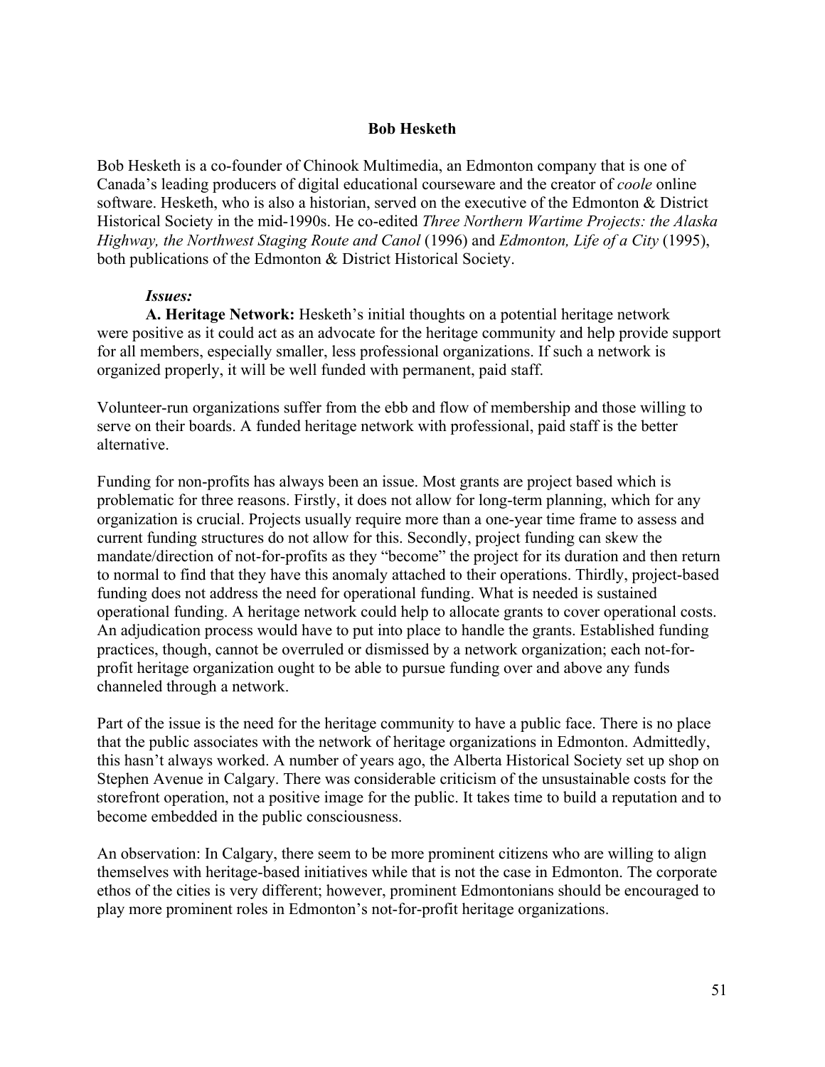## Bob Hesketh

Bob Hesketh is a co-founder of Chinook Multimedia, an Edmonton company that is one of Canada's leading producers of digital educational courseware and the creator of *coole* online software. Hesketh, who is also a historian, served on the executive of the Edmonton & District Historical Society in the mid-1990s. He co-edited *Three Northern Wartime Projects: the Alaska Highway, the Northwest Staging Route and Canol* (1996) and *Edmonton, Life of a City* (1995), both publications of the Edmonton & District Historical Society.

***Issues:***

**A. Heritage Network:** Hesketh's initial thoughts on a potential heritage network were positive as it could act as an advocate for the heritage community and help provide support for all members, especially smaller, less professional organizations. If such a network is organized properly, it will be well funded with permanent, paid staff.

Volunteer-run organizations suffer from the ebb and flow of membership and those willing to serve on their boards. A funded heritage network with professional, paid staff is the better alternative.

Funding for non-profits has always been an issue. Most grants are project based which is problematic for three reasons. Firstly, it does not allow for long-term planning, which for any organization is crucial. Projects usually require more than a one-year time frame to assess and current funding structures do not allow for this. Secondly, project funding can skew the mandate/direction of not-for-profits as they "become" the project for its duration and then return to normal to find that they have this anomaly attached to their operations. Thirdly, project-based funding does not address the need for operational funding. What is needed is sustained operational funding. A heritage network could help to allocate grants to cover operational costs. An adjudication process would have to put into place to handle the grants. Established funding practices, though, cannot be overruled or dismissed by a network organization; each not-for-profit heritage organization ought to be able to pursue funding over and above any funds channeled through a network.

Part of the issue is the need for the heritage community to have a public face. There is no place that the public associates with the network of heritage organizations in Edmonton. Admittedly, this hasn't always worked. A number of years ago, the Alberta Historical Society set up shop on Stephen Avenue in Calgary. There was considerable criticism of the unsustainable costs for the storefront operation, not a positive image for the public. It takes time to build a reputation and to become embedded in the public consciousness.

An observation: In Calgary, there seem to be more prominent citizens who are willing to align themselves with heritage-based initiatives while that is not the case in Edmonton. The corporate ethos of the cities is very different; however, prominent Edmontonians should be encouraged to play more prominent roles in Edmonton's not-for-profit heritage organizations.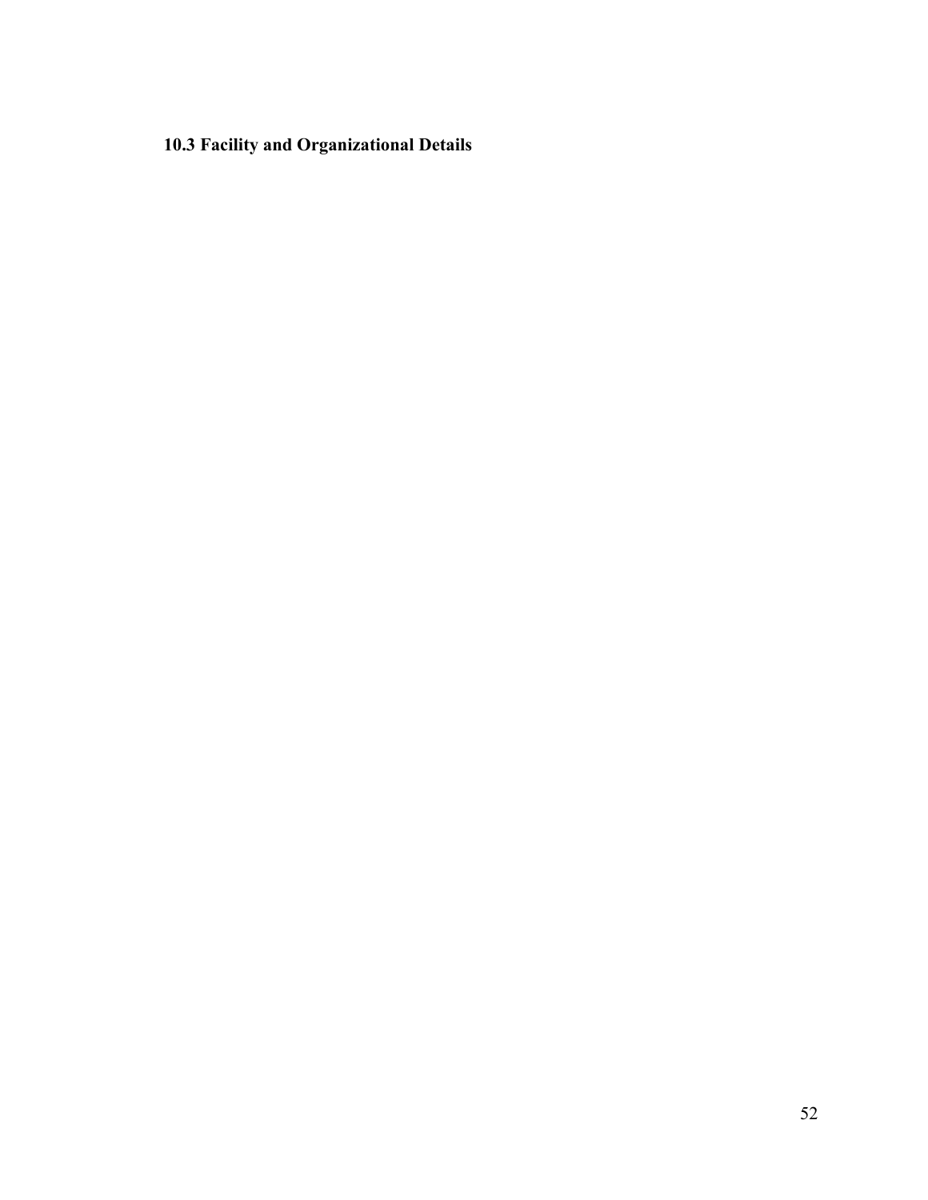### 10.3 Facility and Organizational Details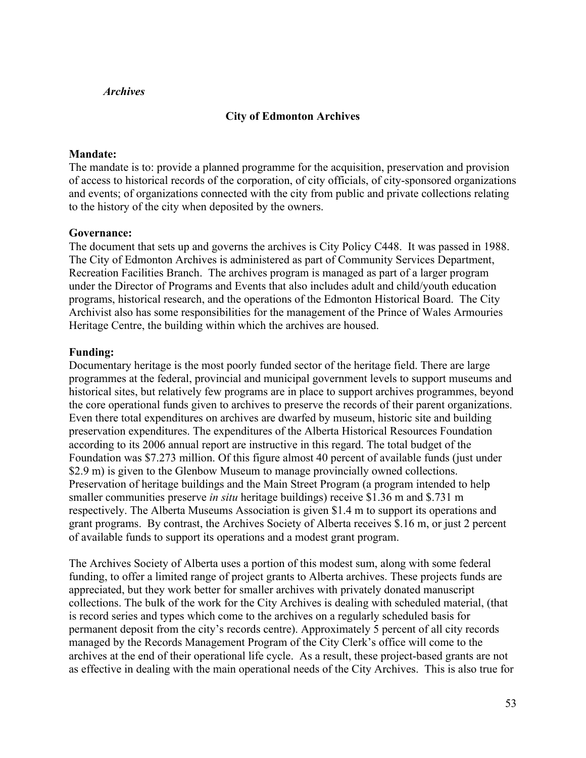*Archives*

## City of Edmonton Archives

**Mandate:**
The mandate is to: provide a planned programme for the acquisition, preservation and provision of access to historical records of the corporation, of city officials, of city-sponsored organizations and events; of organizations connected with the city from public and private collections relating to the history of the city when deposited by the owners.

**Governance:**
The document that sets up and governs the archives is City Policy C448. It was passed in 1988. The City of Edmonton Archives is administered as part of Community Services Department, Recreation Facilities Branch. The archives program is managed as part of a larger program under the Director of Programs and Events that also includes adult and child/youth education programs, historical research, and the operations of the Edmonton Historical Board. The City Archivist also has some responsibilities for the management of the Prince of Wales Armouries Heritage Centre, the building within which the archives are housed.

**Funding:**
Documentary heritage is the most poorly funded sector of the heritage field. There are large programmes at the federal, provincial and municipal government levels to support museums and historical sites, but relatively few programs are in place to support archives programmes, beyond the core operational funds given to archives to preserve the records of their parent organizations. Even there total expenditures on archives are dwarfed by museum, historic site and building preservation expenditures. The expenditures of the Alberta Historical Resources Foundation according to its 2006 annual report are instructive in this regard. The total budget of the Foundation was $7.273 million. Of this figure almost 40 percent of available funds (just under $2.9 m) is given to the Glenbow Museum to manage provincially owned collections. Preservation of heritage buildings and the Main Street Program (a program intended to help smaller communities preserve *in situ* heritage buildings) receive $1.36 m and $.731 m respectively. The Alberta Museums Association is given $1.4 m to support its operations and grant programs. By contrast, the Archives Society of Alberta receives $.16 m, or just 2 percent of available funds to support its operations and a modest grant program.

The Archives Society of Alberta uses a portion of this modest sum, along with some federal funding, to offer a limited range of project grants to Alberta archives. These projects funds are appreciated, but they work better for smaller archives with privately donated manuscript collections. The bulk of the work for the City Archives is dealing with scheduled material, (that is record series and types which come to the archives on a regularly scheduled basis for permanent deposit from the city's records centre). Approximately 5 percent of all city records managed by the Records Management Program of the City Clerk's office will come to the archives at the end of their operational life cycle. As a result, these project-based grants are not as effective in dealing with the main operational needs of the City Archives. This is also true for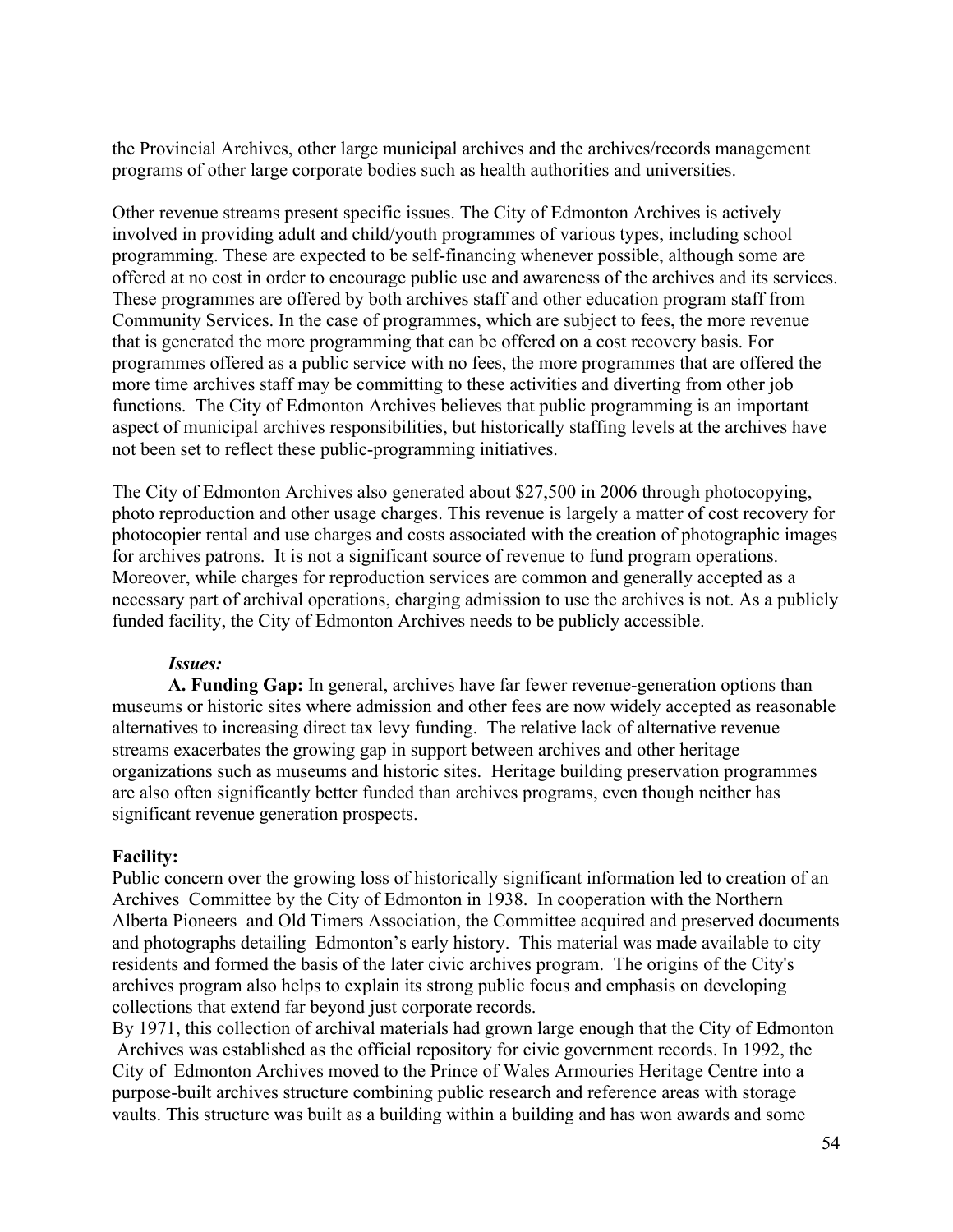the Provincial Archives, other large municipal archives and the archives/records management programs of other large corporate bodies such as health authorities and universities.

Other revenue streams present specific issues. The City of Edmonton Archives is actively involved in providing adult and child/youth programmes of various types, including school programming. These are expected to be self-financing whenever possible, although some are offered at no cost in order to encourage public use and awareness of the archives and its services. These programmes are offered by both archives staff and other education program staff from Community Services. In the case of programmes, which are subject to fees, the more revenue that is generated the more programming that can be offered on a cost recovery basis. For programmes offered as a public service with no fees, the more programmes that are offered the more time archives staff may be committing to these activities and diverting from other job functions. The City of Edmonton Archives believes that public programming is an important aspect of municipal archives responsibilities, but historically staffing levels at the archives have not been set to reflect these public-programming initiatives.

The City of Edmonton Archives also generated about $27,500 in 2006 through photocopying, photo reproduction and other usage charges. This revenue is largely a matter of cost recovery for photocopier rental and use charges and costs associated with the creation of photographic images for archives patrons. It is not a significant source of revenue to fund program operations. Moreover, while charges for reproduction services are common and generally accepted as a necessary part of archival operations, charging admission to use the archives is not. As a publicly funded facility, the City of Edmonton Archives needs to be publicly accessible.

***Issues:***

**A. Funding Gap:** In general, archives have far fewer revenue-generation options than museums or historic sites where admission and other fees are now widely accepted as reasonable alternatives to increasing direct tax levy funding. The relative lack of alternative revenue streams exacerbates the growing gap in support between archives and other heritage organizations such as museums and historic sites. Heritage building preservation programmes are also often significantly better funded than archives programs, even though neither has significant revenue generation prospects.

**Facility:**

Public concern over the growing loss of historically significant information led to creation of an Archives Committee by the City of Edmonton in 1938. In cooperation with the Northern Alberta Pioneers and Old Timers Association, the Committee acquired and preserved documents and photographs detailing Edmonton's early history. This material was made available to city residents and formed the basis of the later civic archives program. The origins of the City's archives program also helps to explain its strong public focus and emphasis on developing collections that extend far beyond just corporate records.

By 1971, this collection of archival materials had grown large enough that the City of Edmonton Archives was established as the official repository for civic government records. In 1992, the City of Edmonton Archives moved to the Prince of Wales Armouries Heritage Centre into a purpose-built archives structure combining public research and reference areas with storage vaults. This structure was built as a building within a building and has won awards and some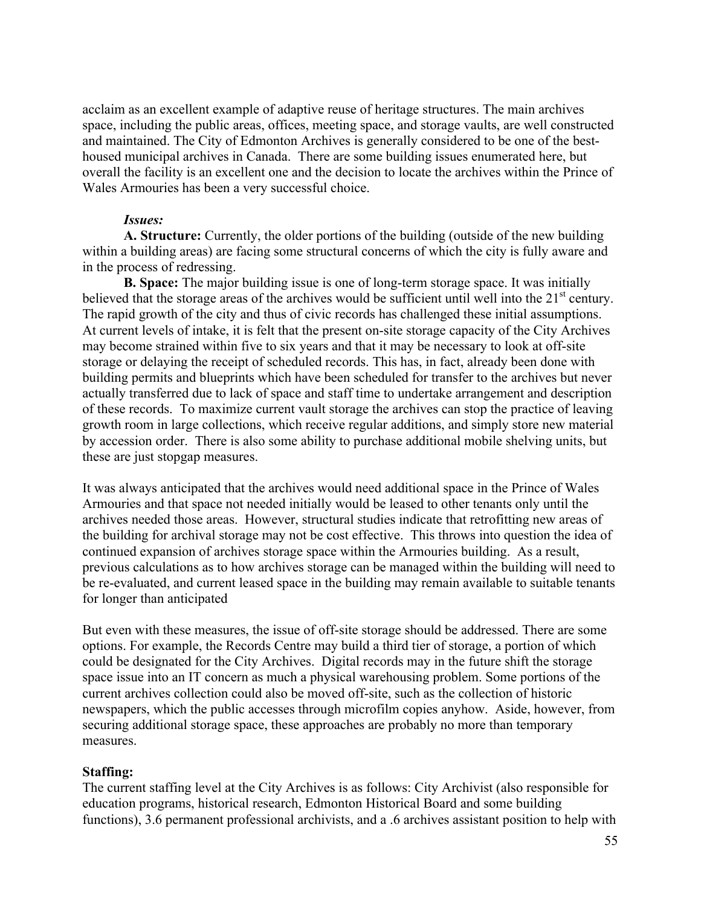acclaim as an excellent example of adaptive reuse of heritage structures. The main archives space, including the public areas, offices, meeting space, and storage vaults, are well constructed and maintained. The City of Edmonton Archives is generally considered to be one of the best-housed municipal archives in Canada. There are some building issues enumerated here, but overall the facility is an excellent one and the decision to locate the archives within the Prince of Wales Armouries has been a very successful choice.

***Issues:***

**A. Structure:** Currently, the older portions of the building (outside of the new building within a building areas) are facing some structural concerns of which the city is fully aware and in the process of redressing.

**B. Space:** The major building issue is one of long-term storage space. It was initially believed that the storage areas of the archives would be sufficient until well into the 21st century. The rapid growth of the city and thus of civic records has challenged these initial assumptions. At current levels of intake, it is felt that the present on-site storage capacity of the City Archives may become strained within five to six years and that it may be necessary to look at off-site storage or delaying the receipt of scheduled records. This has, in fact, already been done with building permits and blueprints which have been scheduled for transfer to the archives but never actually transferred due to lack of space and staff time to undertake arrangement and description of these records. To maximize current vault storage the archives can stop the practice of leaving growth room in large collections, which receive regular additions, and simply store new material by accession order. There is also some ability to purchase additional mobile shelving units, but these are just stopgap measures.

It was always anticipated that the archives would need additional space in the Prince of Wales Armouries and that space not needed initially would be leased to other tenants only until the archives needed those areas. However, structural studies indicate that retrofitting new areas of the building for archival storage may not be cost effective. This throws into question the idea of continued expansion of archives storage space within the Armouries building. As a result, previous calculations as to how archives storage can be managed within the building will need to be re-evaluated, and current leased space in the building may remain available to suitable tenants for longer than anticipated

But even with these measures, the issue of off-site storage should be addressed. There are some options. For example, the Records Centre may build a third tier of storage, a portion of which could be designated for the City Archives. Digital records may in the future shift the storage space issue into an IT concern as much a physical warehousing problem. Some portions of the current archives collection could also be moved off-site, such as the collection of historic newspapers, which the public accesses through microfilm copies anyhow. Aside, however, from securing additional storage space, these approaches are probably no more than temporary measures.

**Staffing:**

The current staffing level at the City Archives is as follows: City Archivist (also responsible for education programs, historical research, Edmonton Historical Board and some building functions), 3.6 permanent professional archivists, and a .6 archives assistant position to help with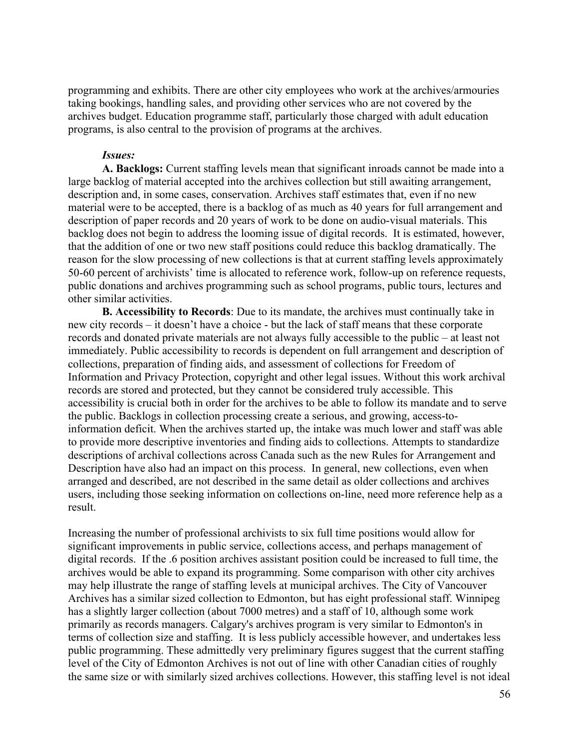programming and exhibits. There are other city employees who work at the archives/armouries taking bookings, handling sales, and providing other services who are not covered by the archives budget. Education programme staff, particularly those charged with adult education programs, is also central to the provision of programs at the archives.

***Issues:***

**A. Backlogs:** Current staffing levels mean that significant inroads cannot be made into a large backlog of material accepted into the archives collection but still awaiting arrangement, description and, in some cases, conservation. Archives staff estimates that, even if no new material were to be accepted, there is a backlog of as much as 40 years for full arrangement and description of paper records and 20 years of work to be done on audio-visual materials. This backlog does not begin to address the looming issue of digital records. It is estimated, however, that the addition of one or two new staff positions could reduce this backlog dramatically. The reason for the slow processing of new collections is that at current staffing levels approximately 50-60 percent of archivists' time is allocated to reference work, follow-up on reference requests, public donations and archives programming such as school programs, public tours, lectures and other similar activities.

**B. Accessibility to Records**: Due to its mandate, the archives must continually take in new city records – it doesn't have a choice - but the lack of staff means that these corporate records and donated private materials are not always fully accessible to the public – at least not immediately. Public accessibility to records is dependent on full arrangement and description of collections, preparation of finding aids, and assessment of collections for Freedom of Information and Privacy Protection, copyright and other legal issues. Without this work archival records are stored and protected, but they cannot be considered truly accessible. This accessibility is crucial both in order for the archives to be able to follow its mandate and to serve the public. Backlogs in collection processing create a serious, and growing, access-to-information deficit. When the archives started up, the intake was much lower and staff was able to provide more descriptive inventories and finding aids to collections. Attempts to standardize descriptions of archival collections across Canada such as the new Rules for Arrangement and Description have also had an impact on this process. In general, new collections, even when arranged and described, are not described in the same detail as older collections and archives users, including those seeking information on collections on-line, need more reference help as a result.

Increasing the number of professional archivists to six full time positions would allow for significant improvements in public service, collections access, and perhaps management of digital records. If the .6 position archives assistant position could be increased to full time, the archives would be able to expand its programming. Some comparison with other city archives may help illustrate the range of staffing levels at municipal archives. The City of Vancouver Archives has a similar sized collection to Edmonton, but has eight professional staff. Winnipeg has a slightly larger collection (about 7000 metres) and a staff of 10, although some work primarily as records managers. Calgary's archives program is very similar to Edmonton's in terms of collection size and staffing. It is less publicly accessible however, and undertakes less public programming. These admittedly very preliminary figures suggest that the current staffing level of the City of Edmonton Archives is not out of line with other Canadian cities of roughly the same size or with similarly sized archives collections. However, this staffing level is not ideal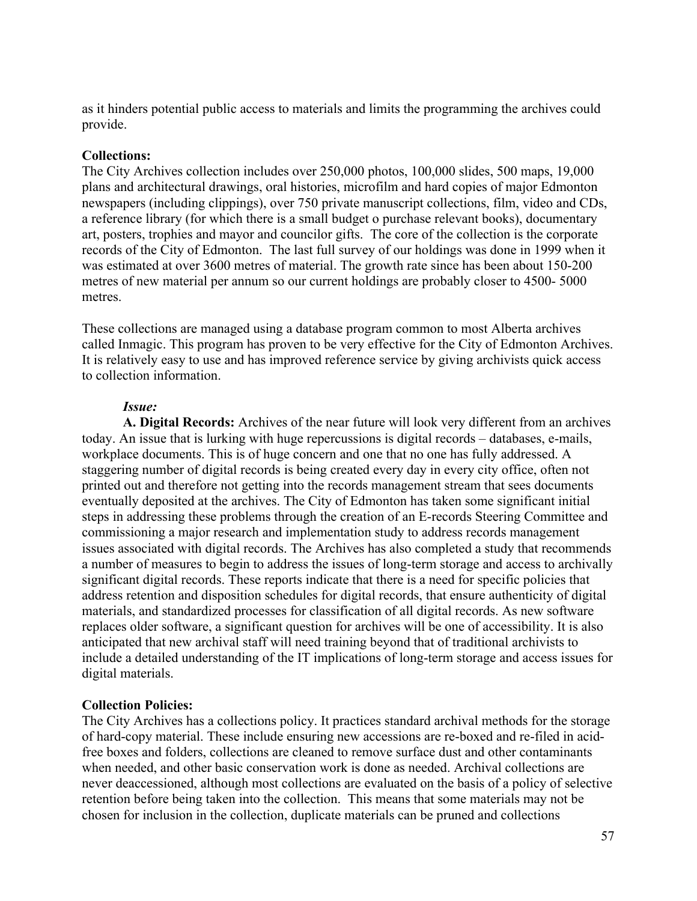as it hinders potential public access to materials and limits the programming the archives could provide.

**Collections:**
The City Archives collection includes over 250,000 photos, 100,000 slides, 500 maps, 19,000 plans and architectural drawings, oral histories, microfilm and hard copies of major Edmonton newspapers (including clippings), over 750 private manuscript collections, film, video and CDs, a reference library (for which there is a small budget o purchase relevant books), documentary art, posters, trophies and mayor and councilor gifts. The core of the collection is the corporate records of the City of Edmonton. The last full survey of our holdings was done in 1999 when it was estimated at over 3600 metres of material. The growth rate since has been about 150-200 metres of new material per annum so our current holdings are probably closer to 4500- 5000 metres.

These collections are managed using a database program common to most Alberta archives called Inmagic. This program has proven to be very effective for the City of Edmonton Archives. It is relatively easy to use and has improved reference service by giving archivists quick access to collection information.

***Issue:***

**A. Digital Records:** Archives of the near future will look very different from an archives today. An issue that is lurking with huge repercussions is digital records – databases, e-mails, workplace documents. This is of huge concern and one that no one has fully addressed. A staggering number of digital records is being created every day in every city office, often not printed out and therefore not getting into the records management stream that sees documents eventually deposited at the archives. The City of Edmonton has taken some significant initial steps in addressing these problems through the creation of an E-records Steering Committee and commissioning a major research and implementation study to address records management issues associated with digital records. The Archives has also completed a study that recommends a number of measures to begin to address the issues of long-term storage and access to archivally significant digital records. These reports indicate that there is a need for specific policies that address retention and disposition schedules for digital records, that ensure authenticity of digital materials, and standardized processes for classification of all digital records. As new software replaces older software, a significant question for archives will be one of accessibility. It is also anticipated that new archival staff will need training beyond that of traditional archivists to include a detailed understanding of the IT implications of long-term storage and access issues for digital materials.

**Collection Policies:**
The City Archives has a collections policy. It practices standard archival methods for the storage of hard-copy material. These include ensuring new accessions are re-boxed and re-filed in acid-free boxes and folders, collections are cleaned to remove surface dust and other contaminants when needed, and other basic conservation work is done as needed. Archival collections are never deaccessioned, although most collections are evaluated on the basis of a policy of selective retention before being taken into the collection. This means that some materials may not be chosen for inclusion in the collection, duplicate materials can be pruned and collections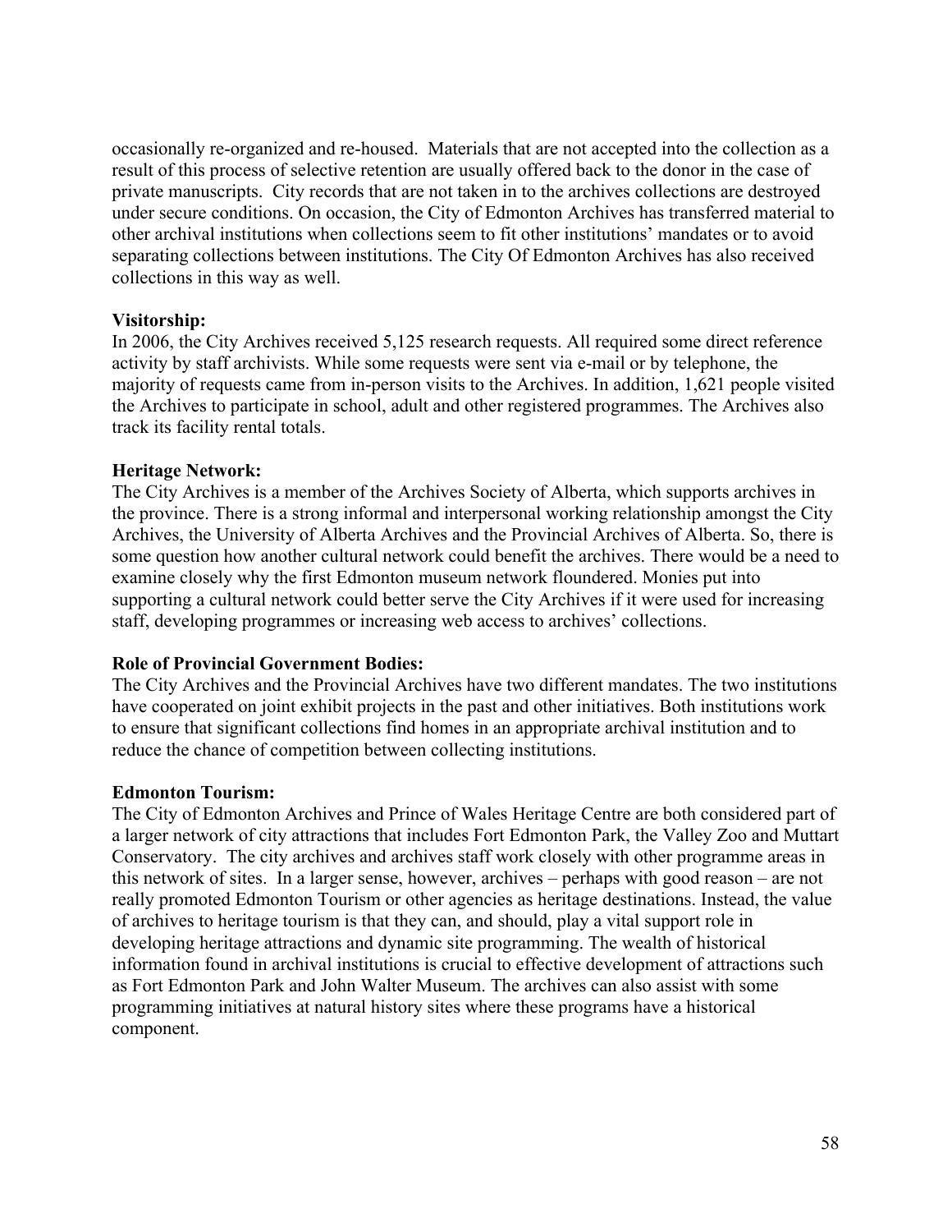occasionally re-organized and re-housed. Materials that are not accepted into the collection as a result of this process of selective retention are usually offered back to the donor in the case of private manuscripts. City records that are not taken in to the archives collections are destroyed under secure conditions. On occasion, the City of Edmonton Archives has transferred material to other archival institutions when collections seem to fit other institutions' mandates or to avoid separating collections between institutions. The City Of Edmonton Archives has also received collections in this way as well.

**Visitorship:**
In 2006, the City Archives received 5,125 research requests. All required some direct reference activity by staff archivists. While some requests were sent via e-mail or by telephone, the majority of requests came from in-person visits to the Archives. In addition, 1,621 people visited the Archives to participate in school, adult and other registered programmes. The Archives also track its facility rental totals.

**Heritage Network:**
The City Archives is a member of the Archives Society of Alberta, which supports archives in the province. There is a strong informal and interpersonal working relationship amongst the City Archives, the University of Alberta Archives and the Provincial Archives of Alberta. So, there is some question how another cultural network could benefit the archives. There would be a need to examine closely why the first Edmonton museum network floundered. Monies put into supporting a cultural network could better serve the City Archives if it were used for increasing staff, developing programmes or increasing web access to archives' collections.

**Role of Provincial Government Bodies:**
The City Archives and the Provincial Archives have two different mandates. The two institutions have cooperated on joint exhibit projects in the past and other initiatives. Both institutions work to ensure that significant collections find homes in an appropriate archival institution and to reduce the chance of competition between collecting institutions.

**Edmonton Tourism:**
The City of Edmonton Archives and Prince of Wales Heritage Centre are both considered part of a larger network of city attractions that includes Fort Edmonton Park, the Valley Zoo and Muttart Conservatory. The city archives and archives staff work closely with other programme areas in this network of sites. In a larger sense, however, archives – perhaps with good reason – are not really promoted Edmonton Tourism or other agencies as heritage destinations. Instead, the value of archives to heritage tourism is that they can, and should, play a vital support role in developing heritage attractions and dynamic site programming. The wealth of historical information found in archival institutions is crucial to effective development of attractions such as Fort Edmonton Park and John Walter Museum. The archives can also assist with some programming initiatives at natural history sites where these programs have a historical component.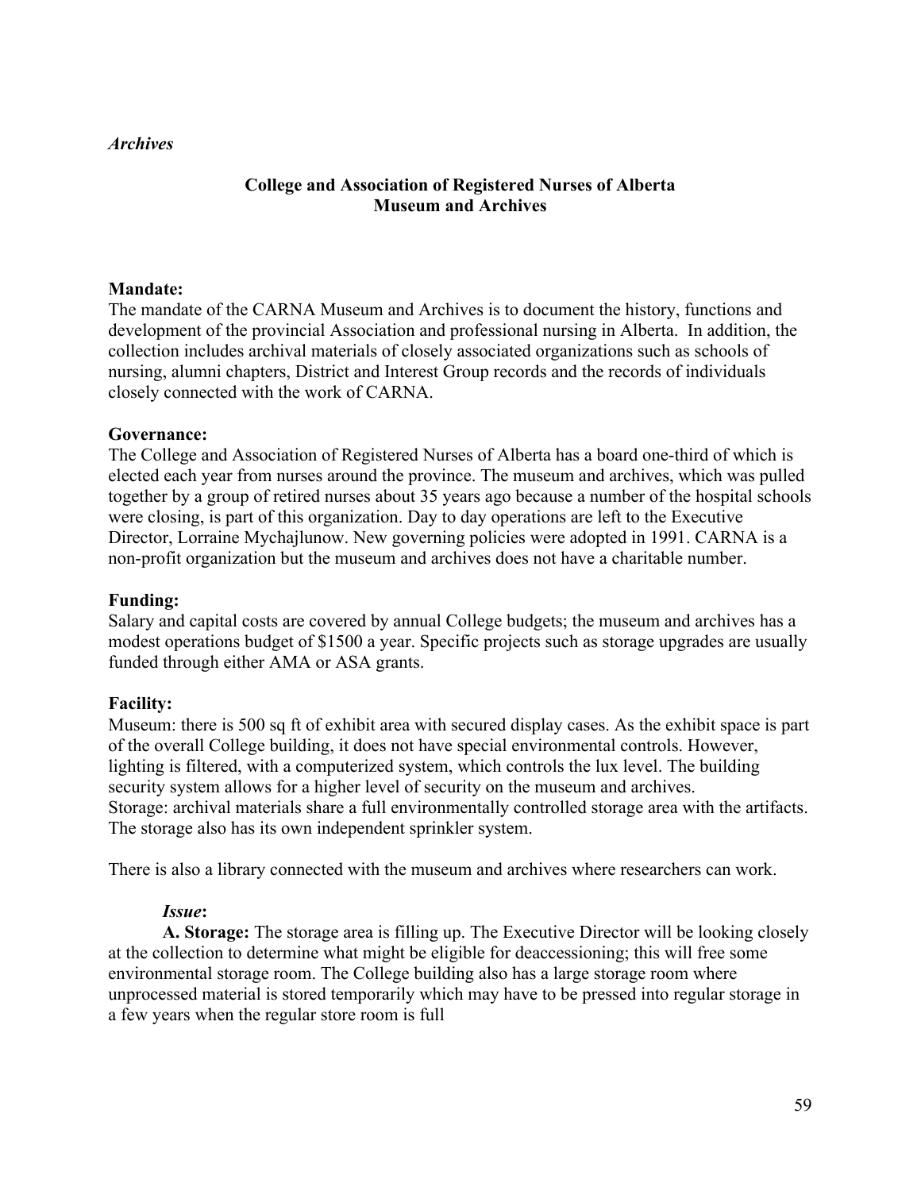*Archives*

## College and Association of Registered Nurses of Alberta Museum and Archives

**Mandate:**
The mandate of the CARNA Museum and Archives is to document the history, functions and development of the provincial Association and professional nursing in Alberta. In addition, the collection includes archival materials of closely associated organizations such as schools of nursing, alumni chapters, District and Interest Group records and the records of individuals closely connected with the work of CARNA.

**Governance:**
The College and Association of Registered Nurses of Alberta has a board one-third of which is elected each year from nurses around the province. The museum and archives, which was pulled together by a group of retired nurses about 35 years ago because a number of the hospital schools were closing, is part of this organization. Day to day operations are left to the Executive Director, Lorraine Mychajlunow. New governing policies were adopted in 1991. CARNA is a non-profit organization but the museum and archives does not have a charitable number.

**Funding:**
Salary and capital costs are covered by annual College budgets; the museum and archives has a modest operations budget of $1500 a year. Specific projects such as storage upgrades are usually funded through either AMA or ASA grants.

**Facility:**
Museum: there is 500 sq ft of exhibit area with secured display cases. As the exhibit space is part of the overall College building, it does not have special environmental controls. However, lighting is filtered, with a computerized system, which controls the lux level. The building security system allows for a higher level of security on the museum and archives.
Storage: archival materials share a full environmentally controlled storage area with the artifacts. The storage also has its own independent sprinkler system.

There is also a library connected with the museum and archives where researchers can work.

*Issue*:

**A. Storage:** The storage area is filling up. The Executive Director will be looking closely at the collection to determine what might be eligible for deaccessioning; this will free some environmental storage room. The College building also has a large storage room where unprocessed material is stored temporarily which may have to be pressed into regular storage in a few years when the regular store room is full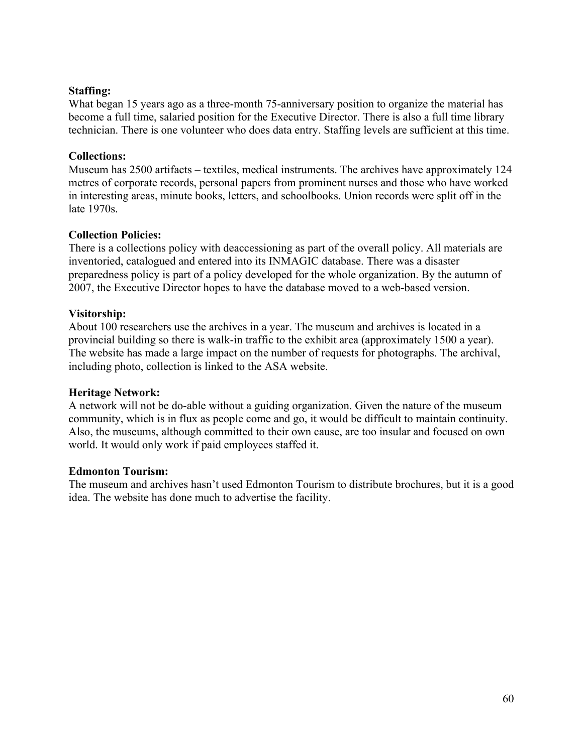**Staffing:**
What began 15 years ago as a three-month 75-anniversary position to organize the material has become a full time, salaried position for the Executive Director. There is also a full time library technician. There is one volunteer who does data entry. Staffing levels are sufficient at this time.

**Collections:**
Museum has 2500 artifacts – textiles, medical instruments. The archives have approximately 124 metres of corporate records, personal papers from prominent nurses and those who have worked in interesting areas, minute books, letters, and schoolbooks. Union records were split off in the late 1970s.

**Collection Policies:**
There is a collections policy with deaccessioning as part of the overall policy. All materials are inventoried, catalogued and entered into its INMAGIC database. There was a disaster preparedness policy is part of a policy developed for the whole organization. By the autumn of 2007, the Executive Director hopes to have the database moved to a web-based version.

**Visitorship:**
About 100 researchers use the archives in a year. The museum and archives is located in a provincial building so there is walk-in traffic to the exhibit area (approximately 1500 a year). The website has made a large impact on the number of requests for photographs. The archival, including photo, collection is linked to the ASA website.

**Heritage Network:**
A network will not be do-able without a guiding organization. Given the nature of the museum community, which is in flux as people come and go, it would be difficult to maintain continuity. Also, the museums, although committed to their own cause, are too insular and focused on own world. It would only work if paid employees staffed it.

**Edmonton Tourism:**
The museum and archives hasn't used Edmonton Tourism to distribute brochures, but it is a good idea. The website has done much to advertise the facility.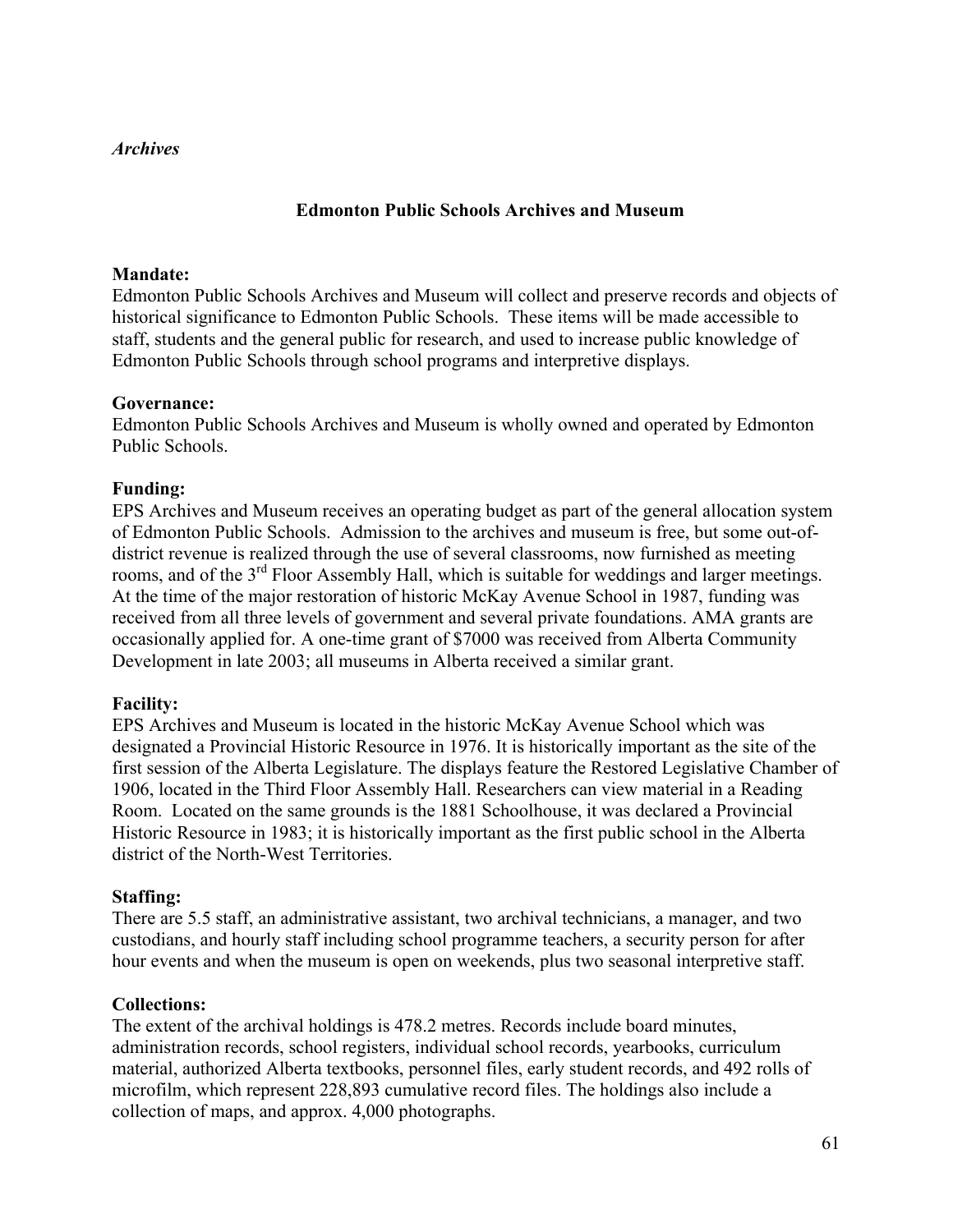*Archives*

## Edmonton Public Schools Archives and Museum

**Mandate:**
Edmonton Public Schools Archives and Museum will collect and preserve records and objects of historical significance to Edmonton Public Schools. These items will be made accessible to staff, students and the general public for research, and used to increase public knowledge of Edmonton Public Schools through school programs and interpretive displays.

**Governance:**
Edmonton Public Schools Archives and Museum is wholly owned and operated by Edmonton Public Schools.

**Funding:**
EPS Archives and Museum receives an operating budget as part of the general allocation system of Edmonton Public Schools. Admission to the archives and museum is free, but some out-of-district revenue is realized through the use of several classrooms, now furnished as meeting rooms, and of the 3rd Floor Assembly Hall, which is suitable for weddings and larger meetings. At the time of the major restoration of historic McKay Avenue School in 1987, funding was received from all three levels of government and several private foundations. AMA grants are occasionally applied for. A one-time grant of $7000 was received from Alberta Community Development in late 2003; all museums in Alberta received a similar grant.

**Facility:**
EPS Archives and Museum is located in the historic McKay Avenue School which was designated a Provincial Historic Resource in 1976. It is historically important as the site of the first session of the Alberta Legislature. The displays feature the Restored Legislative Chamber of 1906, located in the Third Floor Assembly Hall. Researchers can view material in a Reading Room. Located on the same grounds is the 1881 Schoolhouse, it was declared a Provincial Historic Resource in 1983; it is historically important as the first public school in the Alberta district of the North-West Territories.

**Staffing:**
There are 5.5 staff, an administrative assistant, two archival technicians, a manager, and two custodians, and hourly staff including school programme teachers, a security person for after hour events and when the museum is open on weekends, plus two seasonal interpretive staff.

**Collections:**
The extent of the archival holdings is 478.2 metres. Records include board minutes, administration records, school registers, individual school records, yearbooks, curriculum material, authorized Alberta textbooks, personnel files, early student records, and 492 rolls of microfilm, which represent 228,893 cumulative record files. The holdings also include a collection of maps, and approx. 4,000 photographs.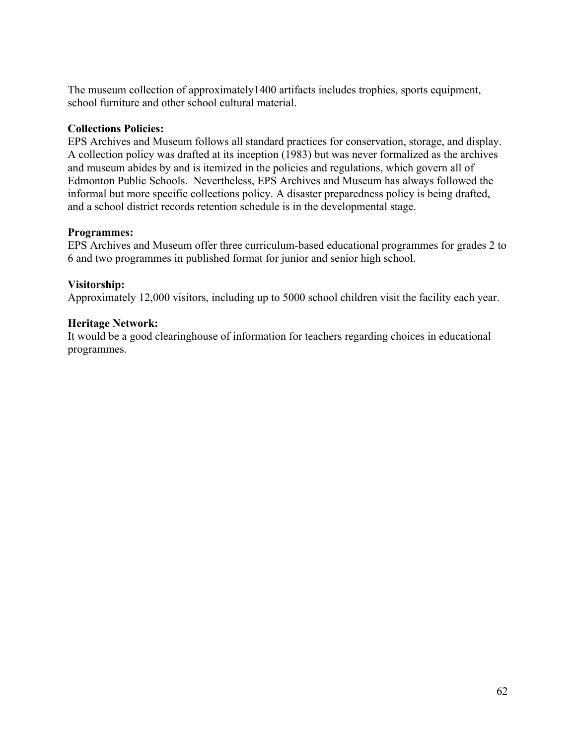The museum collection of approximately1400 artifacts includes trophies, sports equipment, school furniture and other school cultural material.

**Collections Policies:**
EPS Archives and Museum follows all standard practices for conservation, storage, and display. A collection policy was drafted at its inception (1983) but was never formalized as the archives and museum abides by and is itemized in the policies and regulations, which govern all of Edmonton Public Schools. Nevertheless, EPS Archives and Museum has always followed the informal but more specific collections policy. A disaster preparedness policy is being drafted, and a school district records retention schedule is in the developmental stage.

**Programmes:**
EPS Archives and Museum offer three curriculum-based educational programmes for grades 2 to 6 and two programmes in published format for junior and senior high school.

**Visitorship:**
Approximately 12,000 visitors, including up to 5000 school children visit the facility each year.

**Heritage Network:**
It would be a good clearinghouse of information for teachers regarding choices in educational programmes.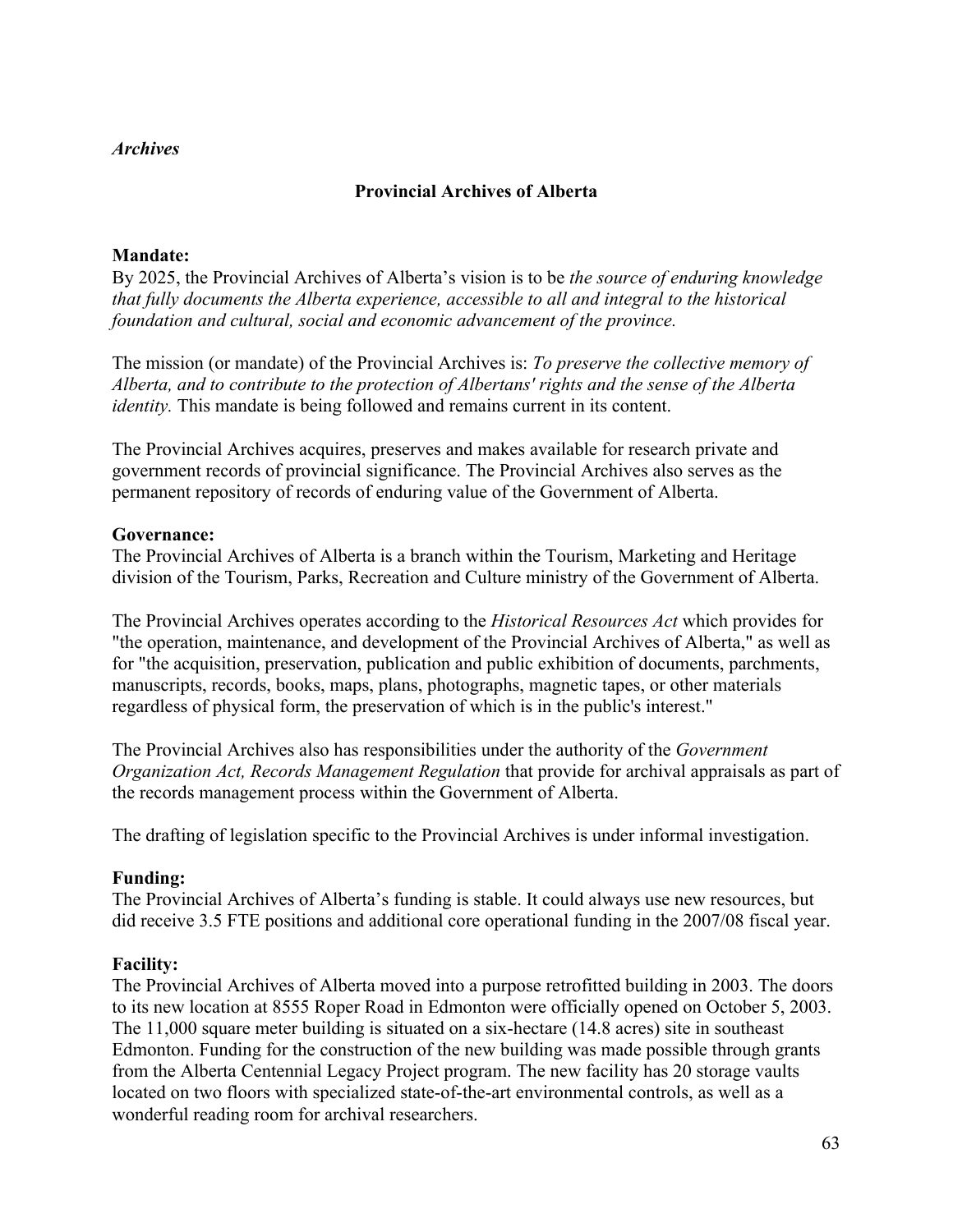*Archives*

## Provincial Archives of Alberta

**Mandate:**
By 2025, the Provincial Archives of Alberta's vision is to be *the source of enduring knowledge that fully documents the Alberta experience, accessible to all and integral to the historical foundation and cultural, social and economic advancement of the province.*

The mission (or mandate) of the Provincial Archives is: *To preserve the collective memory of Alberta, and to contribute to the protection of Albertans' rights and the sense of the Alberta identity.* This mandate is being followed and remains current in its content.

The Provincial Archives acquires, preserves and makes available for research private and government records of provincial significance. The Provincial Archives also serves as the permanent repository of records of enduring value of the Government of Alberta.

**Governance:**
The Provincial Archives of Alberta is a branch within the Tourism, Marketing and Heritage division of the Tourism, Parks, Recreation and Culture ministry of the Government of Alberta.

The Provincial Archives operates according to the *Historical Resources Act* which provides for "the operation, maintenance, and development of the Provincial Archives of Alberta," as well as for "the acquisition, preservation, publication and public exhibition of documents, parchments, manuscripts, records, books, maps, plans, photographs, magnetic tapes, or other materials regardless of physical form, the preservation of which is in the public's interest."

The Provincial Archives also has responsibilities under the authority of the *Government Organization Act, Records Management Regulation* that provide for archival appraisals as part of the records management process within the Government of Alberta.

The drafting of legislation specific to the Provincial Archives is under informal investigation.

**Funding:**
The Provincial Archives of Alberta's funding is stable. It could always use new resources, but did receive 3.5 FTE positions and additional core operational funding in the 2007/08 fiscal year.

**Facility:**
The Provincial Archives of Alberta moved into a purpose retrofitted building in 2003. The doors to its new location at 8555 Roper Road in Edmonton were officially opened on October 5, 2003. The 11,000 square meter building is situated on a six-hectare (14.8 acres) site in southeast Edmonton. Funding for the construction of the new building was made possible through grants from the Alberta Centennial Legacy Project program. The new facility has 20 storage vaults located on two floors with specialized state-of-the-art environmental controls, as well as a wonderful reading room for archival researchers.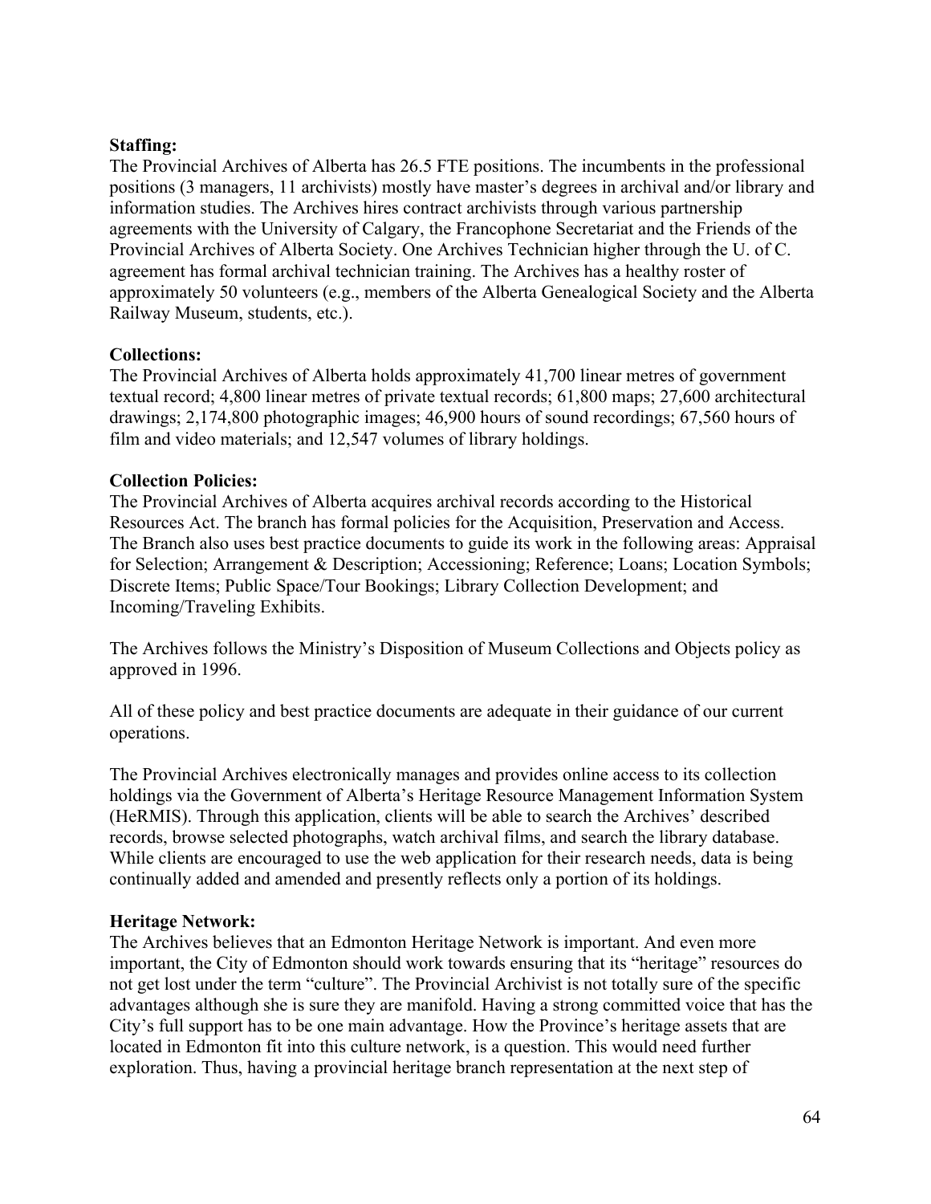**Staffing:**
The Provincial Archives of Alberta has 26.5 FTE positions. The incumbents in the professional positions (3 managers, 11 archivists) mostly have master's degrees in archival and/or library and information studies. The Archives hires contract archivists through various partnership agreements with the University of Calgary, the Francophone Secretariat and the Friends of the Provincial Archives of Alberta Society. One Archives Technician higher through the U. of C. agreement has formal archival technician training. The Archives has a healthy roster of approximately 50 volunteers (e.g., members of the Alberta Genealogical Society and the Alberta Railway Museum, students, etc.).

**Collections:**
The Provincial Archives of Alberta holds approximately 41,700 linear metres of government textual record; 4,800 linear metres of private textual records; 61,800 maps; 27,600 architectural drawings; 2,174,800 photographic images; 46,900 hours of sound recordings; 67,560 hours of film and video materials; and 12,547 volumes of library holdings.

**Collection Policies:**
The Provincial Archives of Alberta acquires archival records according to the Historical Resources Act. The branch has formal policies for the Acquisition, Preservation and Access. The Branch also uses best practice documents to guide its work in the following areas: Appraisal for Selection; Arrangement & Description; Accessioning; Reference; Loans; Location Symbols; Discrete Items; Public Space/Tour Bookings; Library Collection Development; and Incoming/Traveling Exhibits.

The Archives follows the Ministry's Disposition of Museum Collections and Objects policy as approved in 1996.

All of these policy and best practice documents are adequate in their guidance of our current operations.

The Provincial Archives electronically manages and provides online access to its collection holdings via the Government of Alberta's Heritage Resource Management Information System (HeRMIS). Through this application, clients will be able to search the Archives' described records, browse selected photographs, watch archival films, and search the library database. While clients are encouraged to use the web application for their research needs, data is being continually added and amended and presently reflects only a portion of its holdings.

**Heritage Network:**
The Archives believes that an Edmonton Heritage Network is important. And even more important, the City of Edmonton should work towards ensuring that its "heritage" resources do not get lost under the term "culture". The Provincial Archivist is not totally sure of the specific advantages although she is sure they are manifold. Having a strong committed voice that has the City's full support has to be one main advantage. How the Province's heritage assets that are located in Edmonton fit into this culture network, is a question. This would need further exploration. Thus, having a provincial heritage branch representation at the next step of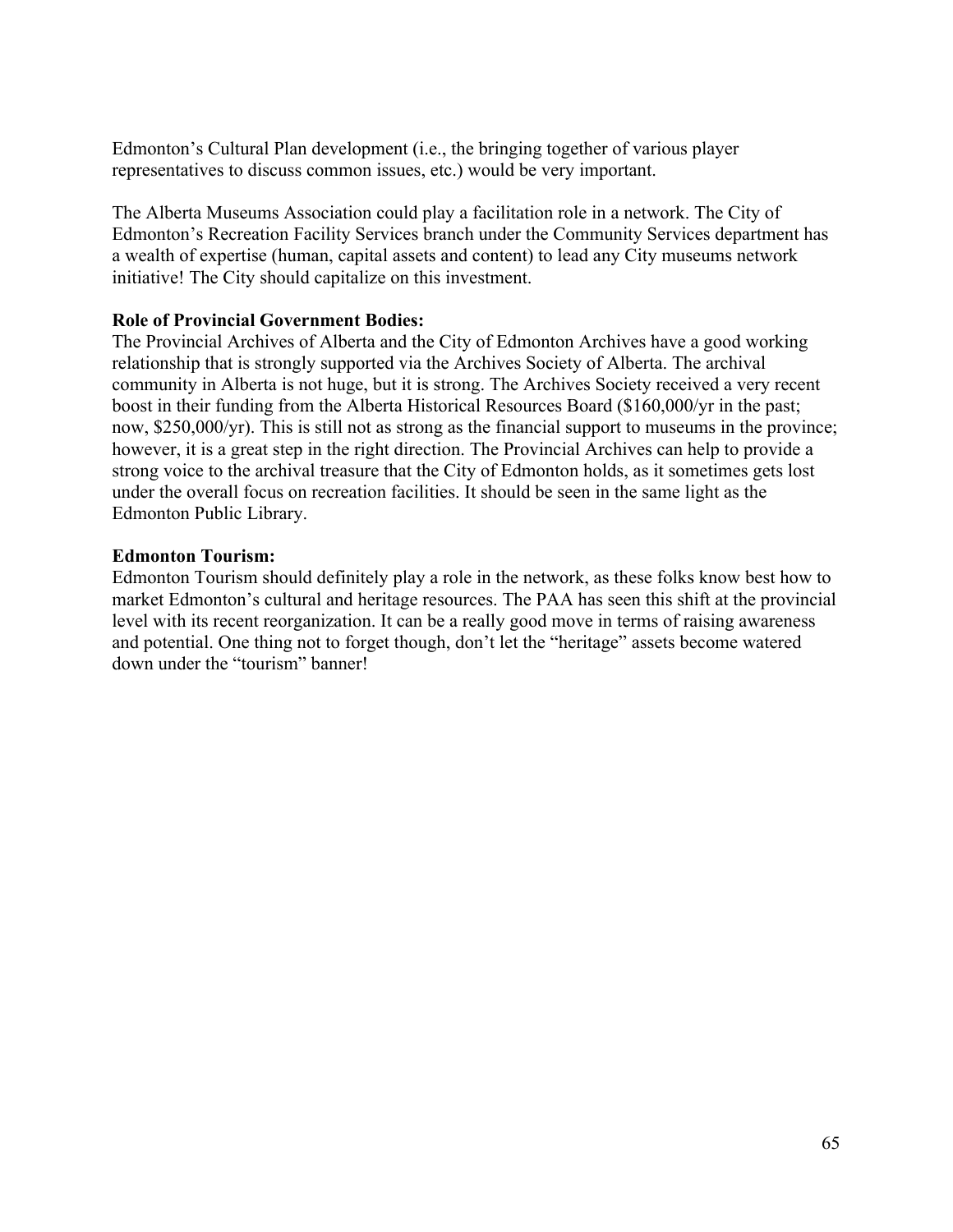Edmonton's Cultural Plan development (i.e., the bringing together of various player representatives to discuss common issues, etc.) would be very important.

The Alberta Museums Association could play a facilitation role in a network. The City of Edmonton's Recreation Facility Services branch under the Community Services department has a wealth of expertise (human, capital assets and content) to lead any City museums network initiative! The City should capitalize on this investment.

**Role of Provincial Government Bodies:**
The Provincial Archives of Alberta and the City of Edmonton Archives have a good working relationship that is strongly supported via the Archives Society of Alberta. The archival community in Alberta is not huge, but it is strong. The Archives Society received a very recent boost in their funding from the Alberta Historical Resources Board ($160,000/yr in the past; now, $250,000/yr). This is still not as strong as the financial support to museums in the province; however, it is a great step in the right direction. The Provincial Archives can help to provide a strong voice to the archival treasure that the City of Edmonton holds, as it sometimes gets lost under the overall focus on recreation facilities. It should be seen in the same light as the Edmonton Public Library.

**Edmonton Tourism:**
Edmonton Tourism should definitely play a role in the network, as these folks know best how to market Edmonton's cultural and heritage resources. The PAA has seen this shift at the provincial level with its recent reorganization. It can be a really good move in terms of raising awareness and potential. One thing not to forget though, don't let the "heritage" assets become watered down under the "tourism" banner!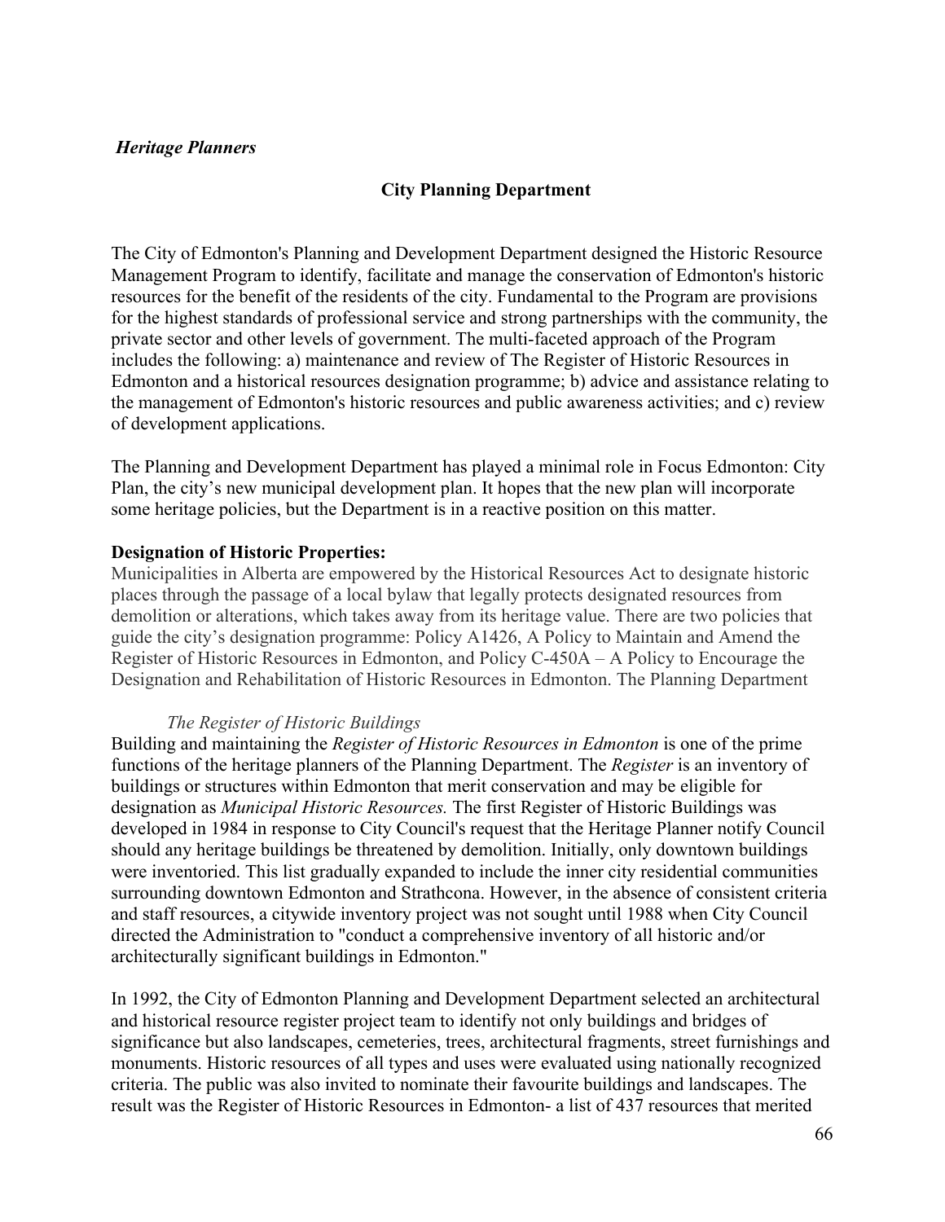*Heritage Planners*

**City Planning Department**

The City of Edmonton's Planning and Development Department designed the Historic Resource Management Program to identify, facilitate and manage the conservation of Edmonton's historic resources for the benefit of the residents of the city. Fundamental to the Program are provisions for the highest standards of professional service and strong partnerships with the community, the private sector and other levels of government. The multi-faceted approach of the Program includes the following: a) maintenance and review of The Register of Historic Resources in Edmonton and a historical resources designation programme; b) advice and assistance relating to the management of Edmonton's historic resources and public awareness activities; and c) review of development applications.

The Planning and Development Department has played a minimal role in Focus Edmonton: City Plan, the city's new municipal development plan. It hopes that the new plan will incorporate some heritage policies, but the Department is in a reactive position on this matter.

**Designation of Historic Properties:**

Municipalities in Alberta are empowered by the Historical Resources Act to designate historic places through the passage of a local bylaw that legally protects designated resources from demolition or alterations, which takes away from its heritage value. There are two policies that guide the city's designation programme: Policy A1426, A Policy to Maintain and Amend the Register of Historic Resources in Edmonton, and Policy C-450A – A Policy to Encourage the Designation and Rehabilitation of Historic Resources in Edmonton. The Planning Department

*The Register of Historic Buildings*

Building and maintaining the *Register of Historic Resources in Edmonton* is one of the prime functions of the heritage planners of the Planning Department. The *Register* is an inventory of buildings or structures within Edmonton that merit conservation and may be eligible for designation as *Municipal Historic Resources.* The first Register of Historic Buildings was developed in 1984 in response to City Council's request that the Heritage Planner notify Council should any heritage buildings be threatened by demolition. Initially, only downtown buildings were inventoried. This list gradually expanded to include the inner city residential communities surrounding downtown Edmonton and Strathcona. However, in the absence of consistent criteria and staff resources, a citywide inventory project was not sought until 1988 when City Council directed the Administration to "conduct a comprehensive inventory of all historic and/or architecturally significant buildings in Edmonton."

In 1992, the City of Edmonton Planning and Development Department selected an architectural and historical resource register project team to identify not only buildings and bridges of significance but also landscapes, cemeteries, trees, architectural fragments, street furnishings and monuments. Historic resources of all types and uses were evaluated using nationally recognized criteria. The public was also invited to nominate their favourite buildings and landscapes. The result was the Register of Historic Resources in Edmonton- a list of 437 resources that merited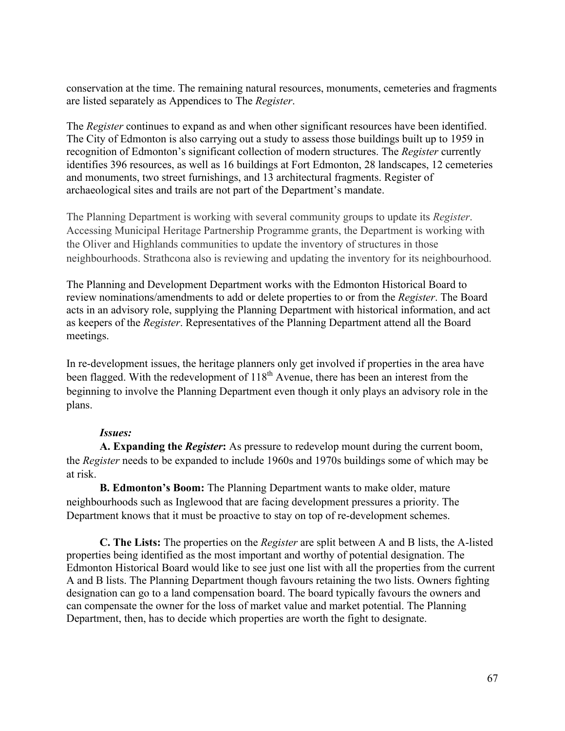conservation at the time. The remaining natural resources, monuments, cemeteries and fragments are listed separately as Appendices to The *Register*.

The *Register* continues to expand as and when other significant resources have been identified. The City of Edmonton is also carrying out a study to assess those buildings built up to 1959 in recognition of Edmonton's significant collection of modern structures. The *Register* currently identifies 396 resources, as well as 16 buildings at Fort Edmonton, 28 landscapes, 12 cemeteries and monuments, two street furnishings, and 13 architectural fragments. Register of archaeological sites and trails are not part of the Department's mandate.

The Planning Department is working with several community groups to update its *Register*. Accessing Municipal Heritage Partnership Programme grants, the Department is working with the Oliver and Highlands communities to update the inventory of structures in those neighbourhoods. Strathcona also is reviewing and updating the inventory for its neighbourhood.

The Planning and Development Department works with the Edmonton Historical Board to review nominations/amendments to add or delete properties to or from the *Register*. The Board acts in an advisory role, supplying the Planning Department with historical information, and act as keepers of the *Register*. Representatives of the Planning Department attend all the Board meetings.

In re-development issues, the heritage planners only get involved if properties in the area have been flagged. With the redevelopment of 118th Avenue, there has been an interest from the beginning to involve the Planning Department even though it only plays an advisory role in the plans.

***Issues:***

**A. Expanding the *Register*:** As pressure to redevelop mount during the current boom, the *Register* needs to be expanded to include 1960s and 1970s buildings some of which may be at risk.

**B. Edmonton's Boom:** The Planning Department wants to make older, mature neighbourhoods such as Inglewood that are facing development pressures a priority. The Department knows that it must be proactive to stay on top of re-development schemes.

**C. The Lists:** The properties on the *Register* are split between A and B lists, the A-listed properties being identified as the most important and worthy of potential designation. The Edmonton Historical Board would like to see just one list with all the properties from the current A and B lists. The Planning Department though favours retaining the two lists. Owners fighting designation can go to a land compensation board. The board typically favours the owners and can compensate the owner for the loss of market value and market potential. The Planning Department, then, has to decide which properties are worth the fight to designate.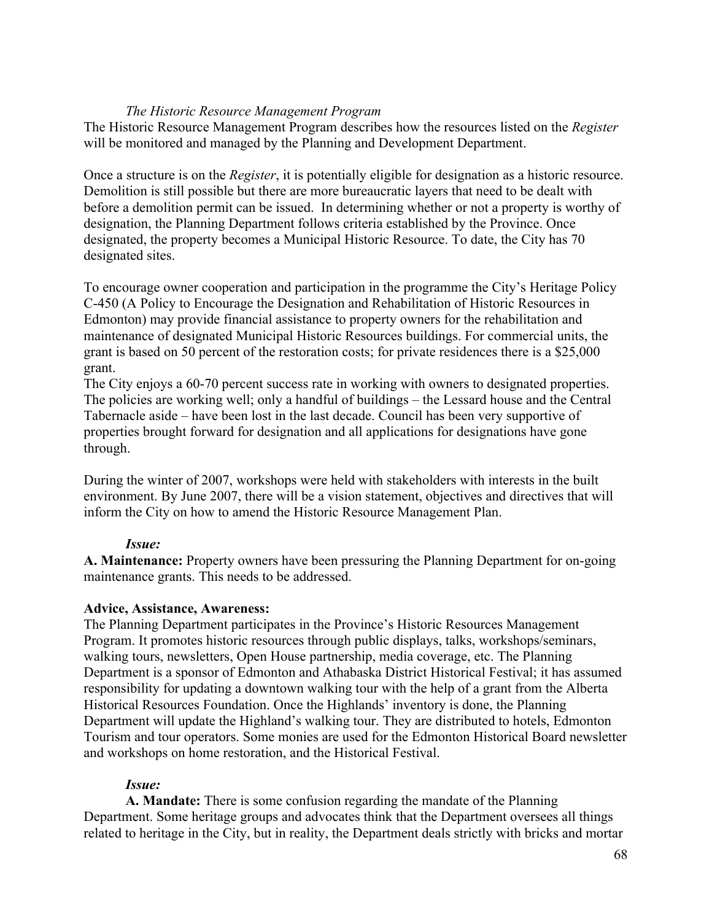*The Historic Resource Management Program*

The Historic Resource Management Program describes how the resources listed on the *Register* will be monitored and managed by the Planning and Development Department.

Once a structure is on the *Register*, it is potentially eligible for designation as a historic resource. Demolition is still possible but there are more bureaucratic layers that need to be dealt with before a demolition permit can be issued. In determining whether or not a property is worthy of designation, the Planning Department follows criteria established by the Province. Once designated, the property becomes a Municipal Historic Resource. To date, the City has 70 designated sites.

To encourage owner cooperation and participation in the programme the City's Heritage Policy C-450 (A Policy to Encourage the Designation and Rehabilitation of Historic Resources in Edmonton) may provide financial assistance to property owners for the rehabilitation and maintenance of designated Municipal Historic Resources buildings. For commercial units, the grant is based on 50 percent of the restoration costs; for private residences there is a $25,000 grant.

The City enjoys a 60-70 percent success rate in working with owners to designated properties. The policies are working well; only a handful of buildings – the Lessard house and the Central Tabernacle aside – have been lost in the last decade. Council has been very supportive of properties brought forward for designation and all applications for designations have gone through.

During the winter of 2007, workshops were held with stakeholders with interests in the built environment. By June 2007, there will be a vision statement, objectives and directives that will inform the City on how to amend the Historic Resource Management Plan.

***Issue:***

**A. Maintenance:** Property owners have been pressuring the Planning Department for on-going maintenance grants. This needs to be addressed.

**Advice, Assistance, Awareness:**

The Planning Department participates in the Province's Historic Resources Management Program. It promotes historic resources through public displays, talks, workshops/seminars, walking tours, newsletters, Open House partnership, media coverage, etc. The Planning Department is a sponsor of Edmonton and Athabaska District Historical Festival; it has assumed responsibility for updating a downtown walking tour with the help of a grant from the Alberta Historical Resources Foundation. Once the Highlands' inventory is done, the Planning Department will update the Highland's walking tour. They are distributed to hotels, Edmonton Tourism and tour operators. Some monies are used for the Edmonton Historical Board newsletter and workshops on home restoration, and the Historical Festival.

***Issue:***

**A. Mandate:** There is some confusion regarding the mandate of the Planning Department. Some heritage groups and advocates think that the Department oversees all things related to heritage in the City, but in reality, the Department deals strictly with bricks and mortar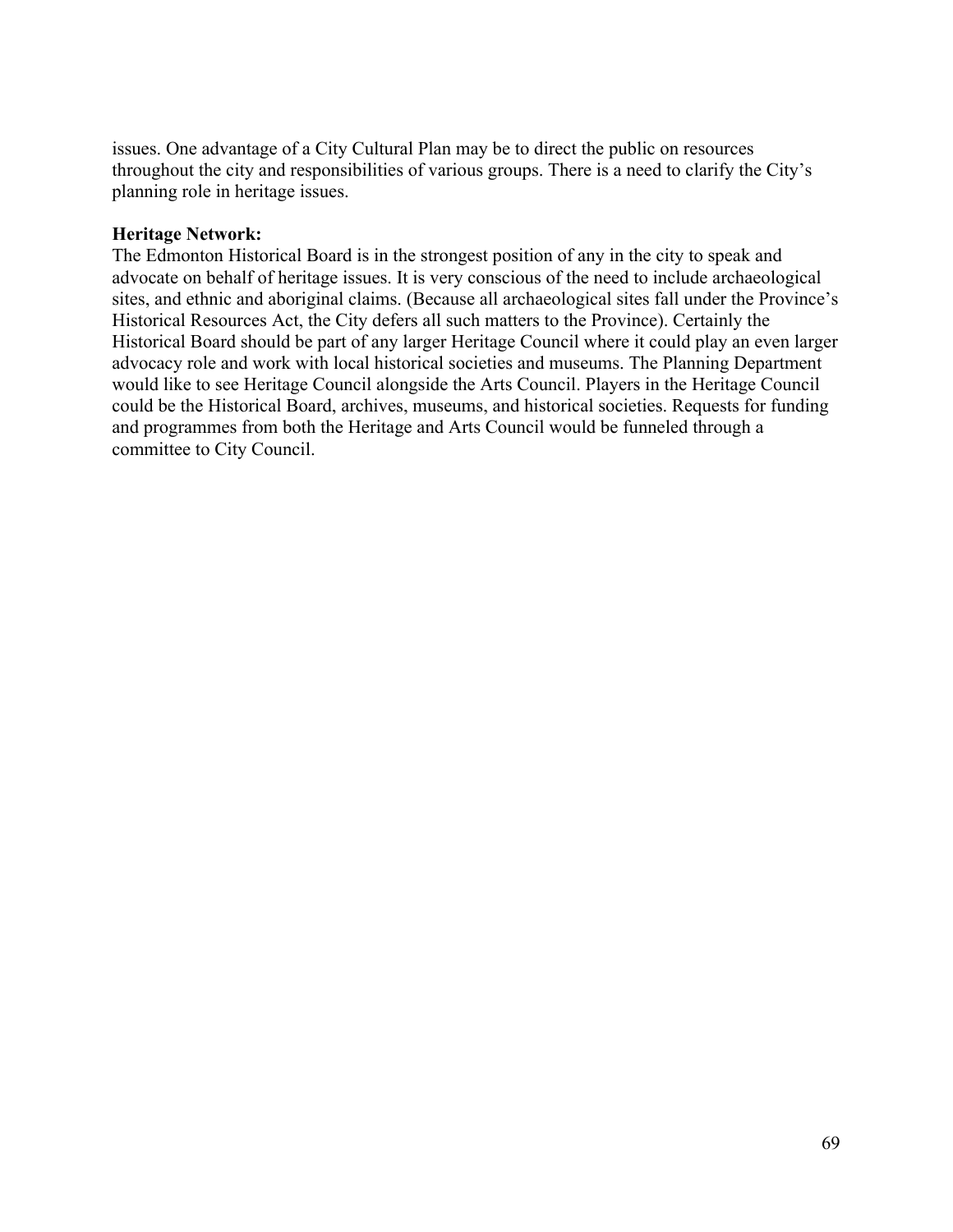issues. One advantage of a City Cultural Plan may be to direct the public on resources throughout the city and responsibilities of various groups. There is a need to clarify the City's planning role in heritage issues.

**Heritage Network:**

The Edmonton Historical Board is in the strongest position of any in the city to speak and advocate on behalf of heritage issues. It is very conscious of the need to include archaeological sites, and ethnic and aboriginal claims. (Because all archaeological sites fall under the Province's Historical Resources Act, the City defers all such matters to the Province). Certainly the Historical Board should be part of any larger Heritage Council where it could play an even larger advocacy role and work with local historical societies and museums. The Planning Department would like to see Heritage Council alongside the Arts Council. Players in the Heritage Council could be the Historical Board, archives, museums, and historical societies. Requests for funding and programmes from both the Heritage and Arts Council would be funneled through a committee to City Council.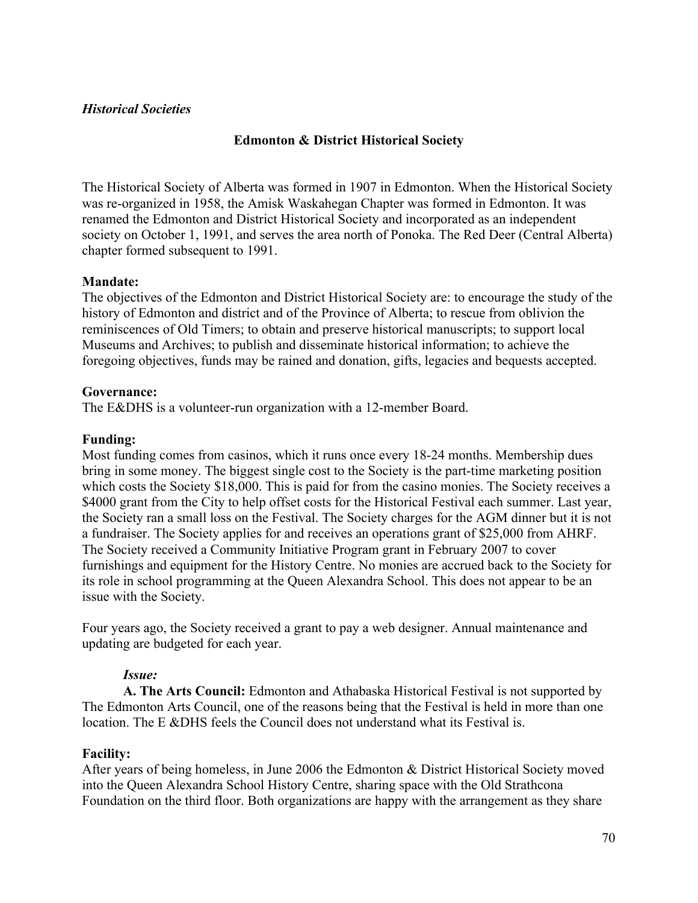*Historical Societies*

## Edmonton & District Historical Society

The Historical Society of Alberta was formed in 1907 in Edmonton. When the Historical Society was re-organized in 1958, the Amisk Waskahegan Chapter was formed in Edmonton. It was renamed the Edmonton and District Historical Society and incorporated as an independent society on October 1, 1991, and serves the area north of Ponoka. The Red Deer (Central Alberta) chapter formed subsequent to 1991.

**Mandate:**
The objectives of the Edmonton and District Historical Society are: to encourage the study of the history of Edmonton and district and of the Province of Alberta; to rescue from oblivion the reminiscences of Old Timers; to obtain and preserve historical manuscripts; to support local Museums and Archives; to publish and disseminate historical information; to achieve the foregoing objectives, funds may be rained and donation, gifts, legacies and bequests accepted.

**Governance:**
The E&DHS is a volunteer-run organization with a 12-member Board.

**Funding:**
Most funding comes from casinos, which it runs once every 18-24 months. Membership dues bring in some money. The biggest single cost to the Society is the part-time marketing position which costs the Society $18,000. This is paid for from the casino monies. The Society receives a $4000 grant from the City to help offset costs for the Historical Festival each summer. Last year, the Society ran a small loss on the Festival. The Society charges for the AGM dinner but it is not a fundraiser. The Society applies for and receives an operations grant of $25,000 from AHRF. The Society received a Community Initiative Program grant in February 2007 to cover furnishings and equipment for the History Centre. No monies are accrued back to the Society for its role in school programming at the Queen Alexandra School. This does not appear to be an issue with the Society.

Four years ago, the Society received a grant to pay a web designer. Annual maintenance and updating are budgeted for each year.

*Issue:*

**A. The Arts Council:** Edmonton and Athabaska Historical Festival is not supported by The Edmonton Arts Council, one of the reasons being that the Festival is held in more than one location. The E &DHS feels the Council does not understand what its Festival is.

**Facility:**
After years of being homeless, in June 2006 the Edmonton & District Historical Society moved into the Queen Alexandra School History Centre, sharing space with the Old Strathcona Foundation on the third floor. Both organizations are happy with the arrangement as they share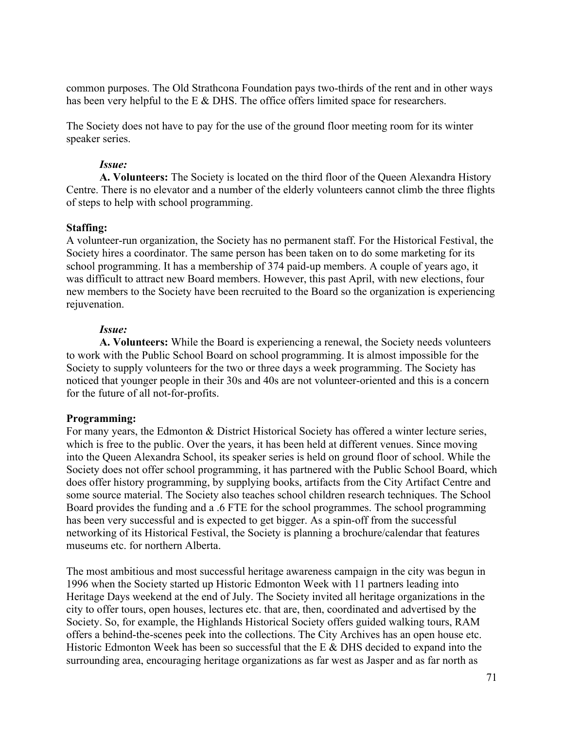common purposes. The Old Strathcona Foundation pays two-thirds of the rent and in other ways has been very helpful to the E & DHS. The office offers limited space for researchers.

The Society does not have to pay for the use of the ground floor meeting room for its winter speaker series.

*Issue:*

**A. Volunteers:** The Society is located on the third floor of the Queen Alexandra History Centre. There is no elevator and a number of the elderly volunteers cannot climb the three flights of steps to help with school programming.

**Staffing:**

A volunteer-run organization, the Society has no permanent staff. For the Historical Festival, the Society hires a coordinator. The same person has been taken on to do some marketing for its school programming. It has a membership of 374 paid-up members. A couple of years ago, it was difficult to attract new Board members. However, this past April, with new elections, four new members to the Society have been recruited to the Board so the organization is experiencing rejuvenation.

*Issue:*

**A. Volunteers:** While the Board is experiencing a renewal, the Society needs volunteers to work with the Public School Board on school programming. It is almost impossible for the Society to supply volunteers for the two or three days a week programming. The Society has noticed that younger people in their 30s and 40s are not volunteer-oriented and this is a concern for the future of all not-for-profits.

**Programming:**

For many years, the Edmonton & District Historical Society has offered a winter lecture series, which is free to the public. Over the years, it has been held at different venues. Since moving into the Queen Alexandra School, its speaker series is held on ground floor of school. While the Society does not offer school programming, it has partnered with the Public School Board, which does offer history programming, by supplying books, artifacts from the City Artifact Centre and some source material. The Society also teaches school children research techniques. The School Board provides the funding and a .6 FTE for the school programmes. The school programming has been very successful and is expected to get bigger. As a spin-off from the successful networking of its Historical Festival, the Society is planning a brochure/calendar that features museums etc. for northern Alberta.

The most ambitious and most successful heritage awareness campaign in the city was begun in 1996 when the Society started up Historic Edmonton Week with 11 partners leading into Heritage Days weekend at the end of July. The Society invited all heritage organizations in the city to offer tours, open houses, lectures etc. that are, then, coordinated and advertised by the Society. So, for example, the Highlands Historical Society offers guided walking tours, RAM offers a behind-the-scenes peek into the collections. The City Archives has an open house etc. Historic Edmonton Week has been so successful that the E & DHS decided to expand into the surrounding area, encouraging heritage organizations as far west as Jasper and as far north as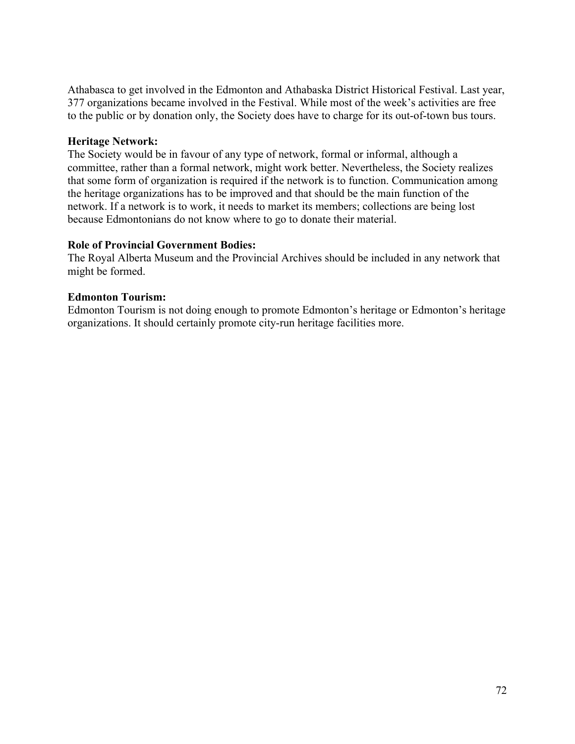Athabasca to get involved in the Edmonton and Athabaska District Historical Festival. Last year, 377 organizations became involved in the Festival. While most of the week's activities are free to the public or by donation only, the Society does have to charge for its out-of-town bus tours.

**Heritage Network:**
The Society would be in favour of any type of network, formal or informal, although a committee, rather than a formal network, might work better. Nevertheless, the Society realizes that some form of organization is required if the network is to function. Communication among the heritage organizations has to be improved and that should be the main function of the network. If a network is to work, it needs to market its members; collections are being lost because Edmontonians do not know where to go to donate their material.

**Role of Provincial Government Bodies:**
The Royal Alberta Museum and the Provincial Archives should be included in any network that might be formed.

**Edmonton Tourism:**
Edmonton Tourism is not doing enough to promote Edmonton's heritage or Edmonton's heritage organizations. It should certainly promote city-run heritage facilities more.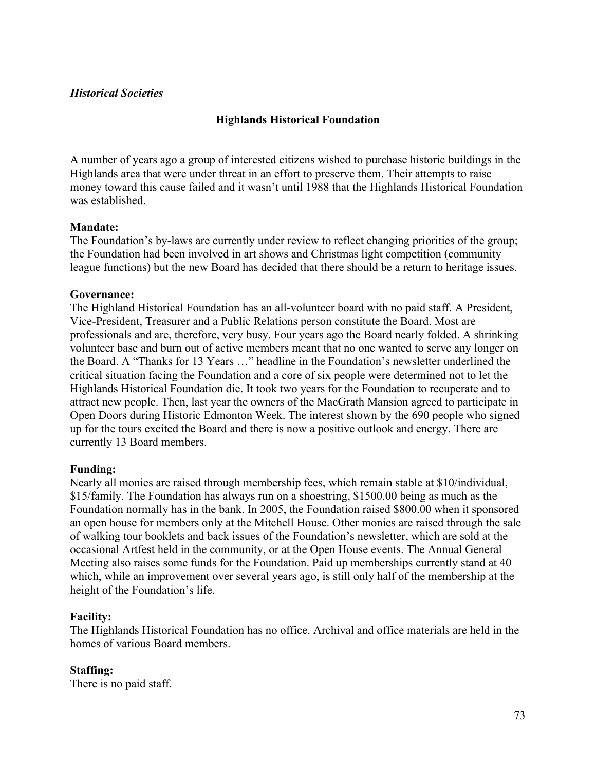*Historical Societies*

## Highlands Historical Foundation

A number of years ago a group of interested citizens wished to purchase historic buildings in the Highlands area that were under threat in an effort to preserve them. Their attempts to raise money toward this cause failed and it wasn't until 1988 that the Highlands Historical Foundation was established.

**Mandate:**
The Foundation's by-laws are currently under review to reflect changing priorities of the group; the Foundation had been involved in art shows and Christmas light competition (community league functions) but the new Board has decided that there should be a return to heritage issues.

**Governance:**
The Highland Historical Foundation has an all-volunteer board with no paid staff. A President, Vice-President, Treasurer and a Public Relations person constitute the Board. Most are professionals and are, therefore, very busy. Four years ago the Board nearly folded. A shrinking volunteer base and burn out of active members meant that no one wanted to serve any longer on the Board. A "Thanks for 13 Years …" headline in the Foundation's newsletter underlined the critical situation facing the Foundation and a core of six people were determined not to let the Highlands Historical Foundation die. It took two years for the Foundation to recuperate and to attract new people. Then, last year the owners of the MacGrath Mansion agreed to participate in Open Doors during Historic Edmonton Week. The interest shown by the 690 people who signed up for the tours excited the Board and there is now a positive outlook and energy. There are currently 13 Board members.

**Funding:**
Nearly all monies are raised through membership fees, which remain stable at $10/individual, $15/family. The Foundation has always run on a shoestring, $1500.00 being as much as the Foundation normally has in the bank. In 2005, the Foundation raised $800.00 when it sponsored an open house for members only at the Mitchell House. Other monies are raised through the sale of walking tour booklets and back issues of the Foundation's newsletter, which are sold at the occasional Artfest held in the community, or at the Open House events. The Annual General Meeting also raises some funds for the Foundation. Paid up memberships currently stand at 40 which, while an improvement over several years ago, is still only half of the membership at the height of the Foundation's life.

**Facility:**
The Highlands Historical Foundation has no office. Archival and office materials are held in the homes of various Board members.

**Staffing:**
There is no paid staff.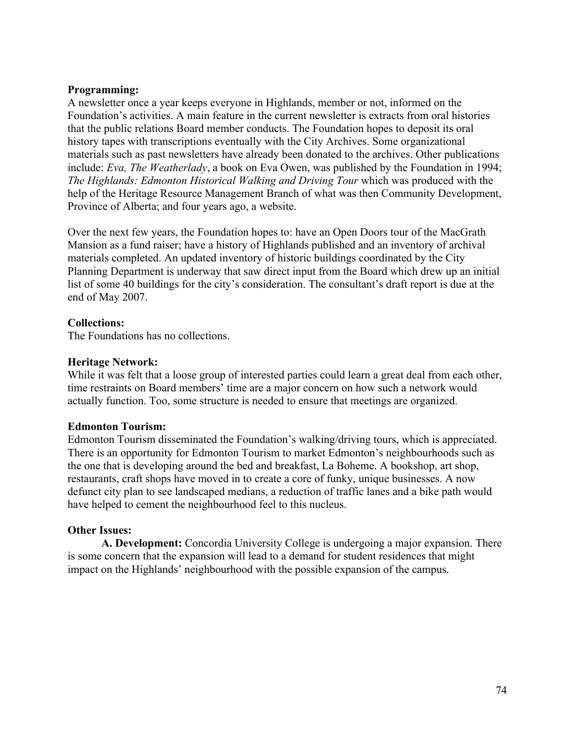**Programming:**
A newsletter once a year keeps everyone in Highlands, member or not, informed on the Foundation's activities. A main feature in the current newsletter is extracts from oral histories that the public relations Board member conducts. The Foundation hopes to deposit its oral history tapes with transcriptions eventually with the City Archives. Some organizational materials such as past newsletters have already been donated to the archives. Other publications include: *Eva, The Weatherlady*, a book on Eva Owen, was published by the Foundation in 1994; *The Highlands: Edmonton Historical Walking and Driving Tour* which was produced with the help of the Heritage Resource Management Branch of what was then Community Development, Province of Alberta; and four years ago, a website.

Over the next few years, the Foundation hopes to: have an Open Doors tour of the MacGrath Mansion as a fund raiser; have a history of Highlands published and an inventory of archival materials completed. An updated inventory of historic buildings coordinated by the City Planning Department is underway that saw direct input from the Board which drew up an initial list of some 40 buildings for the city's consideration. The consultant's draft report is due at the end of May 2007.

**Collections:**
The Foundations has no collections.

**Heritage Network:**
While it was felt that a loose group of interested parties could learn a great deal from each other, time restraints on Board members' time are a major concern on how such a network would actually function. Too, some structure is needed to ensure that meetings are organized.

**Edmonton Tourism:**
Edmonton Tourism disseminated the Foundation's walking/driving tours, which is appreciated. There is an opportunity for Edmonton Tourism to market Edmonton's neighbourhoods such as the one that is developing around the bed and breakfast, La Boheme. A bookshop, art shop, restaurants, craft shops have moved in to create a core of funky, unique businesses. A now defunct city plan to see landscaped medians, a reduction of traffic lanes and a bike path would have helped to cement the neighbourhood feel to this nucleus.

**Other Issues:**

**A. Development:** Concordia University College is undergoing a major expansion. There is some concern that the expansion will lead to a demand for student residences that might impact on the Highlands' neighbourhood with the possible expansion of the campus.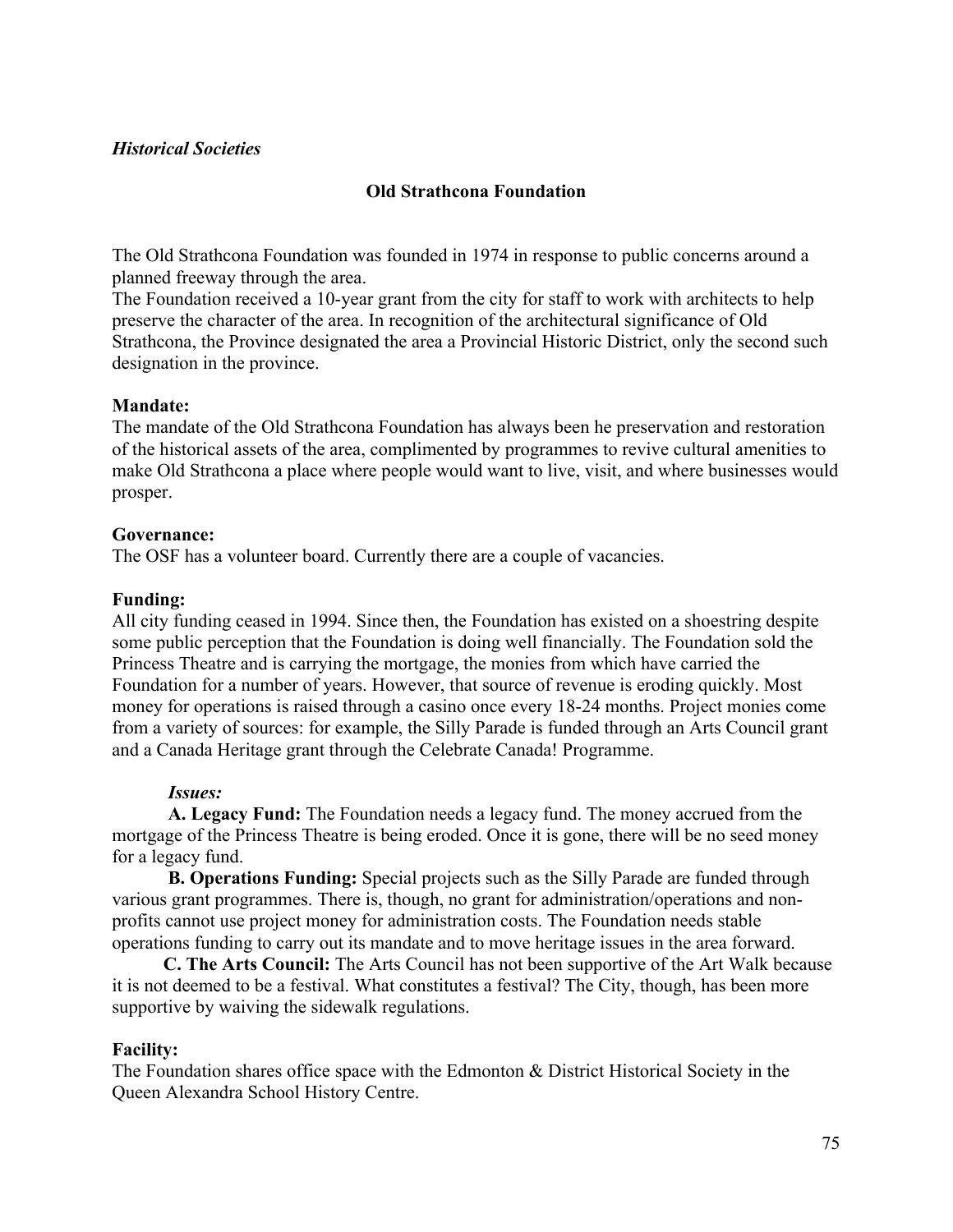*Historical Societies*

## Old Strathcona Foundation

The Old Strathcona Foundation was founded in 1974 in response to public concerns around a planned freeway through the area.
The Foundation received a 10-year grant from the city for staff to work with architects to help preserve the character of the area. In recognition of the architectural significance of Old Strathcona, the Province designated the area a Provincial Historic District, only the second such designation in the province.

**Mandate:**
The mandate of the Old Strathcona Foundation has always been he preservation and restoration of the historical assets of the area, complimented by programmes to revive cultural amenities to make Old Strathcona a place where people would want to live, visit, and where businesses would prosper.

**Governance:**
The OSF has a volunteer board. Currently there are a couple of vacancies.

**Funding:**
All city funding ceased in 1994. Since then, the Foundation has existed on a shoestring despite some public perception that the Foundation is doing well financially. The Foundation sold the Princess Theatre and is carrying the mortgage, the monies from which have carried the Foundation for a number of years. However, that source of revenue is eroding quickly. Most money for operations is raised through a casino once every 18-24 months. Project monies come from a variety of sources: for example, the Silly Parade is funded through an Arts Council grant and a Canada Heritage grant through the Celebrate Canada! Programme.

***Issues:***

**A. Legacy Fund:** The Foundation needs a legacy fund. The money accrued from the mortgage of the Princess Theatre is being eroded. Once it is gone, there will be no seed money for a legacy fund.

**B. Operations Funding:** Special projects such as the Silly Parade are funded through various grant programmes. There is, though, no grant for administration/operations and non-profits cannot use project money for administration costs. The Foundation needs stable operations funding to carry out its mandate and to move heritage issues in the area forward.

**C. The Arts Council:** The Arts Council has not been supportive of the Art Walk because it is not deemed to be a festival. What constitutes a festival? The City, though, has been more supportive by waiving the sidewalk regulations.

**Facility:**
The Foundation shares office space with the Edmonton & District Historical Society in the Queen Alexandra School History Centre.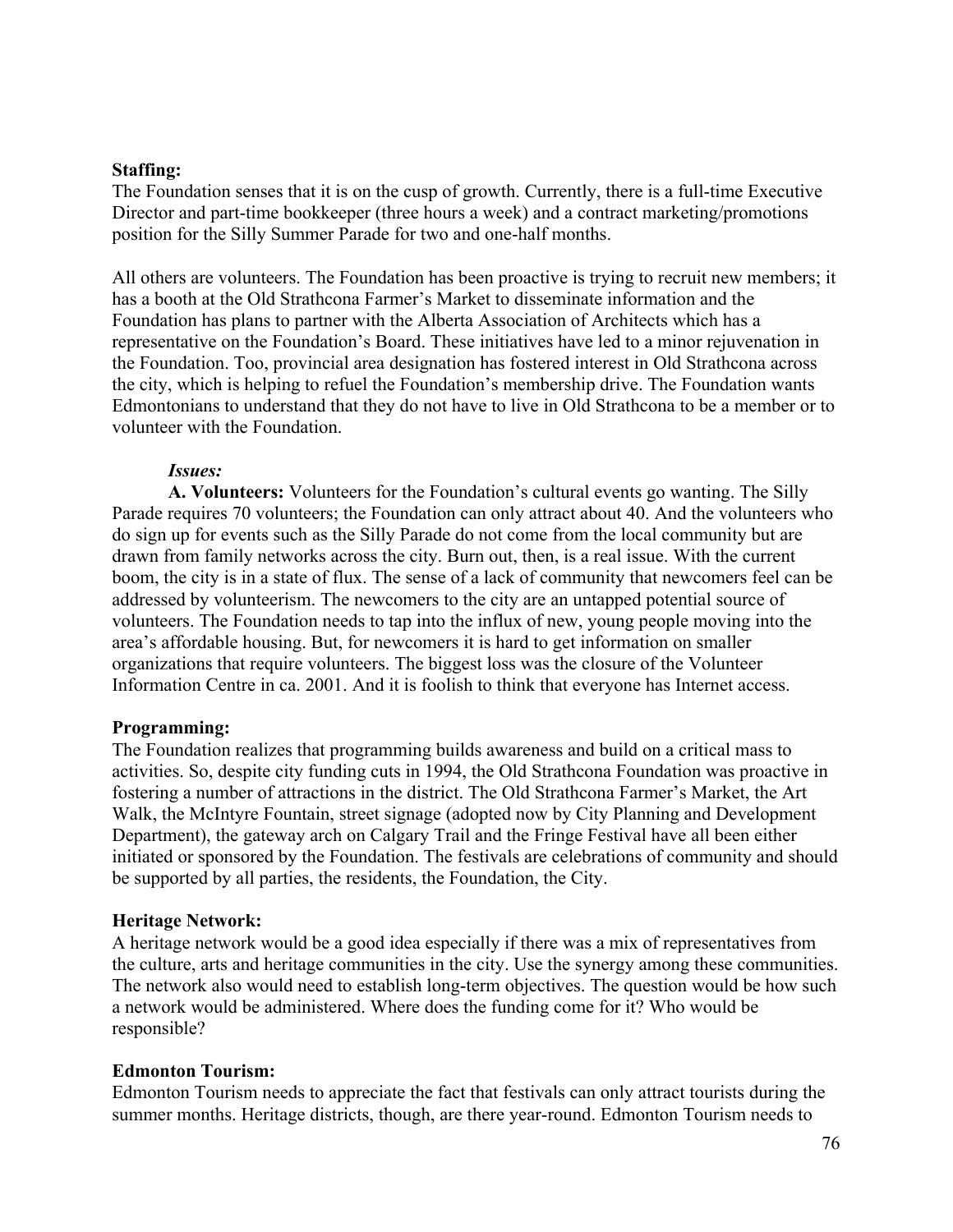**Staffing:**
The Foundation senses that it is on the cusp of growth. Currently, there is a full-time Executive Director and part-time bookkeeper (three hours a week) and a contract marketing/promotions position for the Silly Summer Parade for two and one-half months.

All others are volunteers. The Foundation has been proactive is trying to recruit new members; it has a booth at the Old Strathcona Farmer's Market to disseminate information and the Foundation has plans to partner with the Alberta Association of Architects which has a representative on the Foundation's Board. These initiatives have led to a minor rejuvenation in the Foundation. Too, provincial area designation has fostered interest in Old Strathcona across the city, which is helping to refuel the Foundation's membership drive. The Foundation wants Edmontonians to understand that they do not have to live in Old Strathcona to be a member or to volunteer with the Foundation.

***Issues:***

**A. Volunteers:** Volunteers for the Foundation's cultural events go wanting. The Silly Parade requires 70 volunteers; the Foundation can only attract about 40. And the volunteers who do sign up for events such as the Silly Parade do not come from the local community but are drawn from family networks across the city. Burn out, then, is a real issue. With the current boom, the city is in a state of flux. The sense of a lack of community that newcomers feel can be addressed by volunteerism. The newcomers to the city are an untapped potential source of volunteers. The Foundation needs to tap into the influx of new, young people moving into the area's affordable housing. But, for newcomers it is hard to get information on smaller organizations that require volunteers. The biggest loss was the closure of the Volunteer Information Centre in ca. 2001. And it is foolish to think that everyone has Internet access.

**Programming:**
The Foundation realizes that programming builds awareness and build on a critical mass to activities. So, despite city funding cuts in 1994, the Old Strathcona Foundation was proactive in fostering a number of attractions in the district. The Old Strathcona Farmer's Market, the Art Walk, the McIntyre Fountain, street signage (adopted now by City Planning and Development Department), the gateway arch on Calgary Trail and the Fringe Festival have all been either initiated or sponsored by the Foundation. The festivals are celebrations of community and should be supported by all parties, the residents, the Foundation, the City.

**Heritage Network:**
A heritage network would be a good idea especially if there was a mix of representatives from the culture, arts and heritage communities in the city. Use the synergy among these communities. The network also would need to establish long-term objectives. The question would be how such a network would be administered. Where does the funding come for it? Who would be responsible?

**Edmonton Tourism:**
Edmonton Tourism needs to appreciate the fact that festivals can only attract tourists during the summer months. Heritage districts, though, are there year-round. Edmonton Tourism needs to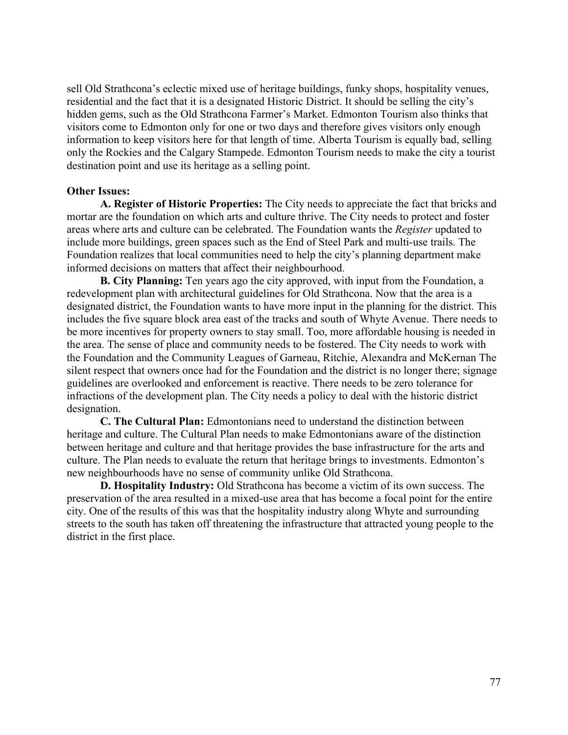sell Old Strathcona's eclectic mixed use of heritage buildings, funky shops, hospitality venues, residential and the fact that it is a designated Historic District. It should be selling the city's hidden gems, such as the Old Strathcona Farmer's Market. Edmonton Tourism also thinks that visitors come to Edmonton only for one or two days and therefore gives visitors only enough information to keep visitors here for that length of time. Alberta Tourism is equally bad, selling only the Rockies and the Calgary Stampede. Edmonton Tourism needs to make the city a tourist destination point and use its heritage as a selling point.

**Other Issues:**

**A. Register of Historic Properties:** The City needs to appreciate the fact that bricks and mortar are the foundation on which arts and culture thrive. The City needs to protect and foster areas where arts and culture can be celebrated. The Foundation wants the *Register* updated to include more buildings, green spaces such as the End of Steel Park and multi-use trails. The Foundation realizes that local communities need to help the city's planning department make informed decisions on matters that affect their neighbourhood.

**B. City Planning:** Ten years ago the city approved, with input from the Foundation, a redevelopment plan with architectural guidelines for Old Strathcona. Now that the area is a designated district, the Foundation wants to have more input in the planning for the district. This includes the five square block area east of the tracks and south of Whyte Avenue. There needs to be more incentives for property owners to stay small. Too, more affordable housing is needed in the area. The sense of place and community needs to be fostered. The City needs to work with the Foundation and the Community Leagues of Garneau, Ritchie, Alexandra and McKernan The silent respect that owners once had for the Foundation and the district is no longer there; signage guidelines are overlooked and enforcement is reactive. There needs to be zero tolerance for infractions of the development plan. The City needs a policy to deal with the historic district designation.

**C. The Cultural Plan:** Edmontonians need to understand the distinction between heritage and culture. The Cultural Plan needs to make Edmontonians aware of the distinction between heritage and culture and that heritage provides the base infrastructure for the arts and culture. The Plan needs to evaluate the return that heritage brings to investments. Edmonton's new neighbourhoods have no sense of community unlike Old Strathcona.

**D. Hospitality Industry:** Old Strathcona has become a victim of its own success. The preservation of the area resulted in a mixed-use area that has become a focal point for the entire city. One of the results of this was that the hospitality industry along Whyte and surrounding streets to the south has taken off threatening the infrastructure that attracted young people to the district in the first place.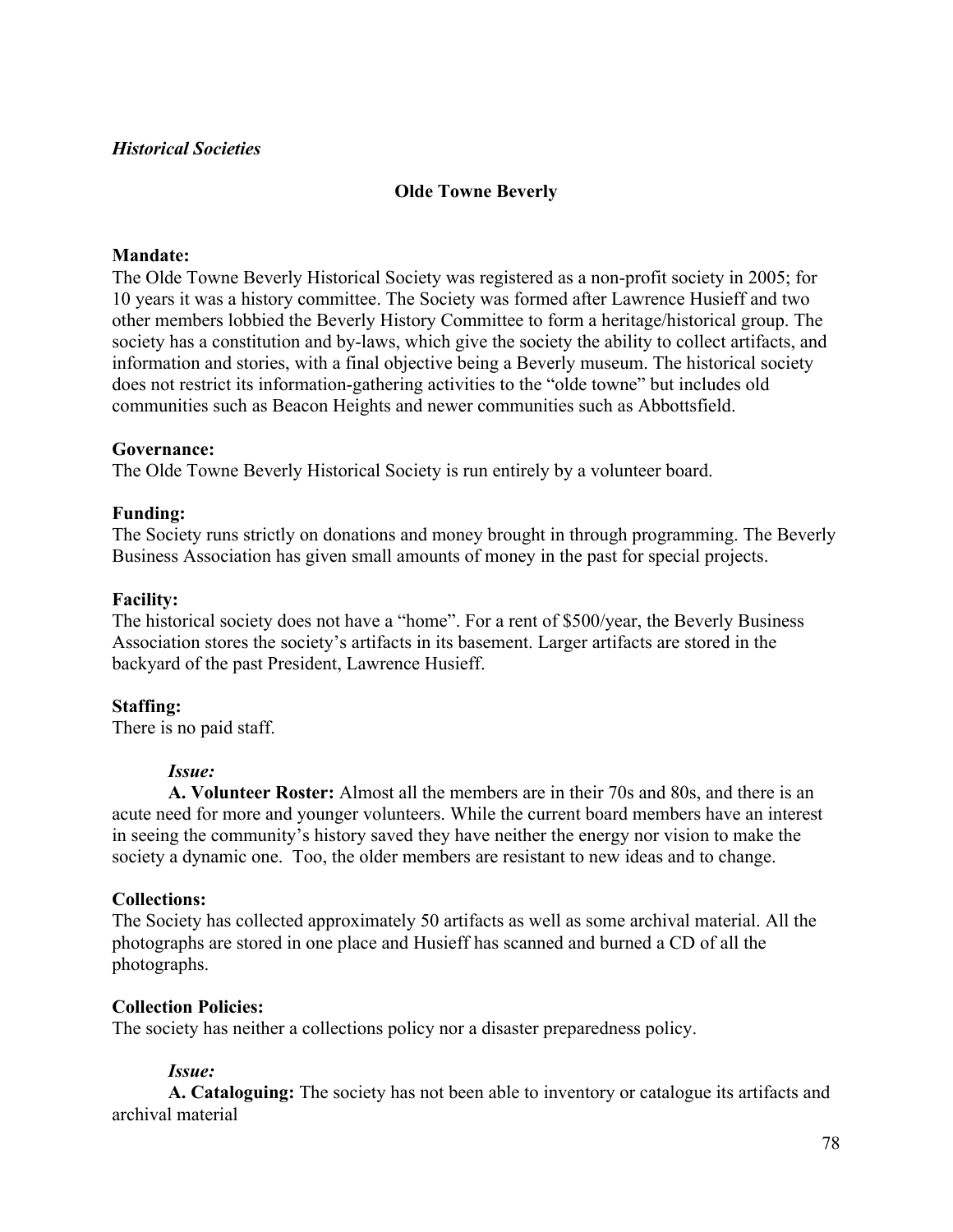***Historical Societies***

**Olde Towne Beverly**

**Mandate:**
The Olde Towne Beverly Historical Society was registered as a non-profit society in 2005; for 10 years it was a history committee. The Society was formed after Lawrence Husieff and two other members lobbied the Beverly History Committee to form a heritage/historical group. The society has a constitution and by-laws, which give the society the ability to collect artifacts, and information and stories, with a final objective being a Beverly museum. The historical society does not restrict its information-gathering activities to the "olde towne" but includes old communities such as Beacon Heights and newer communities such as Abbottsfield.

**Governance:**
The Olde Towne Beverly Historical Society is run entirely by a volunteer board.

**Funding:**
The Society runs strictly on donations and money brought in through programming. The Beverly Business Association has given small amounts of money in the past for special projects.

**Facility:**
The historical society does not have a "home". For a rent of $500/year, the Beverly Business Association stores the society's artifacts in its basement. Larger artifacts are stored in the backyard of the past President, Lawrence Husieff.

**Staffing:**
There is no paid staff.

*Issue:*

**A. Volunteer Roster:** Almost all the members are in their 70s and 80s, and there is an acute need for more and younger volunteers. While the current board members have an interest in seeing the community's history saved they have neither the energy nor vision to make the society a dynamic one. Too, the older members are resistant to new ideas and to change.

**Collections:**
The Society has collected approximately 50 artifacts as well as some archival material. All the photographs are stored in one place and Husieff has scanned and burned a CD of all the photographs.

**Collection Policies:**
The society has neither a collections policy nor a disaster preparedness policy.

*Issue:*

**A. Cataloguing:** The society has not been able to inventory or catalogue its artifacts and archival material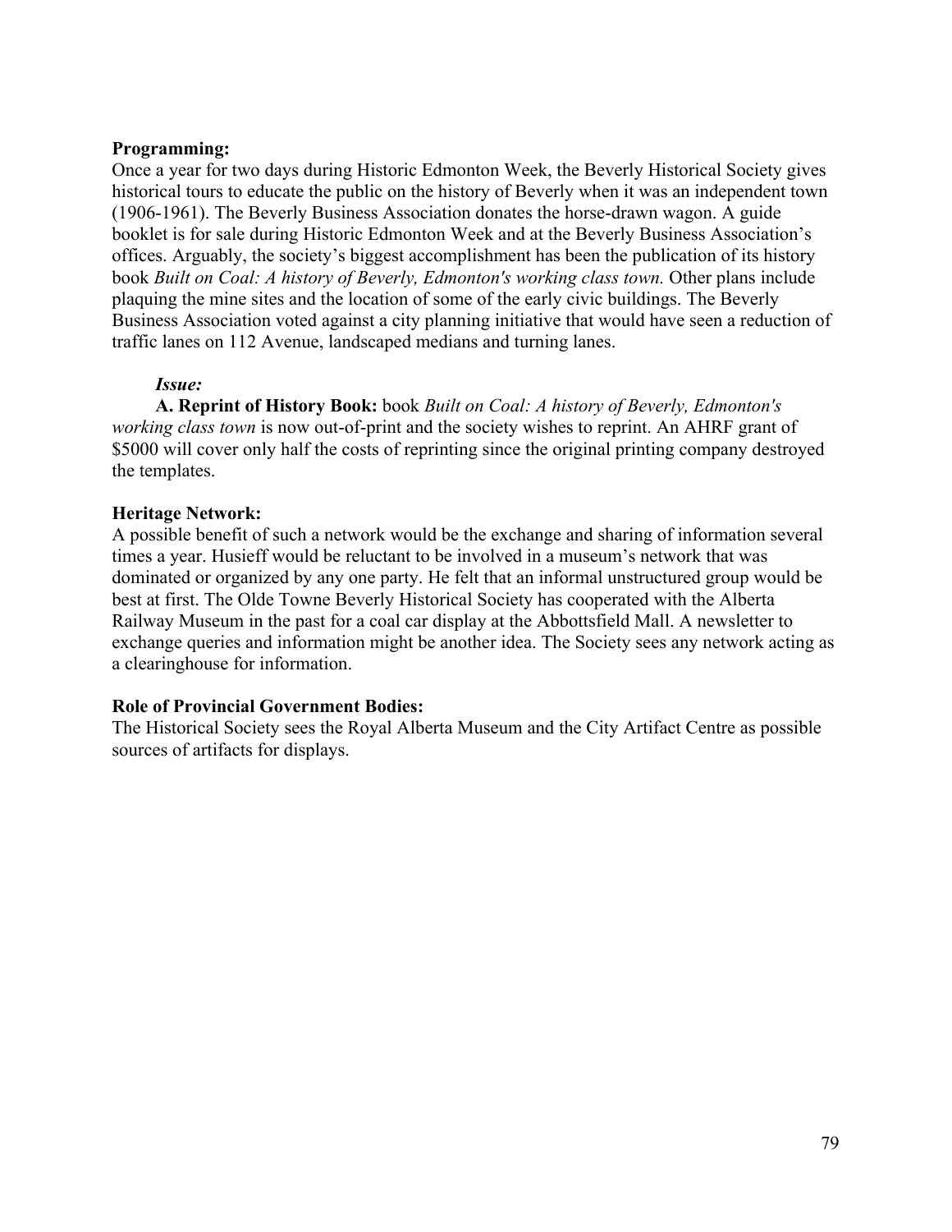**Programming:**
Once a year for two days during Historic Edmonton Week, the Beverly Historical Society gives historical tours to educate the public on the history of Beverly when it was an independent town (1906-1961). The Beverly Business Association donates the horse-drawn wagon. A guide booklet is for sale during Historic Edmonton Week and at the Beverly Business Association's offices. Arguably, the society's biggest accomplishment has been the publication of its history book *Built on Coal: A history of Beverly, Edmonton's working class town.* Other plans include plaquing the mine sites and the location of some of the early civic buildings. The Beverly Business Association voted against a city planning initiative that would have seen a reduction of traffic lanes on 112 Avenue, landscaped medians and turning lanes.

***Issue:***

**A. Reprint of History Book:** book *Built on Coal: A history of Beverly, Edmonton's working class town* is now out-of-print and the society wishes to reprint. An AHRF grant of $5000 will cover only half the costs of reprinting since the original printing company destroyed the templates.

**Heritage Network:**
A possible benefit of such a network would be the exchange and sharing of information several times a year. Husieff would be reluctant to be involved in a museum's network that was dominated or organized by any one party. He felt that an informal unstructured group would be best at first. The Olde Towne Beverly Historical Society has cooperated with the Alberta Railway Museum in the past for a coal car display at the Abbottsfield Mall. A newsletter to exchange queries and information might be another idea. The Society sees any network acting as a clearinghouse for information.

**Role of Provincial Government Bodies:**
The Historical Society sees the Royal Alberta Museum and the City Artifact Centre as possible sources of artifacts for displays.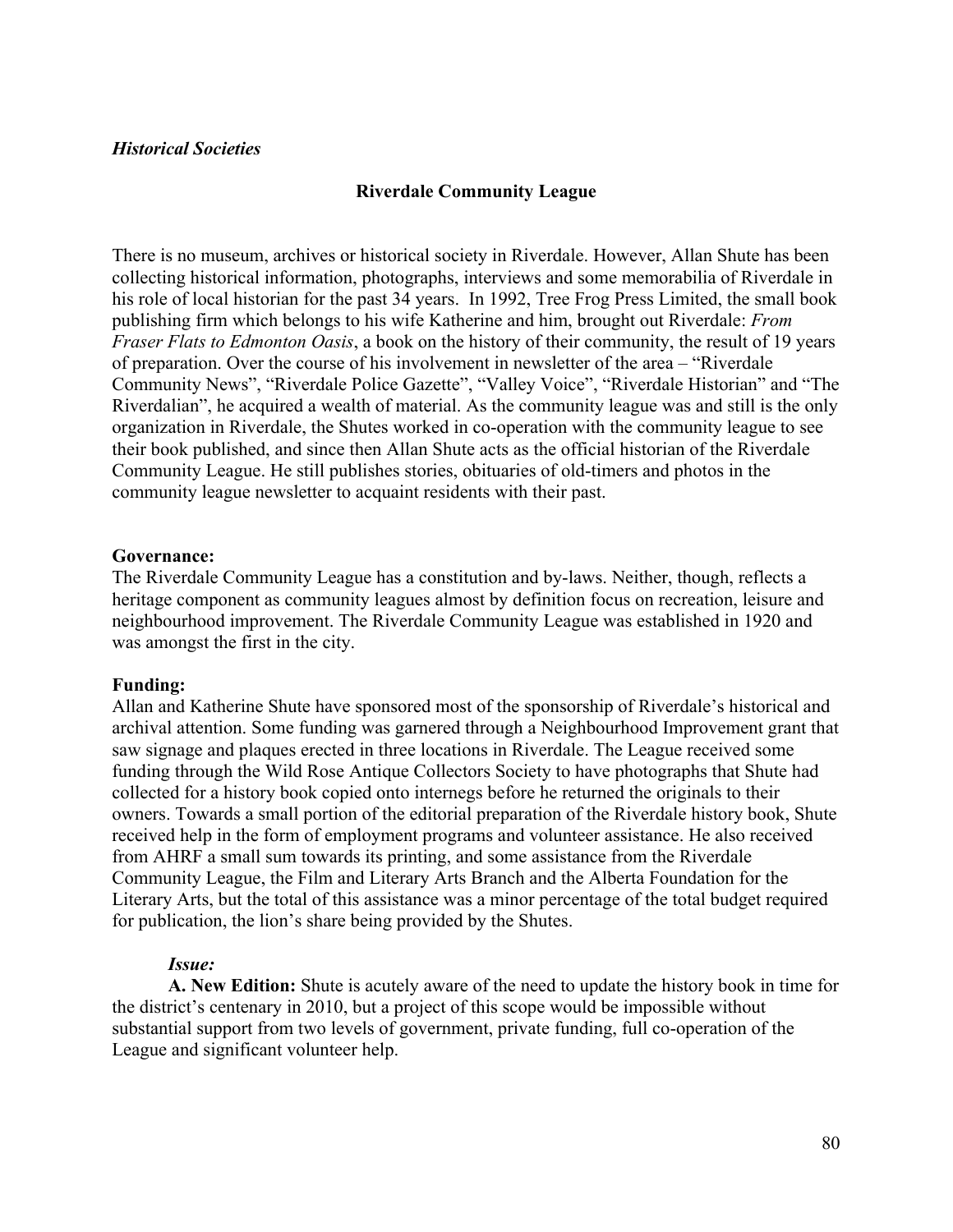*Historical Societies*

## Riverdale Community League

There is no museum, archives or historical society in Riverdale. However, Allan Shute has been collecting historical information, photographs, interviews and some memorabilia of Riverdale in his role of local historian for the past 34 years. In 1992, Tree Frog Press Limited, the small book publishing firm which belongs to his wife Katherine and him, brought out Riverdale: *From Fraser Flats to Edmonton Oasis*, a book on the history of their community, the result of 19 years of preparation. Over the course of his involvement in newsletter of the area – "Riverdale Community News", "Riverdale Police Gazette", "Valley Voice", "Riverdale Historian" and "The Riverdalian", he acquired a wealth of material. As the community league was and still is the only organization in Riverdale, the Shutes worked in co-operation with the community league to see their book published, and since then Allan Shute acts as the official historian of the Riverdale Community League. He still publishes stories, obituaries of old-timers and photos in the community league newsletter to acquaint residents with their past.

**Governance:**
The Riverdale Community League has a constitution and by-laws. Neither, though, reflects a heritage component as community leagues almost by definition focus on recreation, leisure and neighbourhood improvement. The Riverdale Community League was established in 1920 and was amongst the first in the city.

**Funding:**
Allan and Katherine Shute have sponsored most of the sponsorship of Riverdale's historical and archival attention. Some funding was garnered through a Neighbourhood Improvement grant that saw signage and plaques erected in three locations in Riverdale. The League received some funding through the Wild Rose Antique Collectors Society to have photographs that Shute had collected for a history book copied onto internegs before he returned the originals to their owners. Towards a small portion of the editorial preparation of the Riverdale history book, Shute received help in the form of employment programs and volunteer assistance. He also received from AHRF a small sum towards its printing, and some assistance from the Riverdale Community League, the Film and Literary Arts Branch and the Alberta Foundation for the Literary Arts, but the total of this assistance was a minor percentage of the total budget required for publication, the lion's share being provided by the Shutes.

***Issue:***

**A. New Edition:** Shute is acutely aware of the need to update the history book in time for the district's centenary in 2010, but a project of this scope would be impossible without substantial support from two levels of government, private funding, full co-operation of the League and significant volunteer help.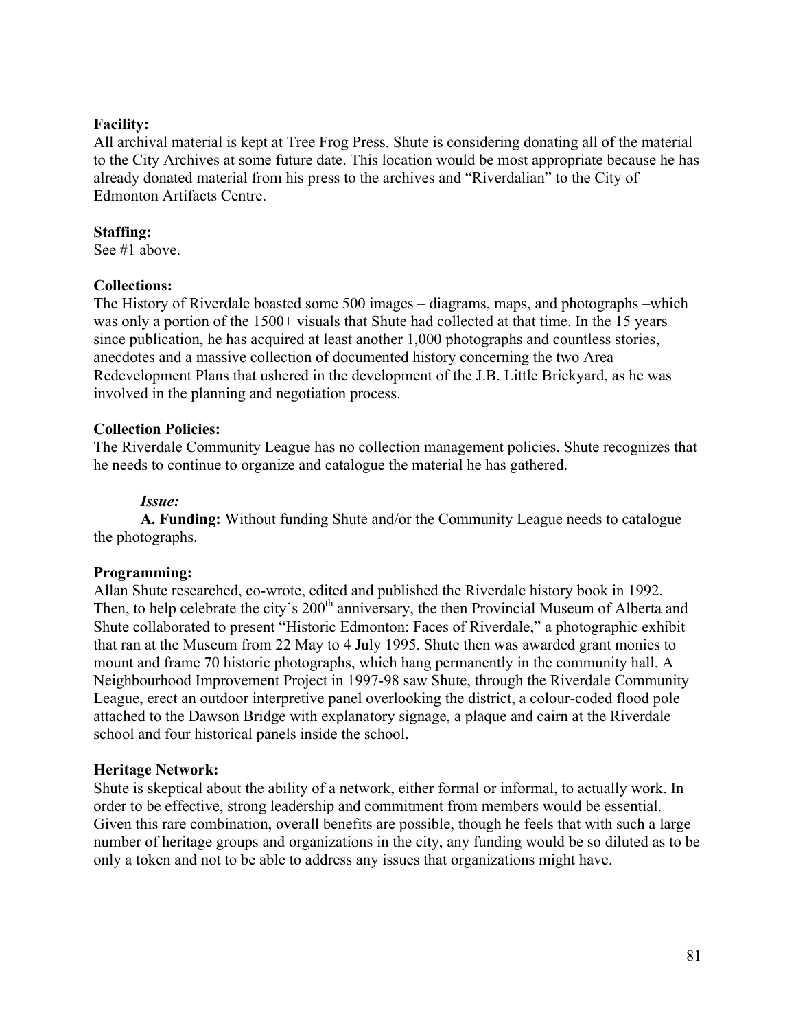**Facility:**
All archival material is kept at Tree Frog Press. Shute is considering donating all of the material to the City Archives at some future date. This location would be most appropriate because he has already donated material from his press to the archives and "Riverdalian" to the City of Edmonton Artifacts Centre.

**Staffing:**
See #1 above.

**Collections:**
The History of Riverdale boasted some 500 images – diagrams, maps, and photographs –which was only a portion of the 1500+ visuals that Shute had collected at that time. In the 15 years since publication, he has acquired at least another 1,000 photographs and countless stories, anecdotes and a massive collection of documented history concerning the two Area Redevelopment Plans that ushered in the development of the J.B. Little Brickyard, as he was involved in the planning and negotiation process.

**Collection Policies:**
The Riverdale Community League has no collection management policies. Shute recognizes that he needs to continue to organize and catalogue the material he has gathered.

***Issue:***

**A. Funding:** Without funding Shute and/or the Community League needs to catalogue the photographs.

**Programming:**
Allan Shute researched, co-wrote, edited and published the Riverdale history book in 1992. Then, to help celebrate the city's 200th anniversary, the then Provincial Museum of Alberta and Shute collaborated to present "Historic Edmonton: Faces of Riverdale," a photographic exhibit that ran at the Museum from 22 May to 4 July 1995. Shute then was awarded grant monies to mount and frame 70 historic photographs, which hang permanently in the community hall. A Neighbourhood Improvement Project in 1997-98 saw Shute, through the Riverdale Community League, erect an outdoor interpretive panel overlooking the district, a colour-coded flood pole attached to the Dawson Bridge with explanatory signage, a plaque and cairn at the Riverdale school and four historical panels inside the school.

**Heritage Network:**
Shute is skeptical about the ability of a network, either formal or informal, to actually work. In order to be effective, strong leadership and commitment from members would be essential. Given this rare combination, overall benefits are possible, though he feels that with such a large number of heritage groups and organizations in the city, any funding would be so diluted as to be only a token and not to be able to address any issues that organizations might have.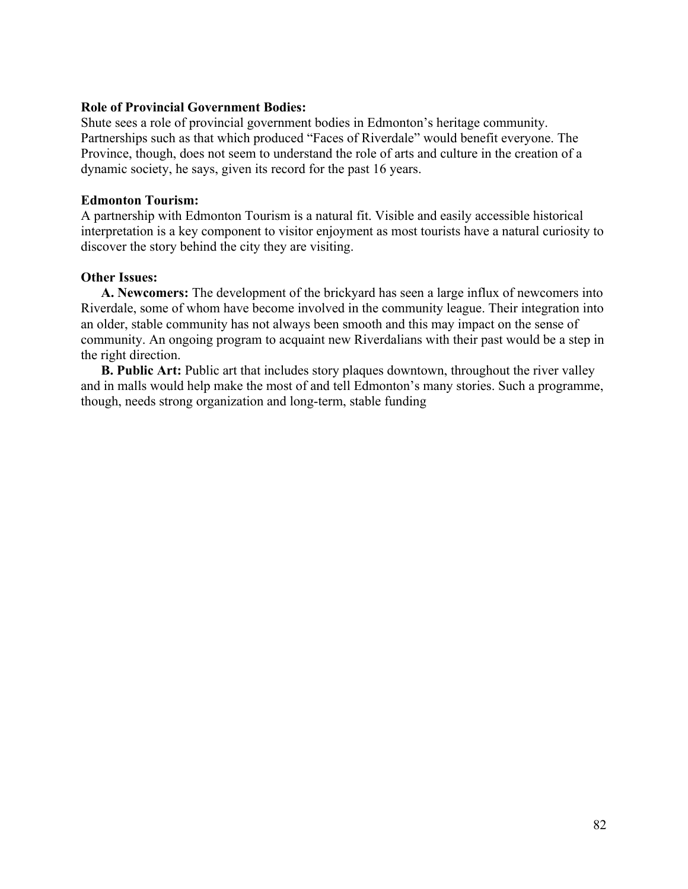**Role of Provincial Government Bodies:**
Shute sees a role of provincial government bodies in Edmonton's heritage community. Partnerships such as that which produced "Faces of Riverdale" would benefit everyone. The Province, though, does not seem to understand the role of arts and culture in the creation of a dynamic society, he says, given its record for the past 16 years.

**Edmonton Tourism:**
A partnership with Edmonton Tourism is a natural fit. Visible and easily accessible historical interpretation is a key component to visitor enjoyment as most tourists have a natural curiosity to discover the story behind the city they are visiting.

**Other Issues:**

**A. Newcomers:** The development of the brickyard has seen a large influx of newcomers into Riverdale, some of whom have become involved in the community league. Their integration into an older, stable community has not always been smooth and this may impact on the sense of community. An ongoing program to acquaint new Riverdalians with their past would be a step in the right direction.

**B. Public Art:** Public art that includes story plaques downtown, throughout the river valley and in malls would help make the most of and tell Edmonton's many stories. Such a programme, though, needs strong organization and long-term, stable funding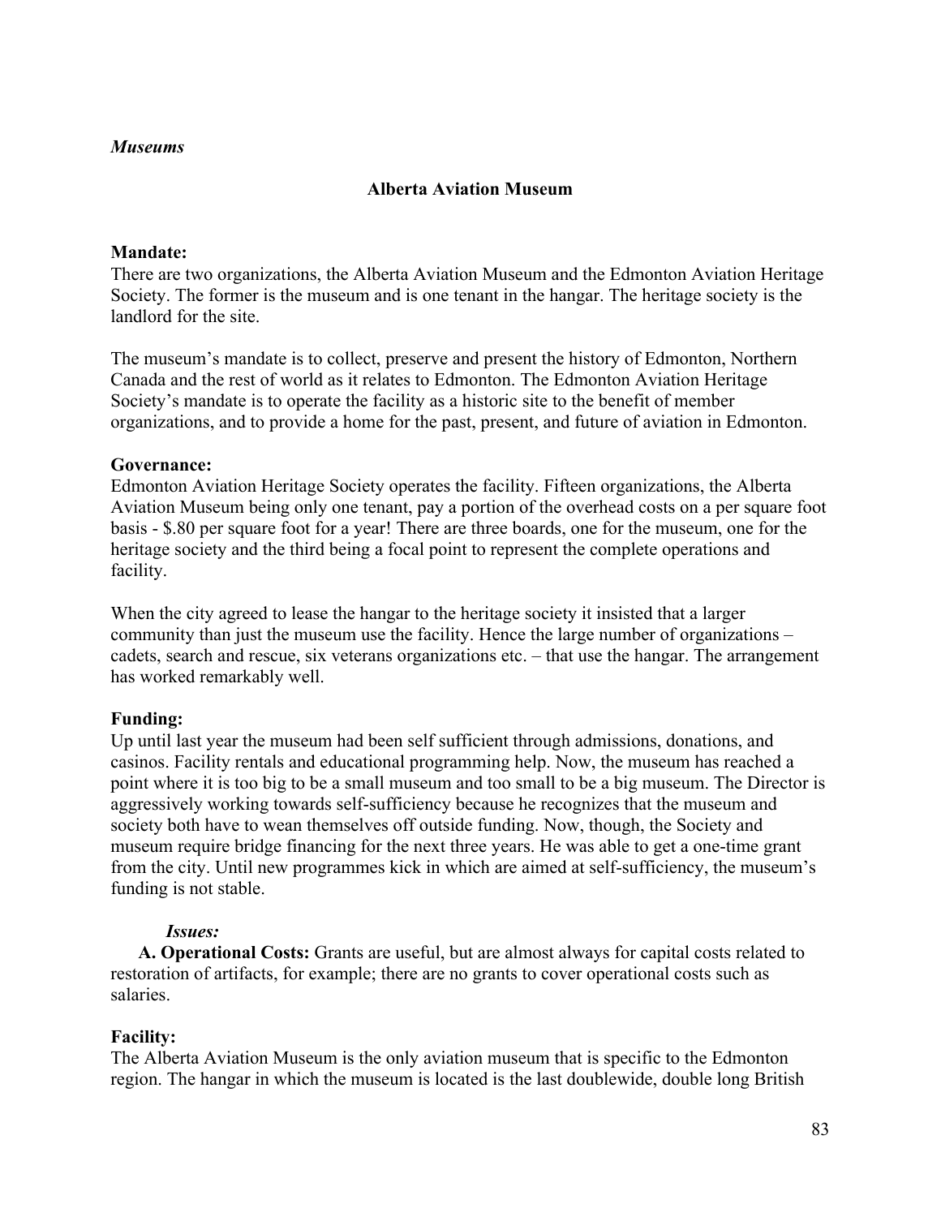*Museums*

## Alberta Aviation Museum

**Mandate:**
There are two organizations, the Alberta Aviation Museum and the Edmonton Aviation Heritage Society. The former is the museum and is one tenant in the hangar. The heritage society is the landlord for the site.

The museum's mandate is to collect, preserve and present the history of Edmonton, Northern Canada and the rest of world as it relates to Edmonton. The Edmonton Aviation Heritage Society's mandate is to operate the facility as a historic site to the benefit of member organizations, and to provide a home for the past, present, and future of aviation in Edmonton.

**Governance:**
Edmonton Aviation Heritage Society operates the facility. Fifteen organizations, the Alberta Aviation Museum being only one tenant, pay a portion of the overhead costs on a per square foot basis - $.80 per square foot for a year! There are three boards, one for the museum, one for the heritage society and the third being a focal point to represent the complete operations and facility.

When the city agreed to lease the hangar to the heritage society it insisted that a larger community than just the museum use the facility. Hence the large number of organizations – cadets, search and rescue, six veterans organizations etc. – that use the hangar. The arrangement has worked remarkably well.

**Funding:**
Up until last year the museum had been self sufficient through admissions, donations, and casinos. Facility rentals and educational programming help. Now, the museum has reached a point where it is too big to be a small museum and too small to be a big museum. The Director is aggressively working towards self-sufficiency because he recognizes that the museum and society both have to wean themselves off outside funding. Now, though, the Society and museum require bridge financing for the next three years. He was able to get a one-time grant from the city. Until new programmes kick in which are aimed at self-sufficiency, the museum's funding is not stable.

***Issues:***

**A. Operational Costs:** Grants are useful, but are almost always for capital costs related to restoration of artifacts, for example; there are no grants to cover operational costs such as salaries.

**Facility:**
The Alberta Aviation Museum is the only aviation museum that is specific to the Edmonton region. The hangar in which the museum is located is the last doublewide, double long British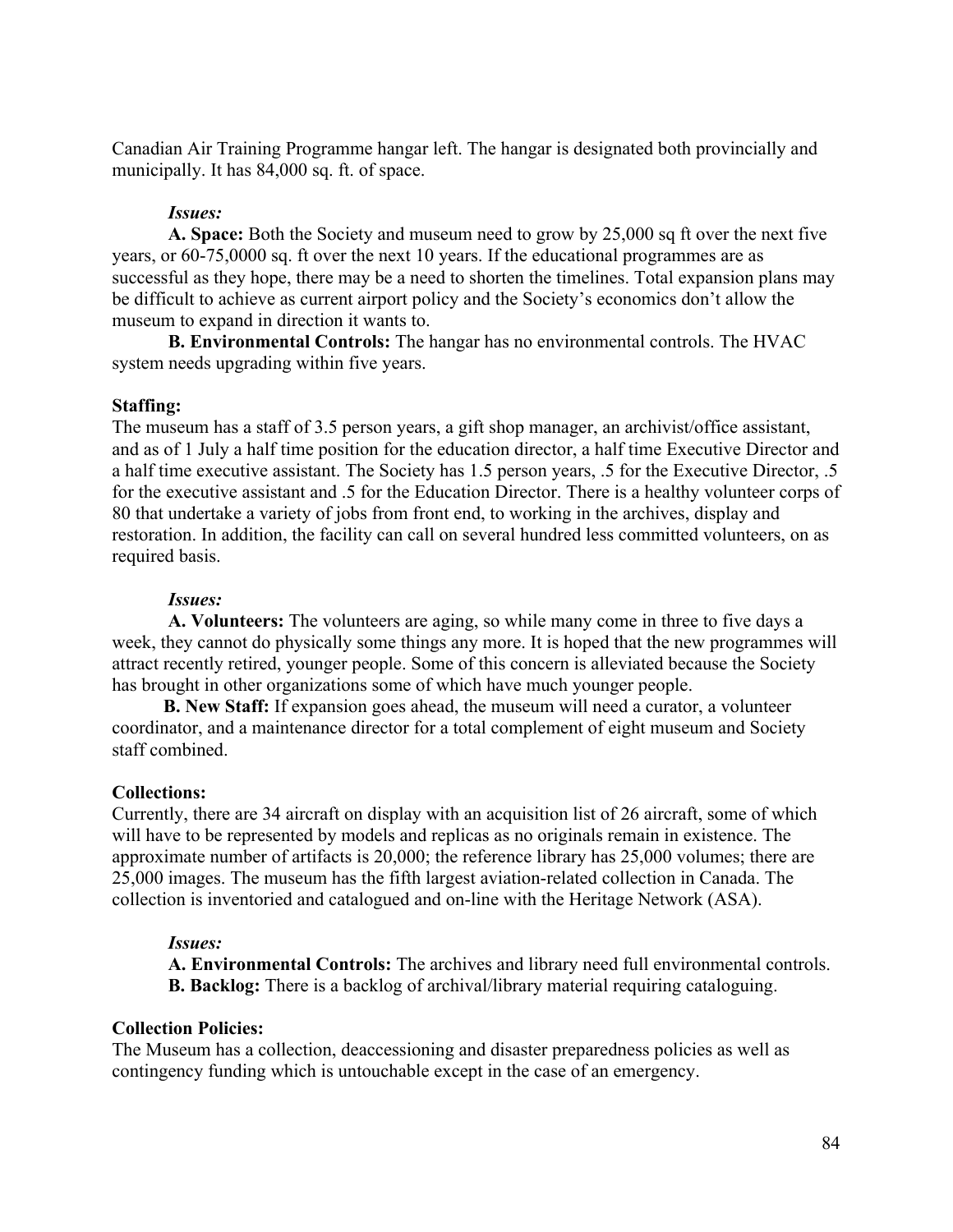Canadian Air Training Programme hangar left. The hangar is designated both provincially and municipally. It has 84,000 sq. ft. of space.

***Issues:***

**A. Space:** Both the Society and museum need to grow by 25,000 sq ft over the next five years, or 60-75,0000 sq. ft over the next 10 years. If the educational programmes are as successful as they hope, there may be a need to shorten the timelines. Total expansion plans may be difficult to achieve as current airport policy and the Society's economics don't allow the museum to expand in direction it wants to.

**B. Environmental Controls:** The hangar has no environmental controls. The HVAC system needs upgrading within five years.

**Staffing:**

The museum has a staff of 3.5 person years, a gift shop manager, an archivist/office assistant, and as of 1 July a half time position for the education director, a half time Executive Director and a half time executive assistant. The Society has 1.5 person years, .5 for the Executive Director, .5 for the executive assistant and .5 for the Education Director. There is a healthy volunteer corps of 80 that undertake a variety of jobs from front end, to working in the archives, display and restoration. In addition, the facility can call on several hundred less committed volunteers, on as required basis.

***Issues:***

**A. Volunteers:** The volunteers are aging, so while many come in three to five days a week, they cannot do physically some things any more. It is hoped that the new programmes will attract recently retired, younger people. Some of this concern is alleviated because the Society has brought in other organizations some of which have much younger people.

**B. New Staff:** If expansion goes ahead, the museum will need a curator, a volunteer coordinator, and a maintenance director for a total complement of eight museum and Society staff combined.

**Collections:**

Currently, there are 34 aircraft on display with an acquisition list of 26 aircraft, some of which will have to be represented by models and replicas as no originals remain in existence. The approximate number of artifacts is 20,000; the reference library has 25,000 volumes; there are 25,000 images. The museum has the fifth largest aviation-related collection in Canada. The collection is inventoried and catalogued and on-line with the Heritage Network (ASA).

***Issues:***

**A. Environmental Controls:** The archives and library need full environmental controls.

**B. Backlog:** There is a backlog of archival/library material requiring cataloguing.

**Collection Policies:**

The Museum has a collection, deaccessioning and disaster preparedness policies as well as contingency funding which is untouchable except in the case of an emergency.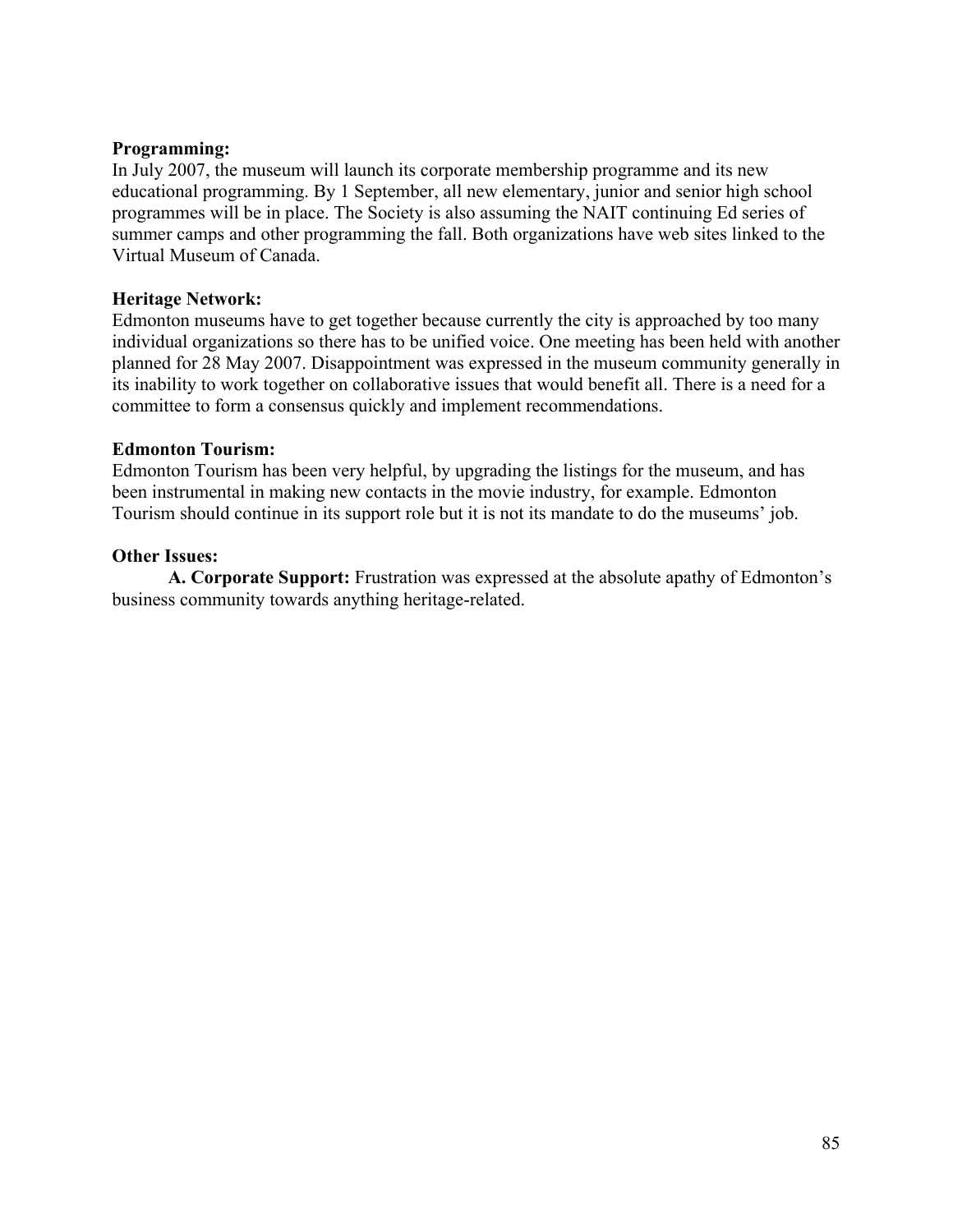**Programming:**
In July 2007, the museum will launch its corporate membership programme and its new educational programming. By 1 September, all new elementary, junior and senior high school programmes will be in place. The Society is also assuming the NAIT continuing Ed series of summer camps and other programming the fall. Both organizations have web sites linked to the Virtual Museum of Canada.

**Heritage Network:**
Edmonton museums have to get together because currently the city is approached by too many individual organizations so there has to be unified voice. One meeting has been held with another planned for 28 May 2007. Disappointment was expressed in the museum community generally in its inability to work together on collaborative issues that would benefit all. There is a need for a committee to form a consensus quickly and implement recommendations.

**Edmonton Tourism:**
Edmonton Tourism has been very helpful, by upgrading the listings for the museum, and has been instrumental in making new contacts in the movie industry, for example. Edmonton Tourism should continue in its support role but it is not its mandate to do the museums' job.

**Other Issues:**

**A. Corporate Support:** Frustration was expressed at the absolute apathy of Edmonton's business community towards anything heritage-related.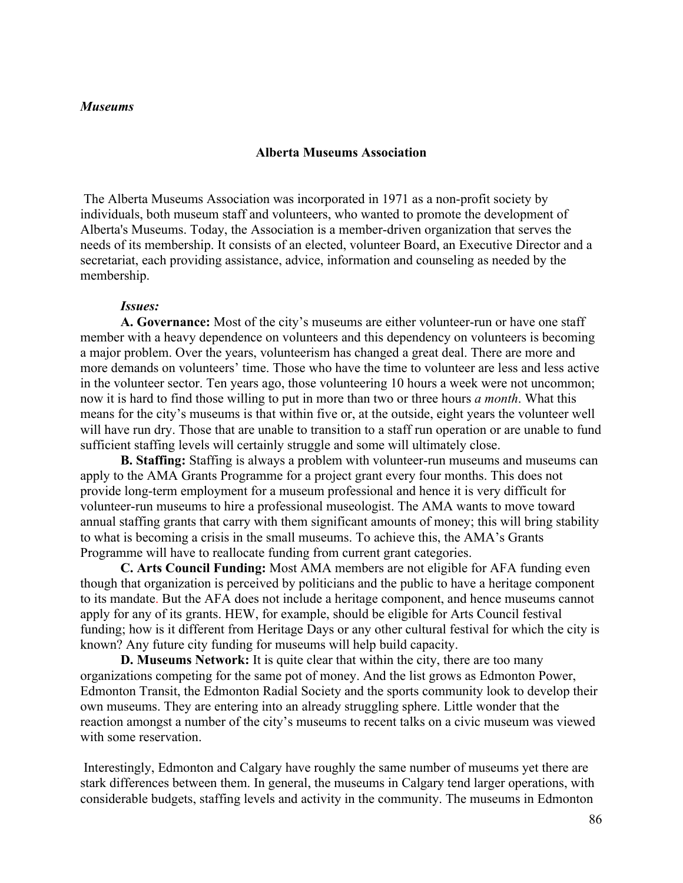*Museums*

## Alberta Museums Association

The Alberta Museums Association was incorporated in 1971 as a non-profit society by individuals, both museum staff and volunteers, who wanted to promote the development of Alberta's Museums. Today, the Association is a member-driven organization that serves the needs of its membership. It consists of an elected, volunteer Board, an Executive Director and a secretariat, each providing assistance, advice, information and counseling as needed by the membership.

***Issues:***

**A. Governance:** Most of the city's museums are either volunteer-run or have one staff member with a heavy dependence on volunteers and this dependency on volunteers is becoming a major problem. Over the years, volunteerism has changed a great deal. There are more and more demands on volunteers' time. Those who have the time to volunteer are less and less active in the volunteer sector. Ten years ago, those volunteering 10 hours a week were not uncommon; now it is hard to find those willing to put in more than two or three hours *a month*. What this means for the city's museums is that within five or, at the outside, eight years the volunteer well will have run dry. Those that are unable to transition to a staff run operation or are unable to fund sufficient staffing levels will certainly struggle and some will ultimately close.

**B. Staffing:** Staffing is always a problem with volunteer-run museums and museums can apply to the AMA Grants Programme for a project grant every four months. This does not provide long-term employment for a museum professional and hence it is very difficult for volunteer-run museums to hire a professional museologist. The AMA wants to move toward annual staffing grants that carry with them significant amounts of money; this will bring stability to what is becoming a crisis in the small museums. To achieve this, the AMA's Grants Programme will have to reallocate funding from current grant categories.

**C. Arts Council Funding:** Most AMA members are not eligible for AFA funding even though that organization is perceived by politicians and the public to have a heritage component to its mandate. But the AFA does not include a heritage component, and hence museums cannot apply for any of its grants. HEW, for example, should be eligible for Arts Council festival funding; how is it different from Heritage Days or any other cultural festival for which the city is known? Any future city funding for museums will help build capacity.

**D. Museums Network:** It is quite clear that within the city, there are too many organizations competing for the same pot of money. And the list grows as Edmonton Power, Edmonton Transit, the Edmonton Radial Society and the sports community look to develop their own museums. They are entering into an already struggling sphere. Little wonder that the reaction amongst a number of the city's museums to recent talks on a civic museum was viewed with some reservation.

Interestingly, Edmonton and Calgary have roughly the same number of museums yet there are stark differences between them. In general, the museums in Calgary tend larger operations, with considerable budgets, staffing levels and activity in the community. The museums in Edmonton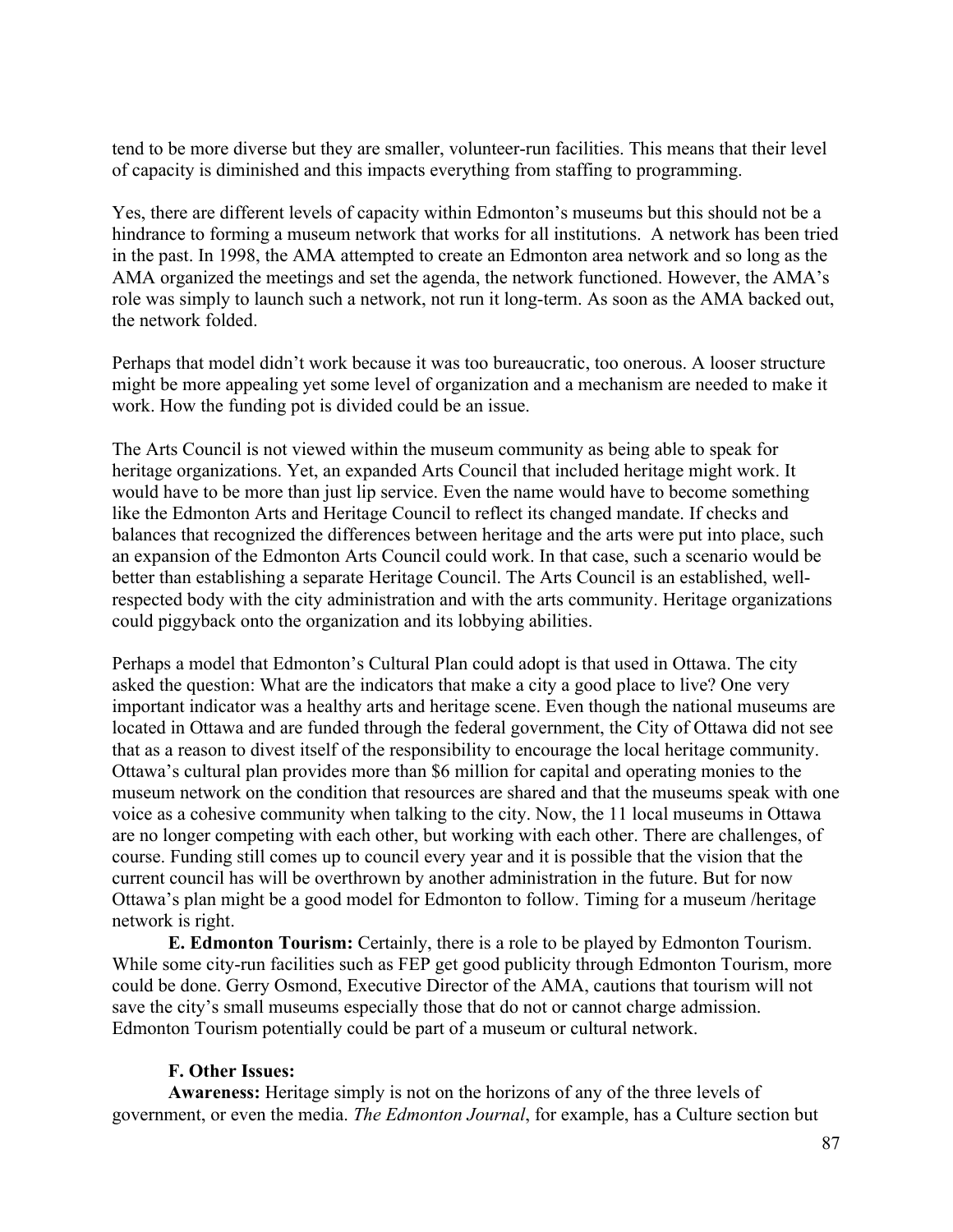tend to be more diverse but they are smaller, volunteer-run facilities. This means that their level of capacity is diminished and this impacts everything from staffing to programming.

Yes, there are different levels of capacity within Edmonton's museums but this should not be a hindrance to forming a museum network that works for all institutions. A network has been tried in the past. In 1998, the AMA attempted to create an Edmonton area network and so long as the AMA organized the meetings and set the agenda, the network functioned. However, the AMA's role was simply to launch such a network, not run it long-term. As soon as the AMA backed out, the network folded.

Perhaps that model didn't work because it was too bureaucratic, too onerous. A looser structure might be more appealing yet some level of organization and a mechanism are needed to make it work. How the funding pot is divided could be an issue.

The Arts Council is not viewed within the museum community as being able to speak for heritage organizations. Yet, an expanded Arts Council that included heritage might work. It would have to be more than just lip service. Even the name would have to become something like the Edmonton Arts and Heritage Council to reflect its changed mandate. If checks and balances that recognized the differences between heritage and the arts were put into place, such an expansion of the Edmonton Arts Council could work. In that case, such a scenario would be better than establishing a separate Heritage Council. The Arts Council is an established, well-respected body with the city administration and with the arts community. Heritage organizations could piggyback onto the organization and its lobbying abilities.

Perhaps a model that Edmonton's Cultural Plan could adopt is that used in Ottawa. The city asked the question: What are the indicators that make a city a good place to live? One very important indicator was a healthy arts and heritage scene. Even though the national museums are located in Ottawa and are funded through the federal government, the City of Ottawa did not see that as a reason to divest itself of the responsibility to encourage the local heritage community. Ottawa's cultural plan provides more than $6 million for capital and operating monies to the museum network on the condition that resources are shared and that the museums speak with one voice as a cohesive community when talking to the city. Now, the 11 local museums in Ottawa are no longer competing with each other, but working with each other. There are challenges, of course. Funding still comes up to council every year and it is possible that the vision that the current council has will be overthrown by another administration in the future. But for now Ottawa's plan might be a good model for Edmonton to follow. Timing for a museum /heritage network is right.

**E. Edmonton Tourism:** Certainly, there is a role to be played by Edmonton Tourism. While some city-run facilities such as FEP get good publicity through Edmonton Tourism, more could be done. Gerry Osmond, Executive Director of the AMA, cautions that tourism will not save the city's small museums especially those that do not or cannot charge admission. Edmonton Tourism potentially could be part of a museum or cultural network.

**F. Other Issues:**

**Awareness:** Heritage simply is not on the horizons of any of the three levels of government, or even the media. *The Edmonton Journal*, for example, has a Culture section but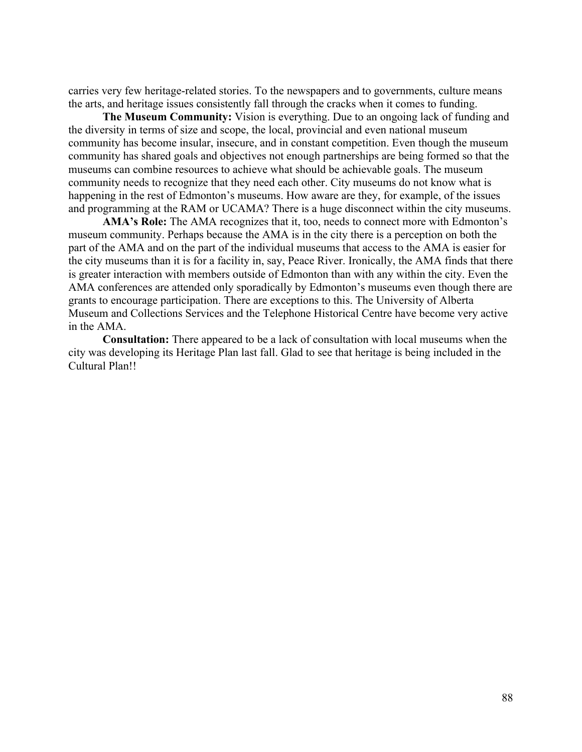carries very few heritage-related stories. To the newspapers and to governments, culture means the arts, and heritage issues consistently fall through the cracks when it comes to funding.

**The Museum Community:** Vision is everything. Due to an ongoing lack of funding and the diversity in terms of size and scope, the local, provincial and even national museum community has become insular, insecure, and in constant competition. Even though the museum community has shared goals and objectives not enough partnerships are being formed so that the museums can combine resources to achieve what should be achievable goals. The museum community needs to recognize that they need each other. City museums do not know what is happening in the rest of Edmonton's museums. How aware are they, for example, of the issues and programming at the RAM or UCAMA? There is a huge disconnect within the city museums.

**AMA's Role:** The AMA recognizes that it, too, needs to connect more with Edmonton's museum community. Perhaps because the AMA is in the city there is a perception on both the part of the AMA and on the part of the individual museums that access to the AMA is easier for the city museums than it is for a facility in, say, Peace River. Ironically, the AMA finds that there is greater interaction with members outside of Edmonton than with any within the city. Even the AMA conferences are attended only sporadically by Edmonton's museums even though there are grants to encourage participation. There are exceptions to this. The University of Alberta Museum and Collections Services and the Telephone Historical Centre have become very active in the AMA.

**Consultation:** There appeared to be a lack of consultation with local museums when the city was developing its Heritage Plan last fall. Glad to see that heritage is being included in the Cultural Plan!!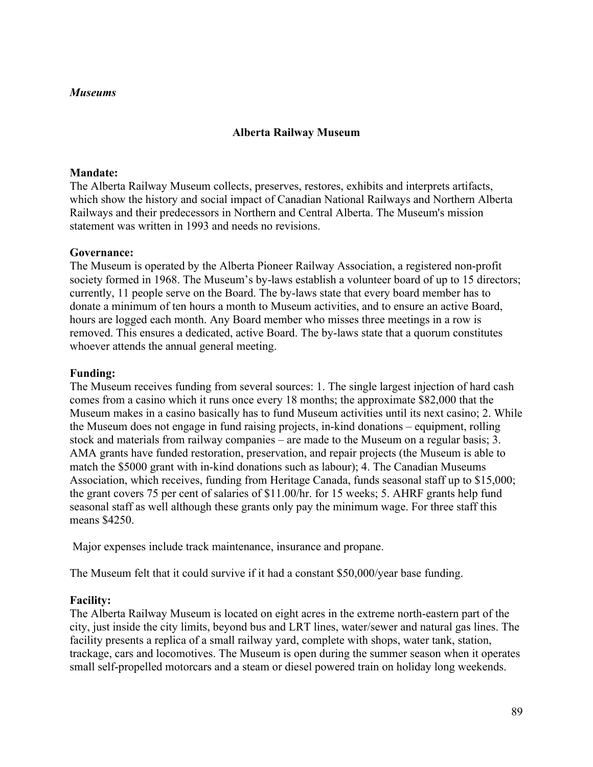*Museums*

## Alberta Railway Museum

**Mandate:**
The Alberta Railway Museum collects, preserves, restores, exhibits and interprets artifacts, which show the history and social impact of Canadian National Railways and Northern Alberta Railways and their predecessors in Northern and Central Alberta. The Museum's mission statement was written in 1993 and needs no revisions.

**Governance:**
The Museum is operated by the Alberta Pioneer Railway Association, a registered non-profit society formed in 1968. The Museum's by-laws establish a volunteer board of up to 15 directors; currently, 11 people serve on the Board. The by-laws state that every board member has to donate a minimum of ten hours a month to Museum activities, and to ensure an active Board, hours are logged each month. Any Board member who misses three meetings in a row is removed. This ensures a dedicated, active Board. The by-laws state that a quorum constitutes whoever attends the annual general meeting.

**Funding:**
The Museum receives funding from several sources: 1. The single largest injection of hard cash comes from a casino which it runs once every 18 months; the approximate $82,000 that the Museum makes in a casino basically has to fund Museum activities until its next casino; 2. While the Museum does not engage in fund raising projects, in-kind donations – equipment, rolling stock and materials from railway companies – are made to the Museum on a regular basis; 3. AMA grants have funded restoration, preservation, and repair projects (the Museum is able to match the $5000 grant with in-kind donations such as labour); 4. The Canadian Museums Association, which receives, funding from Heritage Canada, funds seasonal staff up to $15,000; the grant covers 75 per cent of salaries of $11.00/hr. for 15 weeks; 5. AHRF grants help fund seasonal staff as well although these grants only pay the minimum wage. For three staff this means $4250.

Major expenses include track maintenance, insurance and propane.

The Museum felt that it could survive if it had a constant $50,000/year base funding.

**Facility:**
The Alberta Railway Museum is located on eight acres in the extreme north-eastern part of the city, just inside the city limits, beyond bus and LRT lines, water/sewer and natural gas lines. The facility presents a replica of a small railway yard, complete with shops, water tank, station, trackage, cars and locomotives. The Museum is open during the summer season when it operates small self-propelled motorcars and a steam or diesel powered train on holiday long weekends.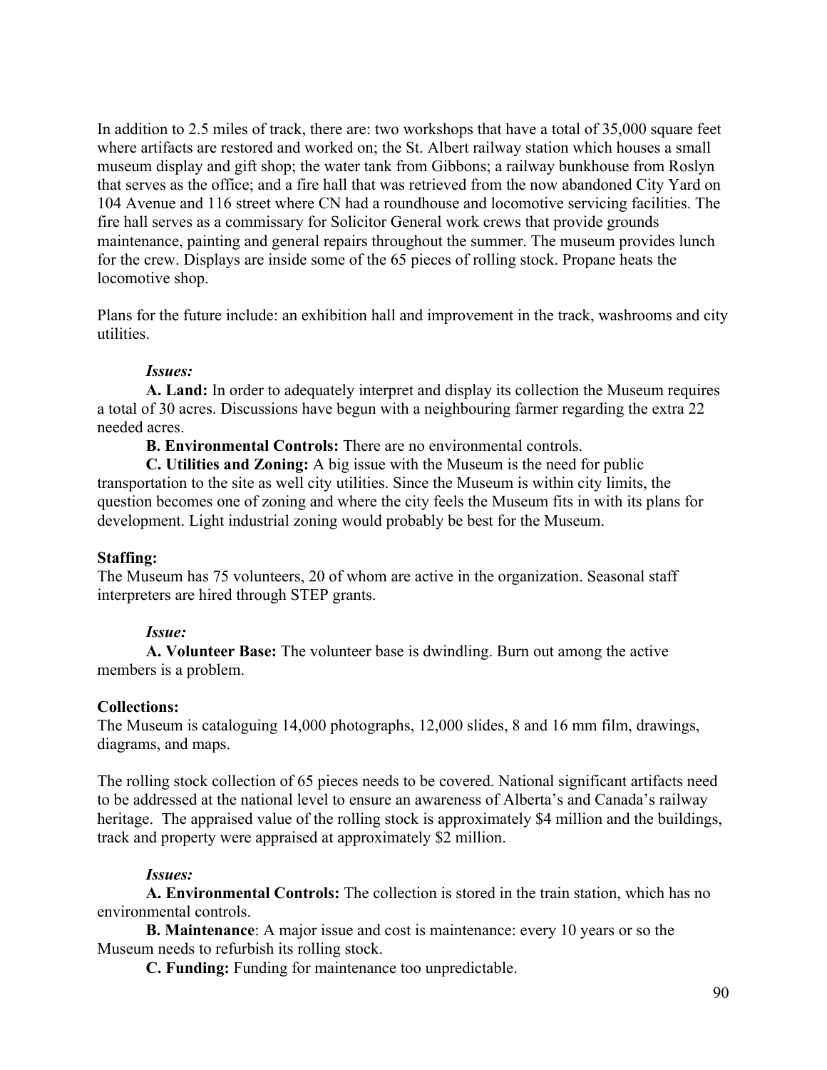In addition to 2.5 miles of track, there are: two workshops that have a total of 35,000 square feet where artifacts are restored and worked on; the St. Albert railway station which houses a small museum display and gift shop; the water tank from Gibbons; a railway bunkhouse from Roslyn that serves as the office; and a fire hall that was retrieved from the now abandoned City Yard on 104 Avenue and 116 street where CN had a roundhouse and locomotive servicing facilities. The fire hall serves as a commissary for Solicitor General work crews that provide grounds maintenance, painting and general repairs throughout the summer. The museum provides lunch for the crew. Displays are inside some of the 65 pieces of rolling stock. Propane heats the locomotive shop.

Plans for the future include: an exhibition hall and improvement in the track, washrooms and city utilities.

***Issues:***

**A. Land:** In order to adequately interpret and display its collection the Museum requires a total of 30 acres. Discussions have begun with a neighbouring farmer regarding the extra 22 needed acres.

**B. Environmental Controls:** There are no environmental controls.

**C. Utilities and Zoning:** A big issue with the Museum is the need for public transportation to the site as well city utilities. Since the Museum is within city limits, the question becomes one of zoning and where the city feels the Museum fits in with its plans for development. Light industrial zoning would probably be best for the Museum.

**Staffing:**

The Museum has 75 volunteers, 20 of whom are active in the organization. Seasonal staff interpreters are hired through STEP grants.

***Issue:***

**A. Volunteer Base:** The volunteer base is dwindling. Burn out among the active members is a problem.

**Collections:**

The Museum is cataloguing 14,000 photographs, 12,000 slides, 8 and 16 mm film, drawings, diagrams, and maps.

The rolling stock collection of 65 pieces needs to be covered. National significant artifacts need to be addressed at the national level to ensure an awareness of Alberta's and Canada's railway heritage. The appraised value of the rolling stock is approximately $4 million and the buildings, track and property were appraised at approximately $2 million.

***Issues:***

**A. Environmental Controls:** The collection is stored in the train station, which has no environmental controls.

**B. Maintenance**: A major issue and cost is maintenance: every 10 years or so the Museum needs to refurbish its rolling stock.

**C. Funding:** Funding for maintenance too unpredictable.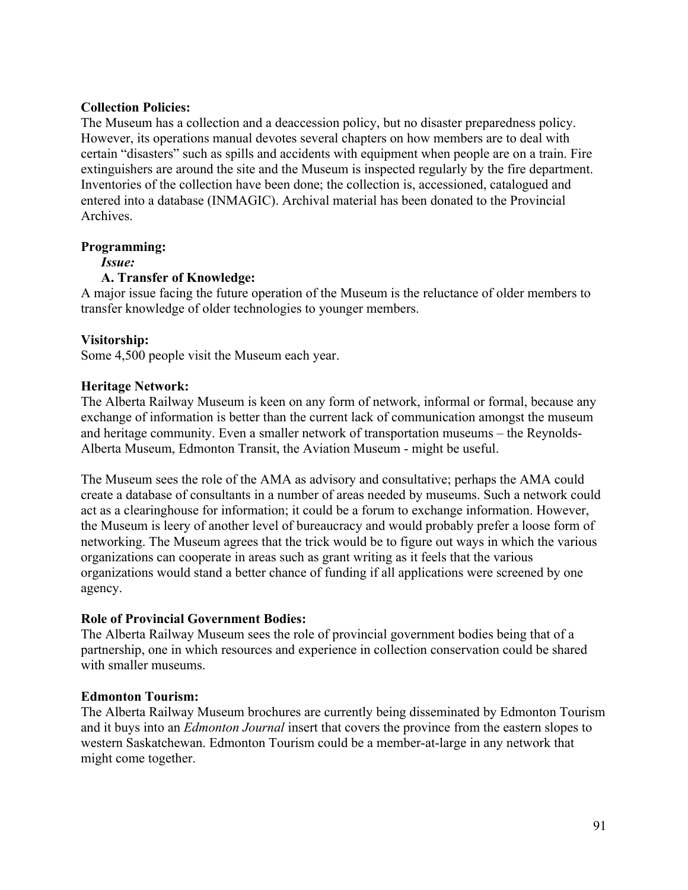**Collection Policies:**
The Museum has a collection and a deaccession policy, but no disaster preparedness policy. However, its operations manual devotes several chapters on how members are to deal with certain "disasters" such as spills and accidents with equipment when people are on a train. Fire extinguishers are around the site and the Museum is inspected regularly by the fire department. Inventories of the collection have been done; the collection is, accessioned, catalogued and entered into a database (INMAGIC). Archival material has been donated to the Provincial Archives.

**Programming:**

*Issue:*

**A. Transfer of Knowledge:**
A major issue facing the future operation of the Museum is the reluctance of older members to transfer knowledge of older technologies to younger members.

**Visitorship:**
Some 4,500 people visit the Museum each year.

**Heritage Network:**
The Alberta Railway Museum is keen on any form of network, informal or formal, because any exchange of information is better than the current lack of communication amongst the museum and heritage community. Even a smaller network of transportation museums – the Reynolds-Alberta Museum, Edmonton Transit, the Aviation Museum - might be useful.

The Museum sees the role of the AMA as advisory and consultative; perhaps the AMA could create a database of consultants in a number of areas needed by museums. Such a network could act as a clearinghouse for information; it could be a forum to exchange information. However, the Museum is leery of another level of bureaucracy and would probably prefer a loose form of networking. The Museum agrees that the trick would be to figure out ways in which the various organizations can cooperate in areas such as grant writing as it feels that the various organizations would stand a better chance of funding if all applications were screened by one agency.

**Role of Provincial Government Bodies:**
The Alberta Railway Museum sees the role of provincial government bodies being that of a partnership, one in which resources and experience in collection conservation could be shared with smaller museums.

**Edmonton Tourism:**
The Alberta Railway Museum brochures are currently being disseminated by Edmonton Tourism and it buys into an *Edmonton Journal* insert that covers the province from the eastern slopes to western Saskatchewan. Edmonton Tourism could be a member-at-large in any network that might come together.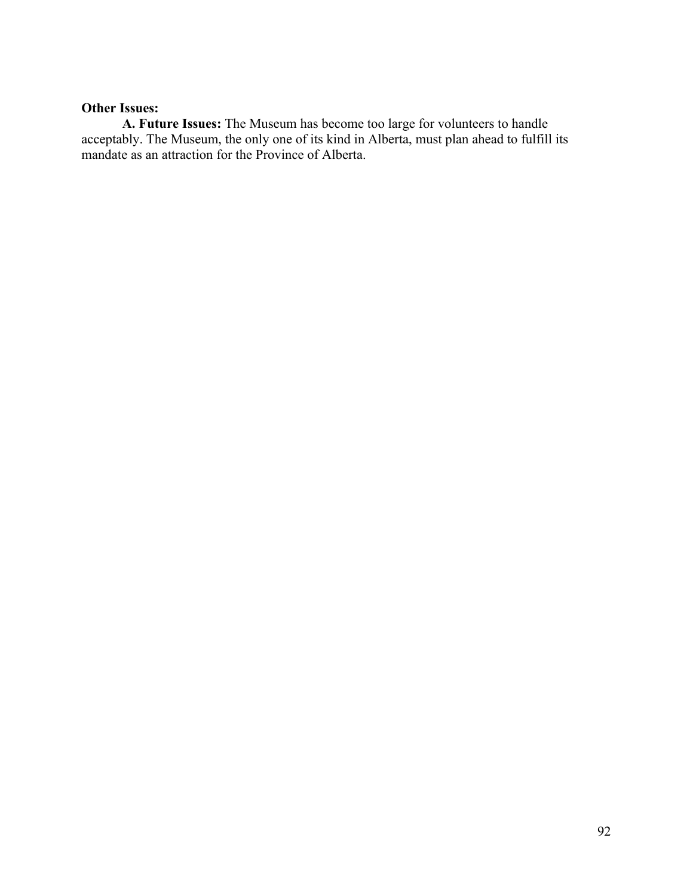**Other Issues:**

**A. Future Issues:** The Museum has become too large for volunteers to handle acceptably. The Museum, the only one of its kind in Alberta, must plan ahead to fulfill its mandate as an attraction for the Province of Alberta.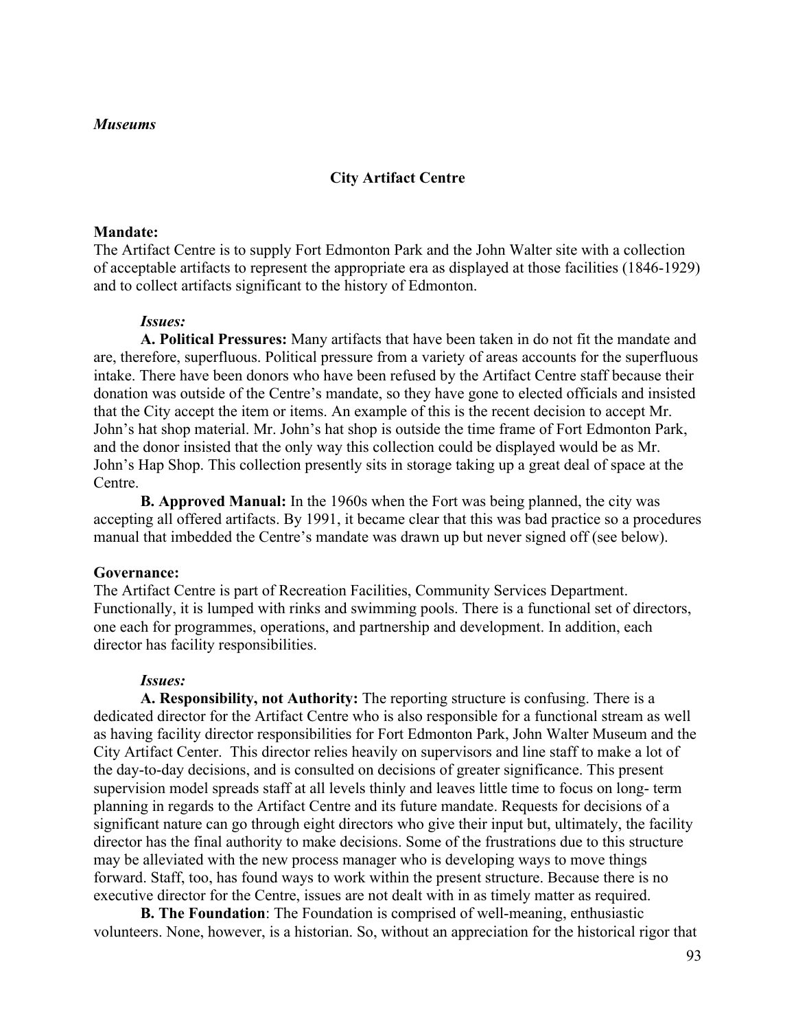*Museums*

## City Artifact Centre

**Mandate:**
The Artifact Centre is to supply Fort Edmonton Park and the John Walter site with a collection of acceptable artifacts to represent the appropriate era as displayed at those facilities (1846-1929) and to collect artifacts significant to the history of Edmonton.

*Issues:*

**A. Political Pressures:** Many artifacts that have been taken in do not fit the mandate and are, therefore, superfluous. Political pressure from a variety of areas accounts for the superfluous intake. There have been donors who have been refused by the Artifact Centre staff because their donation was outside of the Centre's mandate, so they have gone to elected officials and insisted that the City accept the item or items. An example of this is the recent decision to accept Mr. John's hat shop material. Mr. John's hat shop is outside the time frame of Fort Edmonton Park, and the donor insisted that the only way this collection could be displayed would be as Mr. John's Hap Shop. This collection presently sits in storage taking up a great deal of space at the Centre.

**B. Approved Manual:** In the 1960s when the Fort was being planned, the city was accepting all offered artifacts. By 1991, it became clear that this was bad practice so a procedures manual that imbedded the Centre's mandate was drawn up but never signed off (see below).

**Governance:**
The Artifact Centre is part of Recreation Facilities, Community Services Department. Functionally, it is lumped with rinks and swimming pools. There is a functional set of directors, one each for programmes, operations, and partnership and development. In addition, each director has facility responsibilities.

*Issues:*

**A. Responsibility, not Authority:** The reporting structure is confusing. There is a dedicated director for the Artifact Centre who is also responsible for a functional stream as well as having facility director responsibilities for Fort Edmonton Park, John Walter Museum and the City Artifact Center. This director relies heavily on supervisors and line staff to make a lot of the day-to-day decisions, and is consulted on decisions of greater significance. This present supervision model spreads staff at all levels thinly and leaves little time to focus on long- term planning in regards to the Artifact Centre and its future mandate. Requests for decisions of a significant nature can go through eight directors who give their input but, ultimately, the facility director has the final authority to make decisions. Some of the frustrations due to this structure may be alleviated with the new process manager who is developing ways to move things forward. Staff, too, has found ways to work within the present structure. Because there is no executive director for the Centre, issues are not dealt with in as timely matter as required.

**B. The Foundation**: The Foundation is comprised of well-meaning, enthusiastic volunteers. None, however, is a historian. So, without an appreciation for the historical rigor that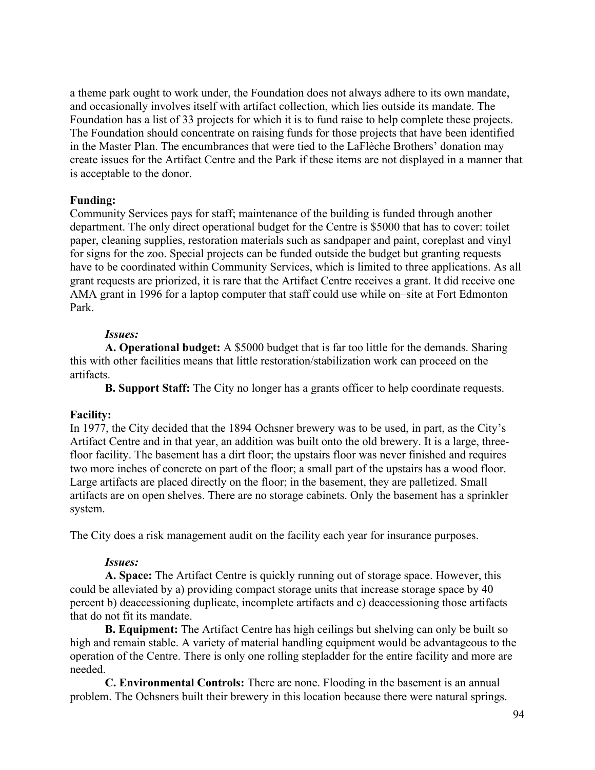a theme park ought to work under, the Foundation does not always adhere to its own mandate, and occasionally involves itself with artifact collection, which lies outside its mandate. The Foundation has a list of 33 projects for which it is to fund raise to help complete these projects. The Foundation should concentrate on raising funds for those projects that have been identified in the Master Plan. The encumbrances that were tied to the LaFlèche Brothers' donation may create issues for the Artifact Centre and the Park if these items are not displayed in a manner that is acceptable to the donor.

**Funding:**
Community Services pays for staff; maintenance of the building is funded through another department. The only direct operational budget for the Centre is $5000 that has to cover: toilet paper, cleaning supplies, restoration materials such as sandpaper and paint, coreplast and vinyl for signs for the zoo. Special projects can be funded outside the budget but granting requests have to be coordinated within Community Services, which is limited to three applications. As all grant requests are priorized, it is rare that the Artifact Centre receives a grant. It did receive one AMA grant in 1996 for a laptop computer that staff could use while on–site at Fort Edmonton Park.

*Issues:*

**A. Operational budget:** A $5000 budget that is far too little for the demands. Sharing this with other facilities means that little restoration/stabilization work can proceed on the artifacts.

**B. Support Staff:** The City no longer has a grants officer to help coordinate requests.

**Facility:**
In 1977, the City decided that the 1894 Ochsner brewery was to be used, in part, as the City's Artifact Centre and in that year, an addition was built onto the old brewery. It is a large, three-floor facility. The basement has a dirt floor; the upstairs floor was never finished and requires two more inches of concrete on part of the floor; a small part of the upstairs has a wood floor. Large artifacts are placed directly on the floor; in the basement, they are palletized. Small artifacts are on open shelves. There are no storage cabinets. Only the basement has a sprinkler system.

The City does a risk management audit on the facility each year for insurance purposes.

*Issues:*

**A. Space:** The Artifact Centre is quickly running out of storage space. However, this could be alleviated by a) providing compact storage units that increase storage space by 40 percent b) deaccessioning duplicate, incomplete artifacts and c) deaccessioning those artifacts that do not fit its mandate.

**B. Equipment:** The Artifact Centre has high ceilings but shelving can only be built so high and remain stable. A variety of material handling equipment would be advantageous to the operation of the Centre. There is only one rolling stepladder for the entire facility and more are needed.

**C. Environmental Controls:** There are none. Flooding in the basement is an annual problem. The Ochsners built their brewery in this location because there were natural springs.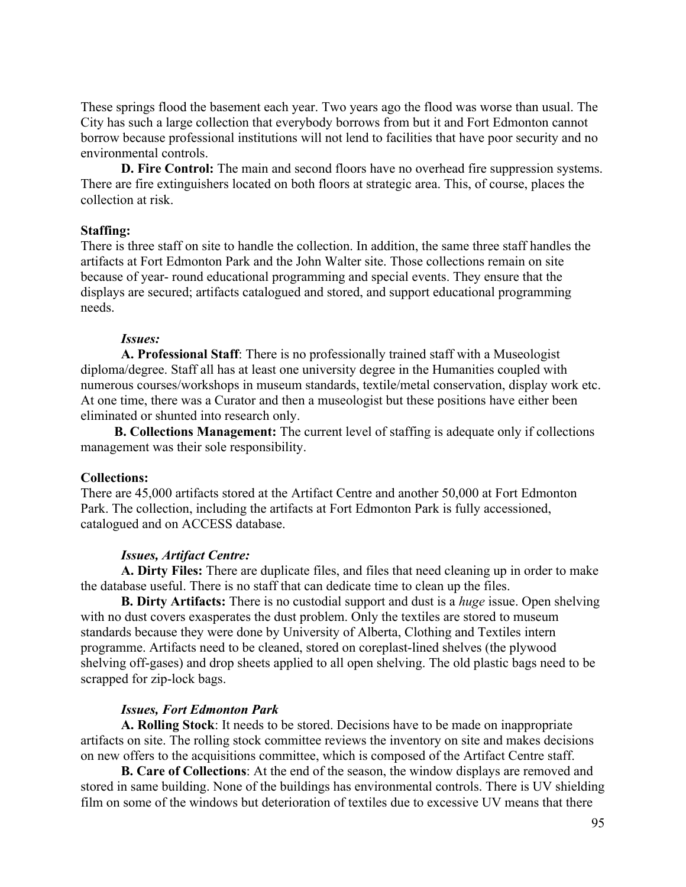These springs flood the basement each year. Two years ago the flood was worse than usual. The City has such a large collection that everybody borrows from but it and Fort Edmonton cannot borrow because professional institutions will not lend to facilities that have poor security and no environmental controls.

**D. Fire Control:** The main and second floors have no overhead fire suppression systems. There are fire extinguishers located on both floors at strategic area. This, of course, places the collection at risk.

**Staffing:**

There is three staff on site to handle the collection. In addition, the same three staff handles the artifacts at Fort Edmonton Park and the John Walter site. Those collections remain on site because of year- round educational programming and special events. They ensure that the displays are secured; artifacts catalogued and stored, and support educational programming needs.

***Issues:***

**A. Professional Staff**: There is no professionally trained staff with a Museologist diploma/degree. Staff all has at least one university degree in the Humanities coupled with numerous courses/workshops in museum standards, textile/metal conservation, display work etc. At one time, there was a Curator and then a museologist but these positions have either been eliminated or shunted into research only.

**B. Collections Management:** The current level of staffing is adequate only if collections management was their sole responsibility.

**Collections:**

There are 45,000 artifacts stored at the Artifact Centre and another 50,000 at Fort Edmonton Park. The collection, including the artifacts at Fort Edmonton Park is fully accessioned, catalogued and on ACCESS database.

***Issues, Artifact Centre:***

**A. Dirty Files:** There are duplicate files, and files that need cleaning up in order to make the database useful. There is no staff that can dedicate time to clean up the files.

**B. Dirty Artifacts:** There is no custodial support and dust is a *huge* issue. Open shelving with no dust covers exasperates the dust problem. Only the textiles are stored to museum standards because they were done by University of Alberta, Clothing and Textiles intern programme. Artifacts need to be cleaned, stored on coreplast-lined shelves (the plywood shelving off-gases) and drop sheets applied to all open shelving. The old plastic bags need to be scrapped for zip-lock bags.

***Issues, Fort Edmonton Park***

**A. Rolling Stock**: It needs to be stored. Decisions have to be made on inappropriate artifacts on site. The rolling stock committee reviews the inventory on site and makes decisions on new offers to the acquisitions committee, which is composed of the Artifact Centre staff.

**B. Care of Collections**: At the end of the season, the window displays are removed and stored in same building. None of the buildings has environmental controls. There is UV shielding film on some of the windows but deterioration of textiles due to excessive UV means that there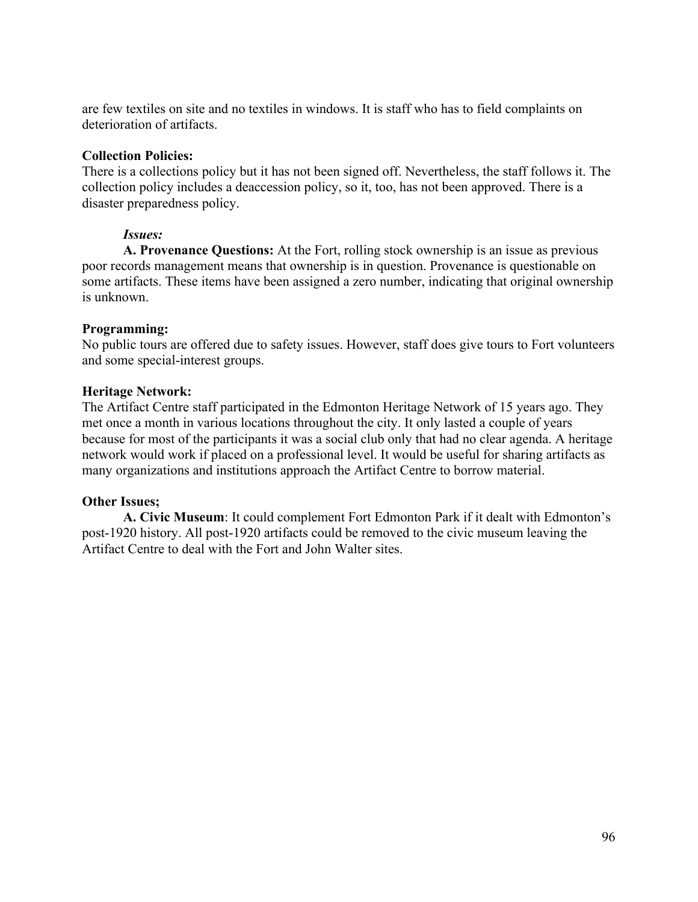are few textiles on site and no textiles in windows. It is staff who has to field complaints on deterioration of artifacts.

**Collection Policies:**
There is a collections policy but it has not been signed off. Nevertheless, the staff follows it. The collection policy includes a deaccession policy, so it, too, has not been approved. There is a disaster preparedness policy.

***Issues:***

**A. Provenance Questions:** At the Fort, rolling stock ownership is an issue as previous poor records management means that ownership is in question. Provenance is questionable on some artifacts. These items have been assigned a zero number, indicating that original ownership is unknown.

**Programming:**
No public tours are offered due to safety issues. However, staff does give tours to Fort volunteers and some special-interest groups.

**Heritage Network:**
The Artifact Centre staff participated in the Edmonton Heritage Network of 15 years ago. They met once a month in various locations throughout the city. It only lasted a couple of years because for most of the participants it was a social club only that had no clear agenda. A heritage network would work if placed on a professional level. It would be useful for sharing artifacts as many organizations and institutions approach the Artifact Centre to borrow material.

**Other Issues;**

**A. Civic Museum**: It could complement Fort Edmonton Park if it dealt with Edmonton's post-1920 history. All post-1920 artifacts could be removed to the civic museum leaving the Artifact Centre to deal with the Fort and John Walter sites.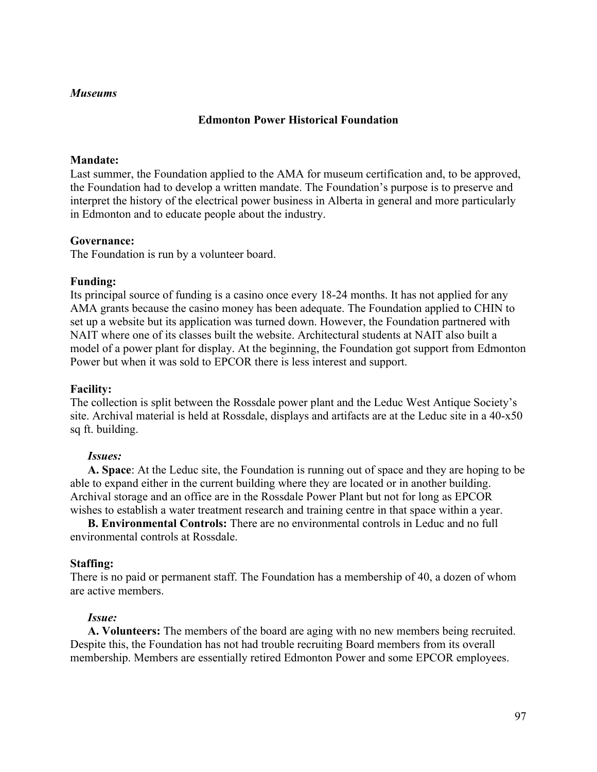*Museums*

## Edmonton Power Historical Foundation

**Mandate:**
Last summer, the Foundation applied to the AMA for museum certification and, to be approved, the Foundation had to develop a written mandate. The Foundation's purpose is to preserve and interpret the history of the electrical power business in Alberta in general and more particularly in Edmonton and to educate people about the industry.

**Governance:**
The Foundation is run by a volunteer board.

**Funding:**
Its principal source of funding is a casino once every 18-24 months. It has not applied for any AMA grants because the casino money has been adequate. The Foundation applied to CHIN to set up a website but its application was turned down. However, the Foundation partnered with NAIT where one of its classes built the website. Architectural students at NAIT also built a model of a power plant for display. At the beginning, the Foundation got support from Edmonton Power but when it was sold to EPCOR there is less interest and support.

**Facility:**
The collection is split between the Rossdale power plant and the Leduc West Antique Society's site. Archival material is held at Rossdale, displays and artifacts are at the Leduc site in a 40-x50 sq ft. building.

*Issues:*

**A. Space**: At the Leduc site, the Foundation is running out of space and they are hoping to be able to expand either in the current building where they are located or in another building. Archival storage and an office are in the Rossdale Power Plant but not for long as EPCOR wishes to establish a water treatment research and training centre in that space within a year.

**B. Environmental Controls:** There are no environmental controls in Leduc and no full environmental controls at Rossdale.

**Staffing:**
There is no paid or permanent staff. The Foundation has a membership of 40, a dozen of whom are active members.

*Issue:*

**A. Volunteers:** The members of the board are aging with no new members being recruited. Despite this, the Foundation has not had trouble recruiting Board members from its overall membership. Members are essentially retired Edmonton Power and some EPCOR employees.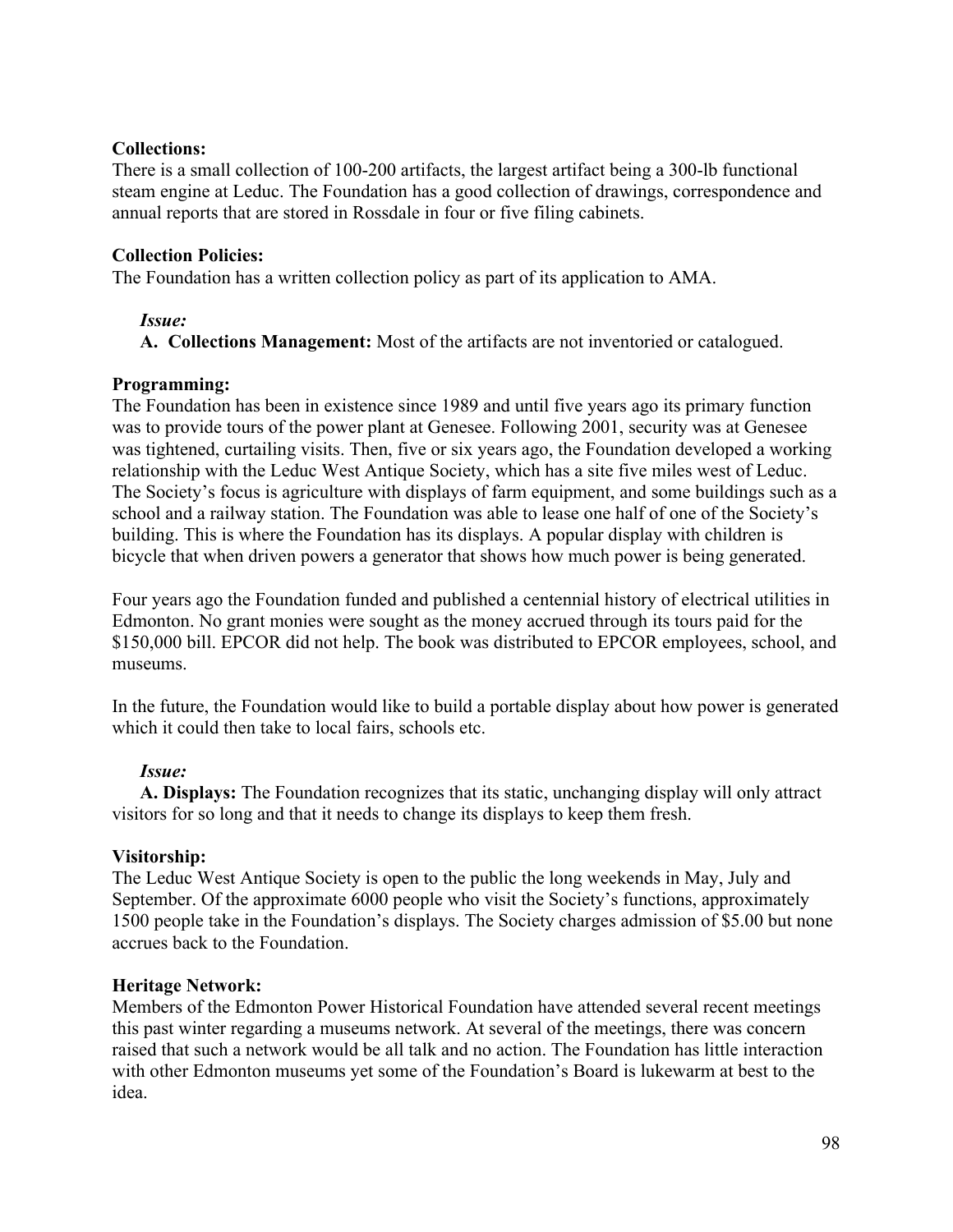**Collections:**
There is a small collection of 100-200 artifacts, the largest artifact being a 300-lb functional steam engine at Leduc. The Foundation has a good collection of drawings, correspondence and annual reports that are stored in Rossdale in four or five filing cabinets.

**Collection Policies:**
The Foundation has a written collection policy as part of its application to AMA.

*Issue:*

**A. Collections Management:** Most of the artifacts are not inventoried or catalogued.

**Programming:**
The Foundation has been in existence since 1989 and until five years ago its primary function was to provide tours of the power plant at Genesee. Following 2001, security was at Genesee was tightened, curtailing visits. Then, five or six years ago, the Foundation developed a working relationship with the Leduc West Antique Society, which has a site five miles west of Leduc. The Society's focus is agriculture with displays of farm equipment, and some buildings such as a school and a railway station. The Foundation was able to lease one half of one of the Society's building. This is where the Foundation has its displays. A popular display with children is bicycle that when driven powers a generator that shows how much power is being generated.

Four years ago the Foundation funded and published a centennial history of electrical utilities in Edmonton. No grant monies were sought as the money accrued through its tours paid for the $150,000 bill. EPCOR did not help. The book was distributed to EPCOR employees, school, and museums.

In the future, the Foundation would like to build a portable display about how power is generated which it could then take to local fairs, schools etc.

*Issue:*

**A. Displays:** The Foundation recognizes that its static, unchanging display will only attract visitors for so long and that it needs to change its displays to keep them fresh.

**Visitorship:**
The Leduc West Antique Society is open to the public the long weekends in May, July and September. Of the approximate 6000 people who visit the Society's functions, approximately 1500 people take in the Foundation's displays. The Society charges admission of $5.00 but none accrues back to the Foundation.

**Heritage Network:**
Members of the Edmonton Power Historical Foundation have attended several recent meetings this past winter regarding a museums network. At several of the meetings, there was concern raised that such a network would be all talk and no action. The Foundation has little interaction with other Edmonton museums yet some of the Foundation's Board is lukewarm at best to the idea.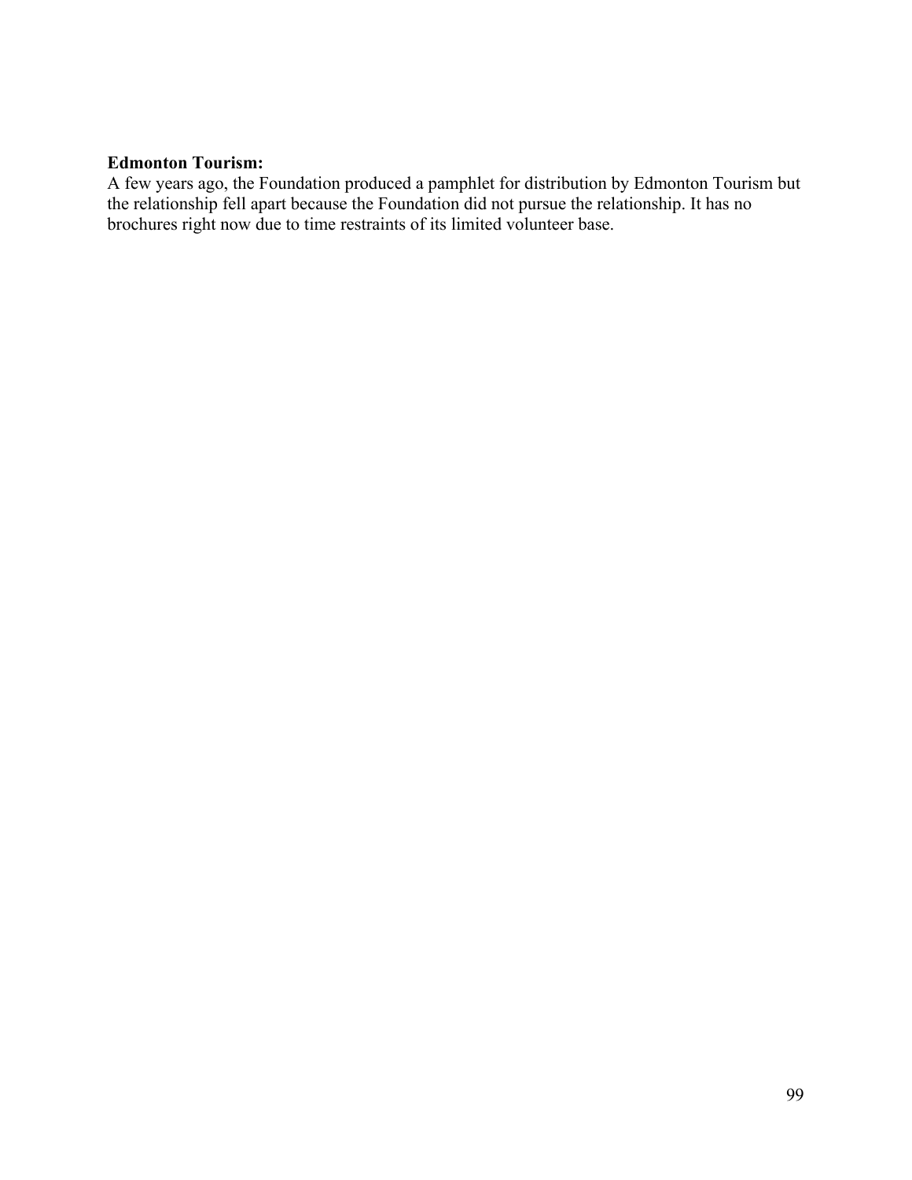**Edmonton Tourism:**
A few years ago, the Foundation produced a pamphlet for distribution by Edmonton Tourism but the relationship fell apart because the Foundation did not pursue the relationship. It has no brochures right now due to time restraints of its limited volunteer base.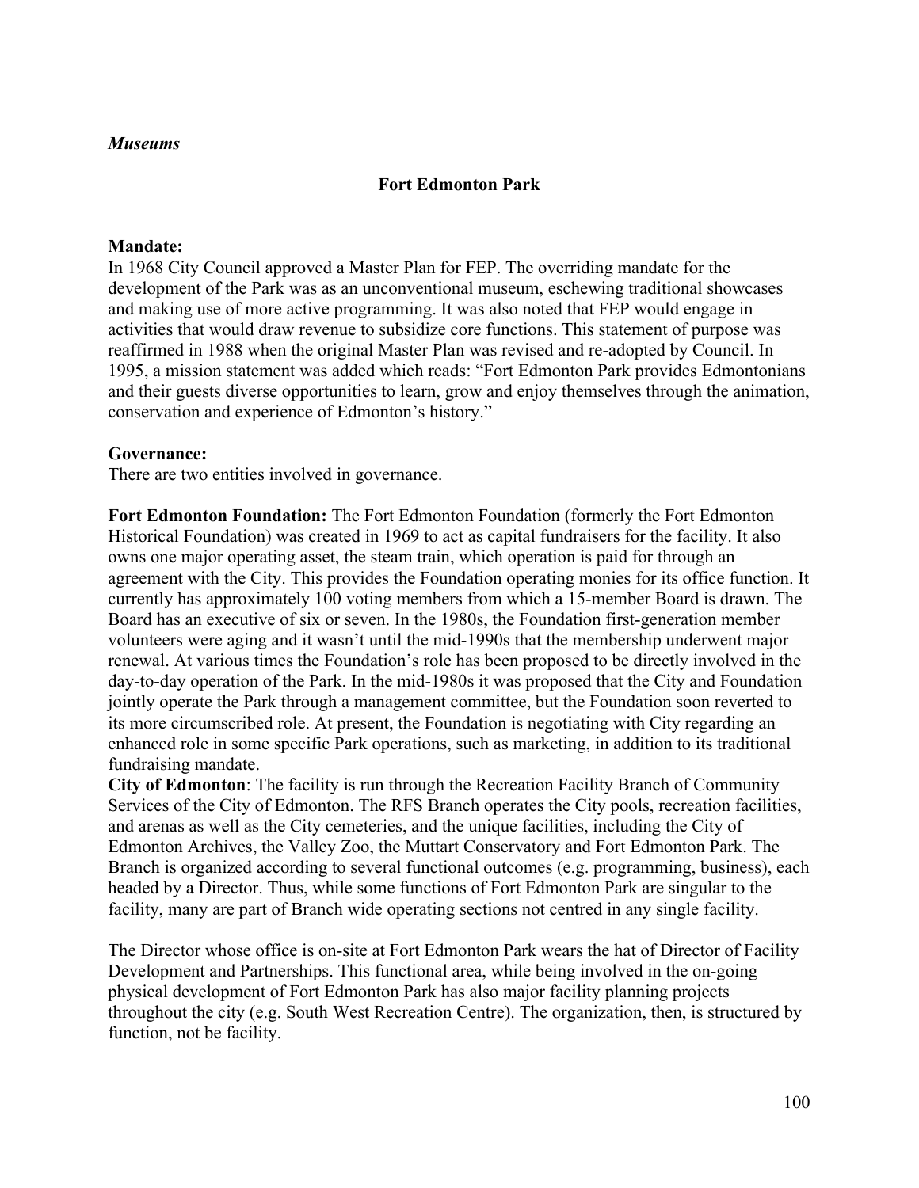*Museums*

## Fort Edmonton Park

**Mandate:**
In 1968 City Council approved a Master Plan for FEP. The overriding mandate for the development of the Park was as an unconventional museum, eschewing traditional showcases and making use of more active programming. It was also noted that FEP would engage in activities that would draw revenue to subsidize core functions. This statement of purpose was reaffirmed in 1988 when the original Master Plan was revised and re-adopted by Council. In 1995, a mission statement was added which reads: “Fort Edmonton Park provides Edmontonians and their guests diverse opportunities to learn, grow and enjoy themselves through the animation, conservation and experience of Edmonton’s history.”

**Governance:**
There are two entities involved in governance.

**Fort Edmonton Foundation:** The Fort Edmonton Foundation (formerly the Fort Edmonton Historical Foundation) was created in 1969 to act as capital fundraisers for the facility. It also owns one major operating asset, the steam train, which operation is paid for through an agreement with the City. This provides the Foundation operating monies for its office function. It currently has approximately 100 voting members from which a 15-member Board is drawn. The Board has an executive of six or seven. In the 1980s, the Foundation first-generation member volunteers were aging and it wasn’t until the mid-1990s that the membership underwent major renewal. At various times the Foundation’s role has been proposed to be directly involved in the day-to-day operation of the Park. In the mid-1980s it was proposed that the City and Foundation jointly operate the Park through a management committee, but the Foundation soon reverted to its more circumscribed role. At present, the Foundation is negotiating with City regarding an enhanced role in some specific Park operations, such as marketing, in addition to its traditional fundraising mandate.

**City of Edmonton**: The facility is run through the Recreation Facility Branch of Community Services of the City of Edmonton. The RFS Branch operates the City pools, recreation facilities, and arenas as well as the City cemeteries, and the unique facilities, including the City of Edmonton Archives, the Valley Zoo, the Muttart Conservatory and Fort Edmonton Park. The Branch is organized according to several functional outcomes (e.g. programming, business), each headed by a Director. Thus, while some functions of Fort Edmonton Park are singular to the facility, many are part of Branch wide operating sections not centred in any single facility.

The Director whose office is on-site at Fort Edmonton Park wears the hat of Director of Facility Development and Partnerships. This functional area, while being involved in the on-going physical development of Fort Edmonton Park has also major facility planning projects throughout the city (e.g. South West Recreation Centre). The organization, then, is structured by function, not be facility.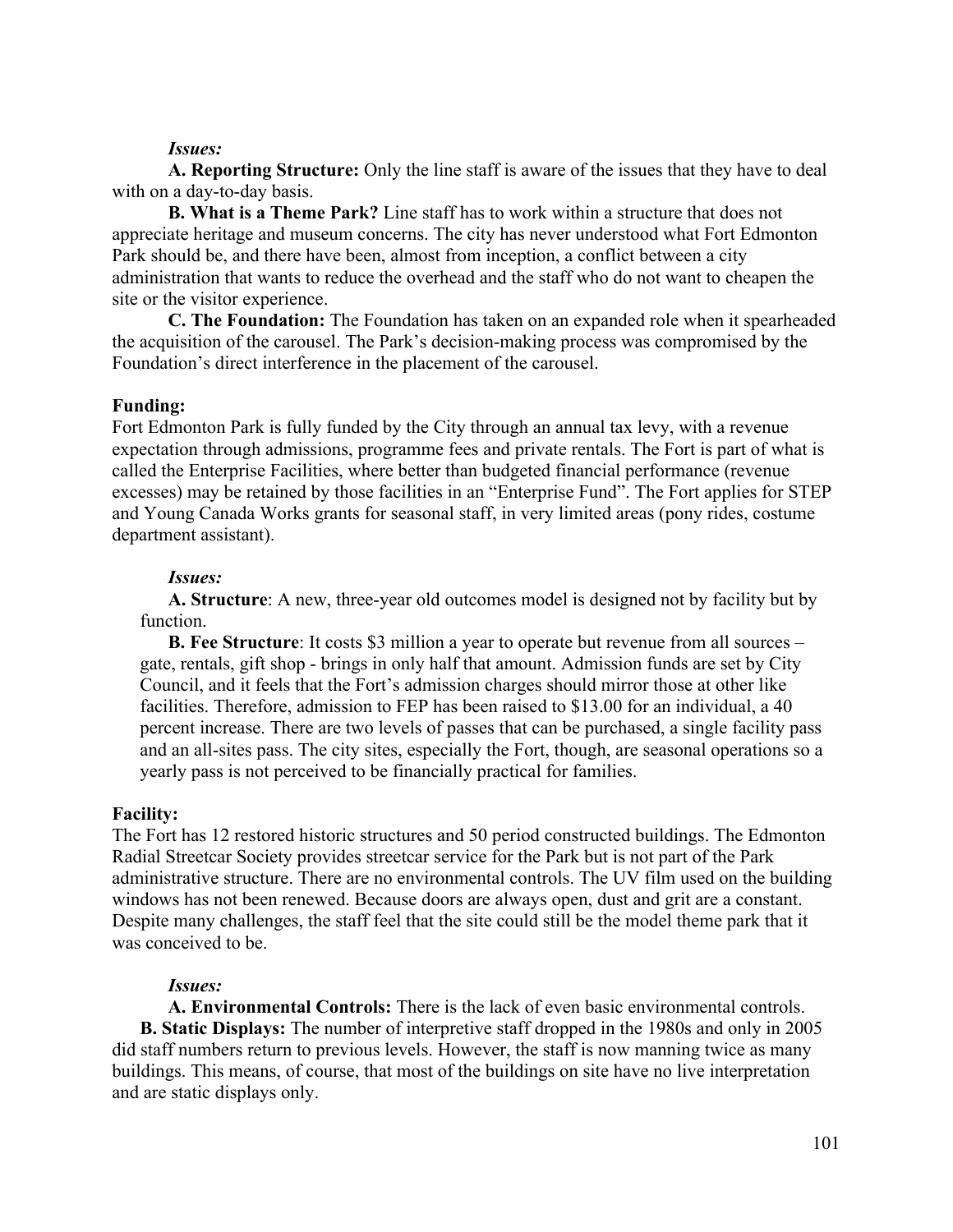*Issues:*

**A. Reporting Structure:** Only the line staff is aware of the issues that they have to deal with on a day-to-day basis.

**B. What is a Theme Park?** Line staff has to work within a structure that does not appreciate heritage and museum concerns. The city has never understood what Fort Edmonton Park should be, and there have been, almost from inception, a conflict between a city administration that wants to reduce the overhead and the staff who do not want to cheapen the site or the visitor experience.

**C. The Foundation:** The Foundation has taken on an expanded role when it spearheaded the acquisition of the carousel. The Park's decision-making process was compromised by the Foundation's direct interference in the placement of the carousel.

**Funding:**

Fort Edmonton Park is fully funded by the City through an annual tax levy, with a revenue expectation through admissions, programme fees and private rentals. The Fort is part of what is called the Enterprise Facilities, where better than budgeted financial performance (revenue excesses) may be retained by those facilities in an "Enterprise Fund". The Fort applies for STEP and Young Canada Works grants for seasonal staff, in very limited areas (pony rides, costume department assistant).

*Issues:*

**A. Structure**: A new, three-year old outcomes model is designed not by facility but by function.

**B. Fee Structure**: It costs $3 million a year to operate but revenue from all sources – gate, rentals, gift shop - brings in only half that amount. Admission funds are set by City Council, and it feels that the Fort's admission charges should mirror those at other like facilities. Therefore, admission to FEP has been raised to $13.00 for an individual, a 40 percent increase. There are two levels of passes that can be purchased, a single facility pass and an all-sites pass. The city sites, especially the Fort, though, are seasonal operations so a yearly pass is not perceived to be financially practical for families.

**Facility:**

The Fort has 12 restored historic structures and 50 period constructed buildings. The Edmonton Radial Streetcar Society provides streetcar service for the Park but is not part of the Park administrative structure. There are no environmental controls. The UV film used on the building windows has not been renewed. Because doors are always open, dust and grit are a constant. Despite many challenges, the staff feel that the site could still be the model theme park that it was conceived to be.

*Issues:*

**A. Environmental Controls:** There is the lack of even basic environmental controls.

**B. Static Displays:** The number of interpretive staff dropped in the 1980s and only in 2005 did staff numbers return to previous levels. However, the staff is now manning twice as many buildings. This means, of course, that most of the buildings on site have no live interpretation and are static displays only.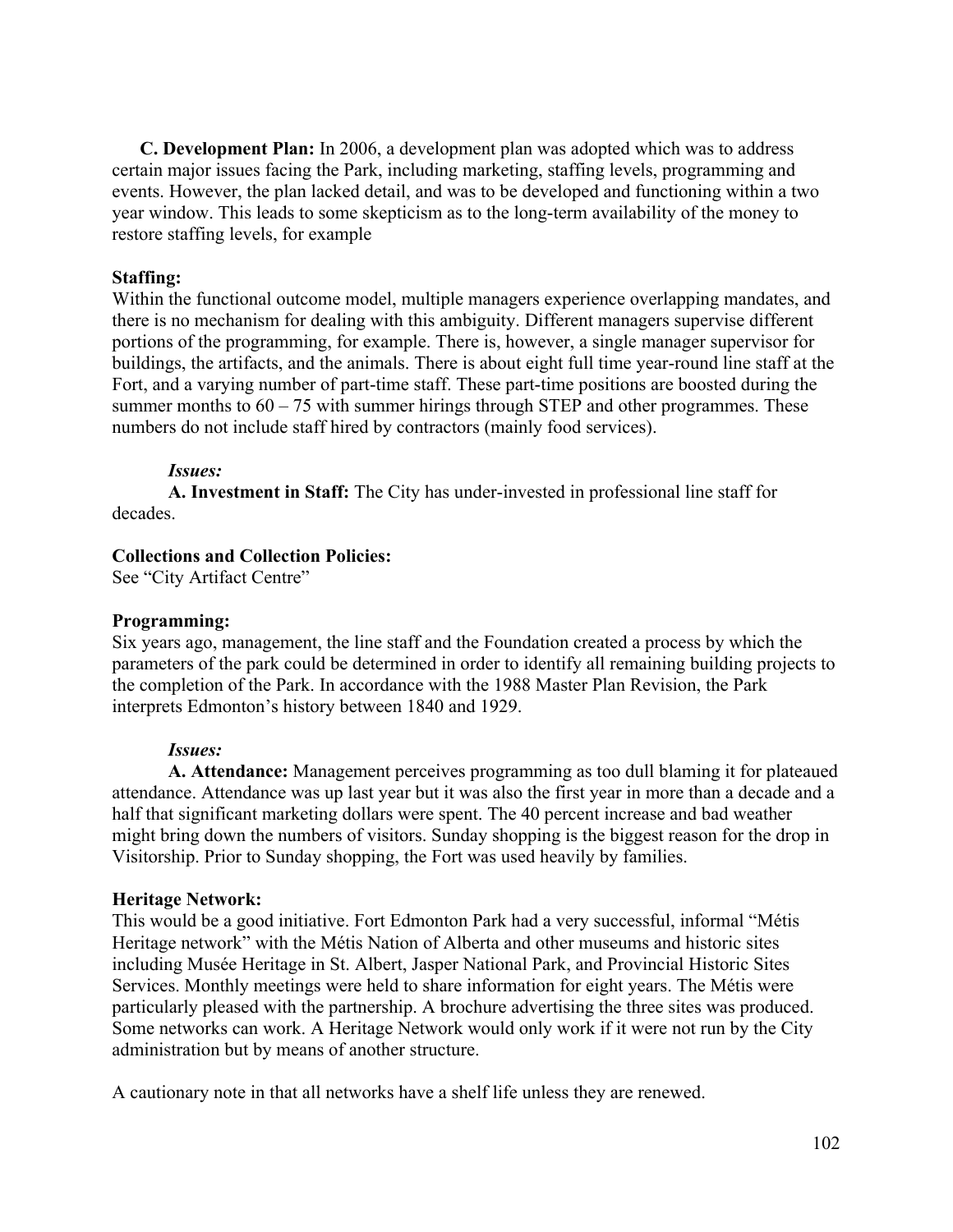**C. Development Plan:** In 2006, a development plan was adopted which was to address certain major issues facing the Park, including marketing, staffing levels, programming and events. However, the plan lacked detail, and was to be developed and functioning within a two year window. This leads to some skepticism as to the long-term availability of the money to restore staffing levels, for example

**Staffing:**
Within the functional outcome model, multiple managers experience overlapping mandates, and there is no mechanism for dealing with this ambiguity. Different managers supervise different portions of the programming, for example. There is, however, a single manager supervisor for buildings, the artifacts, and the animals. There is about eight full time year-round line staff at the Fort, and a varying number of part-time staff. These part-time positions are boosted during the summer months to 60 – 75 with summer hirings through STEP and other programmes. These numbers do not include staff hired by contractors (mainly food services).

*Issues:*

**A. Investment in Staff:** The City has under-invested in professional line staff for decades.

**Collections and Collection Policies:**
See "City Artifact Centre"

**Programming:**
Six years ago, management, the line staff and the Foundation created a process by which the parameters of the park could be determined in order to identify all remaining building projects to the completion of the Park. In accordance with the 1988 Master Plan Revision, the Park interprets Edmonton's history between 1840 and 1929.

*Issues:*

**A. Attendance:** Management perceives programming as too dull blaming it for plateaued attendance. Attendance was up last year but it was also the first year in more than a decade and a half that significant marketing dollars were spent. The 40 percent increase and bad weather might bring down the numbers of visitors. Sunday shopping is the biggest reason for the drop in Visitorship. Prior to Sunday shopping, the Fort was used heavily by families.

**Heritage Network:**
This would be a good initiative. Fort Edmonton Park had a very successful, informal "Métis Heritage network" with the Métis Nation of Alberta and other museums and historic sites including Musée Heritage in St. Albert, Jasper National Park, and Provincial Historic Sites Services. Monthly meetings were held to share information for eight years. The Métis were particularly pleased with the partnership. A brochure advertising the three sites was produced. Some networks can work. A Heritage Network would only work if it were not run by the City administration but by means of another structure.

A cautionary note in that all networks have a shelf life unless they are renewed.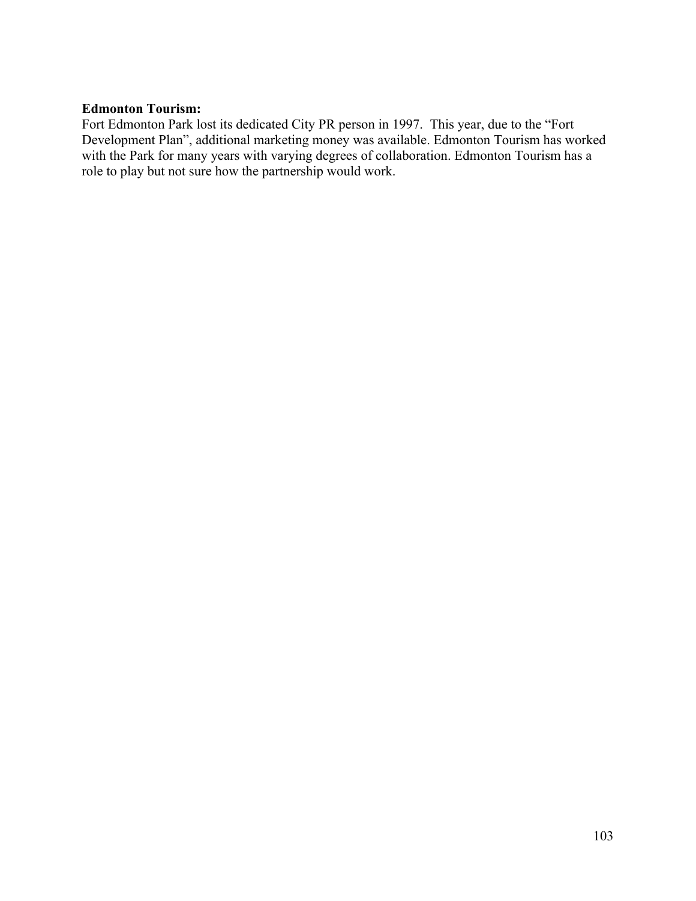**Edmonton Tourism:**
Fort Edmonton Park lost its dedicated City PR person in 1997. This year, due to the "Fort Development Plan", additional marketing money was available. Edmonton Tourism has worked with the Park for many years with varying degrees of collaboration. Edmonton Tourism has a role to play but not sure how the partnership would work.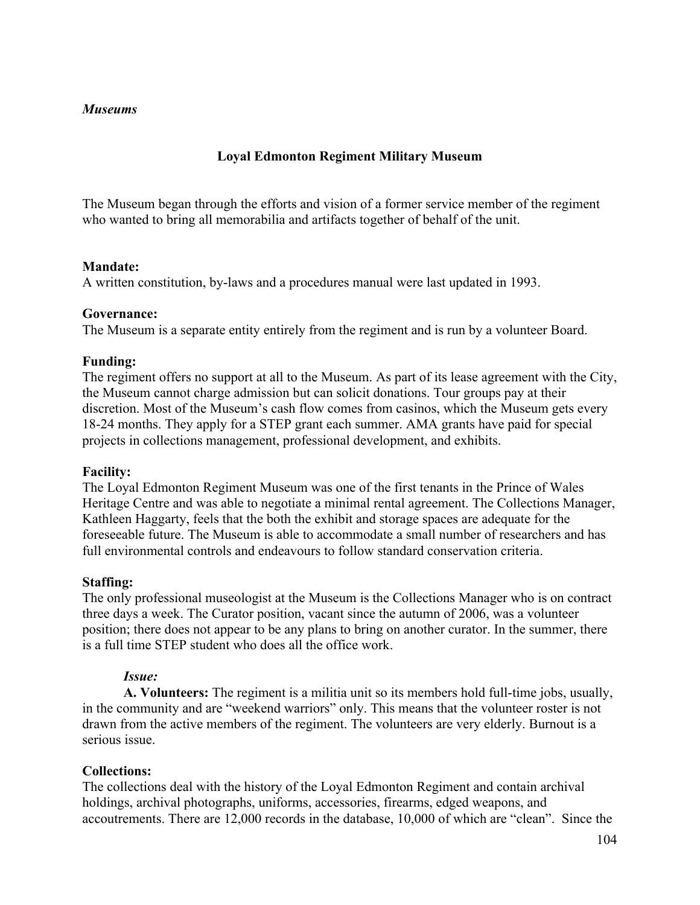*Museums*

## Loyal Edmonton Regiment Military Museum

The Museum began through the efforts and vision of a former service member of the regiment who wanted to bring all memorabilia and artifacts together of behalf of the unit.

**Mandate:**
A written constitution, by-laws and a procedures manual were last updated in 1993.

**Governance:**
The Museum is a separate entity entirely from the regiment and is run by a volunteer Board.

**Funding:**
The regiment offers no support at all to the Museum. As part of its lease agreement with the City, the Museum cannot charge admission but can solicit donations. Tour groups pay at their discretion. Most of the Museum's cash flow comes from casinos, which the Museum gets every 18-24 months. They apply for a STEP grant each summer. AMA grants have paid for special projects in collections management, professional development, and exhibits.

**Facility:**
The Loyal Edmonton Regiment Museum was one of the first tenants in the Prince of Wales Heritage Centre and was able to negotiate a minimal rental agreement. The Collections Manager, Kathleen Haggarty, feels that the both the exhibit and storage spaces are adequate for the foreseeable future. The Museum is able to accommodate a small number of researchers and has full environmental controls and endeavours to follow standard conservation criteria.

**Staffing:**
The only professional museologist at the Museum is the Collections Manager who is on contract three days a week. The Curator position, vacant since the autumn of 2006, was a volunteer position; there does not appear to be any plans to bring on another curator. In the summer, there is a full time STEP student who does all the office work.

*Issue:*

**A. Volunteers:** The regiment is a militia unit so its members hold full-time jobs, usually, in the community and are "weekend warriors" only. This means that the volunteer roster is not drawn from the active members of the regiment. The volunteers are very elderly. Burnout is a serious issue.

**Collections:**
The collections deal with the history of the Loyal Edmonton Regiment and contain archival holdings, archival photographs, uniforms, accessories, firearms, edged weapons, and accoutrements. There are 12,000 records in the database, 10,000 of which are "clean". Since the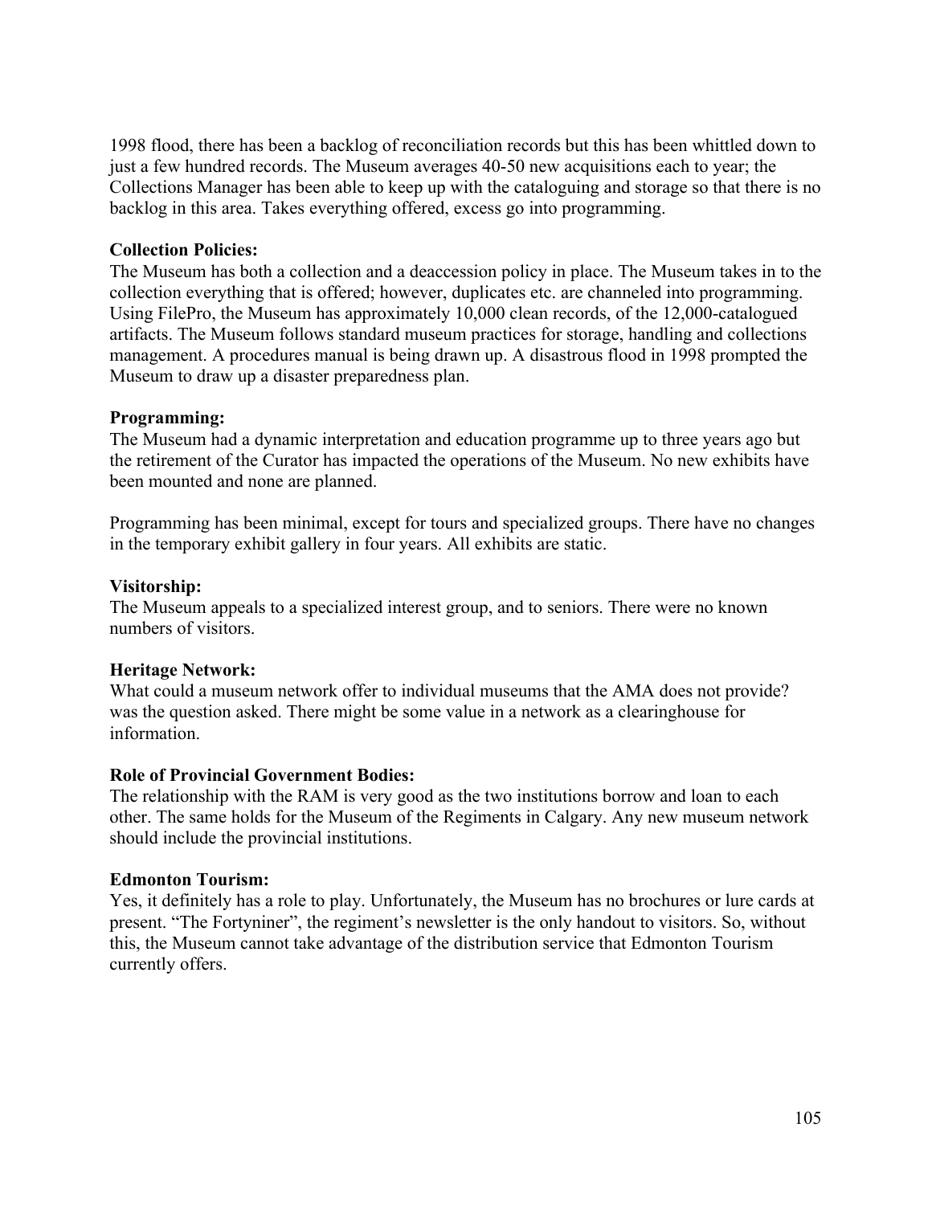1998 flood, there has been a backlog of reconciliation records but this has been whittled down to just a few hundred records. The Museum averages 40-50 new acquisitions each to year; the Collections Manager has been able to keep up with the cataloguing and storage so that there is no backlog in this area. Takes everything offered, excess go into programming.

**Collection Policies:**
The Museum has both a collection and a deaccession policy in place. The Museum takes in to the collection everything that is offered; however, duplicates etc. are channeled into programming. Using FilePro, the Museum has approximately 10,000 clean records, of the 12,000-catalogued artifacts. The Museum follows standard museum practices for storage, handling and collections management. A procedures manual is being drawn up. A disastrous flood in 1998 prompted the Museum to draw up a disaster preparedness plan.

**Programming:**
The Museum had a dynamic interpretation and education programme up to three years ago but the retirement of the Curator has impacted the operations of the Museum. No new exhibits have been mounted and none are planned.

Programming has been minimal, except for tours and specialized groups. There have no changes in the temporary exhibit gallery in four years. All exhibits are static.

**Visitorship:**
The Museum appeals to a specialized interest group, and to seniors. There were no known numbers of visitors.

**Heritage Network:**
What could a museum network offer to individual museums that the AMA does not provide? was the question asked. There might be some value in a network as a clearinghouse for information.

**Role of Provincial Government Bodies:**
The relationship with the RAM is very good as the two institutions borrow and loan to each other. The same holds for the Museum of the Regiments in Calgary. Any new museum network should include the provincial institutions.

**Edmonton Tourism:**
Yes, it definitely has a role to play. Unfortunately, the Museum has no brochures or lure cards at present. "The Fortyniner", the regiment's newsletter is the only handout to visitors. So, without this, the Museum cannot take advantage of the distribution service that Edmonton Tourism currently offers.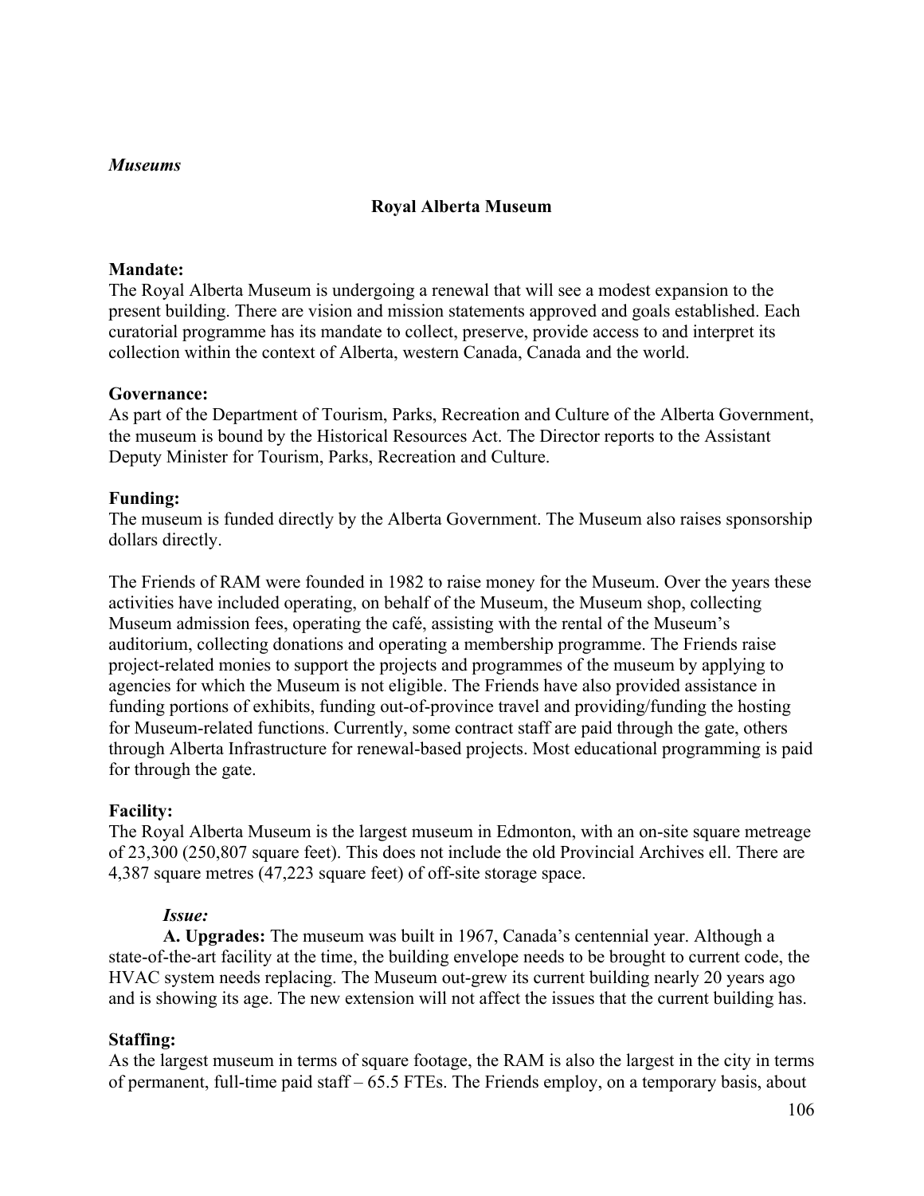*Museums*

## Royal Alberta Museum

**Mandate:**
The Royal Alberta Museum is undergoing a renewal that will see a modest expansion to the present building. There are vision and mission statements approved and goals established. Each curatorial programme has its mandate to collect, preserve, provide access to and interpret its collection within the context of Alberta, western Canada, Canada and the world.

**Governance:**
As part of the Department of Tourism, Parks, Recreation and Culture of the Alberta Government, the museum is bound by the Historical Resources Act. The Director reports to the Assistant Deputy Minister for Tourism, Parks, Recreation and Culture.

**Funding:**
The museum is funded directly by the Alberta Government. The Museum also raises sponsorship dollars directly.

The Friends of RAM were founded in 1982 to raise money for the Museum. Over the years these activities have included operating, on behalf of the Museum, the Museum shop, collecting Museum admission fees, operating the café, assisting with the rental of the Museum's auditorium, collecting donations and operating a membership programme. The Friends raise project-related monies to support the projects and programmes of the museum by applying to agencies for which the Museum is not eligible. The Friends have also provided assistance in funding portions of exhibits, funding out-of-province travel and providing/funding the hosting for Museum-related functions. Currently, some contract staff are paid through the gate, others through Alberta Infrastructure for renewal-based projects. Most educational programming is paid for through the gate.

**Facility:**
The Royal Alberta Museum is the largest museum in Edmonton, with an on-site square metreage of 23,300 (250,807 square feet). This does not include the old Provincial Archives ell. There are 4,387 square metres (47,223 square feet) of off-site storage space.

*Issue:*

**A. Upgrades:** The museum was built in 1967, Canada's centennial year. Although a state-of-the-art facility at the time, the building envelope needs to be brought to current code, the HVAC system needs replacing. The Museum out-grew its current building nearly 20 years ago and is showing its age. The new extension will not affect the issues that the current building has.

**Staffing:**
As the largest museum in terms of square footage, the RAM is also the largest in the city in terms of permanent, full-time paid staff – 65.5 FTEs. The Friends employ, on a temporary basis, about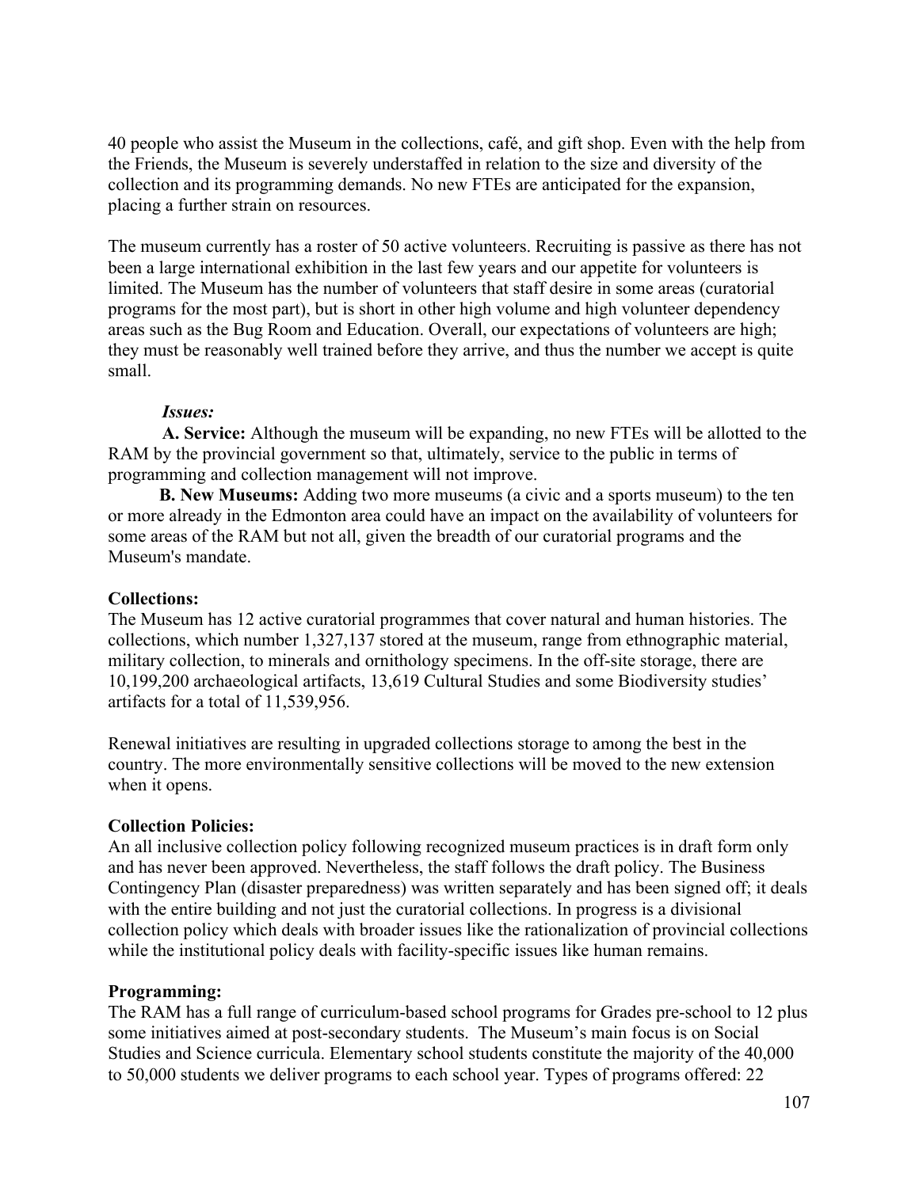40 people who assist the Museum in the collections, café, and gift shop. Even with the help from the Friends, the Museum is severely understaffed in relation to the size and diversity of the collection and its programming demands. No new FTEs are anticipated for the expansion, placing a further strain on resources.

The museum currently has a roster of 50 active volunteers. Recruiting is passive as there has not been a large international exhibition in the last few years and our appetite for volunteers is limited. The Museum has the number of volunteers that staff desire in some areas (curatorial programs for the most part), but is short in other high volume and high volunteer dependency areas such as the Bug Room and Education. Overall, our expectations of volunteers are high; they must be reasonably well trained before they arrive, and thus the number we accept is quite small.

***Issues:***

**A. Service:** Although the museum will be expanding, no new FTEs will be allotted to the RAM by the provincial government so that, ultimately, service to the public in terms of programming and collection management will not improve.

**B. New Museums:** Adding two more museums (a civic and a sports museum) to the ten or more already in the Edmonton area could have an impact on the availability of volunteers for some areas of the RAM but not all, given the breadth of our curatorial programs and the Museum's mandate.

**Collections:**

The Museum has 12 active curatorial programmes that cover natural and human histories. The collections, which number 1,327,137 stored at the museum, range from ethnographic material, military collection, to minerals and ornithology specimens. In the off-site storage, there are 10,199,200 archaeological artifacts, 13,619 Cultural Studies and some Biodiversity studies' artifacts for a total of 11,539,956.

Renewal initiatives are resulting in upgraded collections storage to among the best in the country. The more environmentally sensitive collections will be moved to the new extension when it opens.

**Collection Policies:**

An all inclusive collection policy following recognized museum practices is in draft form only and has never been approved. Nevertheless, the staff follows the draft policy. The Business Contingency Plan (disaster preparedness) was written separately and has been signed off; it deals with the entire building and not just the curatorial collections. In progress is a divisional collection policy which deals with broader issues like the rationalization of provincial collections while the institutional policy deals with facility-specific issues like human remains.

**Programming:**

The RAM has a full range of curriculum-based school programs for Grades pre-school to 12 plus some initiatives aimed at post-secondary students. The Museum's main focus is on Social Studies and Science curricula. Elementary school students constitute the majority of the 40,000 to 50,000 students we deliver programs to each school year. Types of programs offered: 22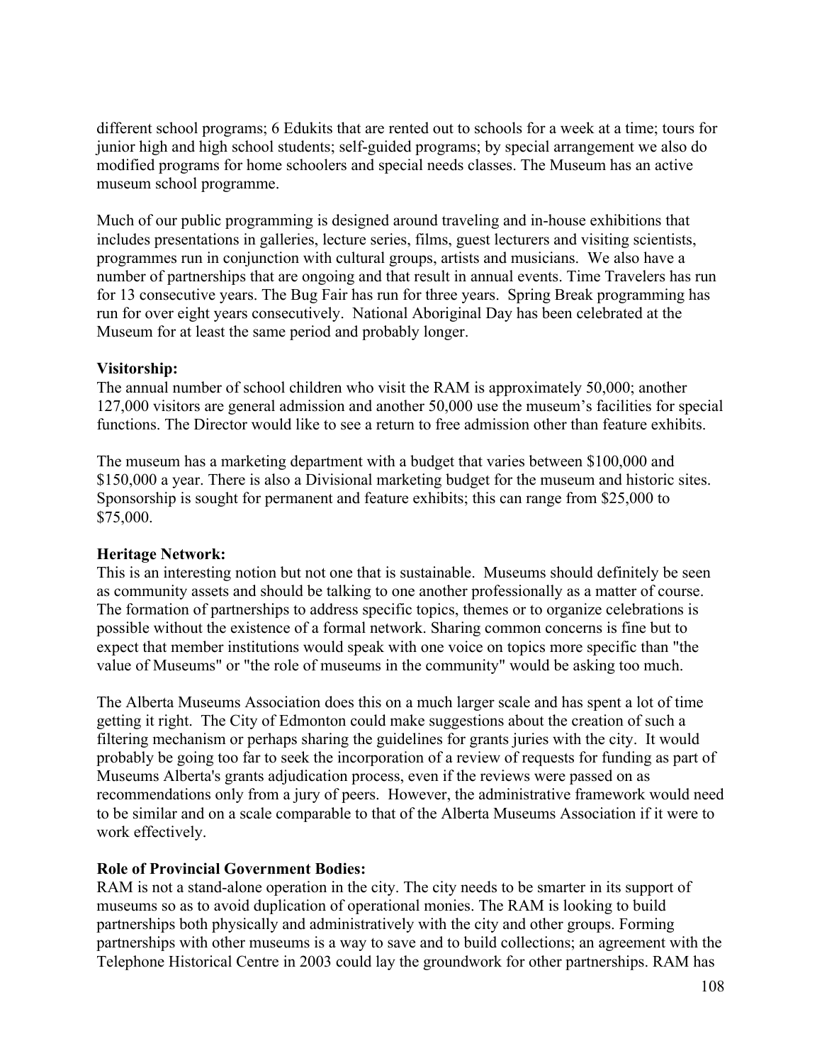different school programs; 6 Edukits that are rented out to schools for a week at a time; tours for junior high and high school students; self-guided programs; by special arrangement we also do modified programs for home schoolers and special needs classes. The Museum has an active museum school programme.

Much of our public programming is designed around traveling and in-house exhibitions that includes presentations in galleries, lecture series, films, guest lecturers and visiting scientists, programmes run in conjunction with cultural groups, artists and musicians. We also have a number of partnerships that are ongoing and that result in annual events. Time Travelers has run for 13 consecutive years. The Bug Fair has run for three years. Spring Break programming has run for over eight years consecutively. National Aboriginal Day has been celebrated at the Museum for at least the same period and probably longer.

**Visitorship:**
The annual number of school children who visit the RAM is approximately 50,000; another 127,000 visitors are general admission and another 50,000 use the museum's facilities for special functions. The Director would like to see a return to free admission other than feature exhibits.

The museum has a marketing department with a budget that varies between $100,000 and $150,000 a year. There is also a Divisional marketing budget for the museum and historic sites. Sponsorship is sought for permanent and feature exhibits; this can range from $25,000 to $75,000.

**Heritage Network:**
This is an interesting notion but not one that is sustainable. Museums should definitely be seen as community assets and should be talking to one another professionally as a matter of course. The formation of partnerships to address specific topics, themes or to organize celebrations is possible without the existence of a formal network. Sharing common concerns is fine but to expect that member institutions would speak with one voice on topics more specific than "the value of Museums" or "the role of museums in the community" would be asking too much.

The Alberta Museums Association does this on a much larger scale and has spent a lot of time getting it right. The City of Edmonton could make suggestions about the creation of such a filtering mechanism or perhaps sharing the guidelines for grants juries with the city. It would probably be going too far to seek the incorporation of a review of requests for funding as part of Museums Alberta's grants adjudication process, even if the reviews were passed on as recommendations only from a jury of peers. However, the administrative framework would need to be similar and on a scale comparable to that of the Alberta Museums Association if it were to work effectively.

**Role of Provincial Government Bodies:**
RAM is not a stand-alone operation in the city. The city needs to be smarter in its support of museums so as to avoid duplication of operational monies. The RAM is looking to build partnerships both physically and administratively with the city and other groups. Forming partnerships with other museums is a way to save and to build collections; an agreement with the Telephone Historical Centre in 2003 could lay the groundwork for other partnerships. RAM has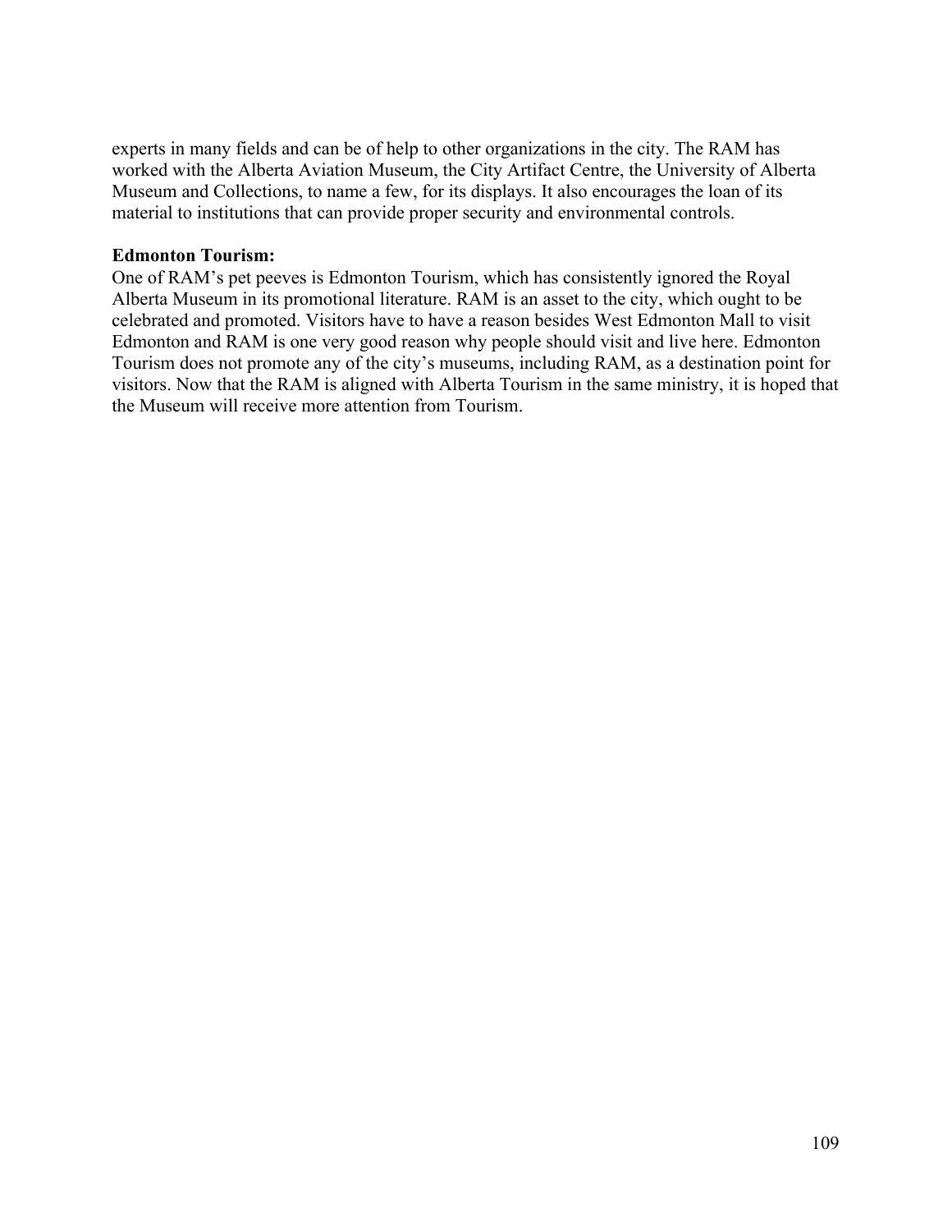experts in many fields and can be of help to other organizations in the city. The RAM has worked with the Alberta Aviation Museum, the City Artifact Centre, the University of Alberta Museum and Collections, to name a few, for its displays. It also encourages the loan of its material to institutions that can provide proper security and environmental controls.

**Edmonton Tourism:**

One of RAM's pet peeves is Edmonton Tourism, which has consistently ignored the Royal Alberta Museum in its promotional literature. RAM is an asset to the city, which ought to be celebrated and promoted. Visitors have to have a reason besides West Edmonton Mall to visit Edmonton and RAM is one very good reason why people should visit and live here. Edmonton Tourism does not promote any of the city's museums, including RAM, as a destination point for visitors. Now that the RAM is aligned with Alberta Tourism in the same ministry, it is hoped that the Museum will receive more attention from Tourism.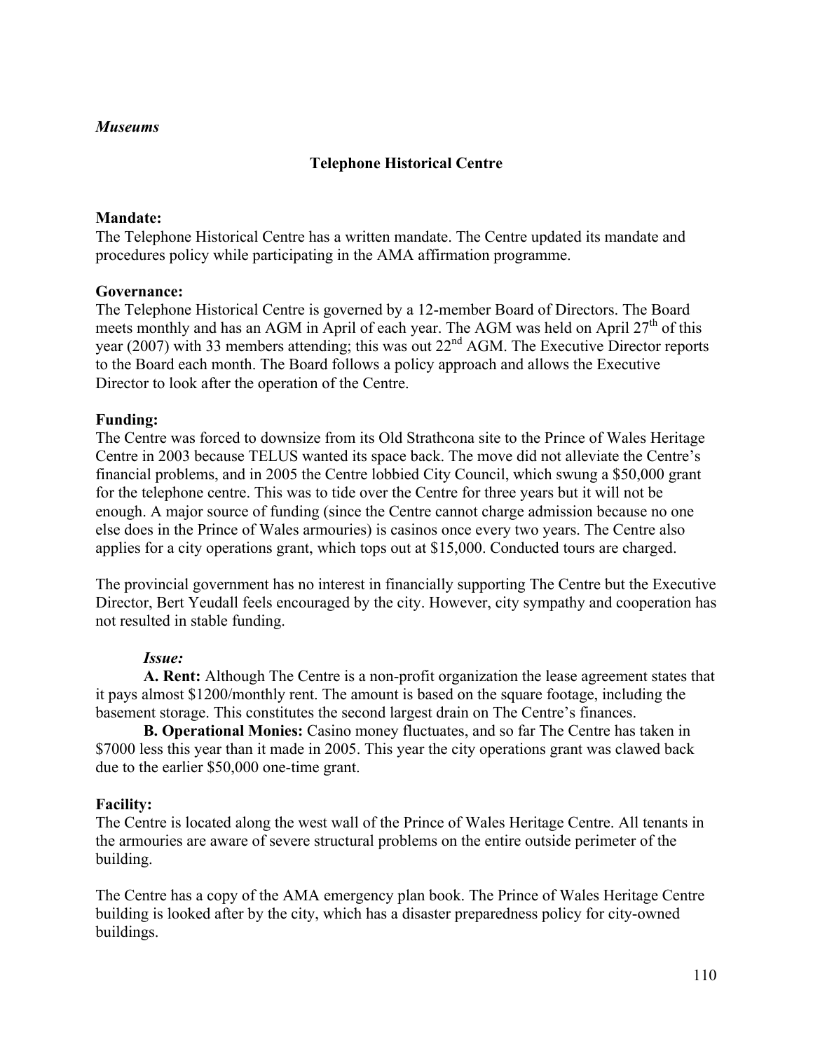*Museums*

## Telephone Historical Centre

**Mandate:**
The Telephone Historical Centre has a written mandate. The Centre updated its mandate and procedures policy while participating in the AMA affirmation programme.

**Governance:**
The Telephone Historical Centre is governed by a 12-member Board of Directors. The Board meets monthly and has an AGM in April of each year. The AGM was held on April 27th of this year (2007) with 33 members attending; this was out 22nd AGM. The Executive Director reports to the Board each month. The Board follows a policy approach and allows the Executive Director to look after the operation of the Centre.

**Funding:**
The Centre was forced to downsize from its Old Strathcona site to the Prince of Wales Heritage Centre in 2003 because TELUS wanted its space back. The move did not alleviate the Centre's financial problems, and in 2005 the Centre lobbied City Council, which swung a $50,000 grant for the telephone centre. This was to tide over the Centre for three years but it will not be enough. A major source of funding (since the Centre cannot charge admission because no one else does in the Prince of Wales armouries) is casinos once every two years. The Centre also applies for a city operations grant, which tops out at $15,000. Conducted tours are charged.

The provincial government has no interest in financially supporting The Centre but the Executive Director, Bert Yeudall feels encouraged by the city. However, city sympathy and cooperation has not resulted in stable funding.

*Issue:*

**A. Rent:** Although The Centre is a non-profit organization the lease agreement states that it pays almost $1200/monthly rent. The amount is based on the square footage, including the basement storage. This constitutes the second largest drain on The Centre's finances.

**B. Operational Monies:** Casino money fluctuates, and so far The Centre has taken in $7000 less this year than it made in 2005. This year the city operations grant was clawed back due to the earlier $50,000 one-time grant.

**Facility:**
The Centre is located along the west wall of the Prince of Wales Heritage Centre. All tenants in the armouries are aware of severe structural problems on the entire outside perimeter of the building.

The Centre has a copy of the AMA emergency plan book. The Prince of Wales Heritage Centre building is looked after by the city, which has a disaster preparedness policy for city-owned buildings.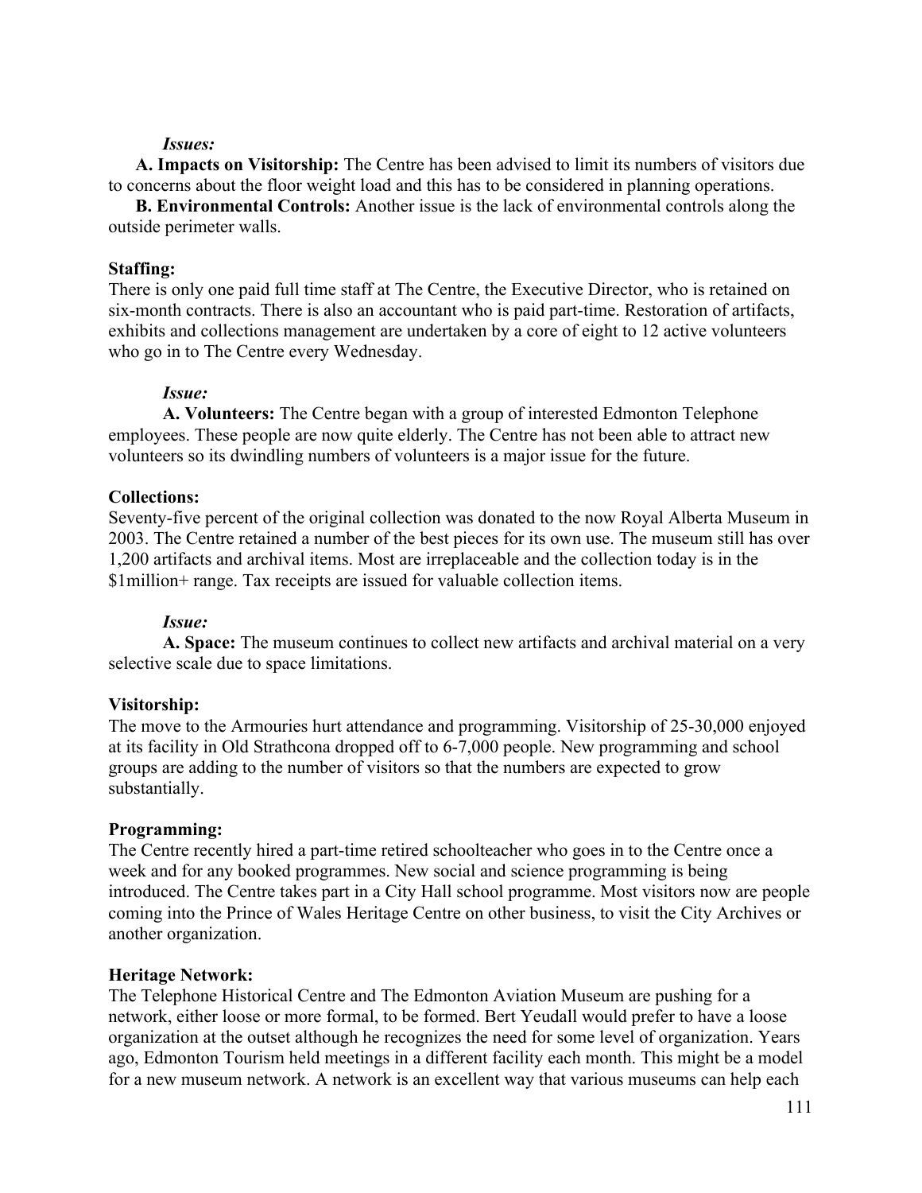*Issues:*

**A. Impacts on Visitorship:** The Centre has been advised to limit its numbers of visitors due to concerns about the floor weight load and this has to be considered in planning operations.

**B. Environmental Controls:** Another issue is the lack of environmental controls along the outside perimeter walls.

**Staffing:**

There is only one paid full time staff at The Centre, the Executive Director, who is retained on six-month contracts. There is also an accountant who is paid part-time. Restoration of artifacts, exhibits and collections management are undertaken by a core of eight to 12 active volunteers who go in to The Centre every Wednesday.

*Issue:*

**A. Volunteers:** The Centre began with a group of interested Edmonton Telephone employees. These people are now quite elderly. The Centre has not been able to attract new volunteers so its dwindling numbers of volunteers is a major issue for the future.

**Collections:**

Seventy-five percent of the original collection was donated to the now Royal Alberta Museum in 2003. The Centre retained a number of the best pieces for its own use. The museum still has over 1,200 artifacts and archival items. Most are irreplaceable and the collection today is in the $1million+ range. Tax receipts are issued for valuable collection items.

*Issue:*

**A. Space:** The museum continues to collect new artifacts and archival material on a very selective scale due to space limitations.

**Visitorship:**

The move to the Armouries hurt attendance and programming. Visitorship of 25-30,000 enjoyed at its facility in Old Strathcona dropped off to 6-7,000 people. New programming and school groups are adding to the number of visitors so that the numbers are expected to grow substantially.

**Programming:**

The Centre recently hired a part-time retired schoolteacher who goes in to the Centre once a week and for any booked programmes. New social and science programming is being introduced. The Centre takes part in a City Hall school programme. Most visitors now are people coming into the Prince of Wales Heritage Centre on other business, to visit the City Archives or another organization.

**Heritage Network:**

The Telephone Historical Centre and The Edmonton Aviation Museum are pushing for a network, either loose or more formal, to be formed. Bert Yeudall would prefer to have a loose organization at the outset although he recognizes the need for some level of organization. Years ago, Edmonton Tourism held meetings in a different facility each month. This might be a model for a new museum network. A network is an excellent way that various museums can help each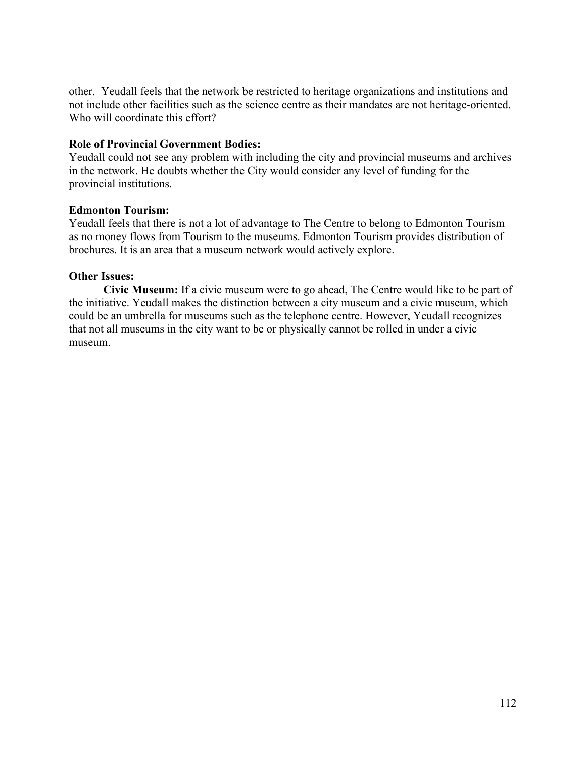other. Yeudall feels that the network be restricted to heritage organizations and institutions and not include other facilities such as the science centre as their mandates are not heritage-oriented. Who will coordinate this effort?

**Role of Provincial Government Bodies:**
Yeudall could not see any problem with including the city and provincial museums and archives in the network. He doubts whether the City would consider any level of funding for the provincial institutions.

**Edmonton Tourism:**
Yeudall feels that there is not a lot of advantage to The Centre to belong to Edmonton Tourism as no money flows from Tourism to the museums. Edmonton Tourism provides distribution of brochures. It is an area that a museum network would actively explore.

**Other Issues:**

**Civic Museum:** If a civic museum were to go ahead, The Centre would like to be part of the initiative. Yeudall makes the distinction between a city museum and a civic museum, which could be an umbrella for museums such as the telephone centre. However, Yeudall recognizes that not all museums in the city want to be or physically cannot be rolled in under a civic museum.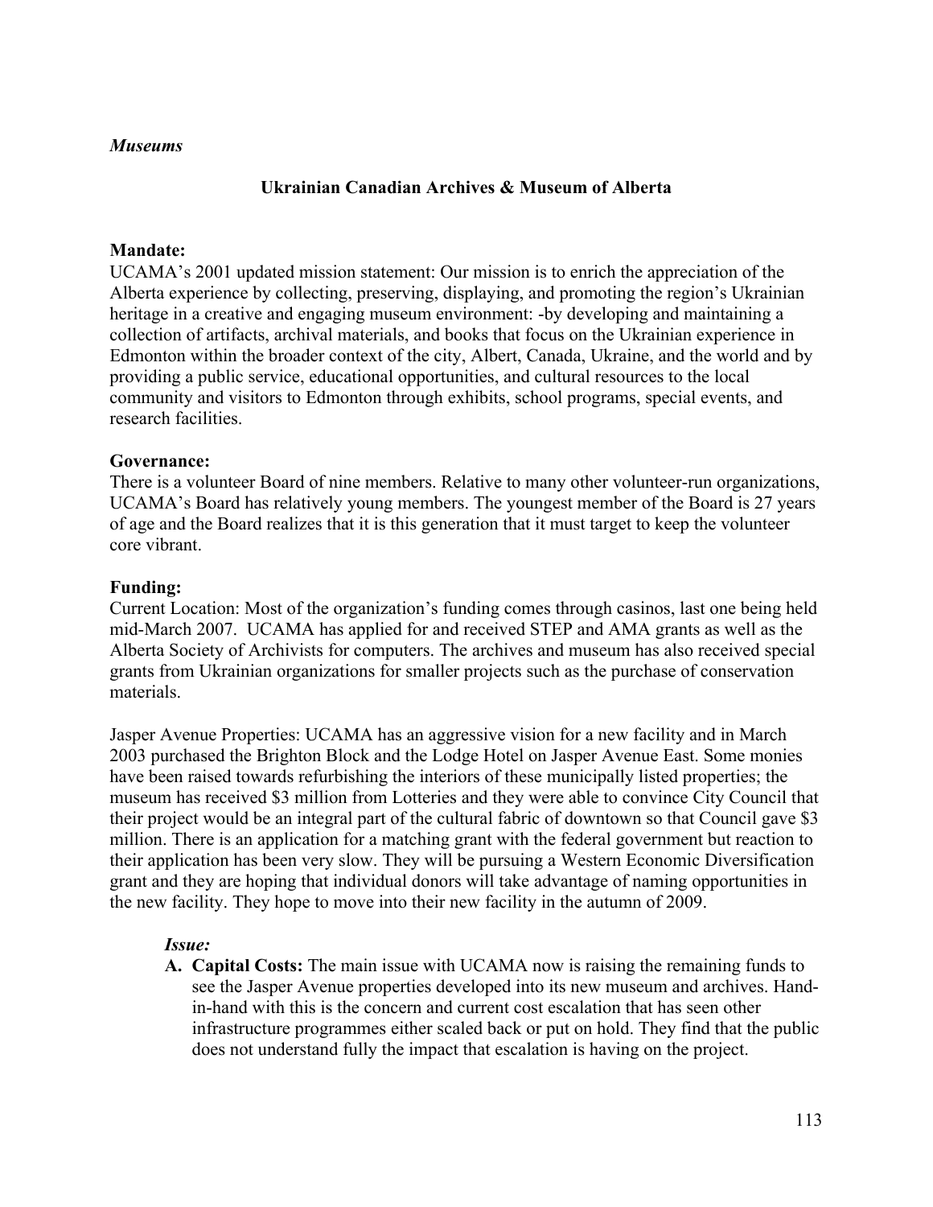*Museums*

**Ukrainian Canadian Archives & Museum of Alberta**

**Mandate:**
UCAMA's 2001 updated mission statement: Our mission is to enrich the appreciation of the Alberta experience by collecting, preserving, displaying, and promoting the region's Ukrainian heritage in a creative and engaging museum environment: -by developing and maintaining a collection of artifacts, archival materials, and books that focus on the Ukrainian experience in Edmonton within the broader context of the city, Albert, Canada, Ukraine, and the world and by providing a public service, educational opportunities, and cultural resources to the local community and visitors to Edmonton through exhibits, school programs, special events, and research facilities.

**Governance:**
There is a volunteer Board of nine members. Relative to many other volunteer-run organizations, UCAMA's Board has relatively young members. The youngest member of the Board is 27 years of age and the Board realizes that it is this generation that it must target to keep the volunteer core vibrant.

**Funding:**
Current Location: Most of the organization's funding comes through casinos, last one being held mid-March 2007. UCAMA has applied for and received STEP and AMA grants as well as the Alberta Society of Archivists for computers. The archives and museum has also received special grants from Ukrainian organizations for smaller projects such as the purchase of conservation materials.

Jasper Avenue Properties: UCAMA has an aggressive vision for a new facility and in March 2003 purchased the Brighton Block and the Lodge Hotel on Jasper Avenue East. Some monies have been raised towards refurbishing the interiors of these municipally listed properties; the museum has received $3 million from Lotteries and they were able to convince City Council that their project would be an integral part of the cultural fabric of downtown so that Council gave $3 million. There is an application for a matching grant with the federal government but reaction to their application has been very slow. They will be pursuing a Western Economic Diversification grant and they are hoping that individual donors will take advantage of naming opportunities in the new facility. They hope to move into their new facility in the autumn of 2009.

*Issue:*

A. **Capital Costs:** The main issue with UCAMA now is raising the remaining funds to see the Jasper Avenue properties developed into its new museum and archives. Hand-in-hand with this is the concern and current cost escalation that has seen other infrastructure programmes either scaled back or put on hold. They find that the public does not understand fully the impact that escalation is having on the project.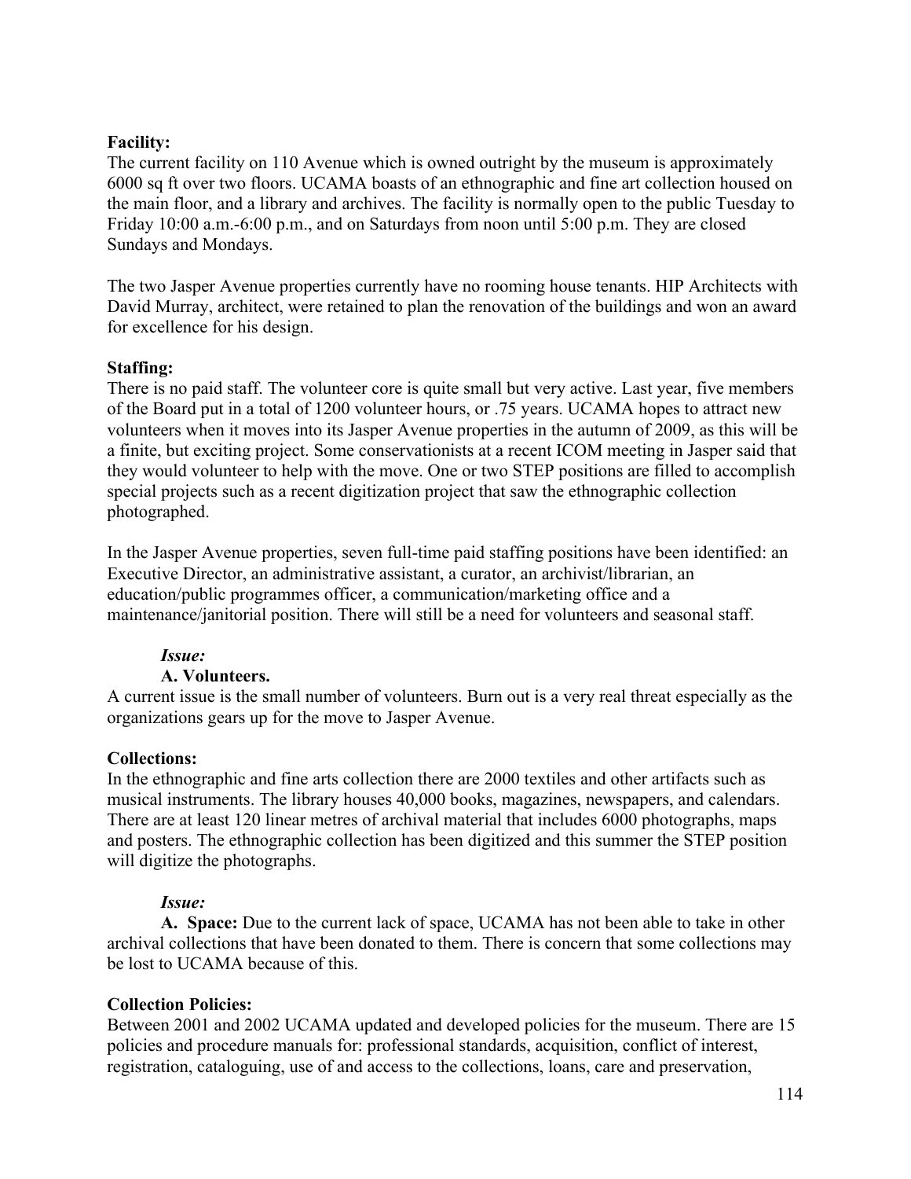**Facility:**
The current facility on 110 Avenue which is owned outright by the museum is approximately 6000 sq ft over two floors. UCAMA boasts of an ethnographic and fine art collection housed on the main floor, and a library and archives. The facility is normally open to the public Tuesday to Friday 10:00 a.m.-6:00 p.m., and on Saturdays from noon until 5:00 p.m. They are closed Sundays and Mondays.

The two Jasper Avenue properties currently have no rooming house tenants. HIP Architects with David Murray, architect, were retained to plan the renovation of the buildings and won an award for excellence for his design.

**Staffing:**
There is no paid staff. The volunteer core is quite small but very active. Last year, five members of the Board put in a total of 1200 volunteer hours, or .75 years. UCAMA hopes to attract new volunteers when it moves into its Jasper Avenue properties in the autumn of 2009, as this will be a finite, but exciting project. Some conservationists at a recent ICOM meeting in Jasper said that they would volunteer to help with the move. One or two STEP positions are filled to accomplish special projects such as a recent digitization project that saw the ethnographic collection photographed.

In the Jasper Avenue properties, seven full-time paid staffing positions have been identified: an Executive Director, an administrative assistant, a curator, an archivist/librarian, an education/public programmes officer, a communication/marketing office and a maintenance/janitorial position. There will still be a need for volunteers and seasonal staff.

***Issue:***

**A. Volunteers.**
A current issue is the small number of volunteers. Burn out is a very real threat especially as the organizations gears up for the move to Jasper Avenue.

**Collections:**
In the ethnographic and fine arts collection there are 2000 textiles and other artifacts such as musical instruments. The library houses 40,000 books, magazines, newspapers, and calendars. There are at least 120 linear metres of archival material that includes 6000 photographs, maps and posters. The ethnographic collection has been digitized and this summer the STEP position will digitize the photographs.

***Issue:***

**A. Space:** Due to the current lack of space, UCAMA has not been able to take in other archival collections that have been donated to them. There is concern that some collections may be lost to UCAMA because of this.

**Collection Policies:**
Between 2001 and 2002 UCAMA updated and developed policies for the museum. There are 15 policies and procedure manuals for: professional standards, acquisition, conflict of interest, registration, cataloguing, use of and access to the collections, loans, care and preservation,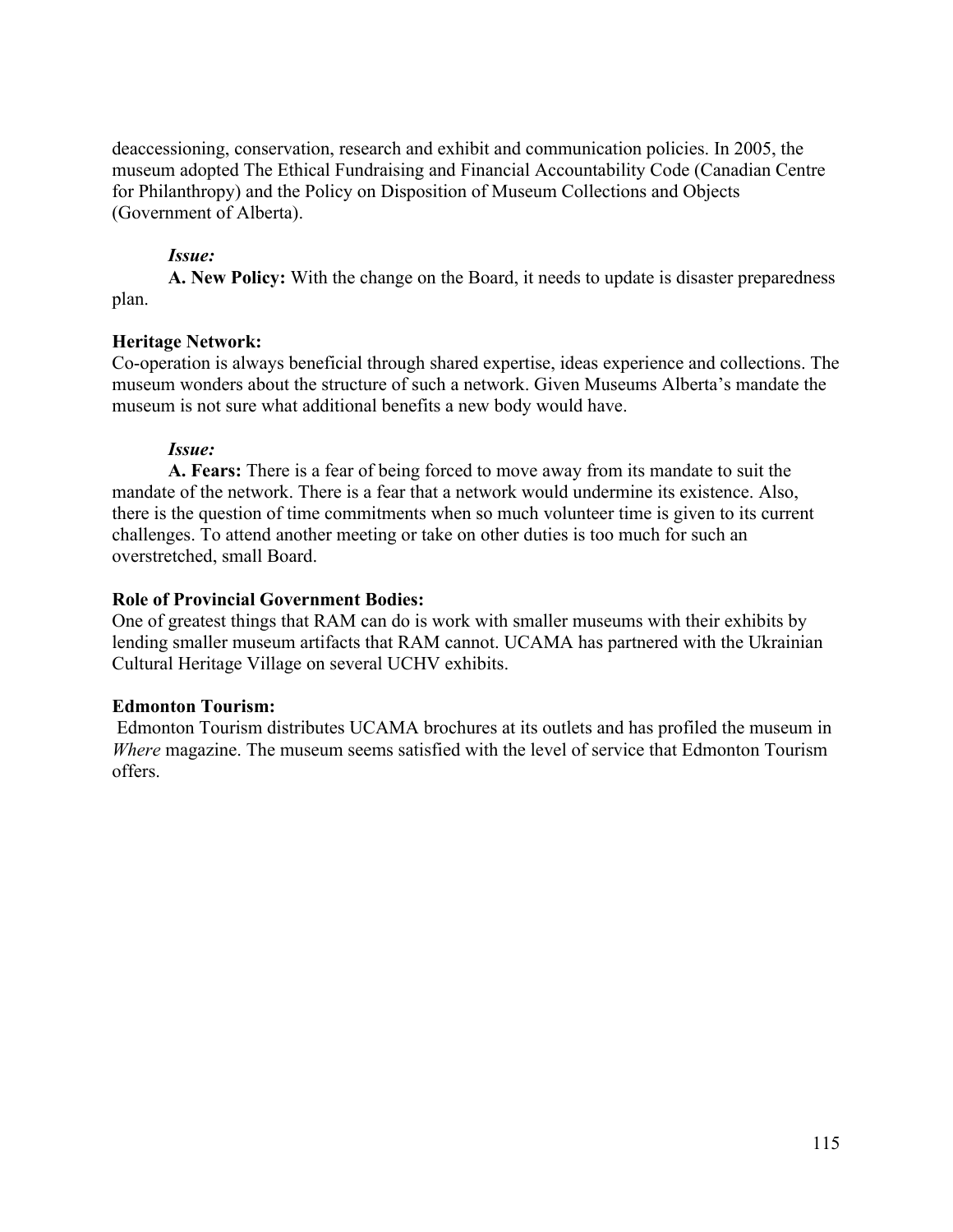deaccessioning, conservation, research and exhibit and communication policies. In 2005, the museum adopted The Ethical Fundraising and Financial Accountability Code (Canadian Centre for Philanthropy) and the Policy on Disposition of Museum Collections and Objects (Government of Alberta).

***Issue:***

**A. New Policy:** With the change on the Board, it needs to update is disaster preparedness plan.

**Heritage Network:**

Co-operation is always beneficial through shared expertise, ideas experience and collections. The museum wonders about the structure of such a network. Given Museums Alberta's mandate the museum is not sure what additional benefits a new body would have.

***Issue:***

**A. Fears:** There is a fear of being forced to move away from its mandate to suit the mandate of the network. There is a fear that a network would undermine its existence. Also, there is the question of time commitments when so much volunteer time is given to its current challenges. To attend another meeting or take on other duties is too much for such an overstretched, small Board.

**Role of Provincial Government Bodies:**

One of greatest things that RAM can do is work with smaller museums with their exhibits by lending smaller museum artifacts that RAM cannot. UCAMA has partnered with the Ukrainian Cultural Heritage Village on several UCHV exhibits.

**Edmonton Tourism:**

Edmonton Tourism distributes UCAMA brochures at its outlets and has profiled the museum in *Where* magazine. The museum seems satisfied with the level of service that Edmonton Tourism offers.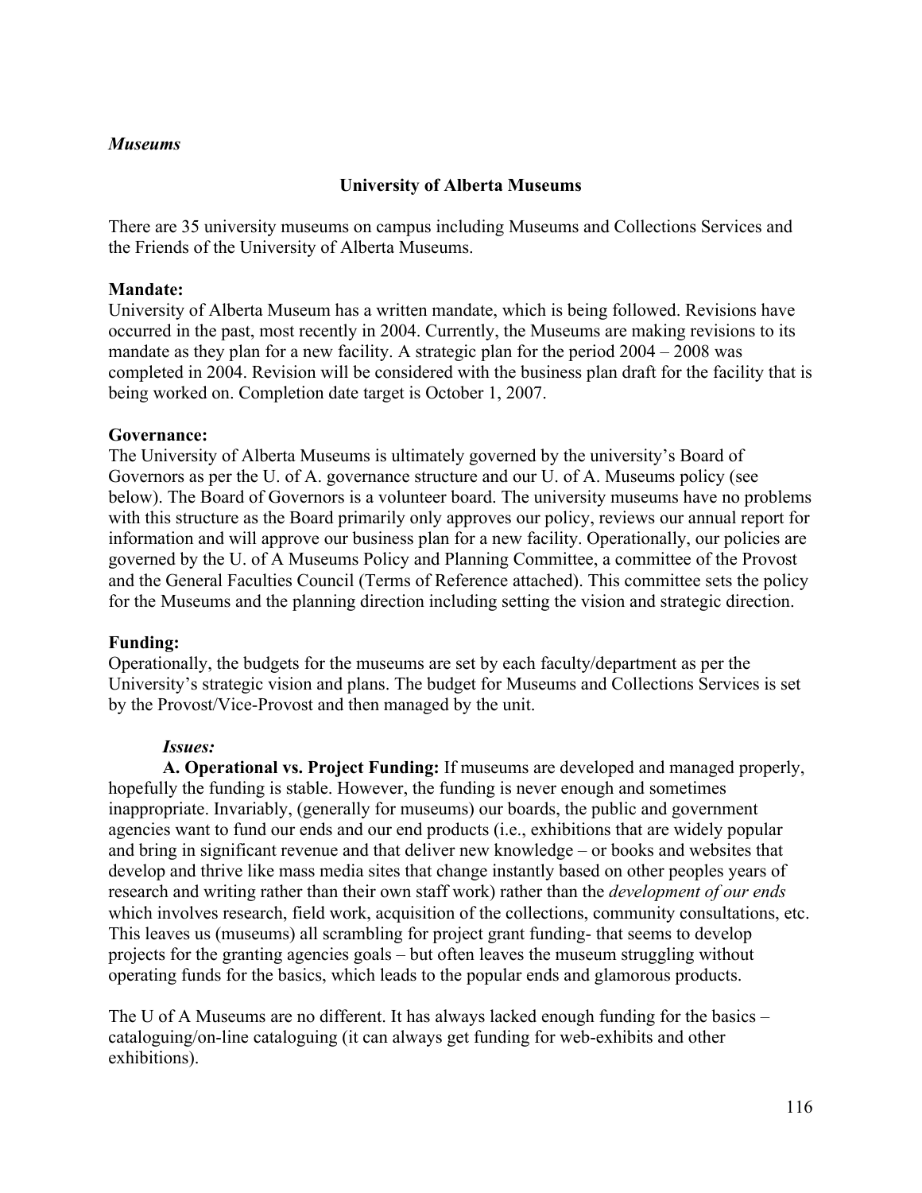*Museums*

## University of Alberta Museums

There are 35 university museums on campus including Museums and Collections Services and the Friends of the University of Alberta Museums.

**Mandate:**
University of Alberta Museum has a written mandate, which is being followed. Revisions have occurred in the past, most recently in 2004. Currently, the Museums are making revisions to its mandate as they plan for a new facility. A strategic plan for the period 2004 – 2008 was completed in 2004. Revision will be considered with the business plan draft for the facility that is being worked on. Completion date target is October 1, 2007.

**Governance:**
The University of Alberta Museums is ultimately governed by the university's Board of Governors as per the U. of A. governance structure and our U. of A. Museums policy (see below). The Board of Governors is a volunteer board. The university museums have no problems with this structure as the Board primarily only approves our policy, reviews our annual report for information and will approve our business plan for a new facility. Operationally, our policies are governed by the U. of A Museums Policy and Planning Committee, a committee of the Provost and the General Faculties Council (Terms of Reference attached). This committee sets the policy for the Museums and the planning direction including setting the vision and strategic direction.

**Funding:**
Operationally, the budgets for the museums are set by each faculty/department as per the University's strategic vision and plans. The budget for Museums and Collections Services is set by the Provost/Vice-Provost and then managed by the unit.

*Issues:*

**A. Operational vs. Project Funding:** If museums are developed and managed properly, hopefully the funding is stable. However, the funding is never enough and sometimes inappropriate. Invariably, (generally for museums) our boards, the public and government agencies want to fund our ends and our end products (i.e., exhibitions that are widely popular and bring in significant revenue and that deliver new knowledge – or books and websites that develop and thrive like mass media sites that change instantly based on other peoples years of research and writing rather than their own staff work) rather than the *development of our ends* which involves research, field work, acquisition of the collections, community consultations, etc. This leaves us (museums) all scrambling for project grant funding- that seems to develop projects for the granting agencies goals – but often leaves the museum struggling without operating funds for the basics, which leads to the popular ends and glamorous products.

The U of A Museums are no different. It has always lacked enough funding for the basics – cataloguing/on-line cataloguing (it can always get funding for web-exhibits and other exhibitions).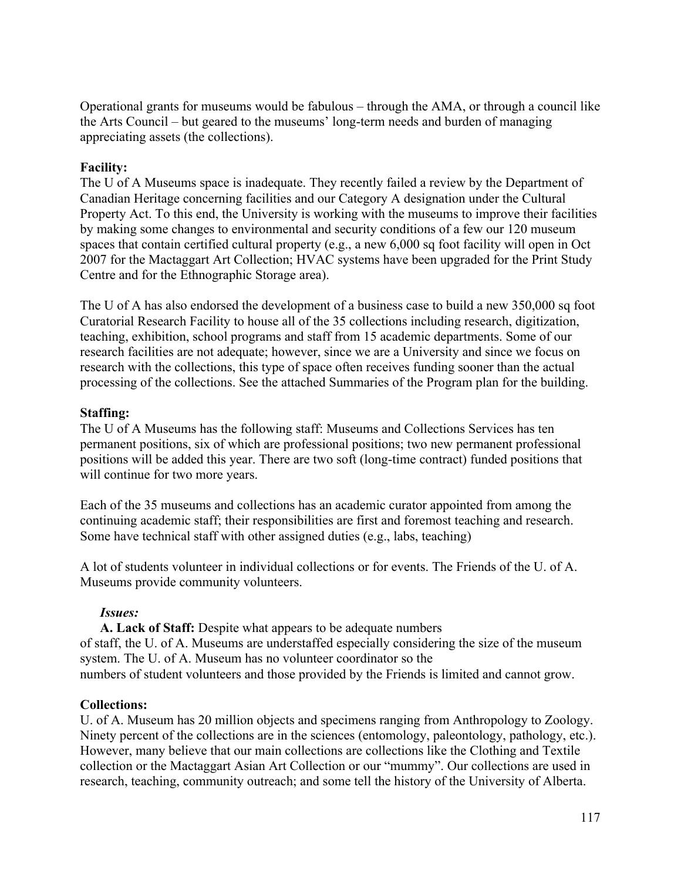Operational grants for museums would be fabulous – through the AMA, or through a council like the Arts Council – but geared to the museums' long-term needs and burden of managing appreciating assets (the collections).

**Facility:**
The U of A Museums space is inadequate. They recently failed a review by the Department of Canadian Heritage concerning facilities and our Category A designation under the Cultural Property Act. To this end, the University is working with the museums to improve their facilities by making some changes to environmental and security conditions of a few our 120 museum spaces that contain certified cultural property (e.g., a new 6,000 sq foot facility will open in Oct 2007 for the Mactaggart Art Collection; HVAC systems have been upgraded for the Print Study Centre and for the Ethnographic Storage area).

The U of A has also endorsed the development of a business case to build a new 350,000 sq foot Curatorial Research Facility to house all of the 35 collections including research, digitization, teaching, exhibition, school programs and staff from 15 academic departments. Some of our research facilities are not adequate; however, since we are a University and since we focus on research with the collections, this type of space often receives funding sooner than the actual processing of the collections. See the attached Summaries of the Program plan for the building.

**Staffing:**
The U of A Museums has the following staff: Museums and Collections Services has ten permanent positions, six of which are professional positions; two new permanent professional positions will be added this year. There are two soft (long-time contract) funded positions that will continue for two more years.

Each of the 35 museums and collections has an academic curator appointed from among the continuing academic staff; their responsibilities are first and foremost teaching and research. Some have technical staff with other assigned duties (e.g., labs, teaching)

A lot of students volunteer in individual collections or for events. The Friends of the U. of A. Museums provide community volunteers.

***Issues:***

**A. Lack of Staff:** Despite what appears to be adequate numbers of staff, the U. of A. Museums are understaffed especially considering the size of the museum system. The U. of A. Museum has no volunteer coordinator so the numbers of student volunteers and those provided by the Friends is limited and cannot grow.

**Collections:**
U. of A. Museum has 20 million objects and specimens ranging from Anthropology to Zoology. Ninety percent of the collections are in the sciences (entomology, paleontology, pathology, etc.). However, many believe that our main collections are collections like the Clothing and Textile collection or the Mactaggart Asian Art Collection or our "mummy". Our collections are used in research, teaching, community outreach; and some tell the history of the University of Alberta.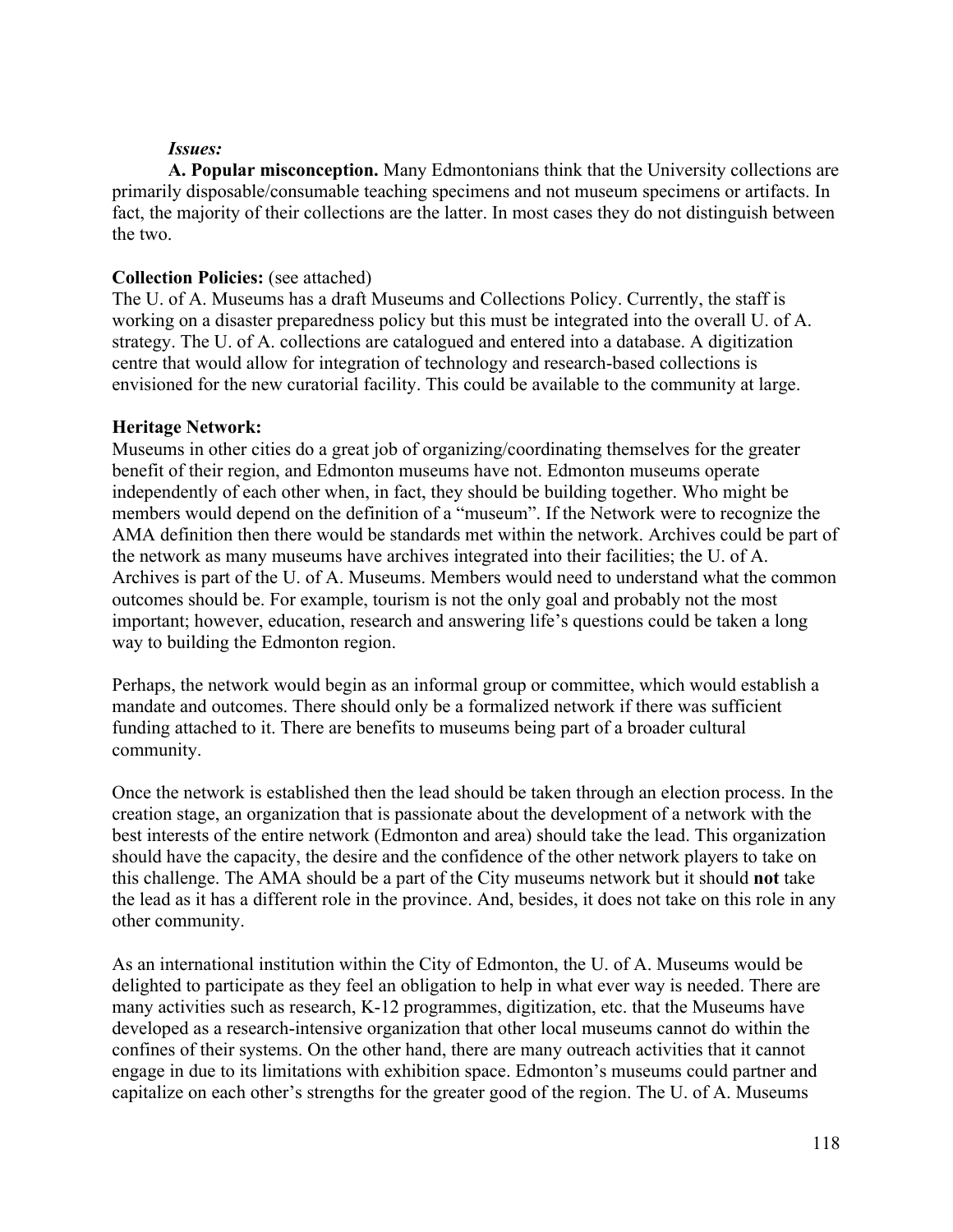***Issues:***

**A. Popular misconception.** Many Edmontonians think that the University collections are primarily disposable/consumable teaching specimens and not museum specimens or artifacts. In fact, the majority of their collections are the latter. In most cases they do not distinguish between the two.

**Collection Policies:** (see attached)
The U. of A. Museums has a draft Museums and Collections Policy. Currently, the staff is working on a disaster preparedness policy but this must be integrated into the overall U. of A. strategy. The U. of A. collections are catalogued and entered into a database. A digitization centre that would allow for integration of technology and research-based collections is envisioned for the new curatorial facility. This could be available to the community at large.

**Heritage Network:**
Museums in other cities do a great job of organizing/coordinating themselves for the greater benefit of their region, and Edmonton museums have not. Edmonton museums operate independently of each other when, in fact, they should be building together. Who might be members would depend on the definition of a "museum". If the Network were to recognize the AMA definition then there would be standards met within the network. Archives could be part of the network as many museums have archives integrated into their facilities; the U. of A. Archives is part of the U. of A. Museums. Members would need to understand what the common outcomes should be. For example, tourism is not the only goal and probably not the most important; however, education, research and answering life's questions could be taken a long way to building the Edmonton region.

Perhaps, the network would begin as an informal group or committee, which would establish a mandate and outcomes. There should only be a formalized network if there was sufficient funding attached to it. There are benefits to museums being part of a broader cultural community.

Once the network is established then the lead should be taken through an election process. In the creation stage, an organization that is passionate about the development of a network with the best interests of the entire network (Edmonton and area) should take the lead. This organization should have the capacity, the desire and the confidence of the other network players to take on this challenge. The AMA should be a part of the City museums network but it should **not** take the lead as it has a different role in the province. And, besides, it does not take on this role in any other community.

As an international institution within the City of Edmonton, the U. of A. Museums would be delighted to participate as they feel an obligation to help in what ever way is needed. There are many activities such as research, K-12 programmes, digitization, etc. that the Museums have developed as a research-intensive organization that other local museums cannot do within the confines of their systems. On the other hand, there are many outreach activities that it cannot engage in due to its limitations with exhibition space. Edmonton's museums could partner and capitalize on each other's strengths for the greater good of the region. The U. of A. Museums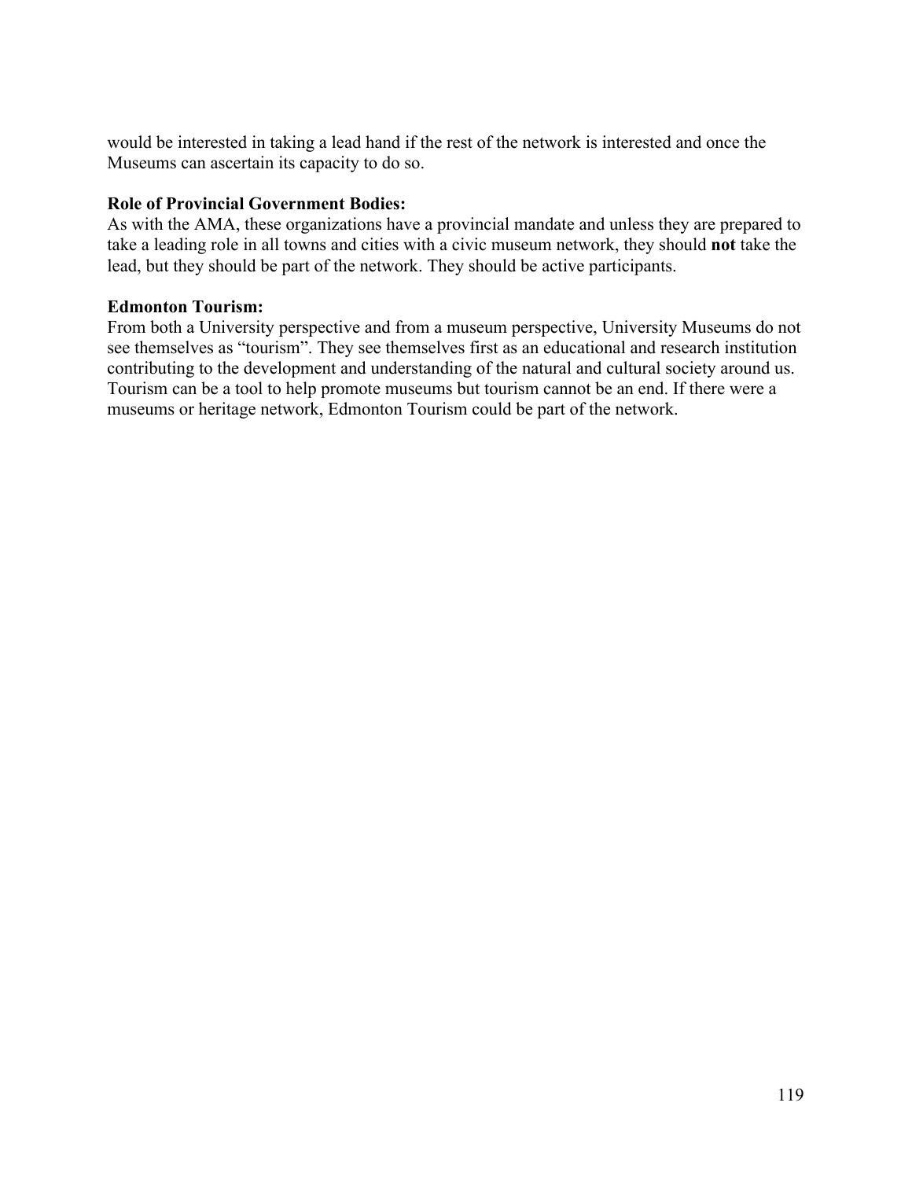would be interested in taking a lead hand if the rest of the network is interested and once the Museums can ascertain its capacity to do so.

**Role of Provincial Government Bodies:**
As with the AMA, these organizations have a provincial mandate and unless they are prepared to take a leading role in all towns and cities with a civic museum network, they should **not** take the lead, but they should be part of the network. They should be active participants.

**Edmonton Tourism:**
From both a University perspective and from a museum perspective, University Museums do not see themselves as "tourism". They see themselves first as an educational and research institution contributing to the development and understanding of the natural and cultural society around us. Tourism can be a tool to help promote museums but tourism cannot be an end. If there were a museums or heritage network, Edmonton Tourism could be part of the network.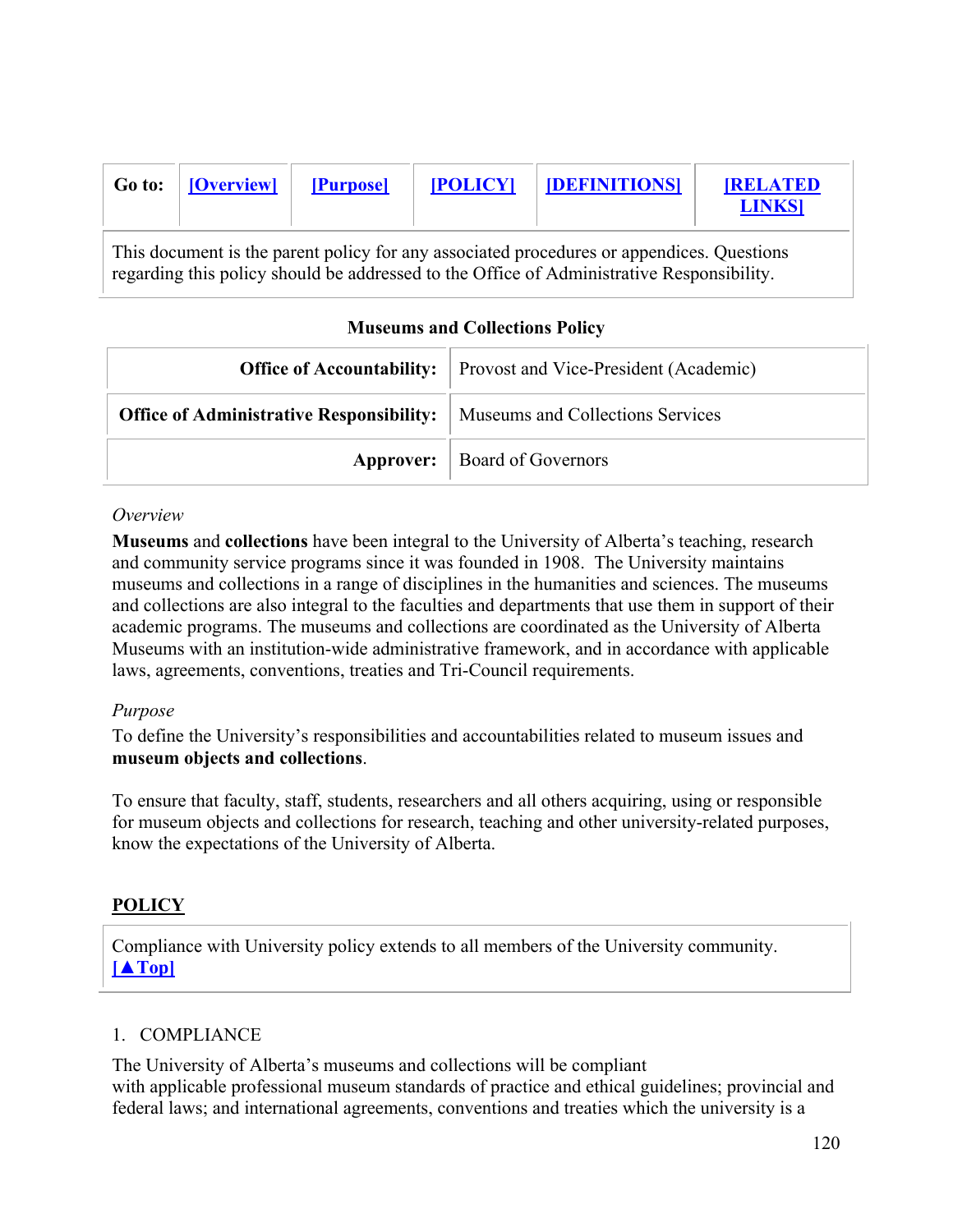| Go to: | [Overview] | [Purpose] | [POLICY] | [DEFINITIONS] | [RELATED LINKS] |
|---|---|---|---|---|---|

This document is the parent policy for any associated procedures or appendices. Questions regarding this policy should be addressed to the Office of Administrative Responsibility.

**Museums and Collections Policy**

| | |
|---|---|
| **Office of Accountability:** | Provost and Vice-President (Academic) |
| **Office of Administrative Responsibility:** | Museums and Collections Services |
| **Approver:** | Board of Governors |

*Overview*

**Museums** and **collections** have been integral to the University of Alberta's teaching, research and community service programs since it was founded in 1908. The University maintains museums and collections in a range of disciplines in the humanities and sciences. The museums and collections are also integral to the faculties and departments that use them in support of their academic programs. The museums and collections are coordinated as the University of Alberta Museums with an institution-wide administrative framework, and in accordance with applicable laws, agreements, conventions, treaties and Tri-Council requirements.

*Purpose*

To define the University's responsibilities and accountabilities related to museum issues and **museum objects and collections**.

To ensure that faculty, staff, students, researchers and all others acquiring, using or responsible for museum objects and collections for research, teaching and other university-related purposes, know the expectations of the University of Alberta.

## POLICY

Compliance with University policy extends to all members of the University community.
[▲Top]

1. COMPLIANCE

The University of Alberta's museums and collections will be compliant with applicable professional museum standards of practice and ethical guidelines; provincial and federal laws; and international agreements, conventions and treaties which the university is a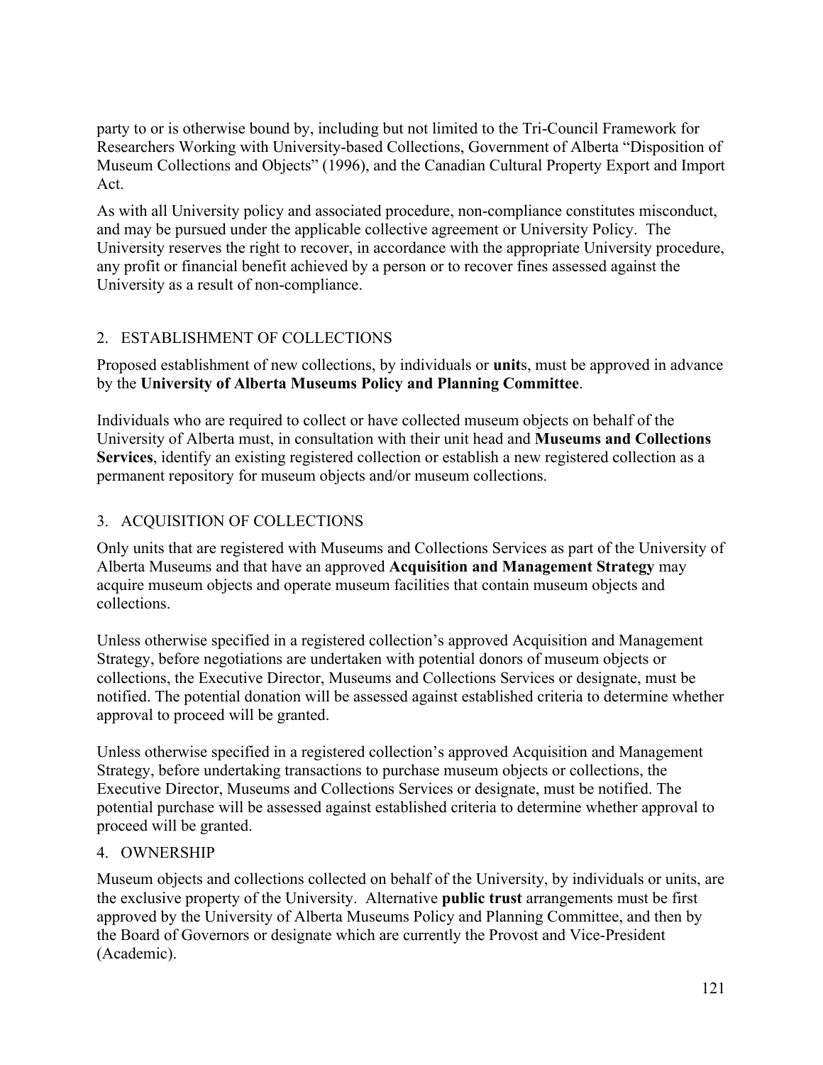party to or is otherwise bound by, including but not limited to the Tri-Council Framework for Researchers Working with University-based Collections, Government of Alberta "Disposition of Museum Collections and Objects" (1996), and the Canadian Cultural Property Export and Import Act.

As with all University policy and associated procedure, non-compliance constitutes misconduct, and may be pursued under the applicable collective agreement or University Policy. The University reserves the right to recover, in accordance with the appropriate University procedure, any profit or financial benefit achieved by a person or to recover fines assessed against the University as a result of non-compliance.

## 2. ESTABLISHMENT OF COLLECTIONS

Proposed establishment of new collections, by individuals or **unit**s, must be approved in advance by the **University of Alberta Museums Policy and Planning Committee**.

Individuals who are required to collect or have collected museum objects on behalf of the University of Alberta must, in consultation with their unit head and **Museums and Collections Services**, identify an existing registered collection or establish a new registered collection as a permanent repository for museum objects and/or museum collections.

## 3. ACQUISITION OF COLLECTIONS

Only units that are registered with Museums and Collections Services as part of the University of Alberta Museums and that have an approved **Acquisition and Management Strategy** may acquire museum objects and operate museum facilities that contain museum objects and collections.

Unless otherwise specified in a registered collection's approved Acquisition and Management Strategy, before negotiations are undertaken with potential donors of museum objects or collections, the Executive Director, Museums and Collections Services or designate, must be notified. The potential donation will be assessed against established criteria to determine whether approval to proceed will be granted.

Unless otherwise specified in a registered collection's approved Acquisition and Management Strategy, before undertaking transactions to purchase museum objects or collections, the Executive Director, Museums and Collections Services or designate, must be notified. The potential purchase will be assessed against established criteria to determine whether approval to proceed will be granted.

## 4. OWNERSHIP

Museum objects and collections collected on behalf of the University, by individuals or units, are the exclusive property of the University. Alternative **public trust** arrangements must be first approved by the University of Alberta Museums Policy and Planning Committee, and then by the Board of Governors or designate which are currently the Provost and Vice-President (Academic).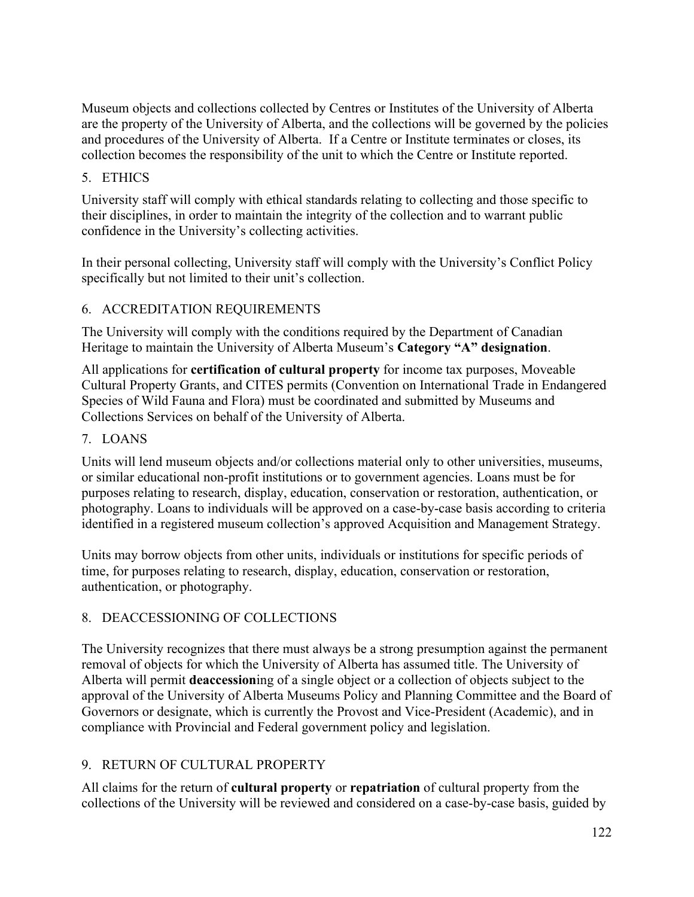Museum objects and collections collected by Centres or Institutes of the University of Alberta are the property of the University of Alberta, and the collections will be governed by the policies and procedures of the University of Alberta. If a Centre or Institute terminates or closes, its collection becomes the responsibility of the unit to which the Centre or Institute reported.

## 5. ETHICS

University staff will comply with ethical standards relating to collecting and those specific to their disciplines, in order to maintain the integrity of the collection and to warrant public confidence in the University's collecting activities.

In their personal collecting, University staff will comply with the University's Conflict Policy specifically but not limited to their unit's collection.

## 6. ACCREDITATION REQUIREMENTS

The University will comply with the conditions required by the Department of Canadian Heritage to maintain the University of Alberta Museum's **Category "A" designation**.

All applications for **certification of cultural property** for income tax purposes, Moveable Cultural Property Grants, and CITES permits (Convention on International Trade in Endangered Species of Wild Fauna and Flora) must be coordinated and submitted by Museums and Collections Services on behalf of the University of Alberta.

## 7. LOANS

Units will lend museum objects and/or collections material only to other universities, museums, or similar educational non-profit institutions or to government agencies. Loans must be for purposes relating to research, display, education, conservation or restoration, authentication, or photography. Loans to individuals will be approved on a case-by-case basis according to criteria identified in a registered museum collection's approved Acquisition and Management Strategy.

Units may borrow objects from other units, individuals or institutions for specific periods of time, for purposes relating to research, display, education, conservation or restoration, authentication, or photography.

## 8. DEACCESSIONING OF COLLECTIONS

The University recognizes that there must always be a strong presumption against the permanent removal of objects for which the University of Alberta has assumed title. The University of Alberta will permit **deaccession**ing of a single object or a collection of objects subject to the approval of the University of Alberta Museums Policy and Planning Committee and the Board of Governors or designate, which is currently the Provost and Vice-President (Academic), and in compliance with Provincial and Federal government policy and legislation.

## 9. RETURN OF CULTURAL PROPERTY

All claims for the return of **cultural property** or **repatriation** of cultural property from the collections of the University will be reviewed and considered on a case-by-case basis, guided by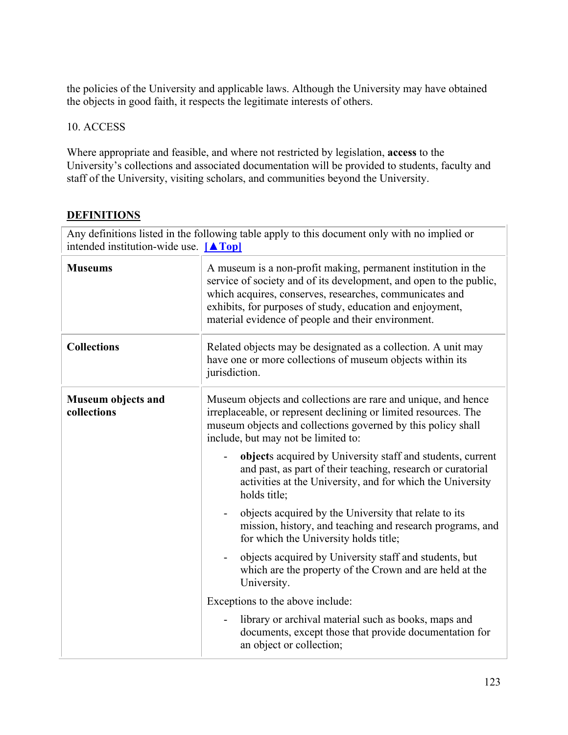the policies of the University and applicable laws. Although the University may have obtained the objects in good faith, it respects the legitimate interests of others.

10. ACCESS

Where appropriate and feasible, and where not restricted by legislation, **access** to the University's collections and associated documentation will be provided to students, faculty and staff of the University, visiting scholars, and communities beyond the University.

## DEFINITIONS

| Any definitions listed in the following table apply to this document only with no implied or intended institution-wide use. [▲Top] | |
|---|---|
| **Museums** | A museum is a non-profit making, permanent institution in the service of society and of its development, and open to the public, which acquires, conserves, researches, communicates and exhibits, for purposes of study, education and enjoyment, material evidence of people and their environment. |
| **Collections** | Related objects may be designated as a collection. A unit may have one or more collections of museum objects within its jurisdiction. |
| **Museum objects and collections** | Museum objects and collections are rare and unique, and hence irreplaceable, or represent declining or limited resources. The museum objects and collections governed by this policy shall include, but may not be limited to:<br>- **object**s acquired by University staff and students, current and past, as part of their teaching, research or curatorial activities at the University, and for which the University holds title;<br>- objects acquired by the University that relate to its mission, history, and teaching and research programs, and for which the University holds title;<br>- objects acquired by University staff and students, but which are the property of the Crown and are held at the University.<br>Exceptions to the above include:<br>- library or archival material such as books, maps and documents, except those that provide documentation for an object or collection; |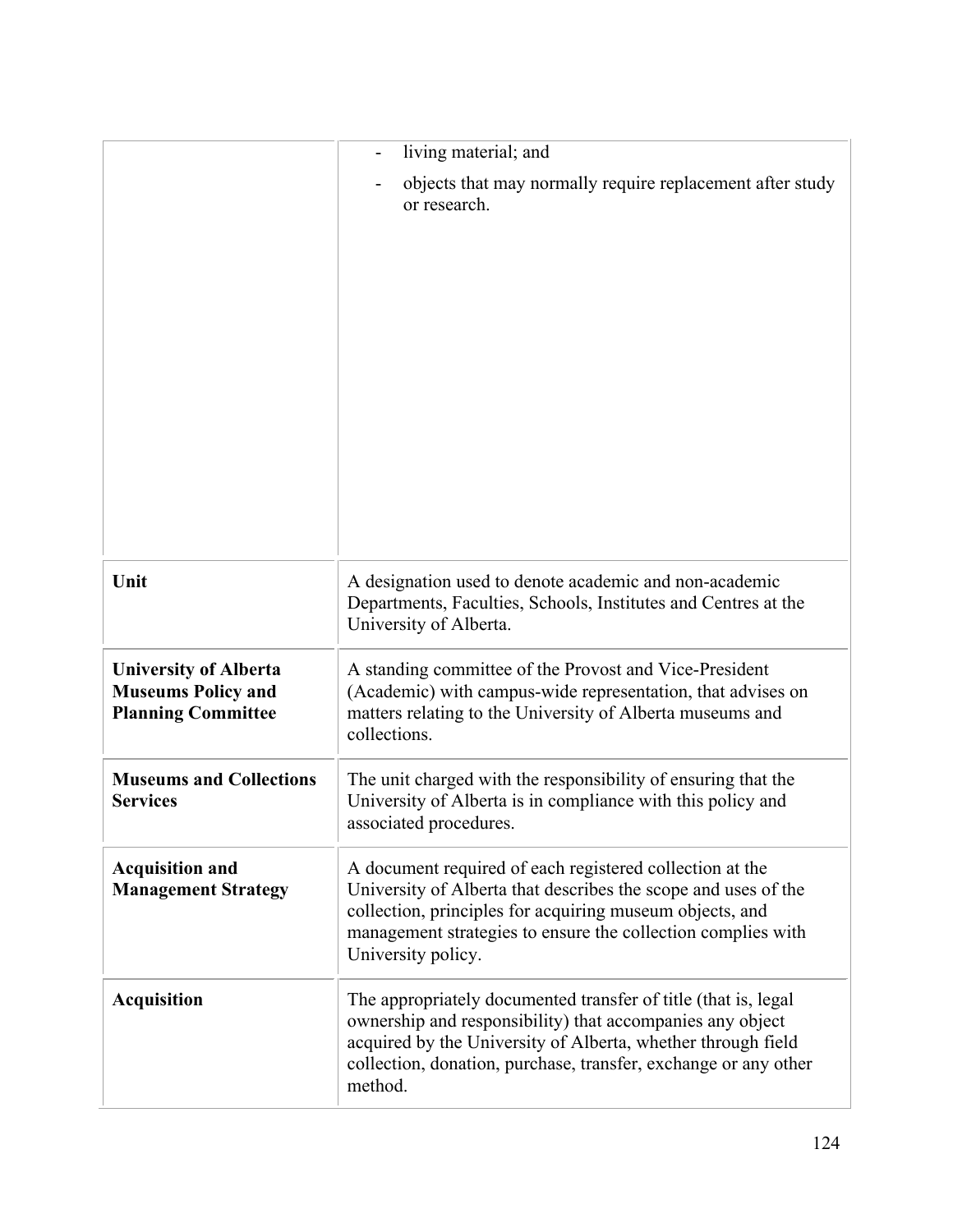| | |
|---|---|
| | - living material; and<br>- objects that may normally require replacement after study or research. |
| **Unit** | A designation used to denote academic and non-academic Departments, Faculties, Schools, Institutes and Centres at the University of Alberta. |
| **University of Alberta Museums Policy and Planning Committee** | A standing committee of the Provost and Vice-President (Academic) with campus-wide representation, that advises on matters relating to the University of Alberta museums and collections. |
| **Museums and Collections Services** | The unit charged with the responsibility of ensuring that the University of Alberta is in compliance with this policy and associated procedures. |
| **Acquisition and Management Strategy** | A document required of each registered collection at the University of Alberta that describes the scope and uses of the collection, principles for acquiring museum objects, and management strategies to ensure the collection complies with University policy. |
| **Acquisition** | The appropriately documented transfer of title (that is, legal ownership and responsibility) that accompanies any object acquired by the University of Alberta, whether through field collection, donation, purchase, transfer, exchange or any other method. |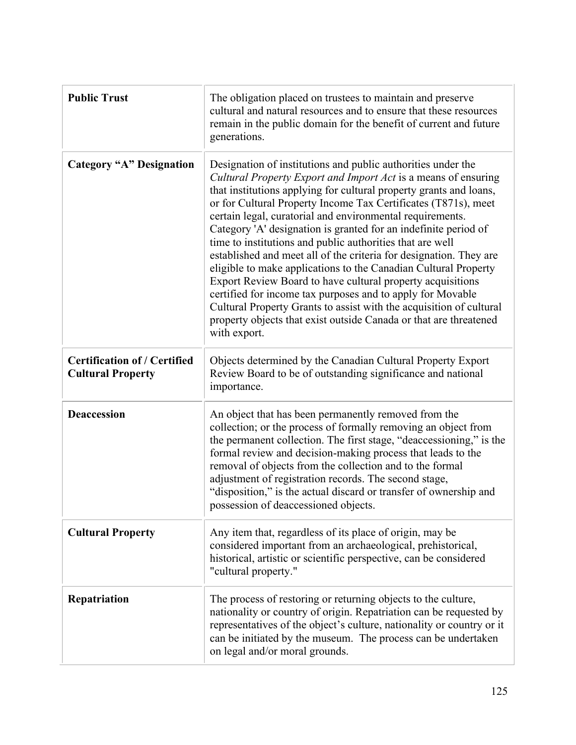| | |
|---|---|
| **Public Trust** | The obligation placed on trustees to maintain and preserve cultural and natural resources and to ensure that these resources remain in the public domain for the benefit of current and future generations. |
| **Category "A" Designation** | Designation of institutions and public authorities under the *Cultural Property Export and Import Act* is a means of ensuring that institutions applying for cultural property grants and loans, or for Cultural Property Income Tax Certificates (T871s), meet certain legal, curatorial and environmental requirements. Category 'A' designation is granted for an indefinite period of time to institutions and public authorities that are well established and meet all of the criteria for designation. They are eligible to make applications to the Canadian Cultural Property Export Review Board to have cultural property acquisitions certified for income tax purposes and to apply for Movable Cultural Property Grants to assist with the acquisition of cultural property objects that exist outside Canada or that are threatened with export. |
| **Certification of / Certified Cultural Property** | Objects determined by the Canadian Cultural Property Export Review Board to be of outstanding significance and national importance. |
| **Deaccession** | An object that has been permanently removed from the collection; or the process of formally removing an object from the permanent collection. The first stage, "deaccessioning," is the formal review and decision-making process that leads to the removal of objects from the collection and to the formal adjustment of registration records. The second stage, "disposition," is the actual discard or transfer of ownership and possession of deaccessioned objects. |
| **Cultural Property** | Any item that, regardless of its place of origin, may be considered important from an archaeological, prehistorical, historical, artistic or scientific perspective, can be considered "cultural property." |
| **Repatriation** | The process of restoring or returning objects to the culture, nationality or country of origin. Repatriation can be requested by representatives of the object's culture, nationality or country or it can be initiated by the museum. The process can be undertaken on legal and/or moral grounds. |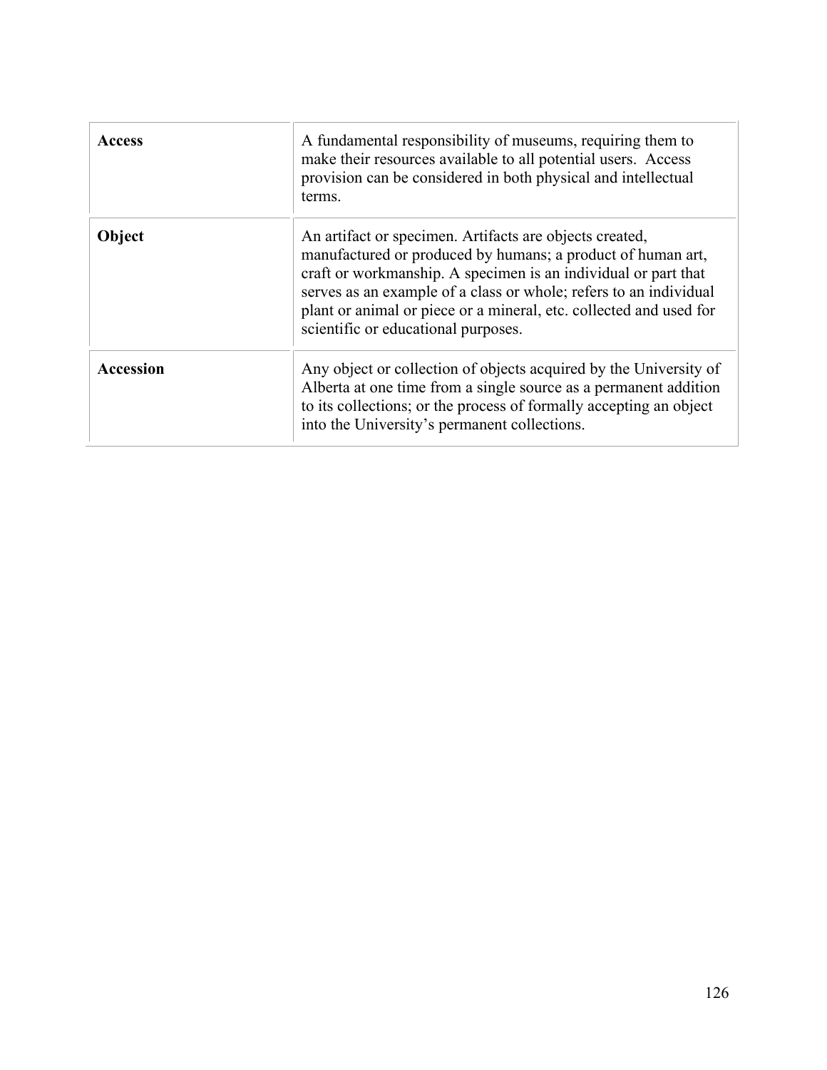| | |
|---|---|
| **Access** | A fundamental responsibility of museums, requiring them to make their resources available to all potential users. Access provision can be considered in both physical and intellectual terms. |
| **Object** | An artifact or specimen. Artifacts are objects created, manufactured or produced by humans; a product of human art, craft or workmanship. A specimen is an individual or part that serves as an example of a class or whole; refers to an individual plant or animal or piece or a mineral, etc. collected and used for scientific or educational purposes. |
| **Accession** | Any object or collection of objects acquired by the University of Alberta at one time from a single source as a permanent addition to its collections; or the process of formally accepting an object into the University's permanent collections. |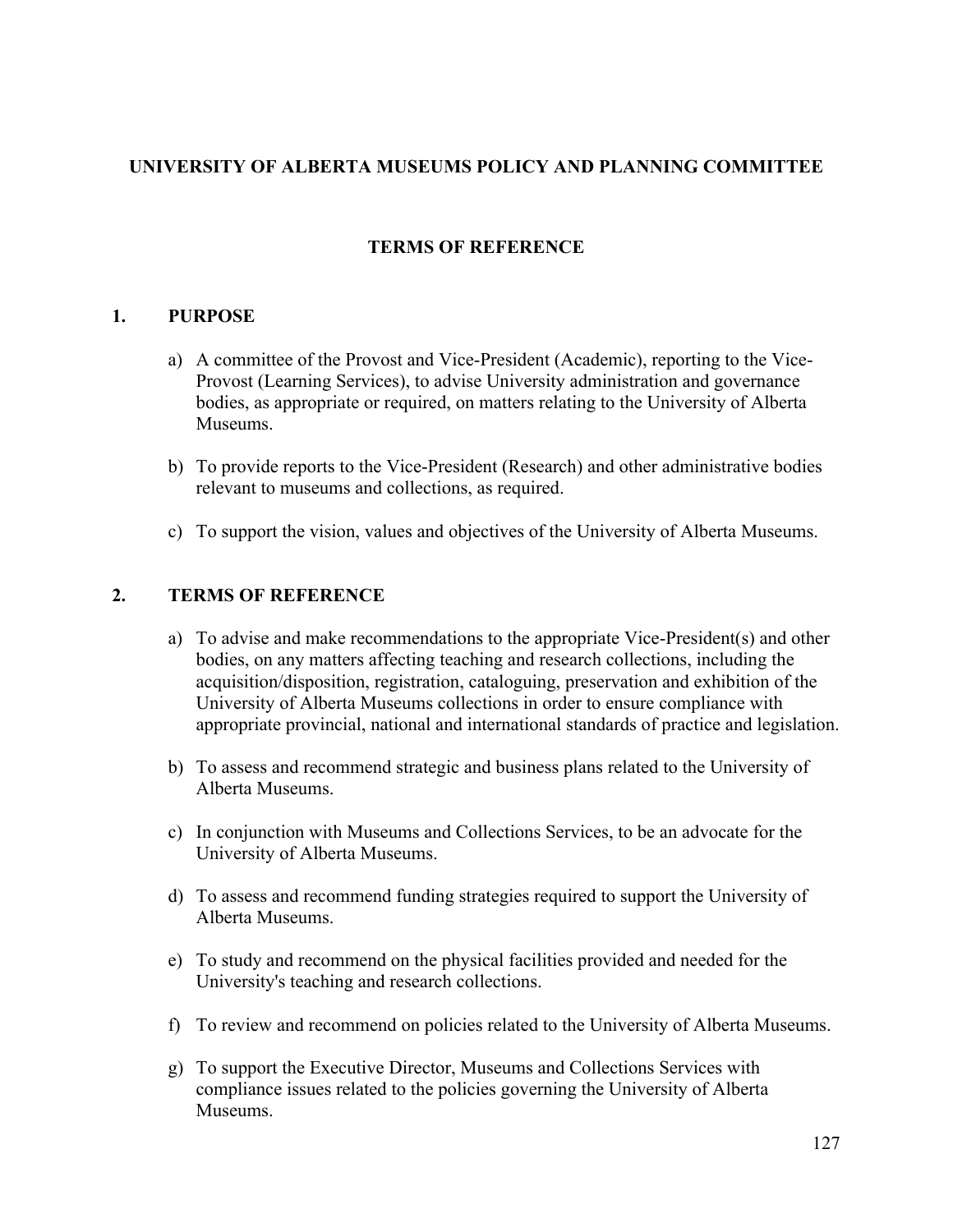# UNIVERSITY OF ALBERTA MUSEUMS POLICY AND PLANNING COMMITTEE

## TERMS OF REFERENCE

### 1. PURPOSE

a) A committee of the Provost and Vice-President (Academic), reporting to the Vice-Provost (Learning Services), to advise University administration and governance bodies, as appropriate or required, on matters relating to the University of Alberta Museums.

b) To provide reports to the Vice-President (Research) and other administrative bodies relevant to museums and collections, as required.

c) To support the vision, values and objectives of the University of Alberta Museums.

### 2. TERMS OF REFERENCE

a) To advise and make recommendations to the appropriate Vice-President(s) and other bodies, on any matters affecting teaching and research collections, including the acquisition/disposition, registration, cataloguing, preservation and exhibition of the University of Alberta Museums collections in order to ensure compliance with appropriate provincial, national and international standards of practice and legislation.

b) To assess and recommend strategic and business plans related to the University of Alberta Museums.

c) In conjunction with Museums and Collections Services, to be an advocate for the University of Alberta Museums.

d) To assess and recommend funding strategies required to support the University of Alberta Museums.

e) To study and recommend on the physical facilities provided and needed for the University's teaching and research collections.

f) To review and recommend on policies related to the University of Alberta Museums.

g) To support the Executive Director, Museums and Collections Services with compliance issues related to the policies governing the University of Alberta Museums.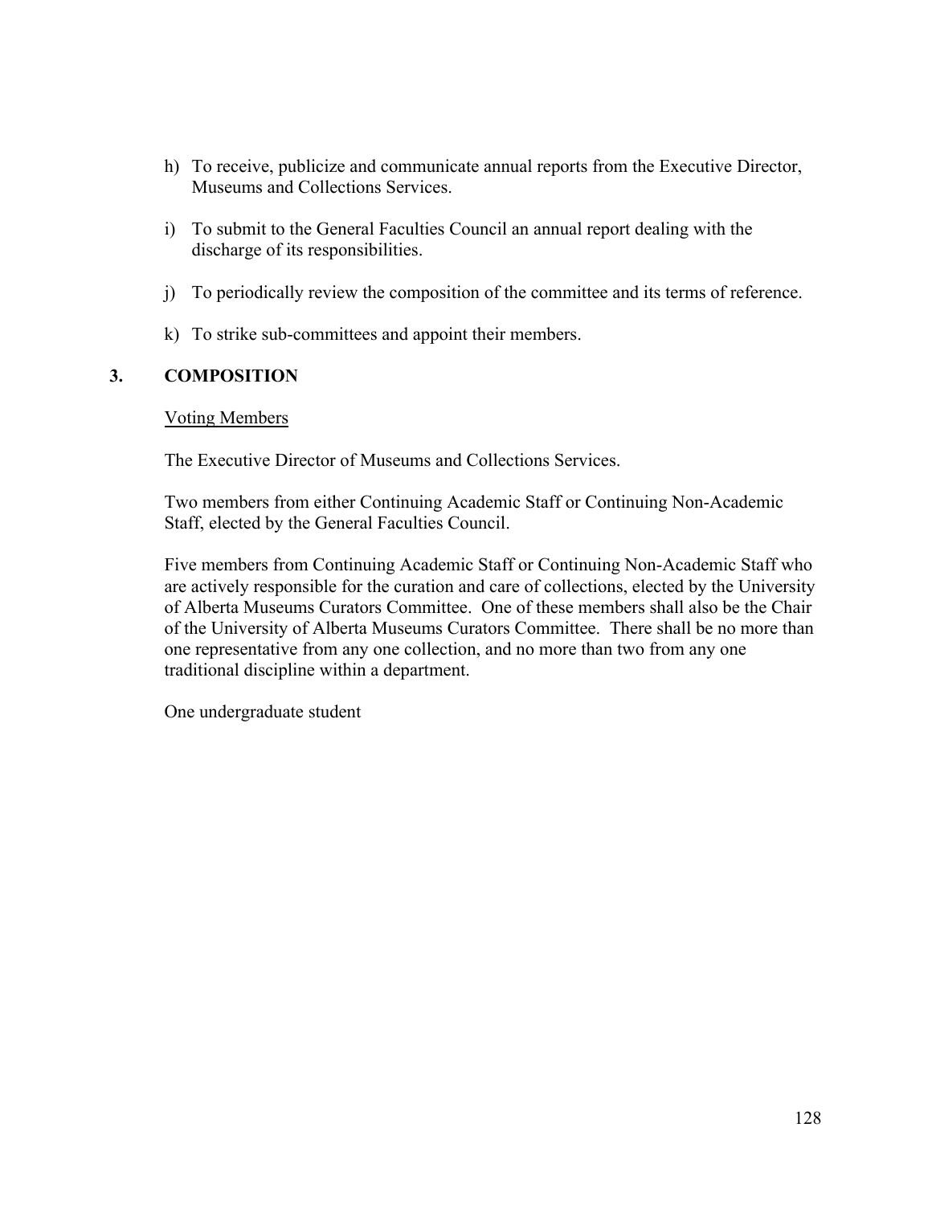h) To receive, publicize and communicate annual reports from the Executive Director, Museums and Collections Services.

i) To submit to the General Faculties Council an annual report dealing with the discharge of its responsibilities.

j) To periodically review the composition of the committee and its terms of reference.

k) To strike sub-committees and appoint their members.

## 3. COMPOSITION

Voting Members

The Executive Director of Museums and Collections Services.

Two members from either Continuing Academic Staff or Continuing Non-Academic Staff, elected by the General Faculties Council.

Five members from Continuing Academic Staff or Continuing Non-Academic Staff who are actively responsible for the curation and care of collections, elected by the University of Alberta Museums Curators Committee. One of these members shall also be the Chair of the University of Alberta Museums Curators Committee. There shall be no more than one representative from any one collection, and no more than two from any one traditional discipline within a department.

One undergraduate student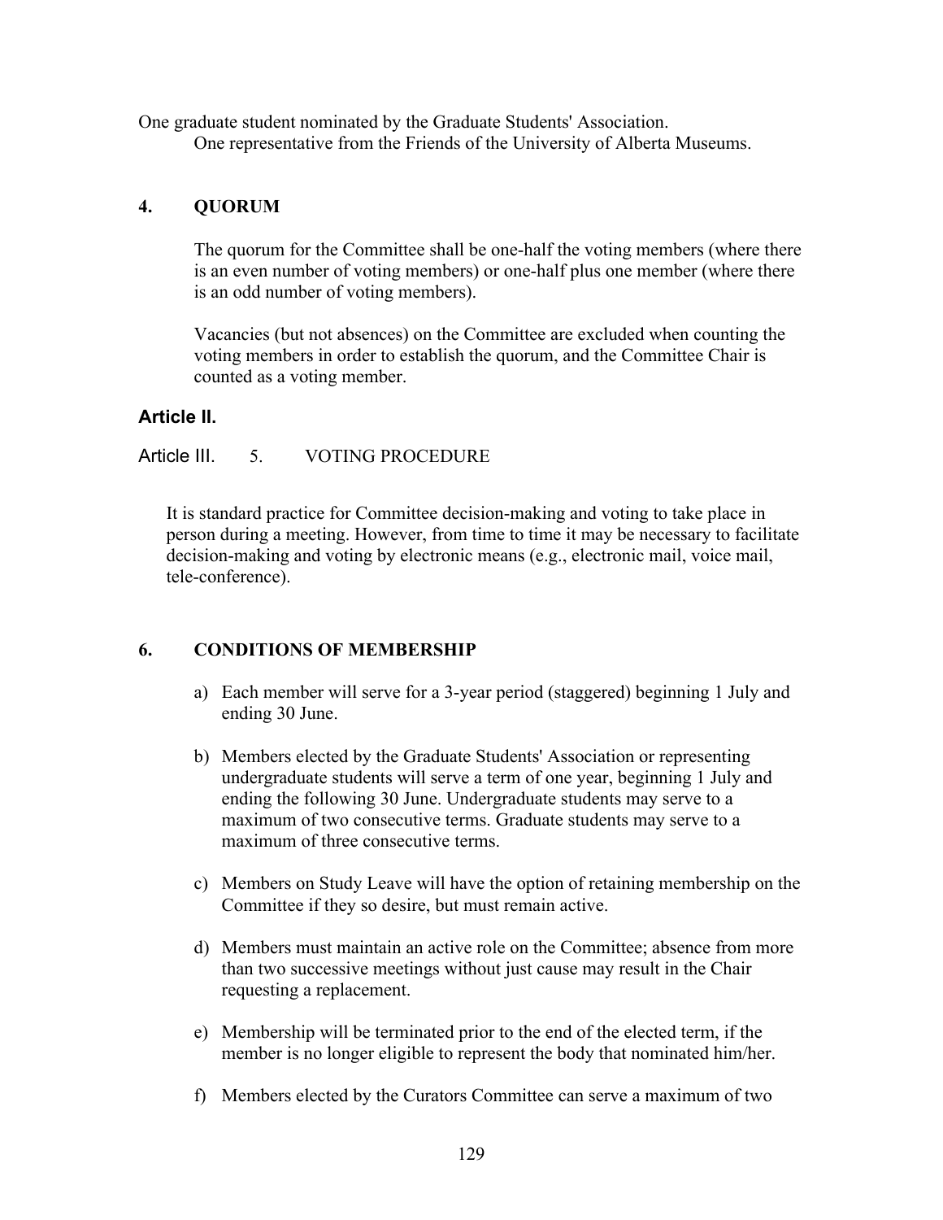One graduate student nominated by the Graduate Students' Association.
One representative from the Friends of the University of Alberta Museums.

## 4. QUORUM

The quorum for the Committee shall be one-half the voting members (where there is an even number of voting members) or one-half plus one member (where there is an odd number of voting members).

Vacancies (but not absences) on the Committee are excluded when counting the voting members in order to establish the quorum, and the Committee Chair is counted as a voting member.

## Article II.

## Article III. 5. VOTING PROCEDURE

It is standard practice for Committee decision-making and voting to take place in person during a meeting. However, from time to time it may be necessary to facilitate decision-making and voting by electronic means (e.g., electronic mail, voice mail, tele-conference).

## 6. CONDITIONS OF MEMBERSHIP

a) Each member will serve for a 3-year period (staggered) beginning 1 July and ending 30 June.

b) Members elected by the Graduate Students' Association or representing undergraduate students will serve a term of one year, beginning 1 July and ending the following 30 June. Undergraduate students may serve to a maximum of two consecutive terms. Graduate students may serve to a maximum of three consecutive terms.

c) Members on Study Leave will have the option of retaining membership on the Committee if they so desire, but must remain active.

d) Members must maintain an active role on the Committee; absence from more than two successive meetings without just cause may result in the Chair requesting a replacement.

e) Membership will be terminated prior to the end of the elected term, if the member is no longer eligible to represent the body that nominated him/her.

f) Members elected by the Curators Committee can serve a maximum of two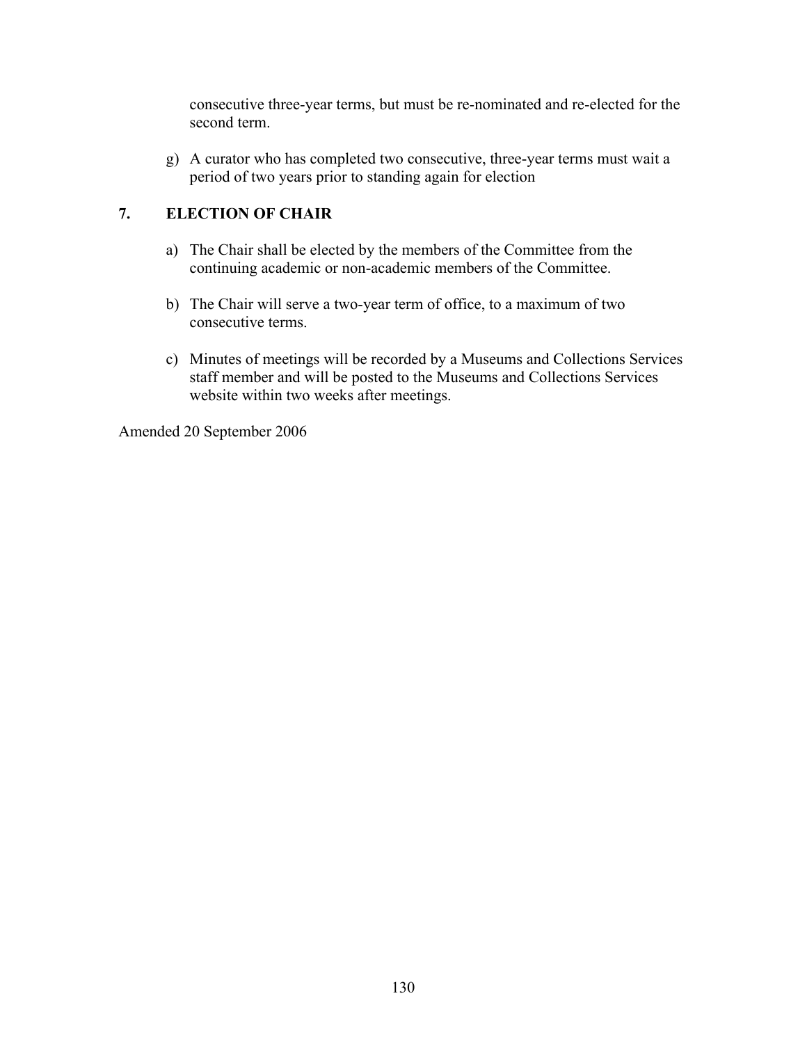consecutive three-year terms, but must be re-nominated and re-elected for the second term.

g) A curator who has completed two consecutive, three-year terms must wait a period of two years prior to standing again for election

## 7. ELECTION OF CHAIR

a) The Chair shall be elected by the members of the Committee from the continuing academic or non-academic members of the Committee.

b) The Chair will serve a two-year term of office, to a maximum of two consecutive terms.

c) Minutes of meetings will be recorded by a Museums and Collections Services staff member and will be posted to the Museums and Collections Services website within two weeks after meetings.

Amended 20 September 2006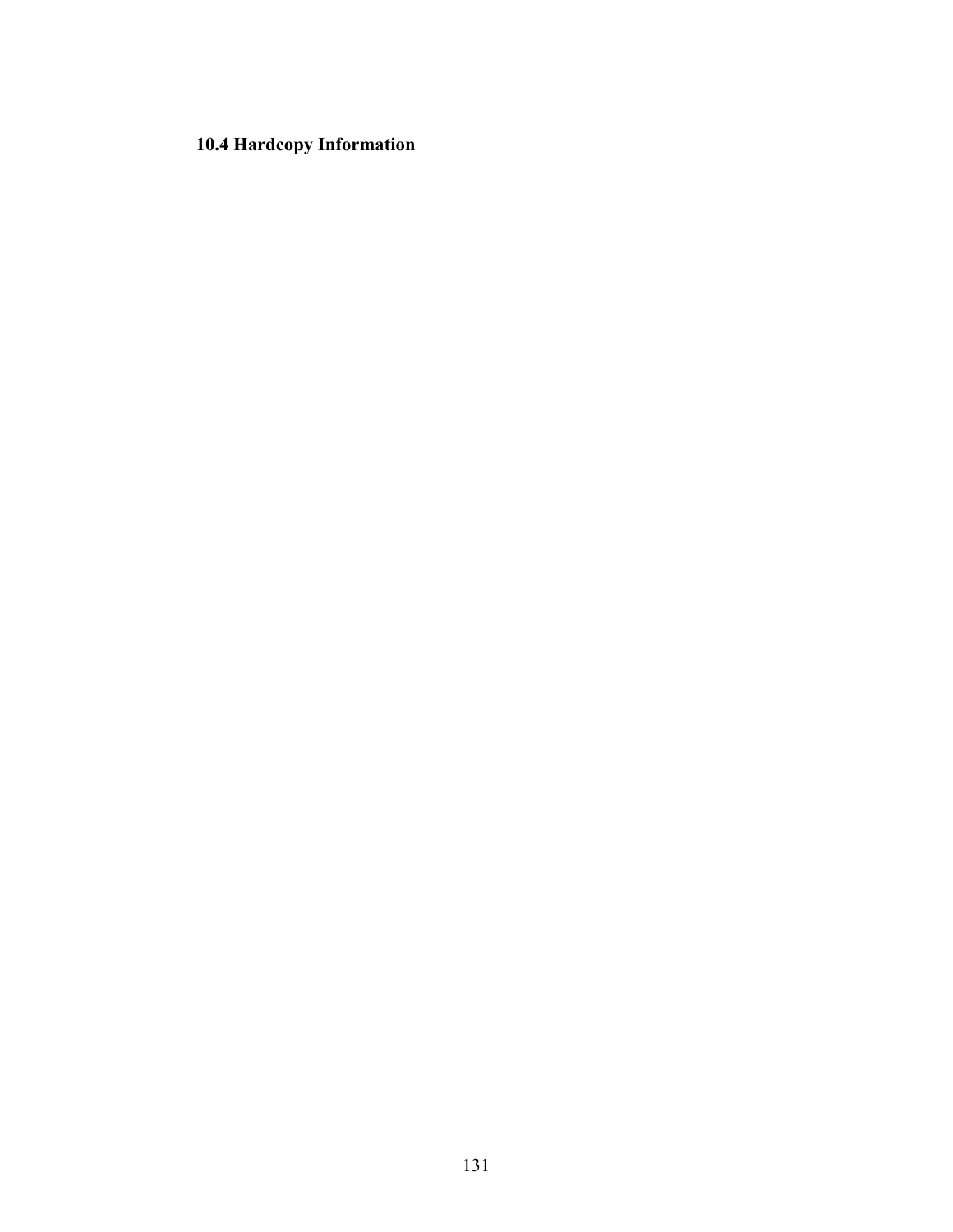### 10.4 Hardcopy Information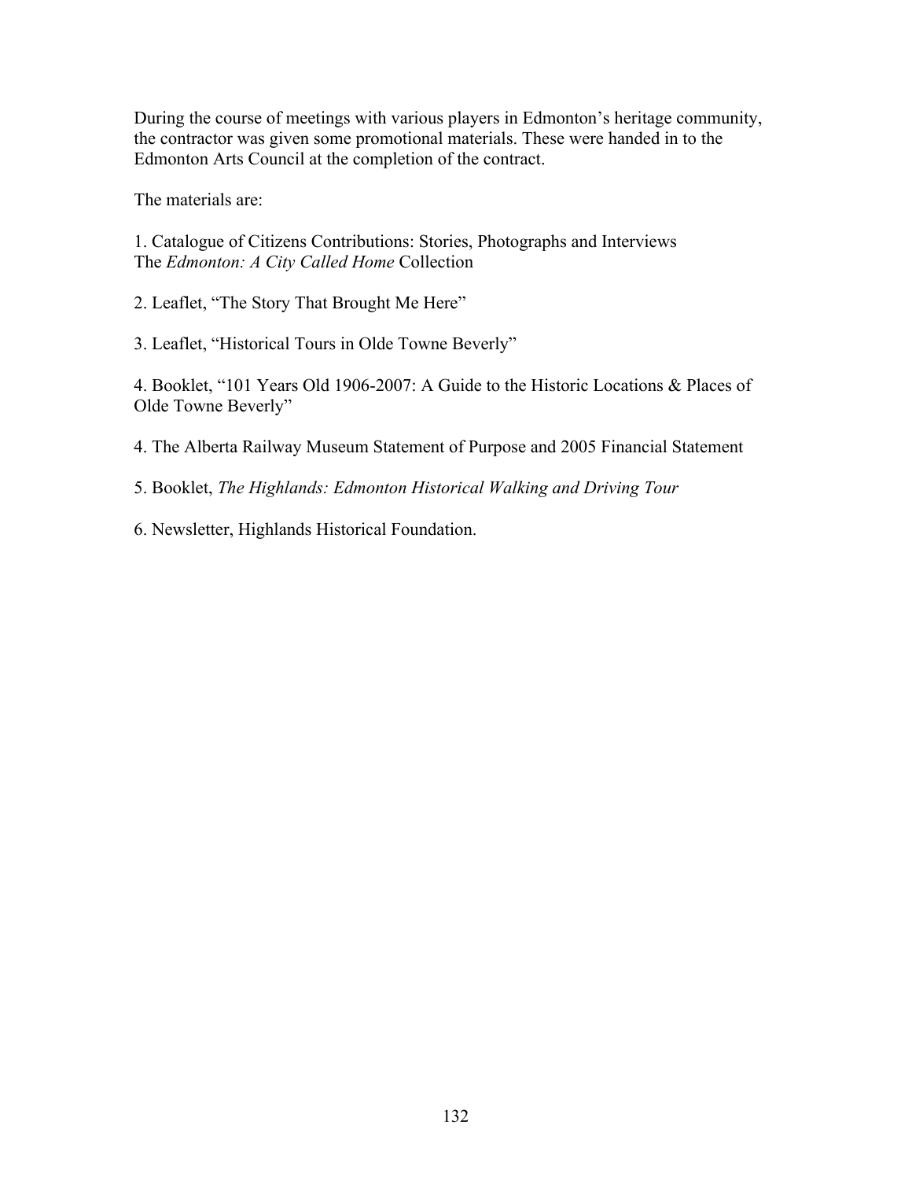During the course of meetings with various players in Edmonton's heritage community, the contractor was given some promotional materials. These were handed in to the Edmonton Arts Council at the completion of the contract.

The materials are:

1. Catalogue of Citizens Contributions: Stories, Photographs and Interviews
The *Edmonton: A City Called Home* Collection

2. Leaflet, "The Story That Brought Me Here"

3. Leaflet, "Historical Tours in Olde Towne Beverly"

4. Booklet, "101 Years Old 1906-2007: A Guide to the Historic Locations & Places of Olde Towne Beverly"

4. The Alberta Railway Museum Statement of Purpose and 2005 Financial Statement

5. Booklet, *The Highlands: Edmonton Historical Walking and Driving Tour*

6. Newsletter, Highlands Historical Foundation.